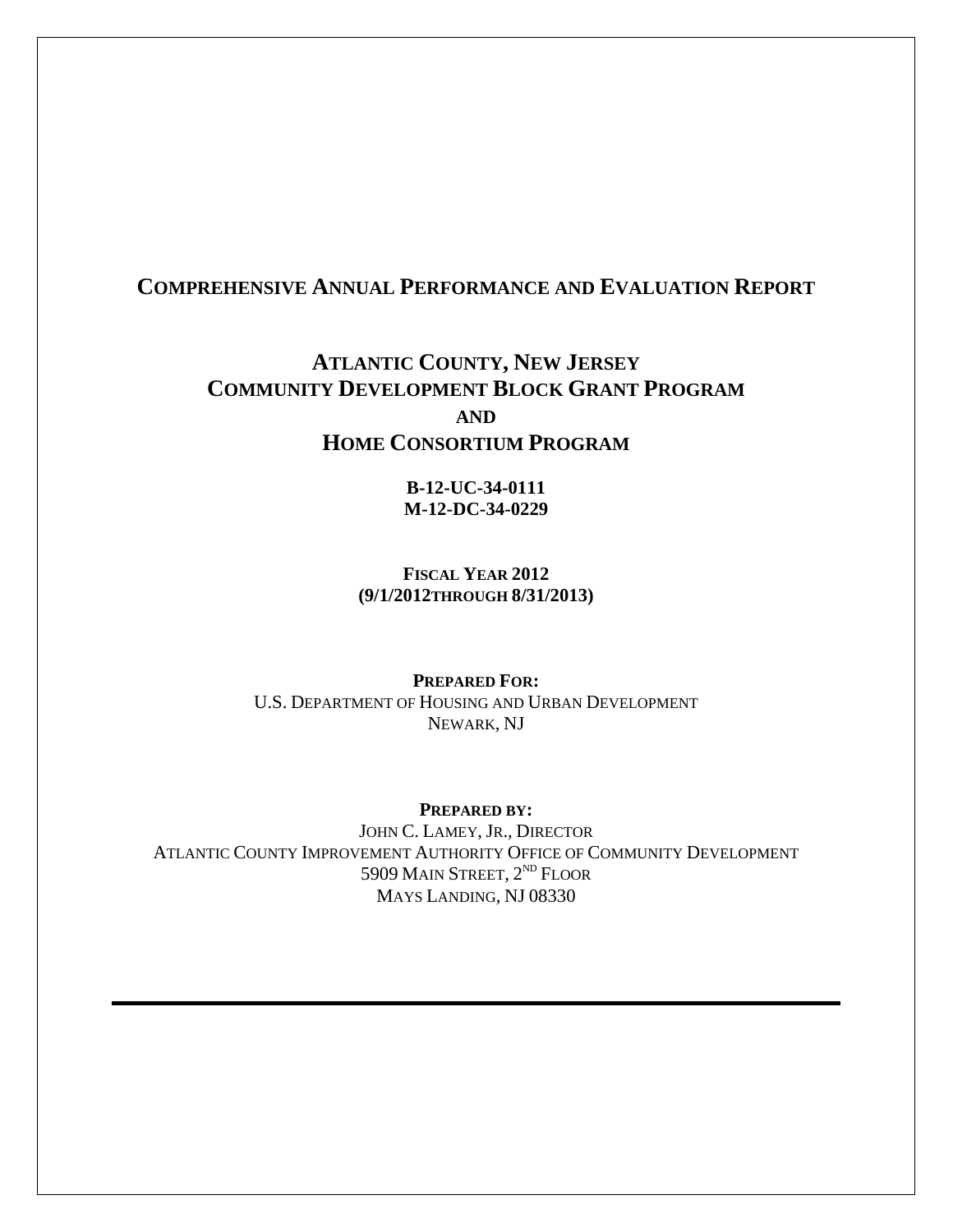# Comprehensive Annual Performance and Evaluation Report

## Atlantic County, New Jersey
## Community Development Block Grant Program
## and
## HOME Consortium Program

**B-12-UC-34-0111**
**M-12-DC-34-0229**

**Fiscal Year 2012**
**(9/1/2012through 8/31/2013)**

**Prepared For:**
U.S. Department of Housing and Urban Development
Newark, NJ

**Prepared by:**
John C. Lamey, Jr., Director
Atlantic County Improvement Authority Office of Community Development
5909 Main Street, 2nd Floor
Mays Landing, NJ 08330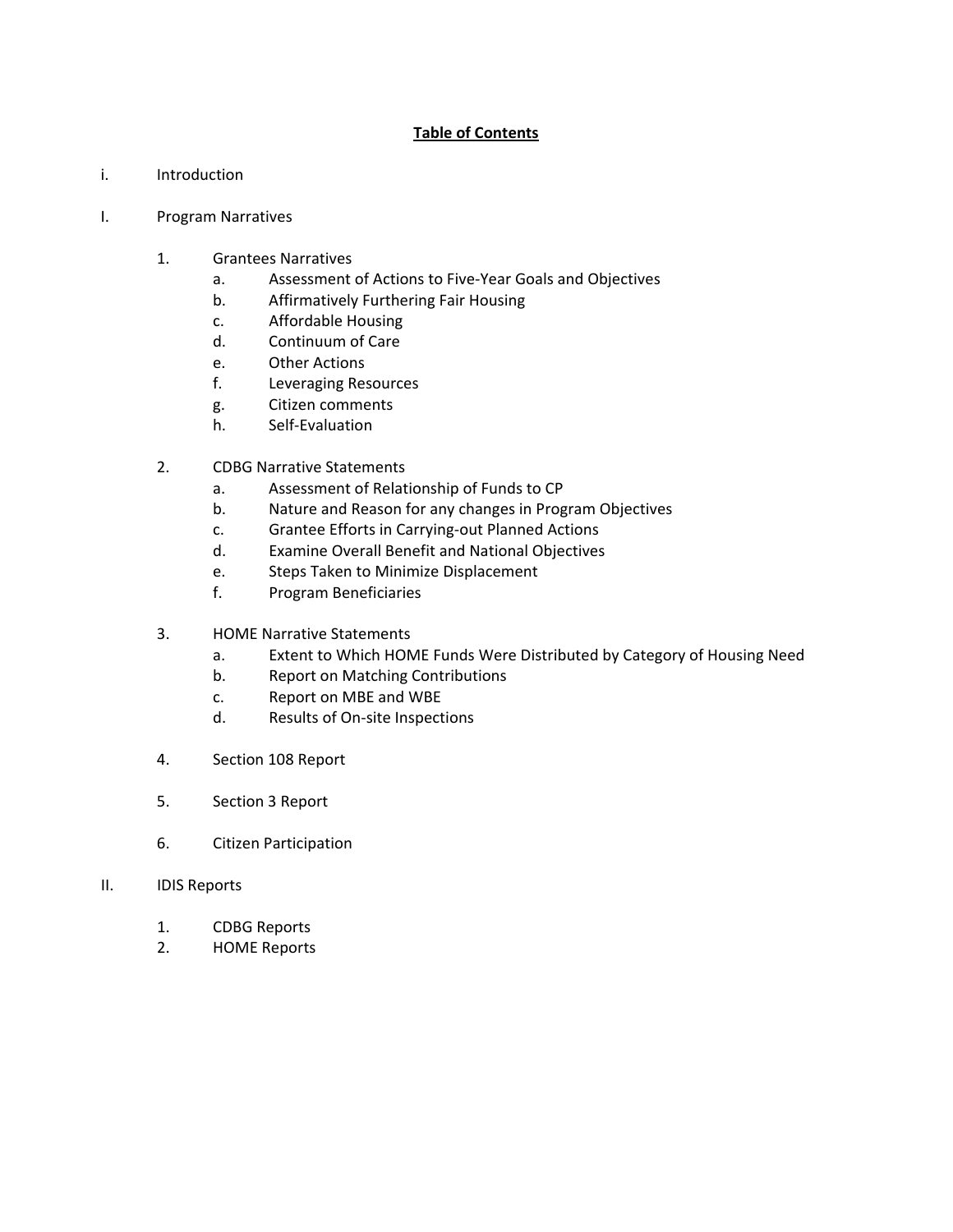**Table of Contents**

i. Introduction

I. Program Narratives

1. Grantees Narratives
    a. Assessment of Actions to Five-Year Goals and Objectives
    b. Affirmatively Furthering Fair Housing
    c. Affordable Housing
    d. Continuum of Care
    e. Other Actions
    f. Leveraging Resources
    g. Citizen comments
    h. Self-Evaluation

2. CDBG Narrative Statements
    a. Assessment of Relationship of Funds to CP
    b. Nature and Reason for any changes in Program Objectives
    c. Grantee Efforts in Carrying-out Planned Actions
    d. Examine Overall Benefit and National Objectives
    e. Steps Taken to Minimize Displacement
    f. Program Beneficiaries

3. HOME Narrative Statements
    a. Extent to Which HOME Funds Were Distributed by Category of Housing Need
    b. Report on Matching Contributions
    c. Report on MBE and WBE
    d. Results of On-site Inspections

4. Section 108 Report

5. Section 3 Report

6. Citizen Participation

II. IDIS Reports

1. CDBG Reports
2. HOME Reports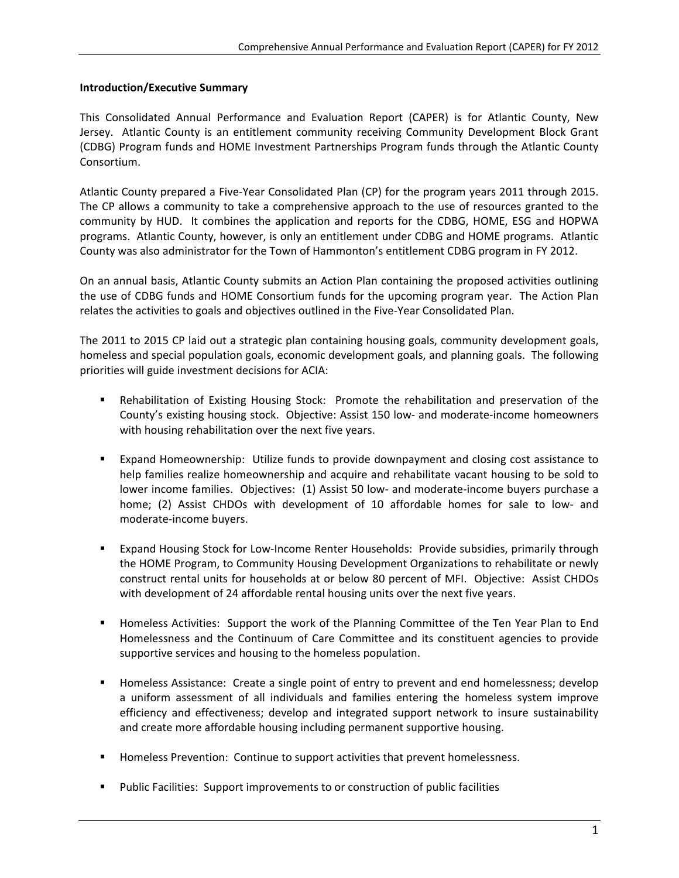**Introduction/Executive Summary**

This Consolidated Annual Performance and Evaluation Report (CAPER) is for Atlantic County, New Jersey. Atlantic County is an entitlement community receiving Community Development Block Grant (CDBG) Program funds and HOME Investment Partnerships Program funds through the Atlantic County Consortium.

Atlantic County prepared a Five-Year Consolidated Plan (CP) for the program years 2011 through 2015. The CP allows a community to take a comprehensive approach to the use of resources granted to the community by HUD. It combines the application and reports for the CDBG, HOME, ESG and HOPWA programs. Atlantic County, however, is only an entitlement under CDBG and HOME programs. Atlantic County was also administrator for the Town of Hammonton's entitlement CDBG program in FY 2012.

On an annual basis, Atlantic County submits an Action Plan containing the proposed activities outlining the use of CDBG funds and HOME Consortium funds for the upcoming program year. The Action Plan relates the activities to goals and objectives outlined in the Five-Year Consolidated Plan.

The 2011 to 2015 CP laid out a strategic plan containing housing goals, community development goals, homeless and special population goals, economic development goals, and planning goals. The following priorities will guide investment decisions for ACIA:

- Rehabilitation of Existing Housing Stock: Promote the rehabilitation and preservation of the County's existing housing stock. Objective: Assist 150 low- and moderate-income homeowners with housing rehabilitation over the next five years.
- Expand Homeownership: Utilize funds to provide downpayment and closing cost assistance to help families realize homeownership and acquire and rehabilitate vacant housing to be sold to lower income families. Objectives: (1) Assist 50 low- and moderate-income buyers purchase a home; (2) Assist CHDOs with development of 10 affordable homes for sale to low- and moderate-income buyers.
- Expand Housing Stock for Low-Income Renter Households: Provide subsidies, primarily through the HOME Program, to Community Housing Development Organizations to rehabilitate or newly construct rental units for households at or below 80 percent of MFI. Objective: Assist CHDOs with development of 24 affordable rental housing units over the next five years.
- Homeless Activities: Support the work of the Planning Committee of the Ten Year Plan to End Homelessness and the Continuum of Care Committee and its constituent agencies to provide supportive services and housing to the homeless population.
- Homeless Assistance: Create a single point of entry to prevent and end homelessness; develop a uniform assessment of all individuals and families entering the homeless system improve efficiency and effectiveness; develop and integrated support network to insure sustainability and create more affordable housing including permanent supportive housing.
- Homeless Prevention: Continue to support activities that prevent homelessness.
- Public Facilities: Support improvements to or construction of public facilities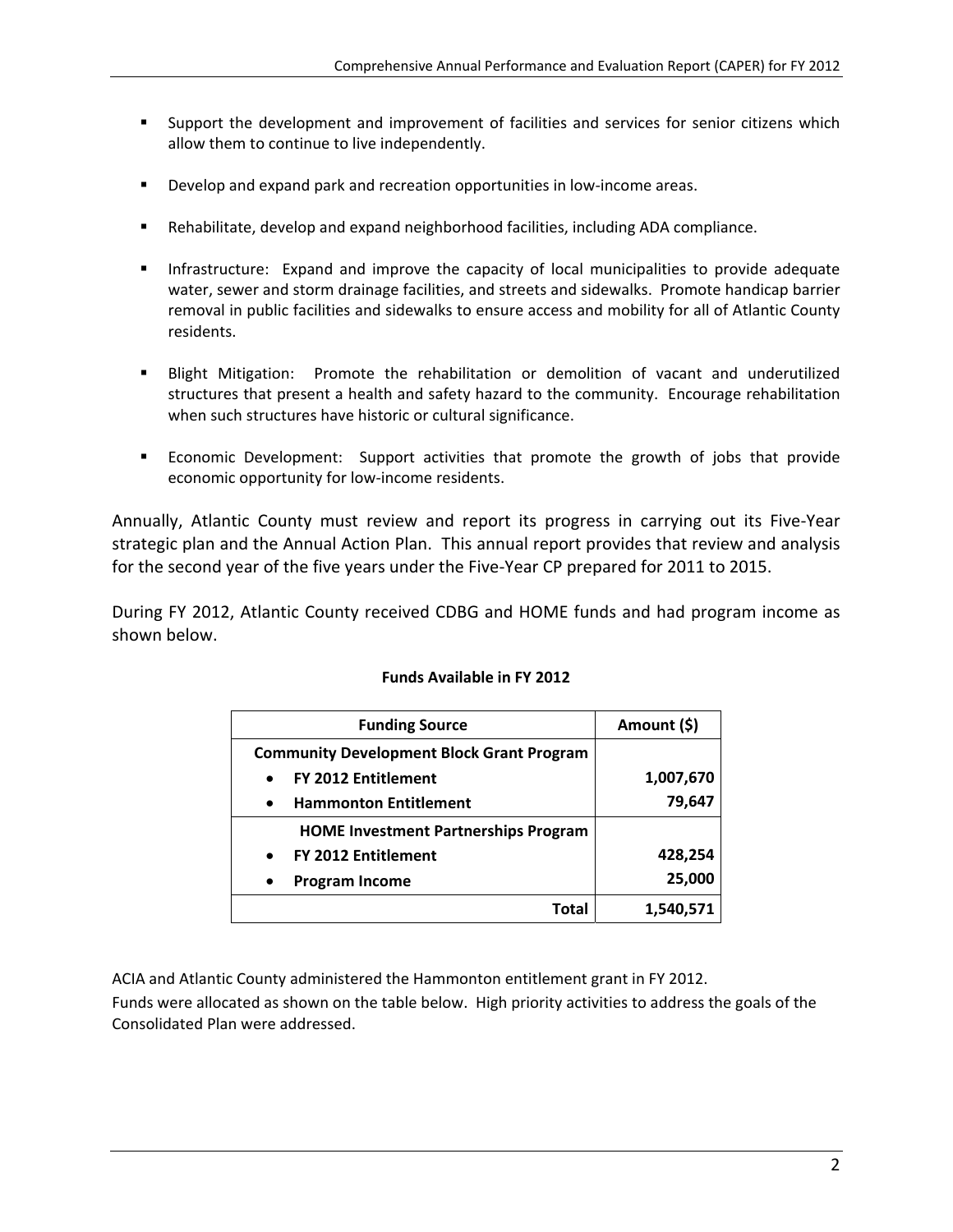- Support the development and improvement of facilities and services for senior citizens which allow them to continue to live independently.

- Develop and expand park and recreation opportunities in low-income areas.

- Rehabilitate, develop and expand neighborhood facilities, including ADA compliance.

- Infrastructure: Expand and improve the capacity of local municipalities to provide adequate water, sewer and storm drainage facilities, and streets and sidewalks. Promote handicap barrier removal in public facilities and sidewalks to ensure access and mobility for all of Atlantic County residents.

- Blight Mitigation: Promote the rehabilitation or demolition of vacant and underutilized structures that present a health and safety hazard to the community. Encourage rehabilitation when such structures have historic or cultural significance.

- Economic Development: Support activities that promote the growth of jobs that provide economic opportunity for low-income residents.

Annually, Atlantic County must review and report its progress in carrying out its Five-Year strategic plan and the Annual Action Plan. This annual report provides that review and analysis for the second year of the five years under the Five-Year CP prepared for 2011 to 2015.

During FY 2012, Atlantic County received CDBG and HOME funds and had program income as shown below.

**Funds Available in FY 2012**

| Funding Source | Amount ($) |
|---|---|
| **Community Development Block Grant Program** | |
| • **FY 2012 Entitlement** | **1,007,670** |
| • **Hammonton Entitlement** | **79,647** |
| **HOME Investment Partnerships Program** | |
| • **FY 2012 Entitlement** | **428,254** |
| • **Program Income** | **25,000** |
| **Total** | **1,540,571** |

ACIA and Atlantic County administered the Hammonton entitlement grant in FY 2012.

Funds were allocated as shown on the table below. High priority activities to address the goals of the Consolidated Plan were addressed.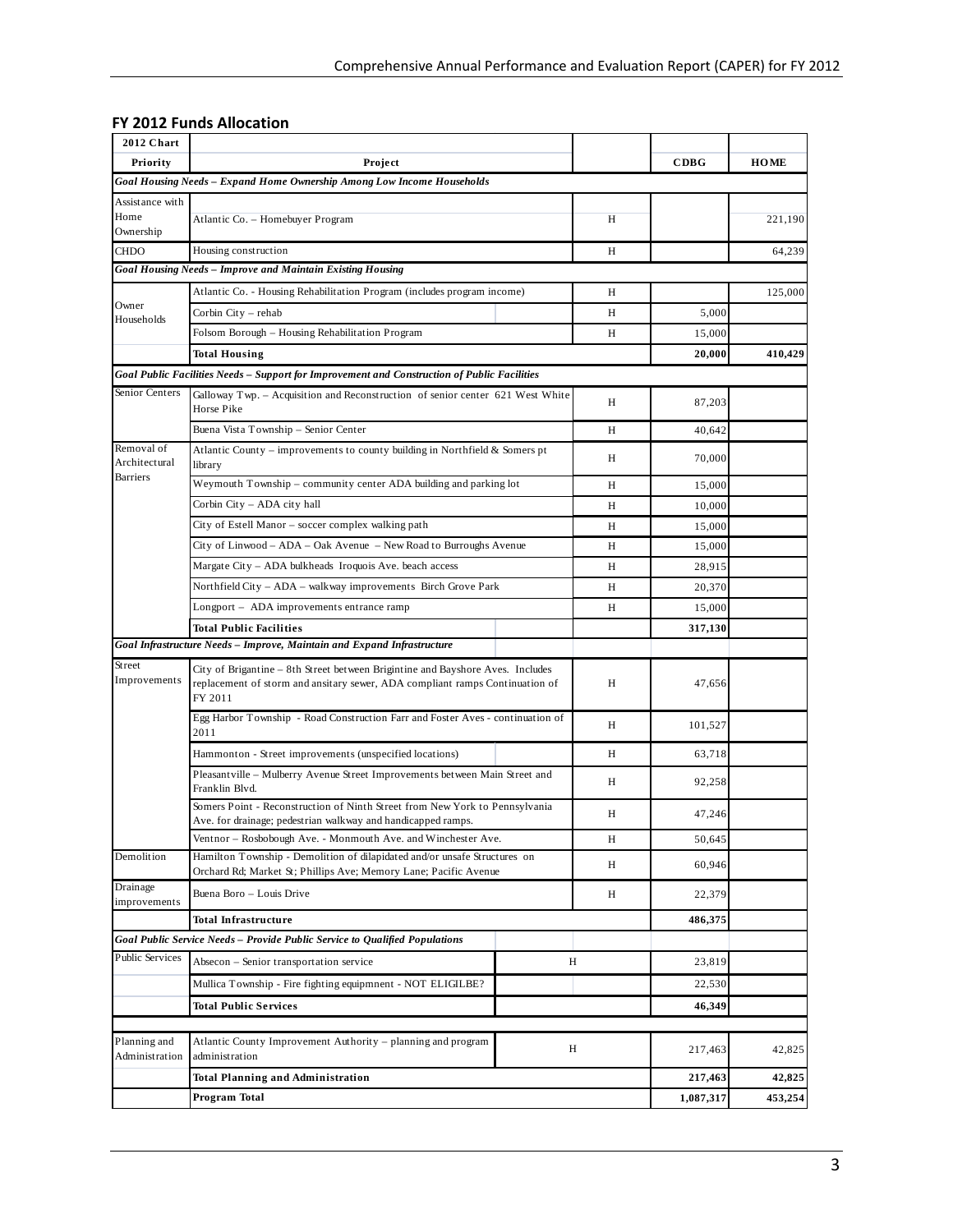## FY 2012 Funds Allocation

| 2012 Chart | | | | |
|---|---|---|---|---|
| **Priority** | **Project** | | **CDBG** | **HOME** |
| ***Goal Housing Needs – Expand Home Ownership Among Low Income Households*** | | | | |
| Assistance with Home Ownership | Atlantic Co. – Homebuyer Program | H | | 221,190 |
| CHDO | Housing construction | H | | 64,239 |
| ***Goal Housing Needs – Improve and Maintain Existing Housing*** | | | | |
| Owner Households | Atlantic Co. - Housing Rehabilitation Program (includes program income) | H | | 125,000 |
| | Corbin City – rehab | H | 5,000 | |
| | Folsom Borough – Housing Rehabilitation Program | H | 15,000 | |
| | **Total Housing** | | **20,000** | **410,429** |
| ***Goal Public Facilities Needs – Support for Improvement and Construction of Public Facilities*** | | | | |
| Senior Centers | Galloway Twp. – Acquisition and Reconstruction of senior center 621 West White Horse Pike | H | 87,203 | |
| | Buena Vista Township – Senior Center | H | 40,642 | |
| Removal of Architectural Barriers | Atlantic County – improvements to county building in Northfield & Somers pt library | H | 70,000 | |
| | Weymouth Township – community center ADA building and parking lot | H | 15,000 | |
| | Corbin City – ADA city hall | H | 10,000 | |
| | City of Estell Manor – soccer complex walking path | H | 15,000 | |
| | City of Linwood – ADA – Oak Avenue – New Road to Burroughs Avenue | H | 15,000 | |
| | Margate City – ADA bulkheads Iroquois Ave. beach access | H | 28,915 | |
| | Northfield City – ADA – walkway improvements Birch Grove Park | H | 20,370 | |
| | Longport – ADA improvements entrance ramp | H | 15,000 | |
| | **Total Public Facilities** | | **317,130** | |
| ***Goal Infrastructure Needs – Improve, Maintain and Expand Infrastructure*** | | | | |
| Street Improvements | City of Brigantine – 8th Street between Brigintine and Bayshore Aves. Includes replacement of storm and ansitary sewer, ADA compliant ramps Continuation of FY 2011 | H | 47,656 | |
| | Egg Harbor Township - Road Construction Farr and Foster Aves - continuation of 2011 | H | 101,527 | |
| | Hammonton - Street improvements (unspecified locations) | H | 63,718 | |
| | Pleasantville – Mulberry Avenue Street Improvements between Main Street and Franklin Blvd. | H | 92,258 | |
| | Somers Point - Reconstruction of Ninth Street from New York to Pennsylvania Ave. for drainage; pedestrian walkway and handicapped ramps. | H | 47,246 | |
| | Ventnor – Rosbobough Ave. - Monmouth Ave. and Winchester Ave. | H | 50,645 | |
| Demolition | Hamilton Township - Demolition of dilapidated and/or unsafe Structures on Orchard Rd; Market St; Phillips Ave; Memory Lane; Pacific Avenue | H | 60,946 | |
| Drainage improvements | Buena Boro – Louis Drive | H | 22,379 | |
| | **Total Infrastructure** | | **486,375** | |
| ***Goal Public Service Needs – Provide Public Service to Qualified Populations*** | | | | |
| Public Services | Absecon – Senior transportation service | H | 23,819 | |
| | Mullica Township - Fire fighting equipmnent - NOT ELIGILBE? | | 22,530 | |
| | **Total Public Services** | | **46,349** | |
| Planning and Administration | Atlantic County Improvement Authority – planning and program administration | H | 217,463 | 42,825 |
| | **Total Planning and Administration** | | **217,463** | **42,825** |
| | **Program Total** | | **1,087,317** | **453,254** |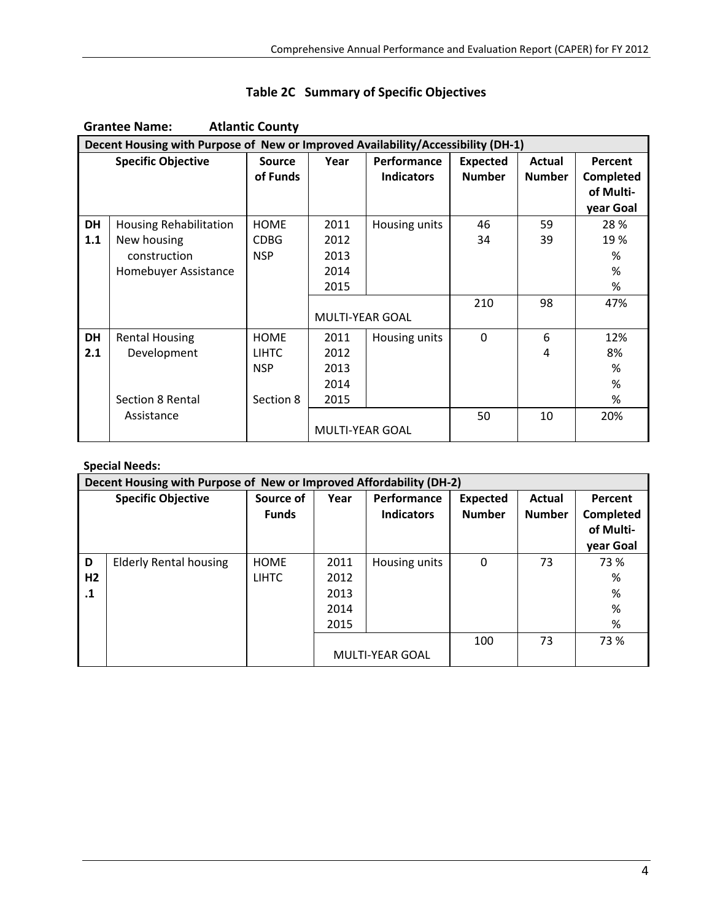## Table 2C Summary of Specific Objectives

**Grantee Name:** **Atlantic County**

| Decent Housing with Purpose of New or Improved Availability/Accessibility (DH-1) | | | | | | | |
|---|---|---|---|---|---|---|---|
| **Specific Objective** | | **Source of Funds** | **Year** | **Performance Indicators** | **Expected Number** | **Actual Number** | **Percent Completed of Multi-year Goal** |
| **DH 1.1** | Housing Rehabilitation<br>New housing construction<br>Homebuyer Assistance | HOME<br>CDBG<br>NSP | 2011<br>2012<br>2013<br>2014<br>2015 | Housing units | 46<br>34 | 59<br>39 | 28 %<br>19 %<br>%<br>%<br>% |
| | | | MULTI-YEAR GOAL | | 210 | 98 | 47% |
| **DH 2.1** | Rental Housing Development<br><br>Section 8 Rental Assistance | HOME<br>LIHTC<br>NSP<br><br>Section 8 | 2011<br>2012<br>2013<br>2014<br>2015 | Housing units | 0 | 6<br>4 | 12%<br>8%<br>%<br>%<br>% |
| | | | MULTI-YEAR GOAL | | 50 | 10 | 20% |

**Special Needs:**

| Decent Housing with Purpose of New or Improved Affordability (DH-2) | | | | | | | |
|---|---|---|---|---|---|---|---|
| **Specific Objective** | | **Source of Funds** | **Year** | **Performance Indicators** | **Expected Number** | **Actual Number** | **Percent Completed of Multi-year Goal** |
| **DH2.1** | Elderly Rental housing | HOME<br>LIHTC | 2011<br>2012<br>2013<br>2014<br>2015 | Housing units | 0 | 73 | 73 %<br>%<br>%<br>%<br>% |
| | | | MULTI-YEAR GOAL | | 100 | 73 | 73 % |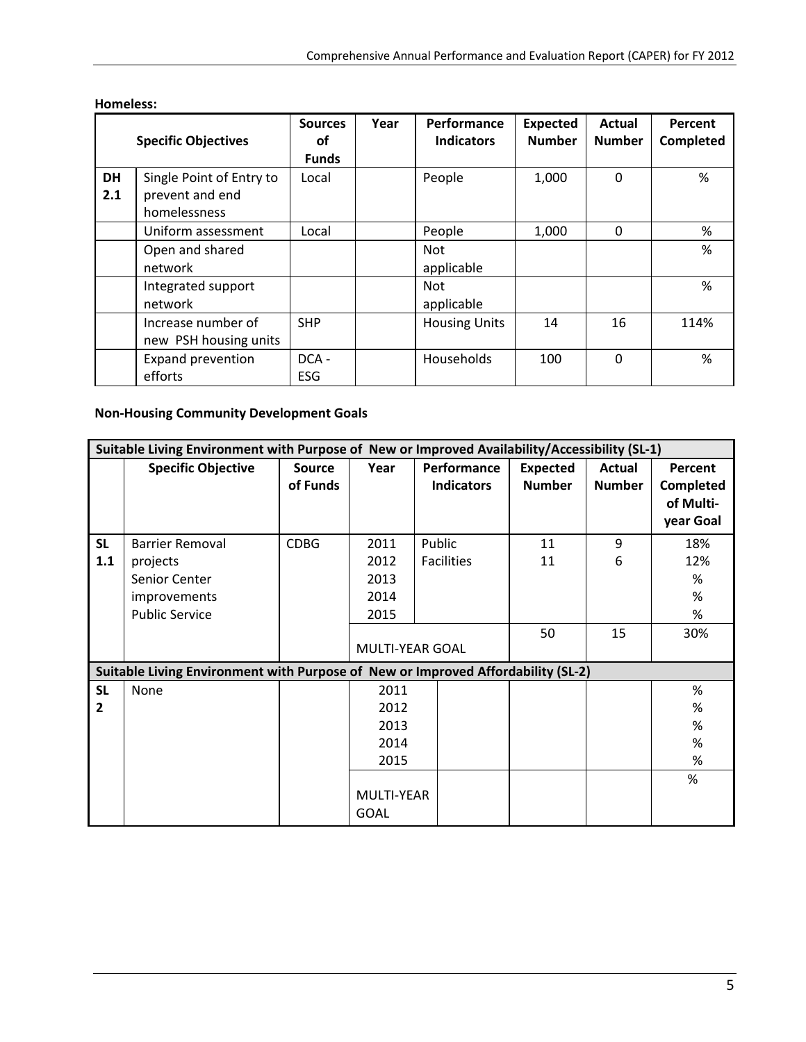**Homeless:**

| Specific Objectives | | Sources of Funds | Year | Performance Indicators | Expected Number | Actual Number | Percent Completed |
|---|---|---|---|---|---|---|---|
| DH 2.1 | Single Point of Entry to prevent and end homelessness | Local | | People | 1,000 | 0 | % |
| | Uniform assessment | Local | | People | 1,000 | 0 | % |
| | Open and shared network | | | Not applicable | | | % |
| | Integrated support network | | | Not applicable | | | % |
| | Increase number of new PSH housing units | SHP | | Housing Units | 14 | 16 | 114% |
| | Expand prevention efforts | DCA - ESG | | Households | 100 | 0 | % |

**Non-Housing Community Development Goals**

| Suitable Living Environment with Purpose of New or Improved Availability/Accessibility (SL-1) | | | | | | | |
|---|---|---|---|---|---|---|---|
| | **Specific Objective** | **Source of Funds** | **Year** | **Performance Indicators** | **Expected Number** | **Actual Number** | **Percent Completed of Multi-year Goal** |
| SL 1.1 | Barrier Removal projects Senior Center improvements Public Service | CDBG | 2011 | Public Facilities | 11 | 9 | 18% |
| | | | 2012 | | 11 | 6 | 12% |
| | | | 2013 | | | | % |
| | | | 2014 | | | | % |
| | | | 2015 | | | | % |
| | | | MULTI-YEAR GOAL | | 50 | 15 | 30% |
| **Suitable Living Environment with Purpose of New or Improved Affordability (SL-2)** | | | | | | | |
| SL 2 | None | | 2011 | | | | % |
| | | | 2012 | | | | % |
| | | | 2013 | | | | % |
| | | | 2014 | | | | % |
| | | | 2015 | | | | % |
| | | | MULTI-YEAR GOAL | | | | % |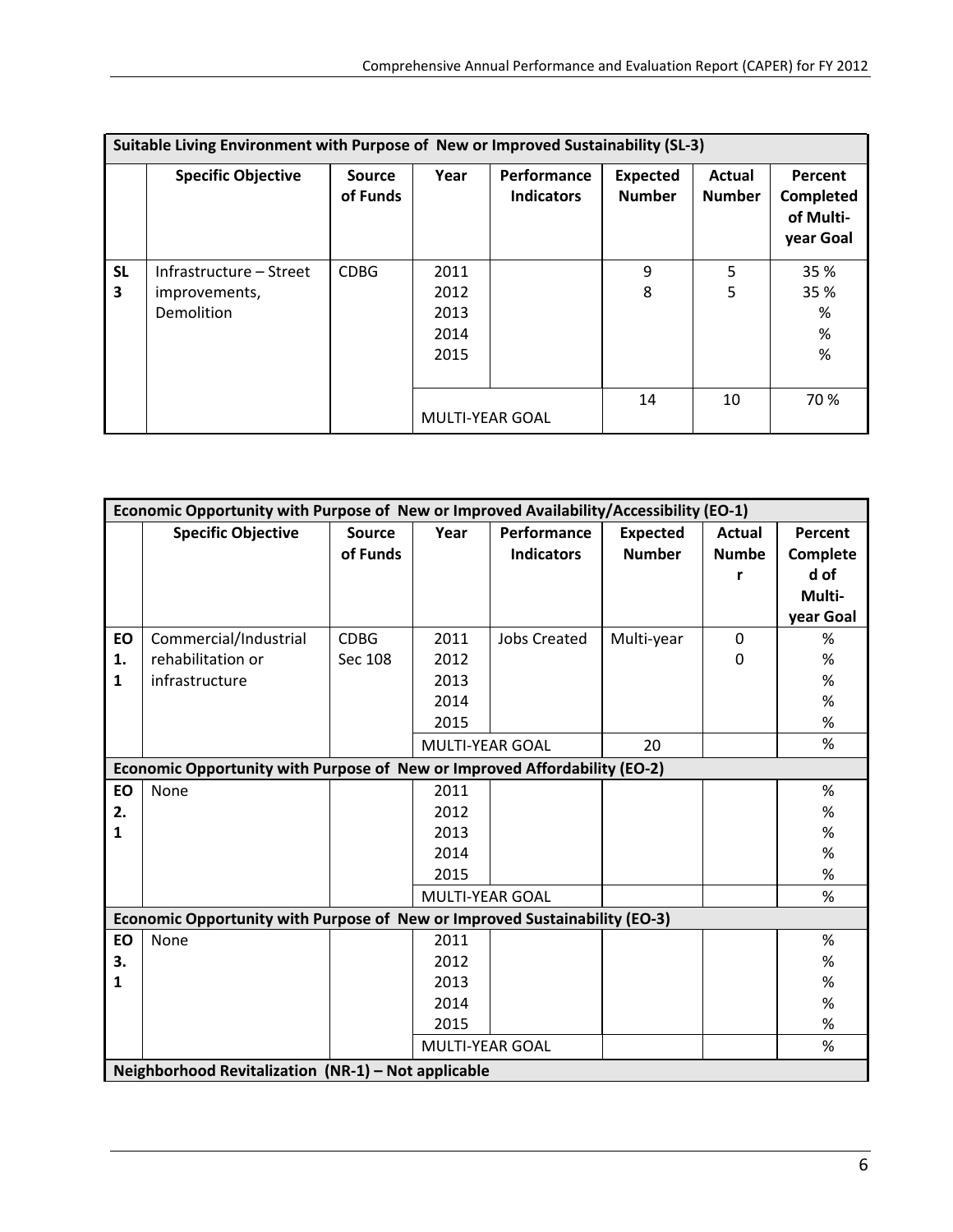| Suitable Living Environment with Purpose of New or Improved Sustainability (SL-3) | | | | | | | |
|---|---|---|---|---|---|---|---|
| | **Specific Objective** | **Source of Funds** | **Year** | **Performance Indicators** | **Expected Number** | **Actual Number** | **Percent Completed of Multi-year Goal** |
| **SL 3** | Infrastructure – Street improvements, Demolition | CDBG | 2011<br>2012<br>2013<br>2014<br>2015 | | 9<br>8 | 5<br>5 | 35 %<br>35 %<br>%<br>%<br>% |
| | | | MULTI-YEAR GOAL | | 14 | 10 | 70 % |

| Economic Opportunity with Purpose of New or Improved Availability/Accessibility (EO-1) | | | | | | | |
|---|---|---|---|---|---|---|---|
| | **Specific Objective** | **Source of Funds** | **Year** | **Performance Indicators** | **Expected Number** | **Actual Number** | **Percent Completed of Multi-year Goal** |
| **EO 1. 1** | Commercial/Industrial rehabilitation or infrastructure | CDBG<br>Sec 108 | 2011<br>2012<br>2013<br>2014<br>2015 | Jobs Created | Multi-year | 0<br>0 | %<br>%<br>%<br>%<br>% |
| | | | MULTI-YEAR GOAL | | 20 | | % |
| **Economic Opportunity with Purpose of New or Improved Affordability (EO-2)** | | | | | | | |
| **EO 2. 1** | None | | 2011<br>2012<br>2013<br>2014<br>2015 | | | | %<br>%<br>%<br>%<br>% |
| | | | MULTI-YEAR GOAL | | | | % |
| **Economic Opportunity with Purpose of New or Improved Sustainability (EO-3)** | | | | | | | |
| **EO 3. 1** | None | | 2011<br>2012<br>2013<br>2014<br>2015 | | | | %<br>%<br>%<br>%<br>% |
| | | | MULTI-YEAR GOAL | | | | % |
| **Neighborhood Revitalization (NR-1) – Not applicable** | | | | | | | |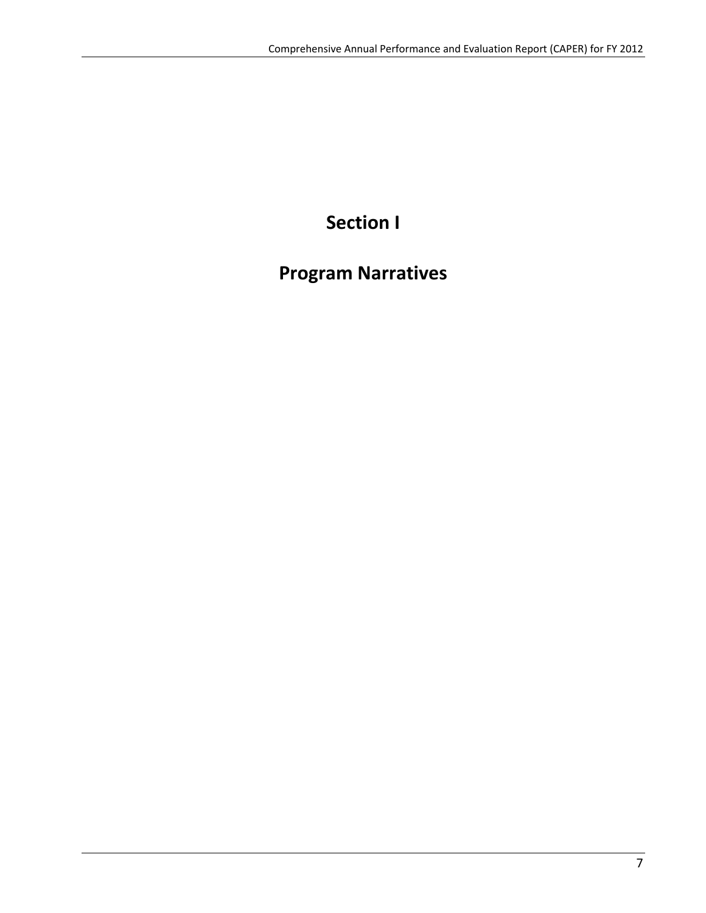# Section I

# Program Narratives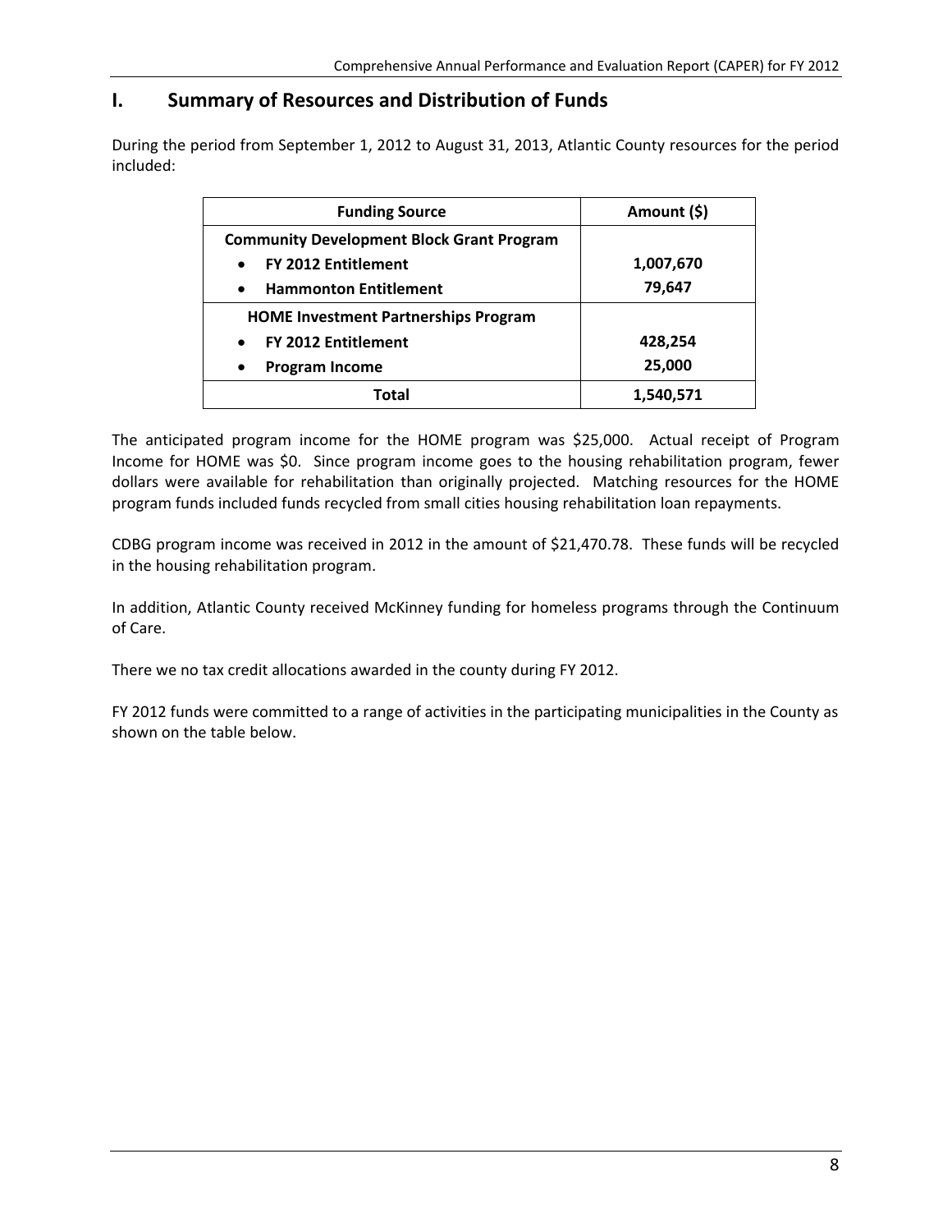## I. Summary of Resources and Distribution of Funds

During the period from September 1, 2012 to August 31, 2013, Atlantic County resources for the period included:

| Funding Source | Amount ($) |
|---|---|
| **Community Development Block Grant Program** | |
| • **FY 2012 Entitlement** | **1,007,670** |
| • **Hammonton Entitlement** | **79,647** |
| **HOME Investment Partnerships Program** | |
| • **FY 2012 Entitlement** | **428,254** |
| • **Program Income** | **25,000** |
| **Total** | **1,540,571** |

The anticipated program income for the HOME program was $25,000. Actual receipt of Program Income for HOME was $0. Since program income goes to the housing rehabilitation program, fewer dollars were available for rehabilitation than originally projected. Matching resources for the HOME program funds included funds recycled from small cities housing rehabilitation loan repayments.

CDBG program income was received in 2012 in the amount of $21,470.78. These funds will be recycled in the housing rehabilitation program.

In addition, Atlantic County received McKinney funding for homeless programs through the Continuum of Care.

There we no tax credit allocations awarded in the county during FY 2012.

FY 2012 funds were committed to a range of activities in the participating municipalities in the County as shown on the table below.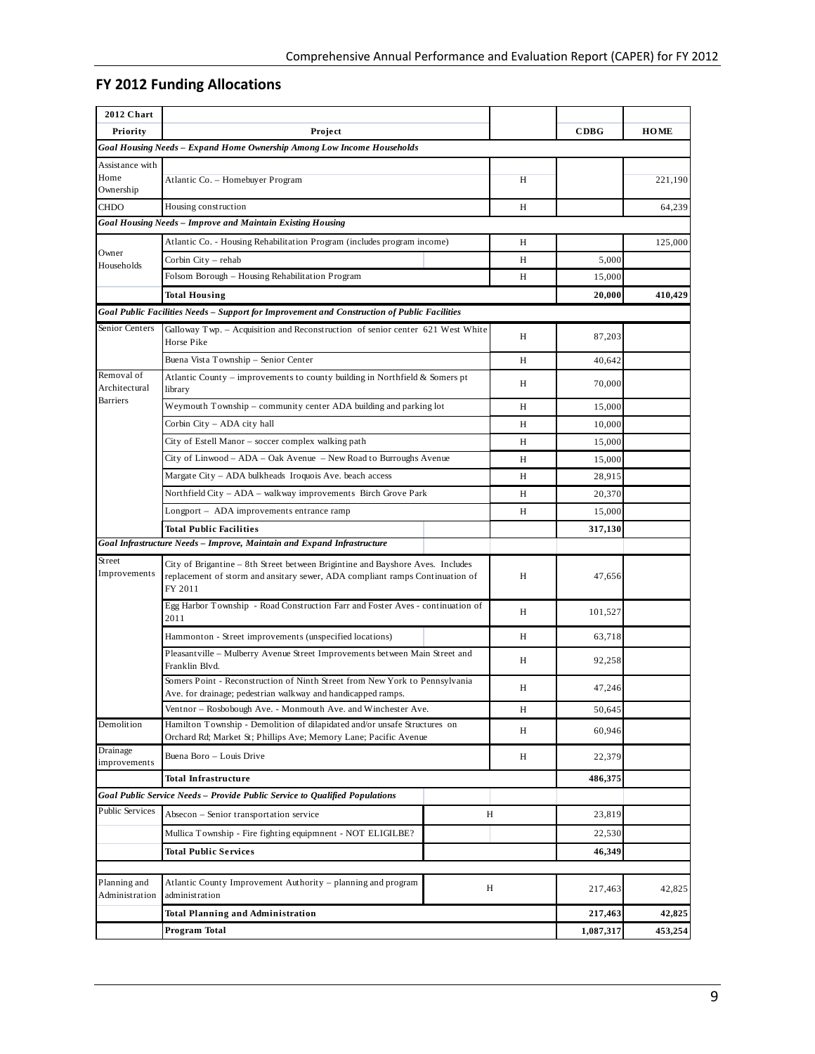## FY 2012 Funding Allocations

| 2012 Chart | | | | |
|---|---|---|---|---|
| **Priority** | **Project** | | **CDBG** | **HOME** |
| ***Goal Housing Needs – Expand Home Ownership Among Low Income Households*** | | | | |
| Assistance with Home Ownership | Atlantic Co. – Homebuyer Program | H | | 221,190 |
| CHDO | Housing construction | H | | 64,239 |
| ***Goal Housing Needs – Improve and Maintain Existing Housing*** | | | | |
| Owner Households | Atlantic Co. - Housing Rehabilitation Program (includes program income) | H | | 125,000 |
| | Corbin City – rehab | H | 5,000 | |
| | Folsom Borough – Housing Rehabilitation Program | H | 15,000 | |
| | **Total Housing** | | **20,000** | **410,429** |
| ***Goal Public Facilities Needs – Support for Improvement and Construction of Public Facilities*** | | | | |
| Senior Centers | Galloway Twp. – Acquisition and Reconstruction of senior center 621 West White Horse Pike | H | 87,203 | |
| | Buena Vista Township – Senior Center | H | 40,642 | |
| Removal of Architectural Barriers | Atlantic County – improvements to county building in Northfield & Somers pt library | H | 70,000 | |
| | Weymouth Township – community center ADA building and parking lot | H | 15,000 | |
| | Corbin City – ADA city hall | H | 10,000 | |
| | City of Estell Manor – soccer complex walking path | H | 15,000 | |
| | City of Linwood – ADA – Oak Avenue – New Road to Burroughs Avenue | H | 15,000 | |
| | Margate City – ADA bulkheads Iroquois Ave. beach access | H | 28,915 | |
| | Northfield City – ADA – walkway improvements Birch Grove Park | H | 20,370 | |
| | Longport – ADA improvements entrance ramp | H | 15,000 | |
| | **Total Public Facilities** | | **317,130** | |
| ***Goal Infrastructure Needs – Improve, Maintain and Expand Infrastructure*** | | | | |
| Street Improvements | City of Brigantine – 8th Street between Brigintine and Bayshore Aves. Includes replacement of storm and ansitary sewer, ADA compliant ramps Continuation of FY 2011 | H | 47,656 | |
| | Egg Harbor Township - Road Construction Farr and Foster Aves - continuation of 2011 | H | 101,527 | |
| | Hammonton - Street improvements (unspecified locations) | H | 63,718 | |
| | Pleasantville – Mulberry Avenue Street Improvements between Main Street and Franklin Blvd. | H | 92,258 | |
| | Somers Point - Reconstruction of Ninth Street from New York to Pennsylvania Ave. for drainage; pedestrian walkway and handicapped ramps. | H | 47,246 | |
| | Ventnor – Rosbobough Ave. - Monmouth Ave. and Winchester Ave. | H | 50,645 | |
| Demolition | Hamilton Township - Demolition of dilapidated and/or unsafe Structures on Orchard Rd; Market St; Phillips Ave; Memory Lane; Pacific Avenue | H | 60,946 | |
| Drainage improvements | Buena Boro – Louis Drive | H | 22,379 | |
| | **Total Infrastructure** | | **486,375** | |
| ***Goal Public Service Needs – Provide Public Service to Qualified Populations*** | | | | |
| Public Services | Absecon – Senior transportation service | H | 23,819 | |
| | Mullica Township - Fire fighting equipmnent - NOT ELIGILBE? | | 22,530 | |
| | **Total Public Services** | | **46,349** | |
| Planning and Administration | Atlantic County Improvement Authority – planning and program administration | H | 217,463 | 42,825 |
| | **Total Planning and Administration** | | **217,463** | **42,825** |
| | **Program Total** | | **1,087,317** | **453,254** |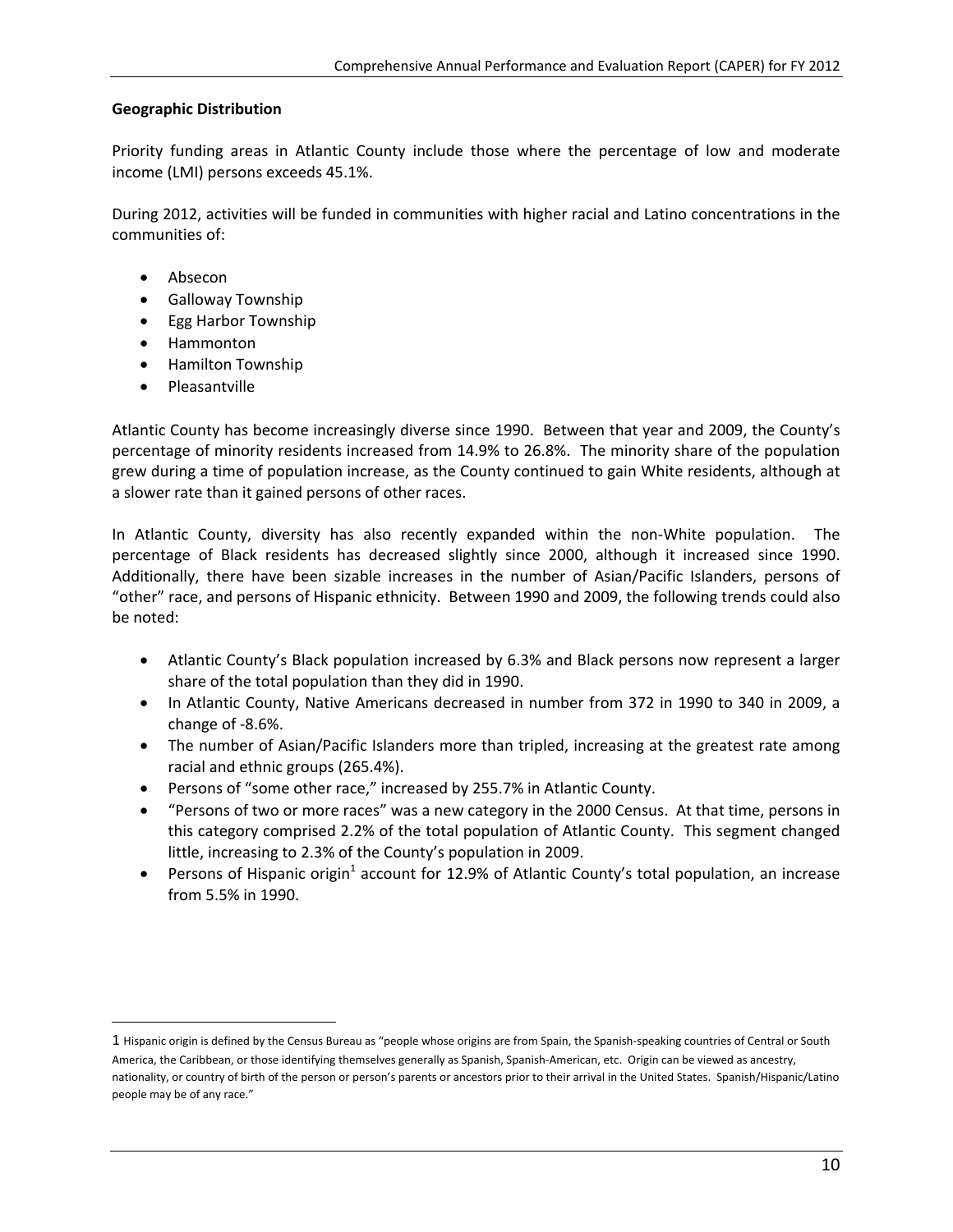**Geographic Distribution**

Priority funding areas in Atlantic County include those where the percentage of low and moderate income (LMI) persons exceeds 45.1%.

During 2012, activities will be funded in communities with higher racial and Latino concentrations in the communities of:

- Absecon
- Galloway Township
- Egg Harbor Township
- Hammonton
- Hamilton Township
- Pleasantville

Atlantic County has become increasingly diverse since 1990. Between that year and 2009, the County's percentage of minority residents increased from 14.9% to 26.8%. The minority share of the population grew during a time of population increase, as the County continued to gain White residents, although at a slower rate than it gained persons of other races.

In Atlantic County, diversity has also recently expanded within the non-White population. The percentage of Black residents has decreased slightly since 2000, although it increased since 1990. Additionally, there have been sizable increases in the number of Asian/Pacific Islanders, persons of "other" race, and persons of Hispanic ethnicity. Between 1990 and 2009, the following trends could also be noted:

- Atlantic County's Black population increased by 6.3% and Black persons now represent a larger share of the total population than they did in 1990.
- In Atlantic County, Native Americans decreased in number from 372 in 1990 to 340 in 2009, a change of -8.6%.
- The number of Asian/Pacific Islanders more than tripled, increasing at the greatest rate among racial and ethnic groups (265.4%).
- Persons of "some other race," increased by 255.7% in Atlantic County.
- "Persons of two or more races" was a new category in the 2000 Census. At that time, persons in this category comprised 2.2% of the total population of Atlantic County. This segment changed little, increasing to 2.3% of the County's population in 2009.
- Persons of Hispanic origin[1] account for 12.9% of Atlantic County's total population, an increase from 5.5% in 1990.

---

1 Hispanic origin is defined by the Census Bureau as "people whose origins are from Spain, the Spanish-speaking countries of Central or South America, the Caribbean, or those identifying themselves generally as Spanish, Spanish-American, etc. Origin can be viewed as ancestry, nationality, or country of birth of the person or person's parents or ancestors prior to their arrival in the United States. Spanish/Hispanic/Latino people may be of any race."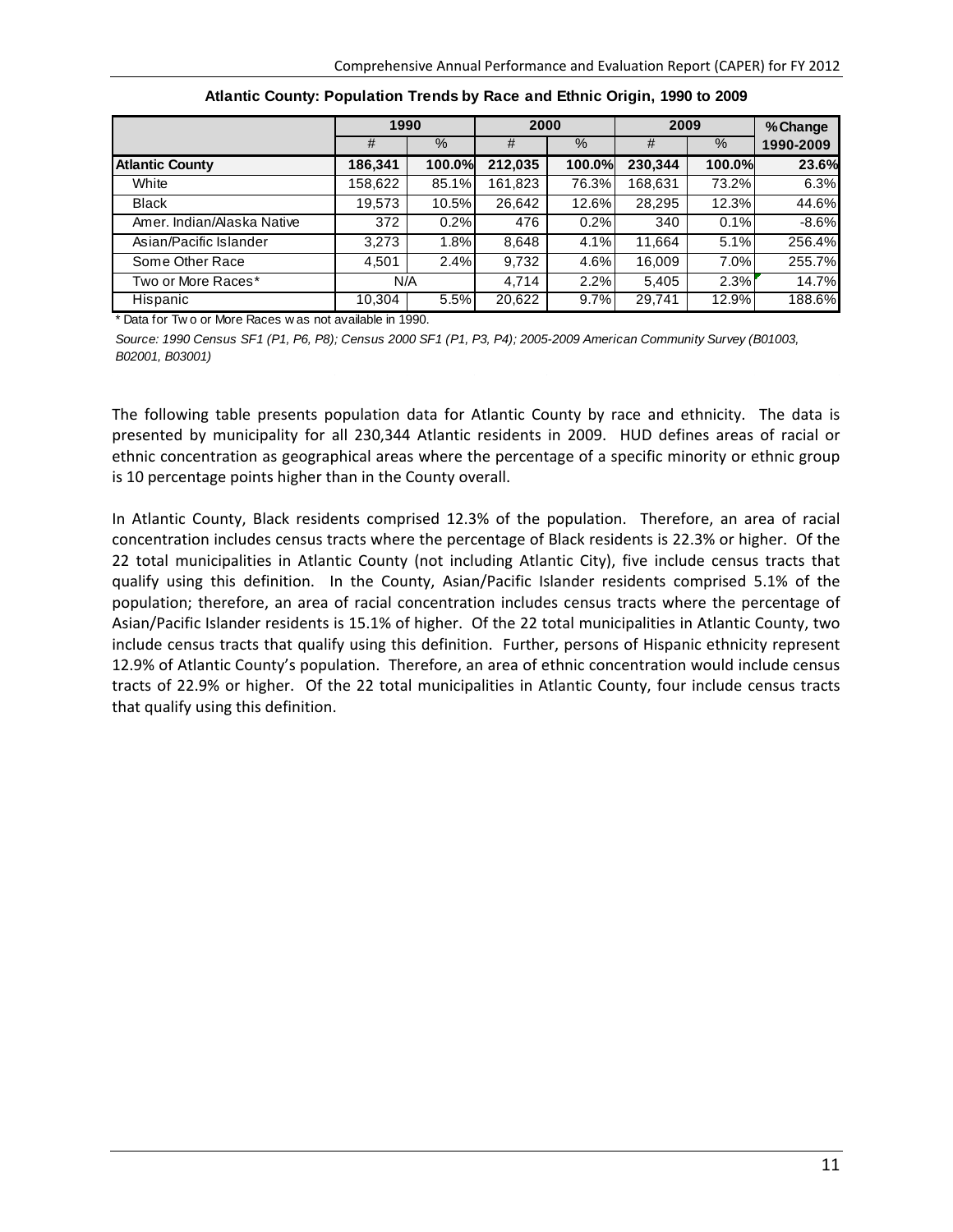**Atlantic County: Population Trends by Race and Ethnic Origin, 1990 to 2009**

| | 1990 | | 2000 | | 2009 | | % Change |
|---|---|---|---|---|---|---|---|
| | # | % | # | % | # | % | 1990-2009 |
| **Atlantic County** | **186,341** | **100.0%** | **212,035** | **100.0%** | **230,344** | **100.0%** | **23.6%** |
| White | 158,622 | 85.1% | 161,823 | 76.3% | 168,631 | 73.2% | 6.3% |
| Black | 19,573 | 10.5% | 26,642 | 12.6% | 28,295 | 12.3% | 44.6% |
| Amer. Indian/Alaska Native | 372 | 0.2% | 476 | 0.2% | 340 | 0.1% | -8.6% |
| Asian/Pacific Islander | 3,273 | 1.8% | 8,648 | 4.1% | 11,664 | 5.1% | 256.4% |
| Some Other Race | 4,501 | 2.4% | 9,732 | 4.6% | 16,009 | 7.0% | 255.7% |
| Two or More Races* | N/A | | 4,714 | 2.2% | 5,405 | 2.3% | 14.7% |
| Hispanic | 10,304 | 5.5% | 20,622 | 9.7% | 29,741 | 12.9% | 188.6% |

\* Data for Two or More Races was not available in 1990.

*Source: 1990 Census SF1 (P1, P6, P8); Census 2000 SF1 (P1, P3, P4); 2005-2009 American Community Survey (B01003, B02001, B03001)*

The following table presents population data for Atlantic County by race and ethnicity. The data is presented by municipality for all 230,344 Atlantic residents in 2009. HUD defines areas of racial or ethnic concentration as geographical areas where the percentage of a specific minority or ethnic group is 10 percentage points higher than in the County overall.

In Atlantic County, Black residents comprised 12.3% of the population. Therefore, an area of racial concentration includes census tracts where the percentage of Black residents is 22.3% or higher. Of the 22 total municipalities in Atlantic County (not including Atlantic City), five include census tracts that qualify using this definition. In the County, Asian/Pacific Islander residents comprised 5.1% of the population; therefore, an area of racial concentration includes census tracts where the percentage of Asian/Pacific Islander residents is 15.1% of higher. Of the 22 total municipalities in Atlantic County, two include census tracts that qualify using this definition. Further, persons of Hispanic ethnicity represent 12.9% of Atlantic County's population. Therefore, an area of ethnic concentration would include census tracts of 22.9% or higher. Of the 22 total municipalities in Atlantic County, four include census tracts that qualify using this definition.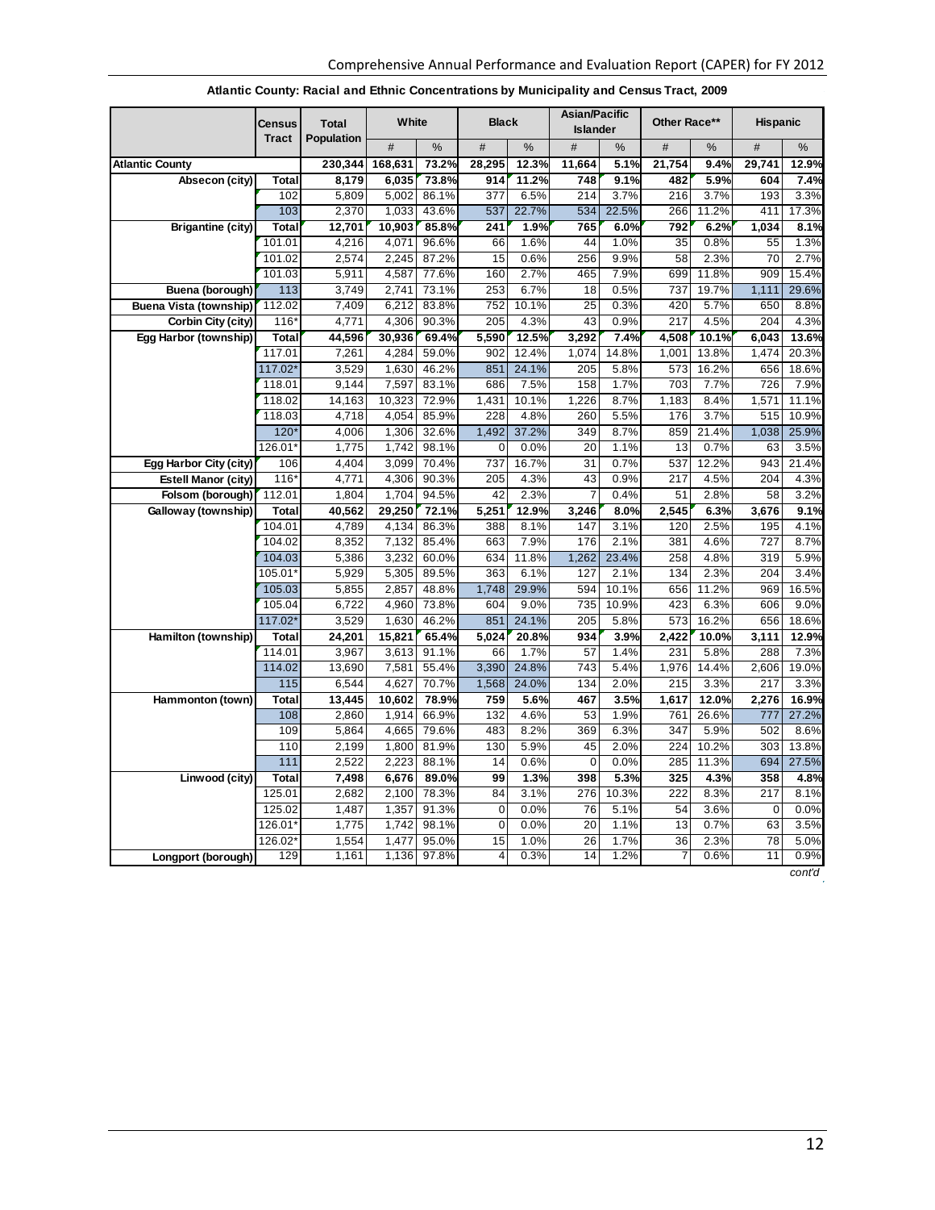**Atlantic County: Racial and Ethnic Concentrations by Municipality and Census Tract, 2009**

| | Census Tract | Total Population | White | | Black | | Asian/Pacific Islander | | Other Race** | | Hispanic | |
|---|---|---|---|---|---|---|---|---|---|---|---|---|
| | | | # | % | # | % | # | % | # | % | # | % |
| **Atlantic County** | | **230,344** | **168,631** | **73.2%** | **28,295** | **12.3%** | **11,664** | **5.1%** | **21,754** | **9.4%** | **29,741** | **12.9%** |
| **Absecon (city)** | **Total** | **8,179** | **6,035** | **73.8%** | **914** | **11.2%** | **748** | **9.1%** | **482** | **5.9%** | **604** | **7.4%** |
| | 102 | 5,809 | 5,002 | 86.1% | 377 | 6.5% | 214 | 3.7% | 216 | 3.7% | 193 | 3.3% |
| | 103 | 2,370 | 1,033 | 43.6% | 537 | 22.7% | 534 | 22.5% | 266 | 11.2% | 411 | 17.3% |
| **Brigantine (city)** | **Total** | **12,701** | **10,903** | **85.8%** | **241** | **1.9%** | **765** | **6.0%** | **792** | **6.2%** | **1,034** | **8.1%** |
| | 101.01 | 4,216 | 4,071 | 96.6% | 66 | 1.6% | 44 | 1.0% | 35 | 0.8% | 55 | 1.3% |
| | 101.02 | 2,574 | 2,245 | 87.2% | 15 | 0.6% | 256 | 9.9% | 58 | 2.3% | 70 | 2.7% |
| | 101.03 | 5,911 | 4,587 | 77.6% | 160 | 2.7% | 465 | 7.9% | 699 | 11.8% | 909 | 15.4% |
| **Buena (borough)** | 113 | 3,749 | 2,741 | 73.1% | 253 | 6.7% | 18 | 0.5% | 737 | 19.7% | 1,111 | 29.6% |
| **Buena Vista (township)** | 112.02 | 7,409 | 6,212 | 83.8% | 752 | 10.1% | 25 | 0.3% | 420 | 5.7% | 650 | 8.8% |
| **Corbin City (city)** | 116* | 4,771 | 4,306 | 90.3% | 205 | 4.3% | 43 | 0.9% | 217 | 4.5% | 204 | 4.3% |
| **Egg Harbor (township)** | **Total** | **44,596** | **30,936** | **69.4%** | **5,590** | **12.5%** | **3,292** | **7.4%** | **4,508** | **10.1%** | **6,043** | **13.6%** |
| | 117.01 | 7,261 | 4,284 | 59.0% | 902 | 12.4% | 1,074 | 14.8% | 1,001 | 13.8% | 1,474 | 20.3% |
| | 117.02* | 3,529 | 1,630 | 46.2% | 851 | 24.1% | 205 | 5.8% | 573 | 16.2% | 656 | 18.6% |
| | 118.01 | 9,144 | 7,597 | 83.1% | 686 | 7.5% | 158 | 1.7% | 703 | 7.7% | 726 | 7.9% |
| | 118.02 | 14,163 | 10,323 | 72.9% | 1,431 | 10.1% | 1,226 | 8.7% | 1,183 | 8.4% | 1,571 | 11.1% |
| | 118.03 | 4,718 | 4,054 | 85.9% | 228 | 4.8% | 260 | 5.5% | 176 | 3.7% | 515 | 10.9% |
| | 120* | 4,006 | 1,306 | 32.6% | 1,492 | 37.2% | 349 | 8.7% | 859 | 21.4% | 1,038 | 25.9% |
| | 126.01* | 1,775 | 1,742 | 98.1% | 0 | 0.0% | 20 | 1.1% | 13 | 0.7% | 63 | 3.5% |
| **Egg Harbor City (city)** | 106 | 4,404 | 3,099 | 70.4% | 737 | 16.7% | 31 | 0.7% | 537 | 12.2% | 943 | 21.4% |
| **Estell Manor (city)** | 116* | 4,771 | 4,306 | 90.3% | 205 | 4.3% | 43 | 0.9% | 217 | 4.5% | 204 | 4.3% |
| **Folsom (borough)** | 112.01 | 1,804 | 1,704 | 94.5% | 42 | 2.3% | 7 | 0.4% | 51 | 2.8% | 58 | 3.2% |
| **Galloway (township)** | **Total** | **40,562** | **29,250** | **72.1%** | **5,251** | **12.9%** | **3,246** | **8.0%** | **2,545** | **6.3%** | **3,676** | **9.1%** |
| | 104.01 | 4,789 | 4,134 | 86.3% | 388 | 8.1% | 147 | 3.1% | 120 | 2.5% | 195 | 4.1% |
| | 104.02 | 8,352 | 7,132 | 85.4% | 663 | 7.9% | 176 | 2.1% | 381 | 4.6% | 727 | 8.7% |
| | 104.03 | 5,386 | 3,232 | 60.0% | 634 | 11.8% | 1,262 | 23.4% | 258 | 4.8% | 319 | 5.9% |
| | 105.01* | 5,929 | 5,305 | 89.5% | 363 | 6.1% | 127 | 2.1% | 134 | 2.3% | 204 | 3.4% |
| | 105.03 | 5,855 | 2,857 | 48.8% | 1,748 | 29.9% | 594 | 10.1% | 656 | 11.2% | 969 | 16.5% |
| | 105.04 | 6,722 | 4,960 | 73.8% | 604 | 9.0% | 735 | 10.9% | 423 | 6.3% | 606 | 9.0% |
| | 117.02* | 3,529 | 1,630 | 46.2% | 851 | 24.1% | 205 | 5.8% | 573 | 16.2% | 656 | 18.6% |
| **Hamilton (township)** | **Total** | **24,201** | **15,821** | **65.4%** | **5,024** | **20.8%** | **934** | **3.9%** | **2,422** | **10.0%** | **3,111** | **12.9%** |
| | 114.01 | 3,967 | 3,613 | 91.1% | 66 | 1.7% | 57 | 1.4% | 231 | 5.8% | 288 | 7.3% |
| | 114.02 | 13,690 | 7,581 | 55.4% | 3,390 | 24.8% | 743 | 5.4% | 1,976 | 14.4% | 2,606 | 19.0% |
| | 115 | 6,544 | 4,627 | 70.7% | 1,568 | 24.0% | 134 | 2.0% | 215 | 3.3% | 217 | 3.3% |
| **Hammonton (town)** | **Total** | **13,445** | **10,602** | **78.9%** | **759** | **5.6%** | **467** | **3.5%** | **1,617** | **12.0%** | **2,276** | **16.9%** |
| | 108 | 2,860 | 1,914 | 66.9% | 132 | 4.6% | 53 | 1.9% | 761 | 26.6% | 777 | 27.2% |
| | 109 | 5,864 | 4,665 | 79.6% | 483 | 8.2% | 369 | 6.3% | 347 | 5.9% | 502 | 8.6% |
| | 110 | 2,199 | 1,800 | 81.9% | 130 | 5.9% | 45 | 2.0% | 224 | 10.2% | 303 | 13.8% |
| | 111 | 2,522 | 2,223 | 88.1% | 14 | 0.6% | 0 | 0.0% | 285 | 11.3% | 694 | 27.5% |
| **Linwood (city)** | **Total** | **7,498** | **6,676** | **89.0%** | **99** | **1.3%** | **398** | **5.3%** | **325** | **4.3%** | **358** | **4.8%** |
| | 125.01 | 2,682 | 2,100 | 78.3% | 84 | 3.1% | 276 | 10.3% | 222 | 8.3% | 217 | 8.1% |
| | 125.02 | 1,487 | 1,357 | 91.3% | 0 | 0.0% | 76 | 5.1% | 54 | 3.6% | 0 | 0.0% |
| | 126.01* | 1,775 | 1,742 | 98.1% | 0 | 0.0% | 20 | 1.1% | 13 | 0.7% | 63 | 3.5% |
| | 126.02* | 1,554 | 1,477 | 95.0% | 15 | 1.0% | 26 | 1.7% | 36 | 2.3% | 78 | 5.0% |
| **Longport (borough)** | 129 | 1,161 | 1,136 | 97.8% | 4 | 0.3% | 14 | 1.2% | 7 | 0.6% | 11 | 0.9% |

*cont'd*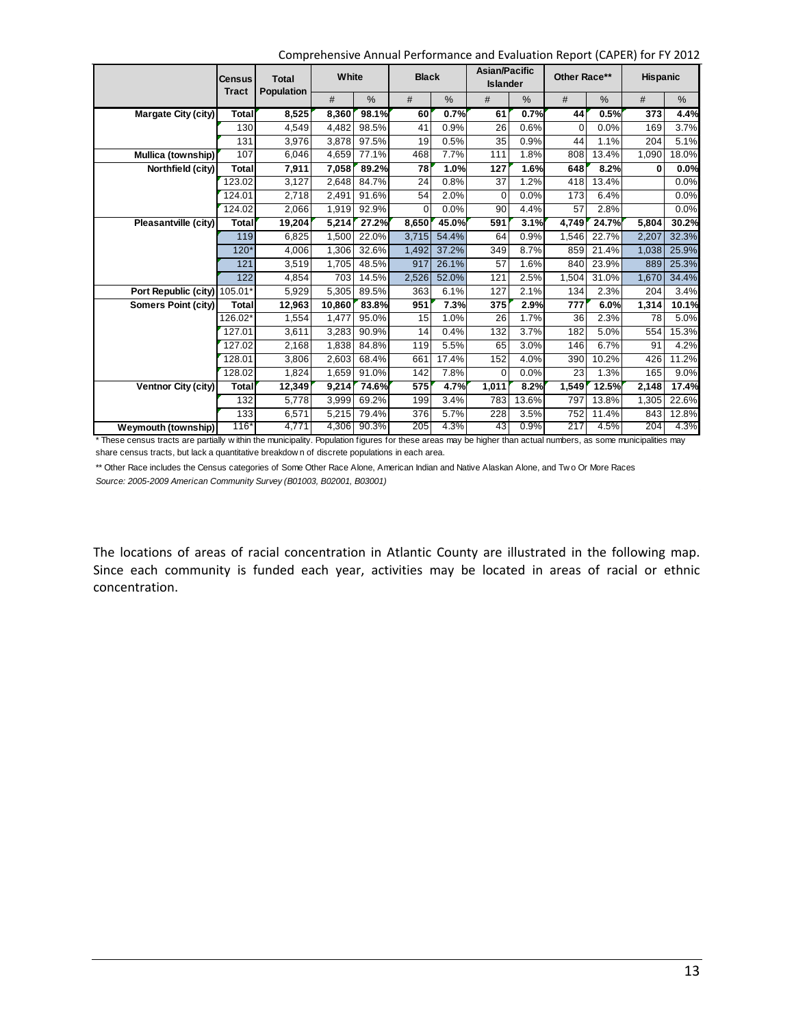|  | Census Tract | Total Population | White |  | Black |  | Asian/Pacific Islander |  | Other Race** |  | Hispanic |  |
|---|---|---|---|---|---|---|---|---|---|---|---|---|
|  |  |  | # | % | # | % | # | % | # | % | # | % |
| **Margate City (city)** | **Total** | **8,525** | **8,360** | **98.1%** | **60** | **0.7%** | **61** | **0.7%** | **44** | **0.5%** | **373** | **4.4%** |
|  | 130 | 4,549 | 4,482 | 98.5% | 41 | 0.9% | 26 | 0.6% | 0 | 0.0% | 169 | 3.7% |
|  | 131 | 3,976 | 3,878 | 97.5% | 19 | 0.5% | 35 | 0.9% | 44 | 1.1% | 204 | 5.1% |
| **Mullica (township)** | 107 | 6,046 | 4,659 | 77.1% | 468 | 7.7% | 111 | 1.8% | 808 | 13.4% | 1,090 | 18.0% |
| **Northfield (city)** | **Total** | **7,911** | **7,058** | **89.2%** | **78** | **1.0%** | **127** | **1.6%** | **648** | **8.2%** | **0** | **0.0%** |
|  | 123.02 | 3,127 | 2,648 | 84.7% | 24 | 0.8% | 37 | 1.2% | 418 | 13.4% |  | 0.0% |
|  | 124.01 | 2,718 | 2,491 | 91.6% | 54 | 2.0% | 0 | 0.0% | 173 | 6.4% |  | 0.0% |
|  | 124.02 | 2,066 | 1,919 | 92.9% | 0 | 0.0% | 90 | 4.4% | 57 | 2.8% |  | 0.0% |
| **Pleasantville (city)** | **Total** | **19,204** | **5,214** | **27.2%** | **8,650** | **45.0%** | **591** | **3.1%** | **4,749** | **24.7%** | **5,804** | **30.2%** |
|  | 119 | 6,825 | 1,500 | 22.0% | 3,715 | 54.4% | 64 | 0.9% | 1,546 | 22.7% | 2,207 | 32.3% |
|  | 120* | 4,006 | 1,306 | 32.6% | 1,492 | 37.2% | 349 | 8.7% | 859 | 21.4% | 1,038 | 25.9% |
|  | 121 | 3,519 | 1,705 | 48.5% | 917 | 26.1% | 57 | 1.6% | 840 | 23.9% | 889 | 25.3% |
|  | 122 | 4,854 | 703 | 14.5% | 2,526 | 52.0% | 121 | 2.5% | 1,504 | 31.0% | 1,670 | 34.4% |
| **Port Republic (city)** | 105.01* | 5,929 | 5,305 | 89.5% | 363 | 6.1% | 127 | 2.1% | 134 | 2.3% | 204 | 3.4% |
| **Somers Point (city)** | **Total** | **12,963** | **10,860** | **83.8%** | **951** | **7.3%** | **375** | **2.9%** | **777** | **6.0%** | **1,314** | **10.1%** |
|  | 126.02* | 1,554 | 1,477 | 95.0% | 15 | 1.0% | 26 | 1.7% | 36 | 2.3% | 78 | 5.0% |
|  | 127.01 | 3,611 | 3,283 | 90.9% | 14 | 0.4% | 132 | 3.7% | 182 | 5.0% | 554 | 15.3% |
|  | 127.02 | 2,168 | 1,838 | 84.8% | 119 | 5.5% | 65 | 3.0% | 146 | 6.7% | 91 | 4.2% |
|  | 128.01 | 3,806 | 2,603 | 68.4% | 661 | 17.4% | 152 | 4.0% | 390 | 10.2% | 426 | 11.2% |
|  | 128.02 | 1,824 | 1,659 | 91.0% | 142 | 7.8% | 0 | 0.0% | 23 | 1.3% | 165 | 9.0% |
| **Ventnor City (city)** | **Total** | **12,349** | **9,214** | **74.6%** | **575** | **4.7%** | **1,011** | **8.2%** | **1,549** | **12.5%** | **2,148** | **17.4%** |
|  | 132 | 5,778 | 3,999 | 69.2% | 199 | 3.4% | 783 | 13.6% | 797 | 13.8% | 1,305 | 22.6% |
|  | 133 | 6,571 | 5,215 | 79.4% | 376 | 5.7% | 228 | 3.5% | 752 | 11.4% | 843 | 12.8% |
| **Weymouth (township)** | 116* | 4,771 | 4,306 | 90.3% | 205 | 4.3% | 43 | 0.9% | 217 | 4.5% | 204 | 4.3% |

* These census tracts are partially within the municipality. Population figures for these areas may be higher than actual numbers, as some municipalities may share census tracts, but lack a quantitative breakdown of discrete populations in each area.

** Other Race includes the Census categories of Some Other Race Alone, American Indian and Native Alaskan Alone, and Two Or More Races

*Source: 2005-2009 American Community Survey (B01003, B02001, B03001)*

The locations of areas of racial concentration in Atlantic County are illustrated in the following map. Since each community is funded each year, activities may be located in areas of racial or ethnic concentration.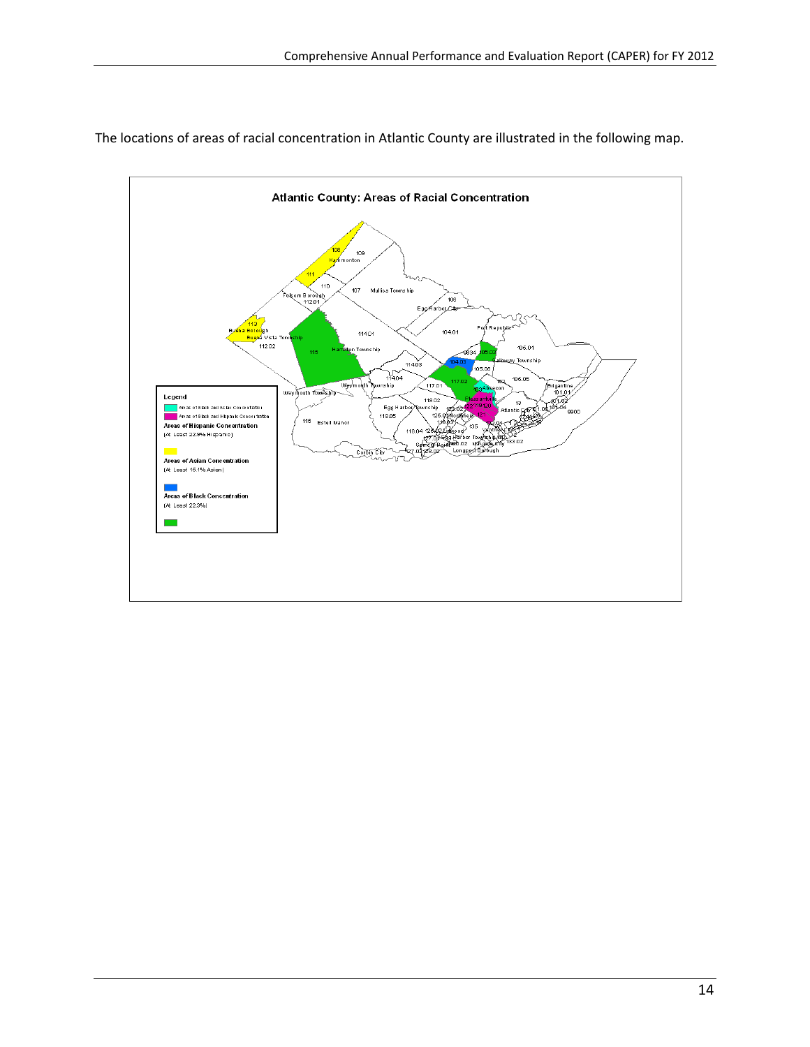The locations of areas of racial concentration in Atlantic County are illustrated in the following map.

**Atlantic County: Areas of Racial Concentration**

Legend

- Areas of Black and Asian Concentration
- Areas of Black and Hispanic Concentration

Areas of Hispanic Concentration
(At Least 22.9% Hispanic)

Areas of Asian Concentration
(At Least 15.1% Asian)

Areas of Black Concentration
(At Least 22.3%)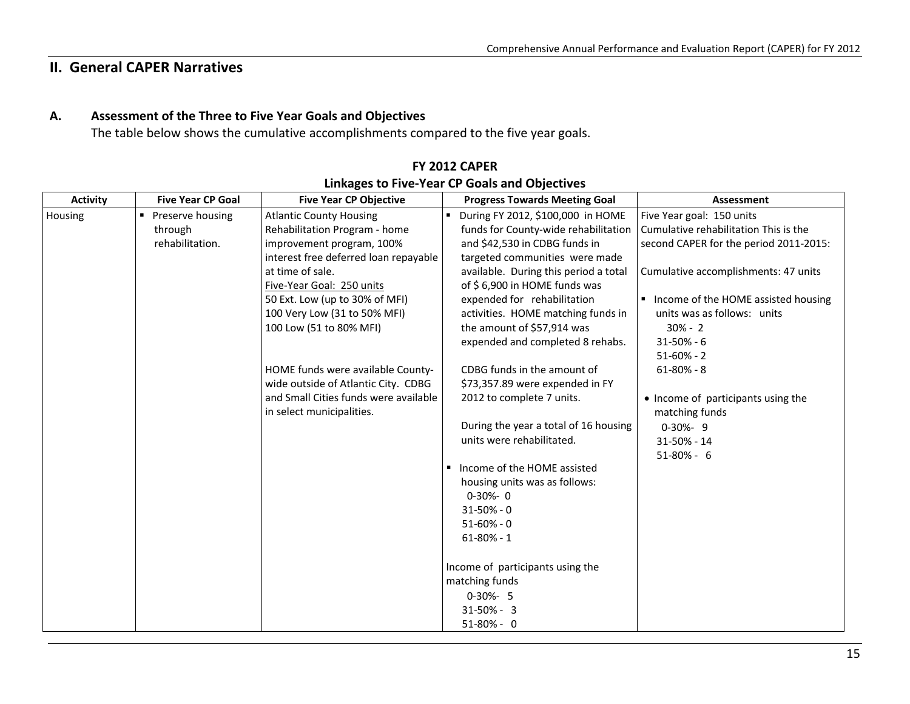## II. General CAPER Narratives

### A. Assessment of the Three to Five Year Goals and Objectives

The table below shows the cumulative accomplishments compared to the five year goals.

**FY 2012 CAPER**

**Linkages to Five-Year CP Goals and Objectives**

| Activity | Five Year CP Goal | Five Year CP Objective | Progress Towards Meeting Goal | Assessment |
|---|---|---|---|---|
| Housing | ▪ Preserve housing through rehabilitation. | Atlantic County Housing Rehabilitation Program - home improvement program, 100% interest free deferred loan repayable at time of sale.<br>Five-Year Goal: 250 units<br>50 Ext. Low (up to 30% of MFI)<br>100 Very Low (31 to 50% MFI)<br>100 Low (51 to 80% MFI)<br><br>HOME funds were available County-wide outside of Atlantic City. CDBG and Small Cities funds were available in select municipalities. | ▪ During FY 2012, $100,000 in HOME funds for County-wide rehabilitation and $42,530 in CDBG funds in targeted communities were made available. During this period a total of $ 6,900 in HOME funds was expended for rehabilitation activities. HOME matching funds in the amount of $57,914 was expended and completed 8 rehabs.<br><br>CDBG funds in the amount of $73,357.89 were expended in FY 2012 to complete 7 units.<br><br>During the year a total of 16 housing units were rehabilitated.<br><br>▪ Income of the HOME assisted housing units was as follows:<br>0-30%- 0<br>31-50% - 0<br>51-60% - 0<br>61-80% - 1<br><br>Income of participants using the matching funds<br>0-30%- 5<br>31-50% - 3<br>51-80% - 0 | Five Year goal: 150 units<br>Cumulative rehabilitation This is the second CAPER for the period 2011-2015:<br><br>Cumulative accomplishments: 47 units<br><br>▪ Income of the HOME assisted housing units was as follows: units<br>30% - 2<br>31-50% - 6<br>51-60% - 2<br>61-80% - 8<br><br>• Income of participants using the matching funds<br>0-30%- 9<br>31-50% - 14<br>51-80% - 6 |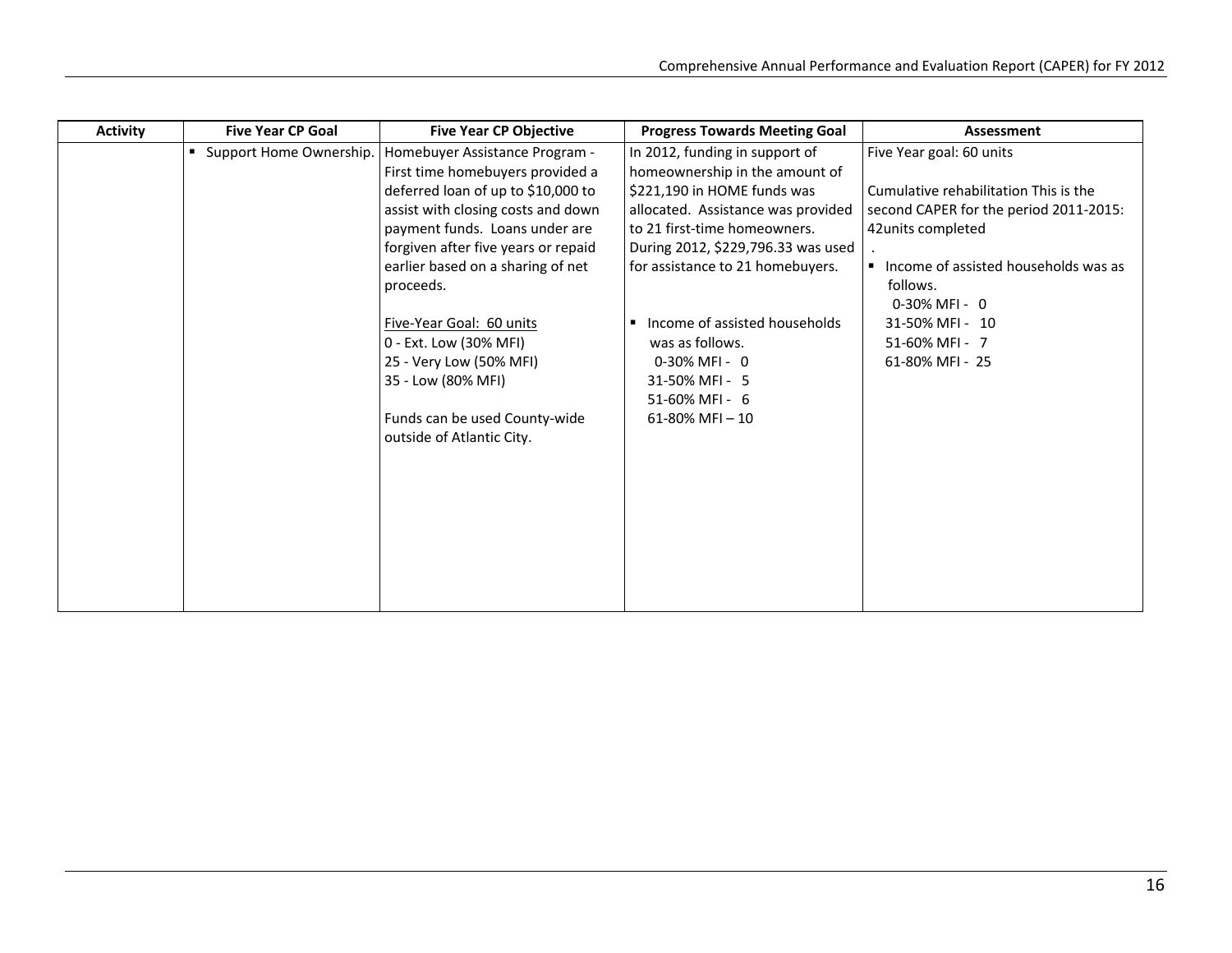| Activity | Five Year CP Goal | Five Year CP Objective | Progress Towards Meeting Goal | Assessment |
|---|---|---|---|---|
| | ▪ Support Home Ownership. | Homebuyer Assistance Program - First time homebuyers provided a deferred loan of up to $10,000 to assist with closing costs and down payment funds. Loans under are forgiven after five years or repaid earlier based on a sharing of net proceeds.<br><br><u>Five-Year Goal: 60 units</u><br>0 - Ext. Low (30% MFI)<br>25 - Very Low (50% MFI)<br>35 - Low (80% MFI)<br><br>Funds can be used County-wide outside of Atlantic City. | In 2012, funding in support of homeownership in the amount of $221,190 in HOME funds was allocated. Assistance was provided to 21 first-time homeowners. During 2012, $229,796.33 was used for assistance to 21 homebuyers.<br><br>▪ Income of assisted households was as follows.<br>0-30% MFI - 0<br>31-50% MFI - 5<br>51-60% MFI - 6<br>61-80% MFI – 10 | Five Year goal: 60 units<br><br>Cumulative rehabilitation This is the second CAPER for the period 2011-2015: 42units completed<br>.<br>▪ Income of assisted households was as follows.<br>0-30% MFI - 0<br>31-50% MFI - 10<br>51-60% MFI - 7<br>61-80% MFI - 25 |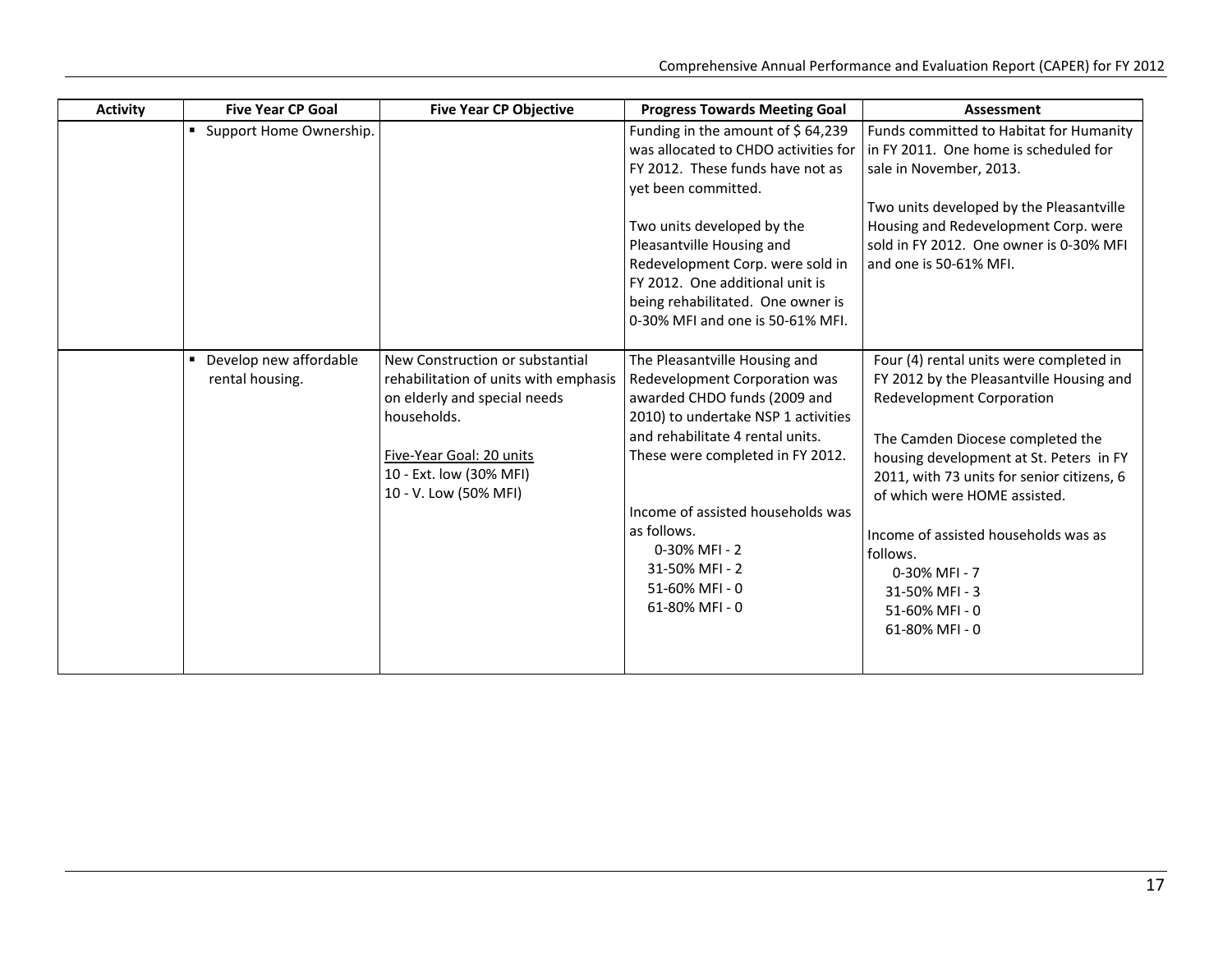| Activity | Five Year CP Goal | Five Year CP Objective | Progress Towards Meeting Goal | Assessment |
|---|---|---|---|---|
| | ▪ Support Home Ownership. | | Funding in the amount of $ 64,239 was allocated to CHDO activities for FY 2012. These funds have not as yet been committed.<br><br>Two units developed by the Pleasantville Housing and Redevelopment Corp. were sold in FY 2012. One additional unit is being rehabilitated. One owner is 0-30% MFI and one is 50-61% MFI. | Funds committed to Habitat for Humanity in FY 2011. One home is scheduled for sale in November, 2013.<br><br>Two units developed by the Pleasantville Housing and Redevelopment Corp. were sold in FY 2012. One owner is 0-30% MFI and one is 50-61% MFI. |
| | ▪ Develop new affordable rental housing. | New Construction or substantial rehabilitation of units with emphasis on elderly and special needs households.<br><br><u>Five-Year Goal: 20 units</u><br>10 - Ext. low (30% MFI)<br>10 - V. Low (50% MFI) | The Pleasantville Housing and Redevelopment Corporation was awarded CHDO funds (2009 and 2010) to undertake NSP 1 activities and rehabilitate 4 rental units. These were completed in FY 2012.<br><br>Income of assisted households was as follows.<br>0-30% MFI - 2<br>31-50% MFI - 2<br>51-60% MFI - 0<br>61-80% MFI - 0 | Four (4) rental units were completed in FY 2012 by the Pleasantville Housing and Redevelopment Corporation<br><br>The Camden Diocese completed the housing development at St. Peters in FY 2011, with 73 units for senior citizens, 6 of which were HOME assisted.<br><br>Income of assisted households was as follows.<br>0-30% MFI - 7<br>31-50% MFI - 3<br>51-60% MFI - 0<br>61-80% MFI - 0 |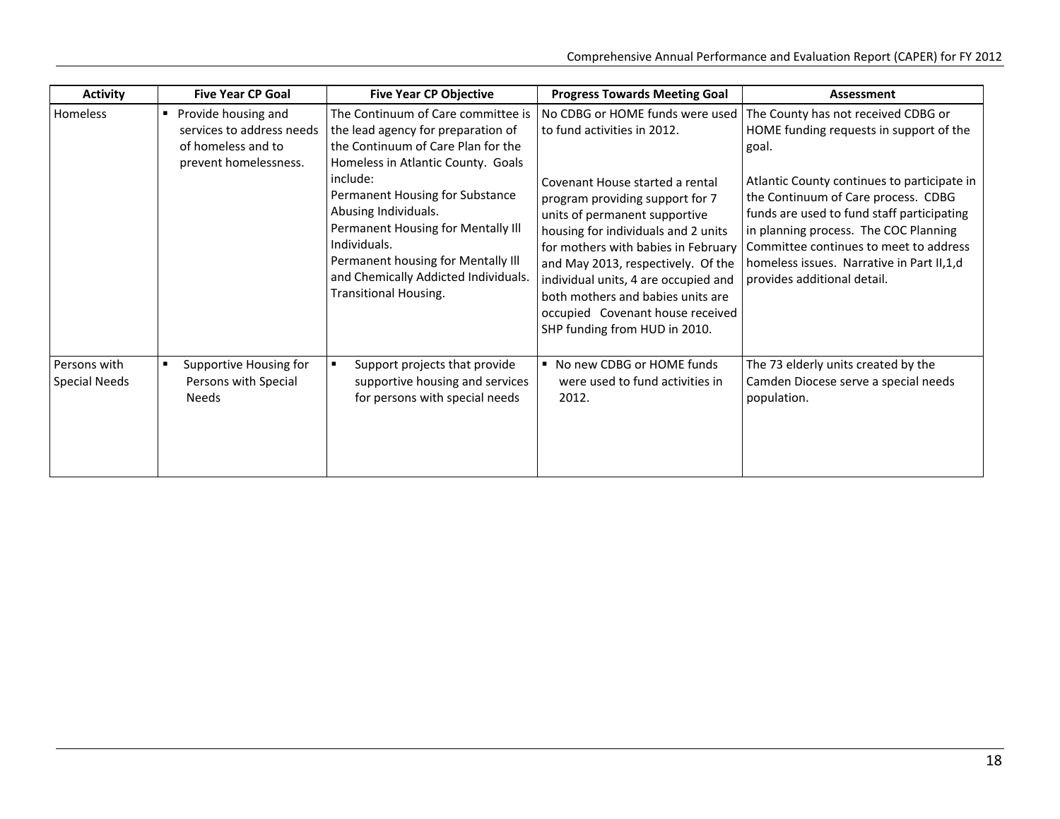| Activity | Five Year CP Goal | Five Year CP Objective | Progress Towards Meeting Goal | Assessment |
|---|---|---|---|---|
| Homeless | ▪ Provide housing and services to address needs of homeless and to prevent homelessness. | The Continuum of Care committee is the lead agency for preparation of the Continuum of Care Plan for the Homeless in Atlantic County. Goals include:<br>Permanent Housing for Substance Abusing Individuals.<br>Permanent Housing for Mentally Ill Individuals.<br>Permanent housing for Mentally Ill and Chemically Addicted Individuals.<br>Transitional Housing. | No CDBG or HOME funds were used to fund activities in 2012.<br><br>Covenant House started a rental program providing support for 7 units of permanent supportive housing for individuals and 2 units for mothers with babies in February and May 2013, respectively. Of the individual units, 4 are occupied and both mothers and babies units are occupied Covenant house received SHP funding from HUD in 2010. | The County has not received CDBG or HOME funding requests in support of the goal.<br><br>Atlantic County continues to participate in the Continuum of Care process. CDBG funds are used to fund staff participating in planning process. The COC Planning Committee continues to meet to address homeless issues. Narrative in Part II,1,d provides additional detail. |
| Persons with Special Needs | ▪ Supportive Housing for Persons with Special Needs | ▪ Support projects that provide supportive housing and services for persons with special needs | ▪ No new CDBG or HOME funds were used to fund activities in 2012. | The 73 elderly units created by the Camden Diocese serve a special needs population. |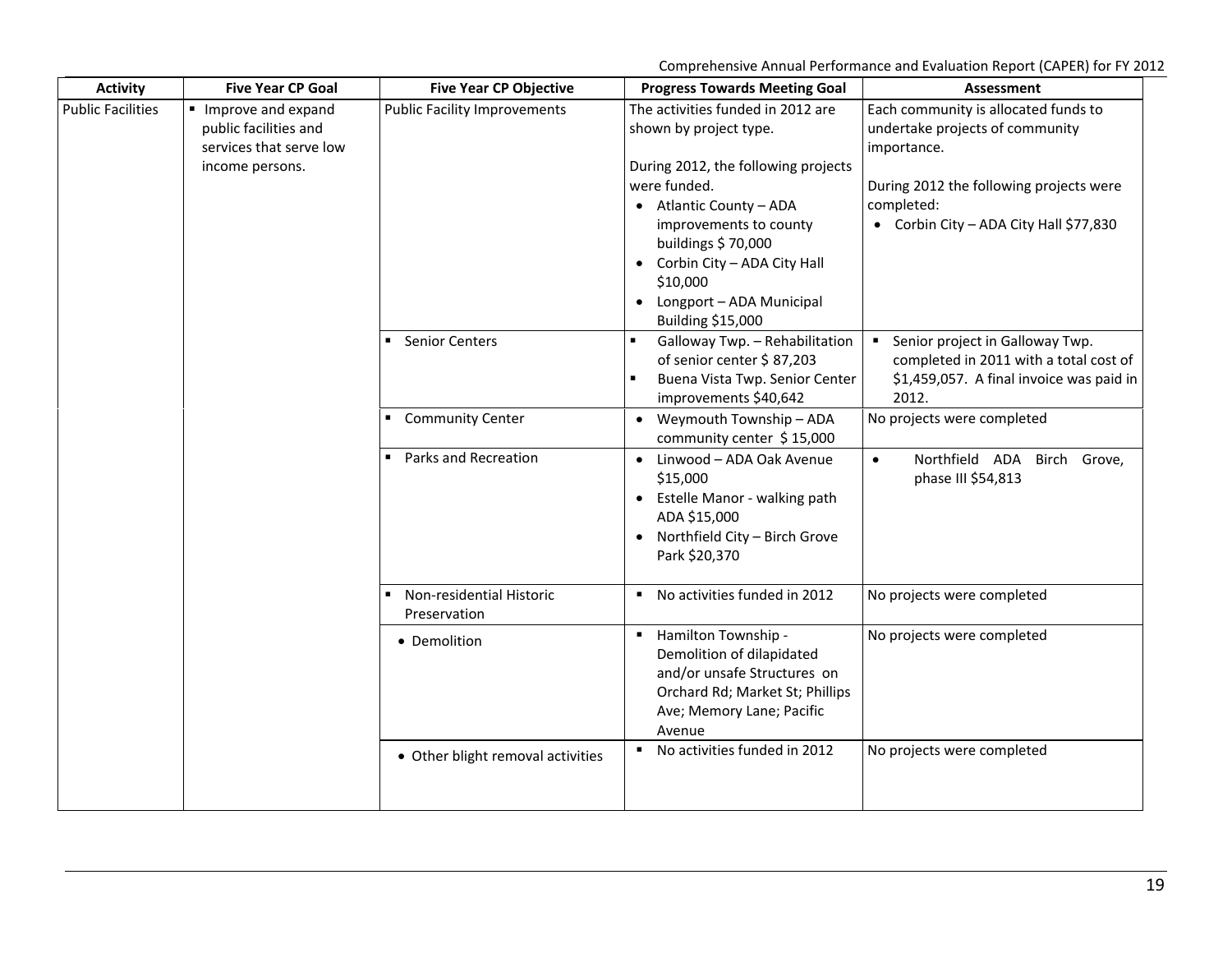| Activity | Five Year CP Goal | Five Year CP Objective | Progress Towards Meeting Goal | Assessment |
|---|---|---|---|---|
| Public Facilities | ▪ Improve and expand public facilities and services that serve low income persons. | Public Facility Improvements | The activities funded in 2012 are shown by project type.<br><br>During 2012, the following projects were funded.<br>• Atlantic County – ADA improvements to county buildings $ 70,000<br>• Corbin City – ADA City Hall $10,000<br>• Longport – ADA Municipal Building $15,000 | Each community is allocated funds to undertake projects of community importance.<br><br>During 2012 the following projects were completed:<br>• Corbin City – ADA City Hall $77,830 |
| | | ▪ Senior Centers | ▪ Galloway Twp. – Rehabilitation of senior center $ 87,203<br>▪ Buena Vista Twp. Senior Center improvements $40,642 | ▪ Senior project in Galloway Twp. completed in 2011 with a total cost of $1,459,057. A final invoice was paid in 2012. |
| | | ▪ Community Center | • Weymouth Township – ADA community center $ 15,000 | No projects were completed |
| | | ▪ Parks and Recreation | • Linwood – ADA Oak Avenue $15,000<br>• Estelle Manor - walking path ADA $15,000<br>• Northfield City – Birch Grove Park $20,370 | • Northfield ADA Birch Grove, phase III $54,813 |
| | | ▪ Non-residential Historic Preservation | ▪ No activities funded in 2012 | No projects were completed |
| | | • Demolition | ▪ Hamilton Township - Demolition of dilapidated and/or unsafe Structures on Orchard Rd; Market St; Phillips Ave; Memory Lane; Pacific Avenue | No projects were completed |
| | | • Other blight removal activities | ▪ No activities funded in 2012 | No projects were completed |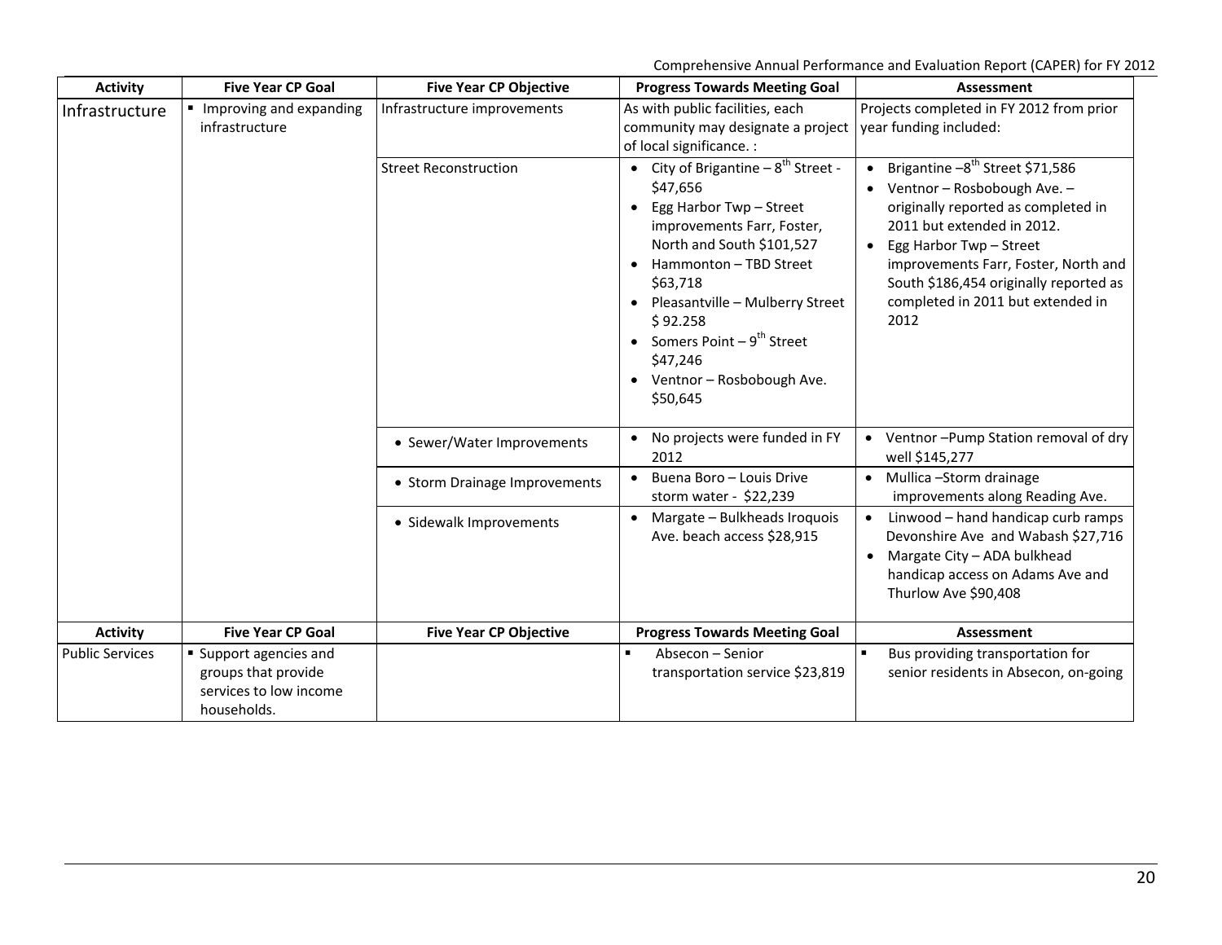| Activity | Five Year CP Goal | Five Year CP Objective | Progress Towards Meeting Goal | Assessment |
|---|---|---|---|---|
| Infrastructure | ▪ Improving and expanding infrastructure | Infrastructure improvements | As with public facilities, each community may designate a project of local significance. : | Projects completed in FY 2012 from prior year funding included: |
| | | Street Reconstruction | • City of Brigantine – 8th Street - $47,656<br>• Egg Harbor Twp – Street improvements Farr, Foster, North and South $101,527<br>• Hammonton – TBD Street $63,718<br>• Pleasantville – Mulberry Street $ 92.258<br>• Somers Point – 9th Street $47,246<br>• Ventnor – Rosbobough Ave. $50,645 | • Brigantine –8th Street $71,586<br>• Ventnor – Rosbobough Ave. – originally reported as completed in 2011 but extended in 2012.<br>• Egg Harbor Twp – Street improvements Farr, Foster, North and South $186,454 originally reported as completed in 2011 but extended in 2012 |
| | | • Sewer/Water Improvements | • No projects were funded in FY 2012 | • Ventnor –Pump Station removal of dry well $145,277 |
| | | • Storm Drainage Improvements | • Buena Boro – Louis Drive storm water - $22,239 | • Mullica –Storm drainage improvements along Reading Ave. |
| | | • Sidewalk Improvements | • Margate – Bulkheads Iroquois Ave. beach access $28,915 | • Linwood – hand handicap curb ramps Devonshire Ave and Wabash $27,716<br>• Margate City – ADA bulkhead handicap access on Adams Ave and Thurlow Ave $90,408 |

| Activity | Five Year CP Goal | Five Year CP Objective | Progress Towards Meeting Goal | Assessment |
|---|---|---|---|---|
| Public Services | ▪ Support agencies and groups that provide services to low income households. | | ▪ Absecon – Senior transportation service $23,819 | ▪ Bus providing transportation for senior residents in Absecon, on-going |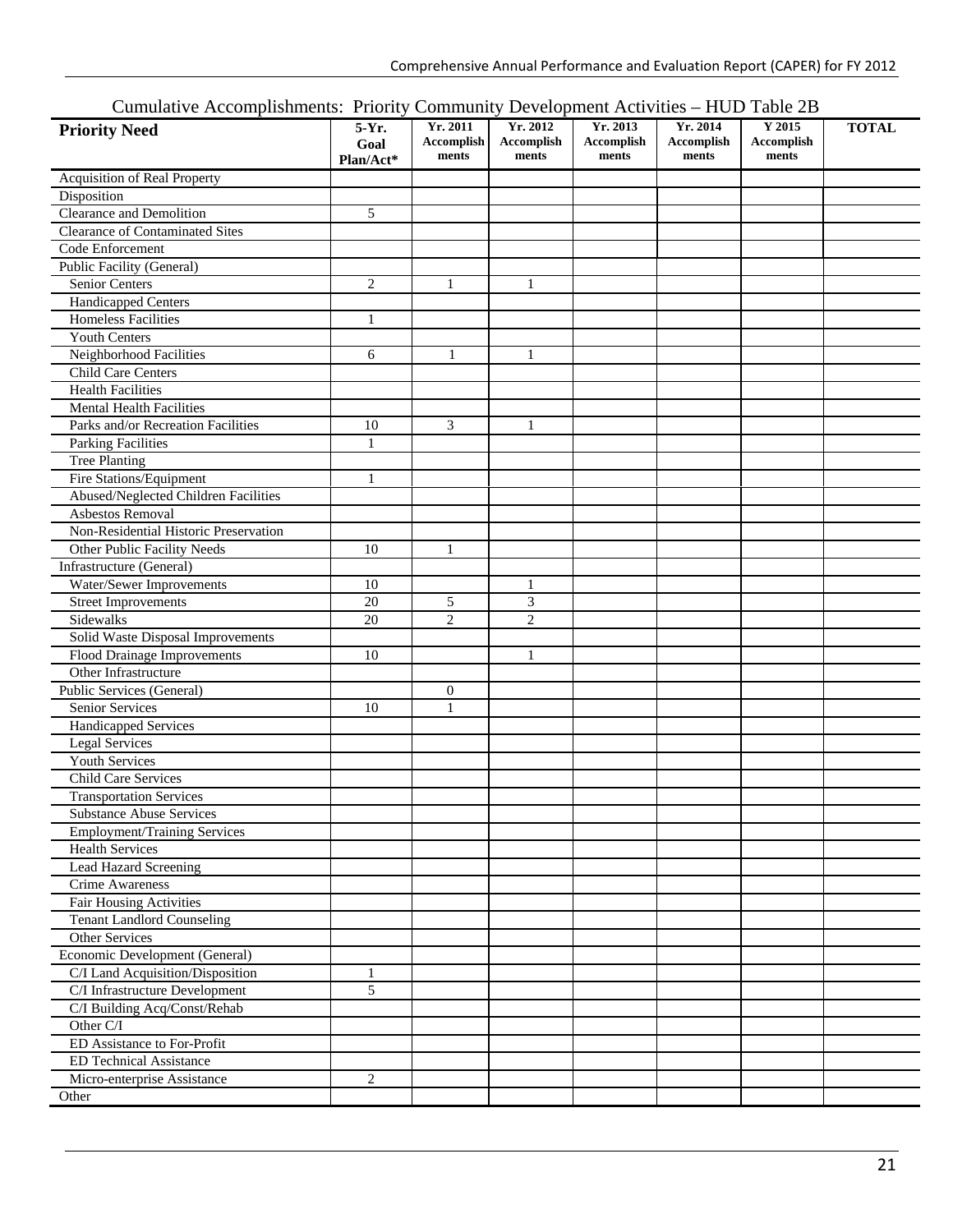## Cumulative Accomplishments: Priority Community Development Activities – HUD Table 2B

| Priority Need | 5-Yr. Goal Plan/Act* | Yr. 2011 Accomplishments | Yr. 2012 Accomplishments | Yr. 2013 Accomplishments | Yr. 2014 Accomplishments | Y 2015 Accomplishments | TOTAL |
|---|---|---|---|---|---|---|---|
| Acquisition of Real Property | | | | | | | |
| Disposition | | | | | | | |
| Clearance and Demolition | 5 | | | | | | |
| Clearance of Contaminated Sites | | | | | | | |
| Code Enforcement | | | | | | | |
| Public Facility (General) | | | | | | | |
| Senior Centers | 2 | 1 | 1 | | | | |
| Handicapped Centers | | | | | | | |
| Homeless Facilities | 1 | | | | | | |
| Youth Centers | | | | | | | |
| Neighborhood Facilities | 6 | 1 | 1 | | | | |
| Child Care Centers | | | | | | | |
| Health Facilities | | | | | | | |
| Mental Health Facilities | | | | | | | |
| Parks and/or Recreation Facilities | 10 | 3 | 1 | | | | |
| Parking Facilities | 1 | | | | | | |
| Tree Planting | | | | | | | |
| Fire Stations/Equipment | 1 | | | | | | |
| Abused/Neglected Children Facilities | | | | | | | |
| Asbestos Removal | | | | | | | |
| Non-Residential Historic Preservation | | | | | | | |
| Other Public Facility Needs | 10 | 1 | | | | | |
| Infrastructure (General) | | | | | | | |
| Water/Sewer Improvements | 10 | | 1 | | | | |
| Street Improvements | 20 | 5 | 3 | | | | |
| Sidewalks | 20 | 2 | 2 | | | | |
| Solid Waste Disposal Improvements | | | | | | | |
| Flood Drainage Improvements | 10 | | 1 | | | | |
| Other Infrastructure | | | | | | | |
| Public Services (General) | | 0 | | | | | |
| Senior Services | 10 | 1 | | | | | |
| Handicapped Services | | | | | | | |
| Legal Services | | | | | | | |
| Youth Services | | | | | | | |
| Child Care Services | | | | | | | |
| Transportation Services | | | | | | | |
| Substance Abuse Services | | | | | | | |
| Employment/Training Services | | | | | | | |
| Health Services | | | | | | | |
| Lead Hazard Screening | | | | | | | |
| Crime Awareness | | | | | | | |
| Fair Housing Activities | | | | | | | |
| Tenant Landlord Counseling | | | | | | | |
| Other Services | | | | | | | |
| Economic Development (General) | | | | | | | |
| C/I Land Acquisition/Disposition | 1 | | | | | | |
| C/I Infrastructure Development | 5 | | | | | | |
| C/I Building Acq/Const/Rehab | | | | | | | |
| Other C/I | | | | | | | |
| ED Assistance to For-Profit | | | | | | | |
| ED Technical Assistance | | | | | | | |
| Micro-enterprise Assistance | 2 | | | | | | |
| Other | | | | | | | |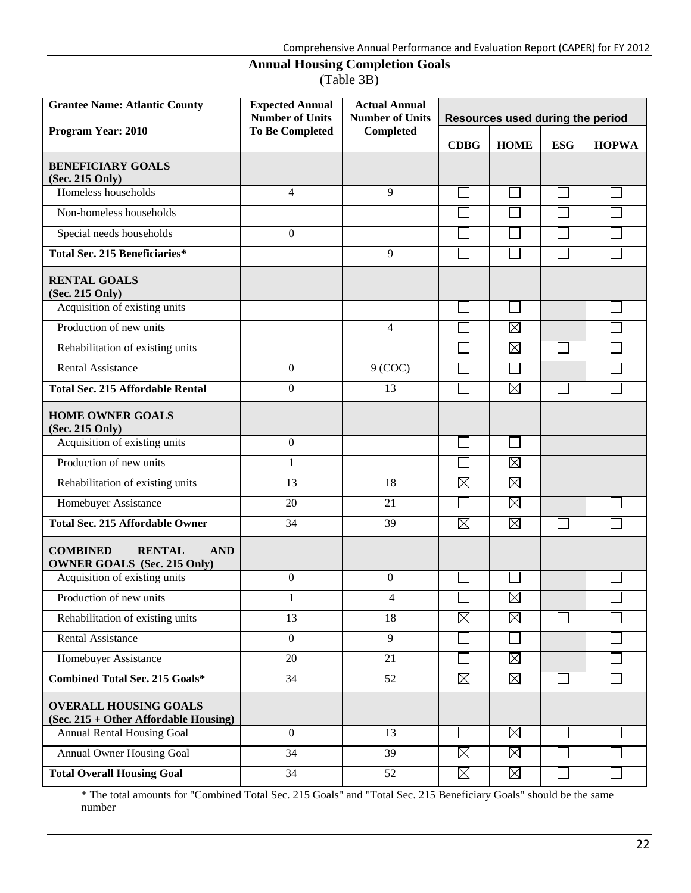## Annual Housing Completion Goals

(Table 3B)

| Grantee Name: Atlantic County<br><br>Program Year: 2010 | Expected Annual Number of Units To Be Completed | Actual Annual Number of Units Completed | Resources used during the period | | | |
|---|---|---|---|---|---|---|
| | | | CDBG | HOME | ESG | HOPWA |
| **BENEFICIARY GOALS (Sec. 215 Only)** | | | | | | |
| Homeless households | 4 | 9 | ☐ | ☐ | ☐ | ☐ |
| Non-homeless households | | | ☐ | ☐ | ☐ | ☐ |
| Special needs households | 0 | | ☐ | ☐ | ☐ | ☐ |
| **Total Sec. 215 Beneficiaries*** | | 9 | ☐ | ☐ | ☐ | ☐ |
| **RENTAL GOALS (Sec. 215 Only)** | | | | | | |
| Acquisition of existing units | | | ☐ | ☐ | | ☐ |
| Production of new units | | 4 | ☐ | ☒ | | ☐ |
| Rehabilitation of existing units | | | ☐ | ☒ | ☐ | ☐ |
| Rental Assistance | 0 | 9 (COC) | ☐ | ☐ | | ☐ |
| **Total Sec. 215 Affordable Rental** | 0 | 13 | ☐ | ☒ | ☐ | ☐ |
| **HOME OWNER GOALS (Sec. 215 Only)** | | | | | | |
| Acquisition of existing units | 0 | | ☐ | ☐ | | |
| Production of new units | 1 | | ☐ | ☒ | | |
| Rehabilitation of existing units | 13 | 18 | ☒ | ☒ | | |
| Homebuyer Assistance | 20 | 21 | ☐ | ☒ | | ☐ |
| **Total Sec. 215 Affordable Owner** | 34 | 39 | ☒ | ☒ | ☐ | ☐ |
| **COMBINED RENTAL AND OWNER GOALS (Sec. 215 Only)** | | | | | | |
| Acquisition of existing units | 0 | 0 | ☐ | ☐ | | ☐ |
| Production of new units | 1 | 4 | ☐ | ☒ | | ☐ |
| Rehabilitation of existing units | 13 | 18 | ☒ | ☒ | ☐ | ☐ |
| Rental Assistance | 0 | 9 | ☐ | ☐ | | ☐ |
| Homebuyer Assistance | 20 | 21 | ☐ | ☒ | | ☐ |
| **Combined Total Sec. 215 Goals*** | 34 | 52 | ☒ | ☒ | ☐ | ☐ |
| **OVERALL HOUSING GOALS (Sec. 215 + Other Affordable Housing)** | | | | | | |
| Annual Rental Housing Goal | 0 | 13 | ☐ | ☒ | ☐ | ☐ |
| Annual Owner Housing Goal | 34 | 39 | ☒ | ☒ | ☐ | ☐ |
| **Total Overall Housing Goal** | 34 | 52 | ☒ | ☒ | ☐ | ☐ |

* The total amounts for "Combined Total Sec. 215 Goals" and "Total Sec. 215 Beneficiary Goals" should be the same number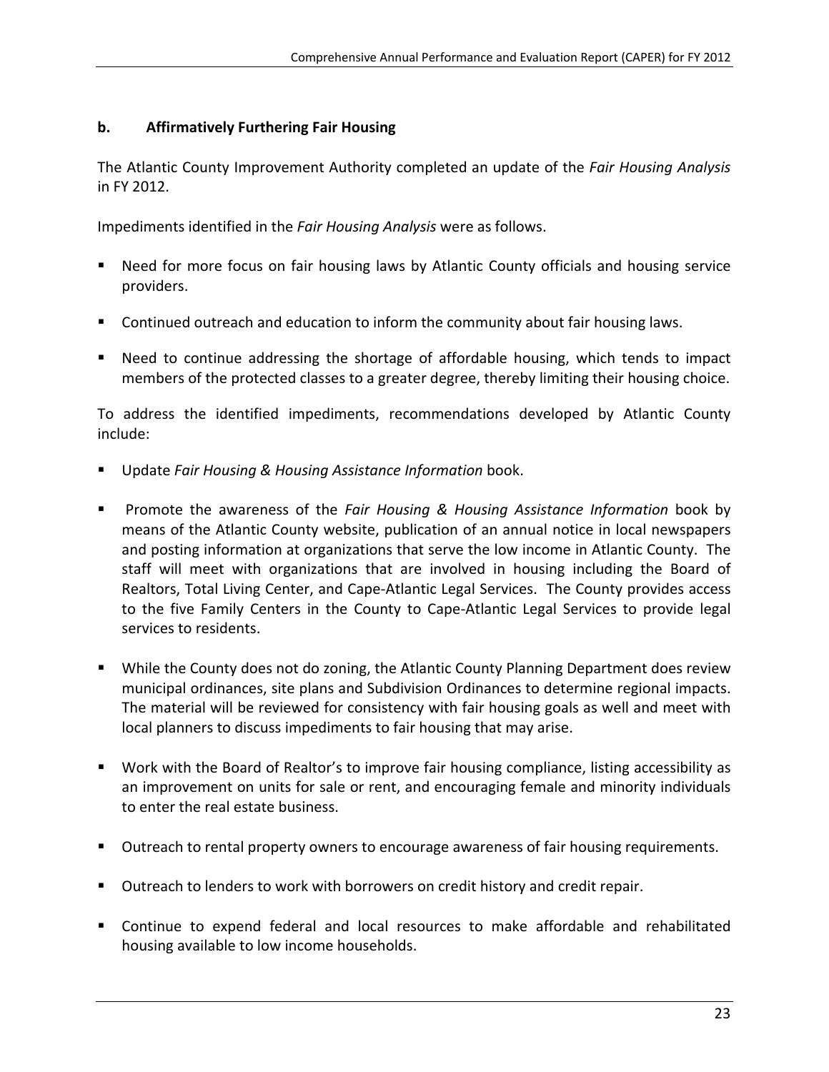### b. Affirmatively Furthering Fair Housing

The Atlantic County Improvement Authority completed an update of the *Fair Housing Analysis* in FY 2012.

Impediments identified in the *Fair Housing Analysis* were as follows.

- Need for more focus on fair housing laws by Atlantic County officials and housing service providers.
- Continued outreach and education to inform the community about fair housing laws.
- Need to continue addressing the shortage of affordable housing, which tends to impact members of the protected classes to a greater degree, thereby limiting their housing choice.

To address the identified impediments, recommendations developed by Atlantic County include:

- Update *Fair Housing & Housing Assistance Information* book.
- Promote the awareness of the *Fair Housing & Housing Assistance Information* book by means of the Atlantic County website, publication of an annual notice in local newspapers and posting information at organizations that serve the low income in Atlantic County. The staff will meet with organizations that are involved in housing including the Board of Realtors, Total Living Center, and Cape-Atlantic Legal Services. The County provides access to the five Family Centers in the County to Cape-Atlantic Legal Services to provide legal services to residents.
- While the County does not do zoning, the Atlantic County Planning Department does review municipal ordinances, site plans and Subdivision Ordinances to determine regional impacts. The material will be reviewed for consistency with fair housing goals as well and meet with local planners to discuss impediments to fair housing that may arise.
- Work with the Board of Realtor's to improve fair housing compliance, listing accessibility as an improvement on units for sale or rent, and encouraging female and minority individuals to enter the real estate business.
- Outreach to rental property owners to encourage awareness of fair housing requirements.
- Outreach to lenders to work with borrowers on credit history and credit repair.
- Continue to expend federal and local resources to make affordable and rehabilitated housing available to low income households.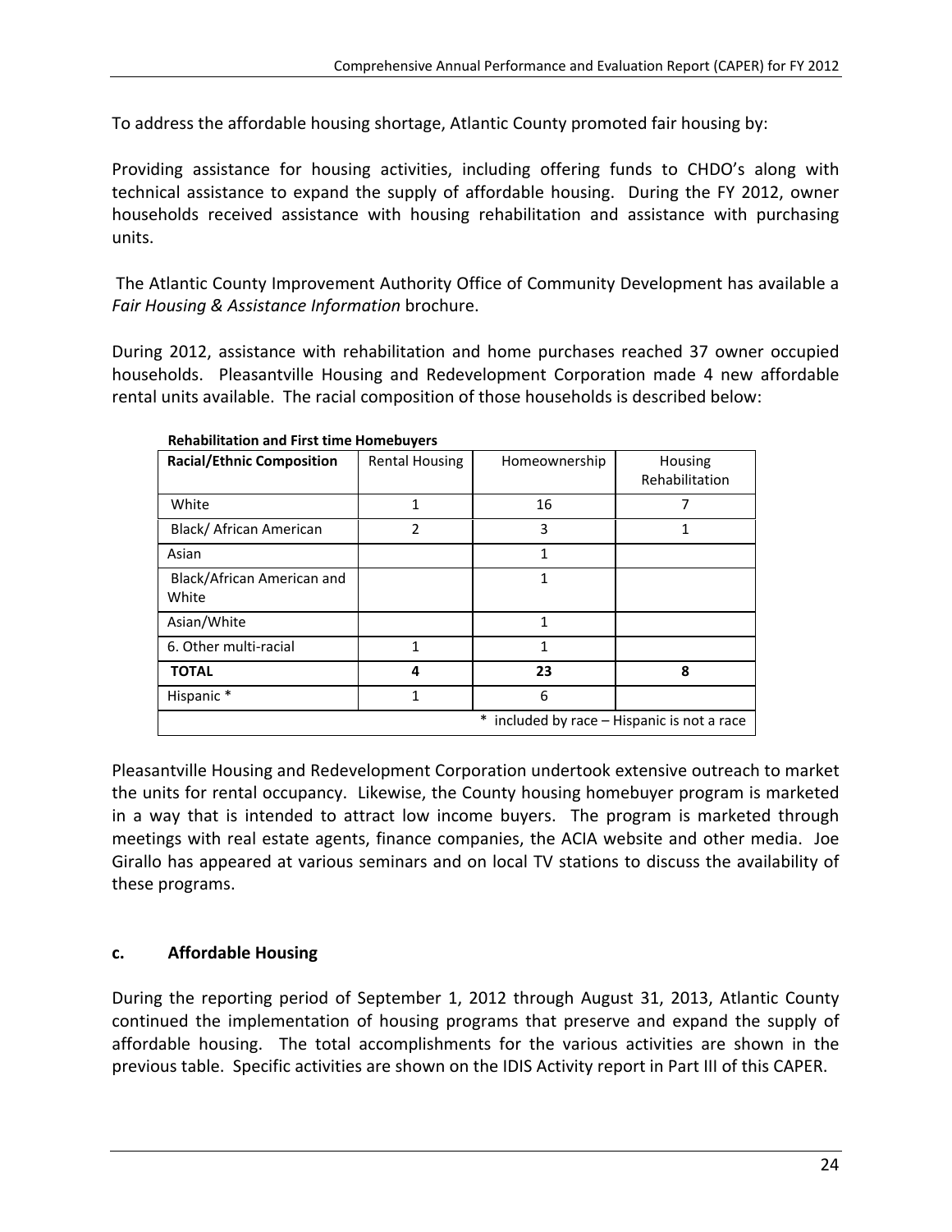To address the affordable housing shortage, Atlantic County promoted fair housing by:

Providing assistance for housing activities, including offering funds to CHDO's along with technical assistance to expand the supply of affordable housing. During the FY 2012, owner households received assistance with housing rehabilitation and assistance with purchasing units.

The Atlantic County Improvement Authority Office of Community Development has available a *Fair Housing & Assistance Information* brochure.

During 2012, assistance with rehabilitation and home purchases reached 37 owner occupied households. Pleasantville Housing and Redevelopment Corporation made 4 new affordable rental units available. The racial composition of those households is described below:

**Rehabilitation and First time Homebuyers**

| **Racial/Ethnic Composition** | Rental Housing | Homeownership | Housing Rehabilitation |
|---|---|---|---|
| White | 1 | 16 | 7 |
| Black/ African American | 2 | 3 | 1 |
| Asian | | 1 | |
| Black/African American and White | | 1 | |
| Asian/White | | 1 | |
| 6. Other multi-racial | 1 | 1 | |
| **TOTAL** | **4** | **23** | **8** |
| Hispanic * | 1 | 6 | |
| * included by race – Hispanic is not a race | | | |

Pleasantville Housing and Redevelopment Corporation undertook extensive outreach to market the units for rental occupancy. Likewise, the County housing homebuyer program is marketed in a way that is intended to attract low income buyers. The program is marketed through meetings with real estate agents, finance companies, the ACIA website and other media. Joe Girallo has appeared at various seminars and on local TV stations to discuss the availability of these programs.

## c. Affordable Housing

During the reporting period of September 1, 2012 through August 31, 2013, Atlantic County continued the implementation of housing programs that preserve and expand the supply of affordable housing. The total accomplishments for the various activities are shown in the previous table. Specific activities are shown on the IDIS Activity report in Part III of this CAPER.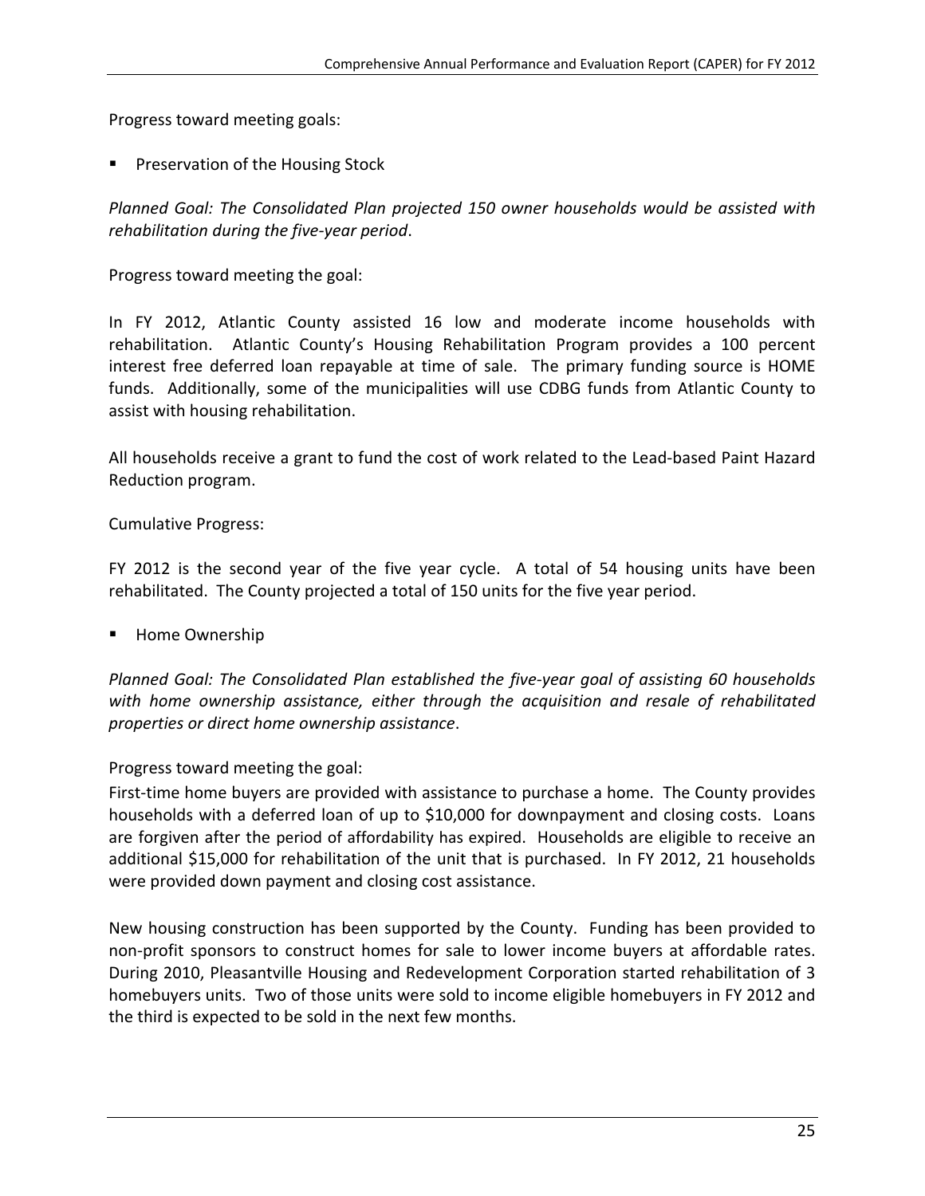Progress toward meeting goals:

- Preservation of the Housing Stock

*Planned Goal: The Consolidated Plan projected 150 owner households would be assisted with rehabilitation during the five-year period*.

Progress toward meeting the goal:

In FY 2012, Atlantic County assisted 16 low and moderate income households with rehabilitation. Atlantic County's Housing Rehabilitation Program provides a 100 percent interest free deferred loan repayable at time of sale. The primary funding source is HOME funds. Additionally, some of the municipalities will use CDBG funds from Atlantic County to assist with housing rehabilitation.

All households receive a grant to fund the cost of work related to the Lead-based Paint Hazard Reduction program.

Cumulative Progress:

FY 2012 is the second year of the five year cycle. A total of 54 housing units have been rehabilitated. The County projected a total of 150 units for the five year period.

- Home Ownership

*Planned Goal: The Consolidated Plan established the five-year goal of assisting 60 households with home ownership assistance, either through the acquisition and resale of rehabilitated properties or direct home ownership assistance*.

Progress toward meeting the goal:

First-time home buyers are provided with assistance to purchase a home. The County provides households with a deferred loan of up to $10,000 for downpayment and closing costs. Loans are forgiven after the period of affordability has expired. Households are eligible to receive an additional $15,000 for rehabilitation of the unit that is purchased. In FY 2012, 21 households were provided down payment and closing cost assistance.

New housing construction has been supported by the County. Funding has been provided to non-profit sponsors to construct homes for sale to lower income buyers at affordable rates. During 2010, Pleasantville Housing and Redevelopment Corporation started rehabilitation of 3 homebuyers units. Two of those units were sold to income eligible homebuyers in FY 2012 and the third is expected to be sold in the next few months.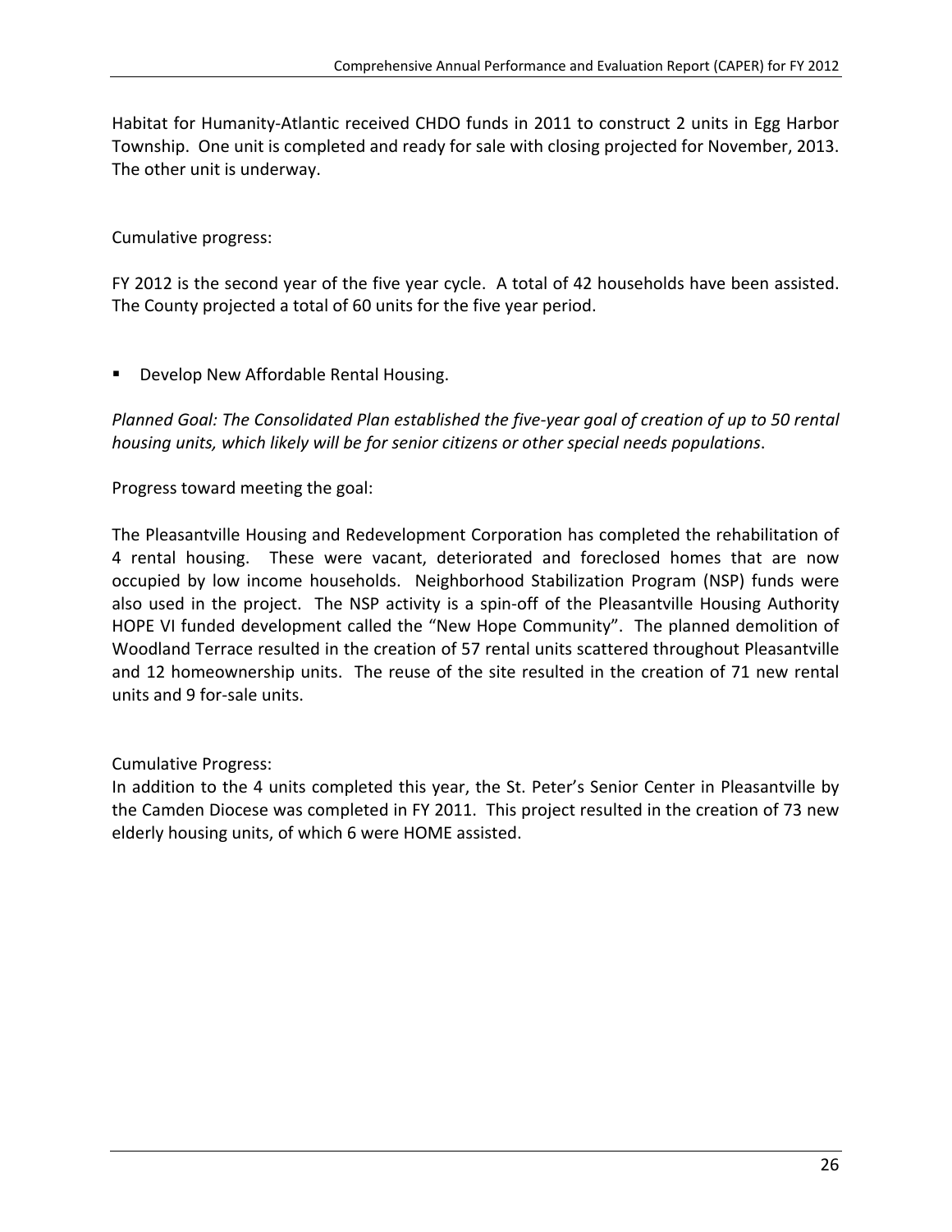Habitat for Humanity-Atlantic received CHDO funds in 2011 to construct 2 units in Egg Harbor Township. One unit is completed and ready for sale with closing projected for November, 2013. The other unit is underway.

Cumulative progress:

FY 2012 is the second year of the five year cycle. A total of 42 households have been assisted. The County projected a total of 60 units for the five year period.

- Develop New Affordable Rental Housing.

*Planned Goal: The Consolidated Plan established the five-year goal of creation of up to 50 rental housing units, which likely will be for senior citizens or other special needs populations*.

Progress toward meeting the goal:

The Pleasantville Housing and Redevelopment Corporation has completed the rehabilitation of 4 rental housing. These were vacant, deteriorated and foreclosed homes that are now occupied by low income households. Neighborhood Stabilization Program (NSP) funds were also used in the project. The NSP activity is a spin-off of the Pleasantville Housing Authority HOPE VI funded development called the "New Hope Community". The planned demolition of Woodland Terrace resulted in the creation of 57 rental units scattered throughout Pleasantville and 12 homeownership units. The reuse of the site resulted in the creation of 71 new rental units and 9 for-sale units.

Cumulative Progress:

In addition to the 4 units completed this year, the St. Peter's Senior Center in Pleasantville by the Camden Diocese was completed in FY 2011. This project resulted in the creation of 73 new elderly housing units, of which 6 were HOME assisted.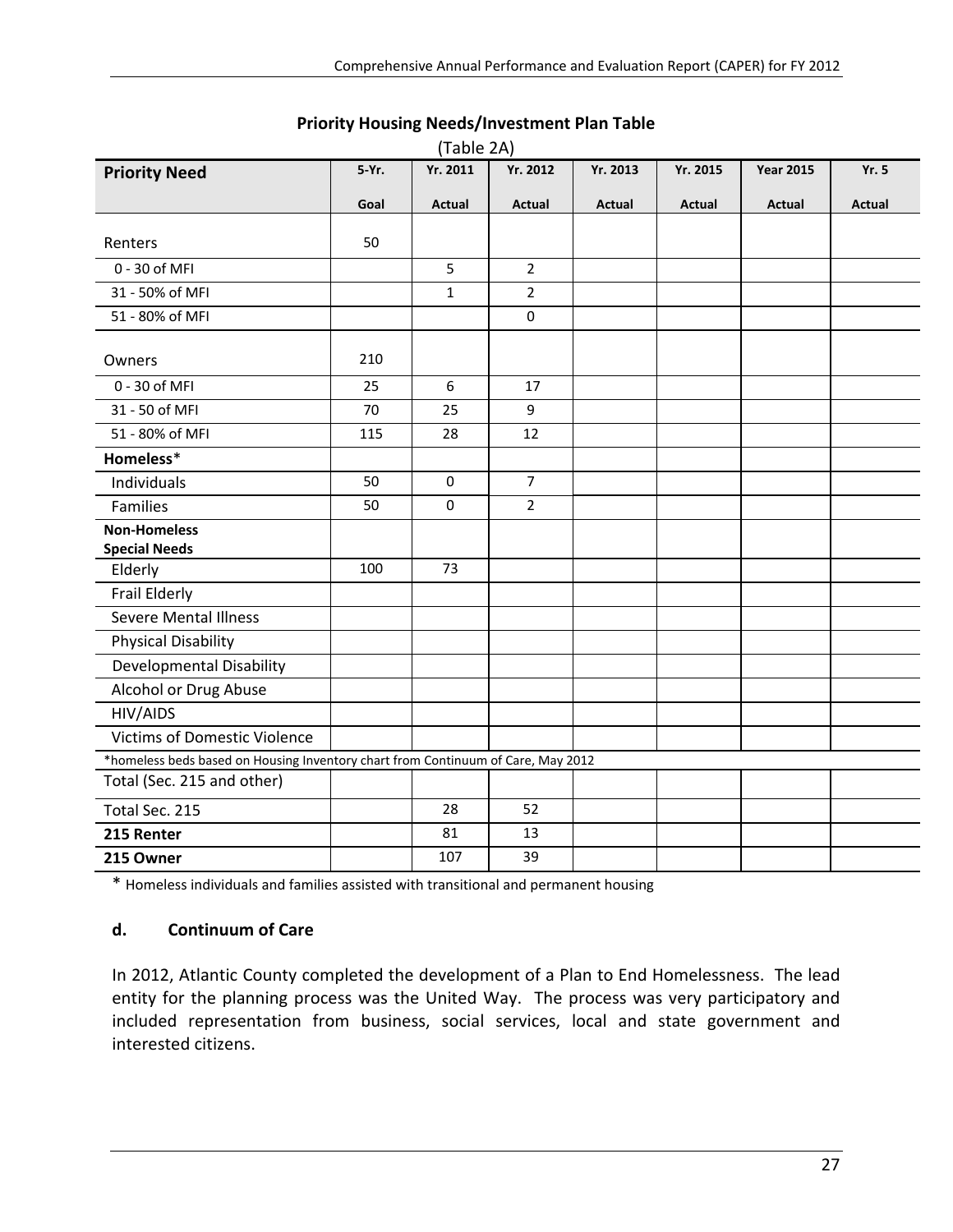**Priority Housing Needs/Investment Plan Table**

(Table 2A)

| **Priority Need** | **5-Yr. Goal** | **Yr. 2011 Actual** | **Yr. 2012 Actual** | **Yr. 2013 Actual** | **Yr. 2015 Actual** | **Year 2015 Actual** | **Yr. 5 Actual** |
|---|---|---|---|---|---|---|---|
| Renters | 50 | | | | | | |
| 0 - 30 of MFI | | 5 | 2 | | | | |
| 31 - 50% of MFI | | 1 | 2 | | | | |
| 51 - 80% of MFI | | | 0 | | | | |
| Owners | 210 | | | | | | |
| 0 - 30 of MFI | 25 | 6 | 17 | | | | |
| 31 - 50 of MFI | 70 | 25 | 9 | | | | |
| 51 - 80% of MFI | 115 | 28 | 12 | | | | |
| **Homeless*** | | | | | | | |
| Individuals | 50 | 0 | 7 | | | | |
| Families | 50 | 0 | 2 | | | | |
| **Non-Homeless Special Needs** | | | | | | | |
| Elderly | 100 | 73 | | | | | |
| Frail Elderly | | | | | | | |
| Severe Mental Illness | | | | | | | |
| Physical Disability | | | | | | | |
| Developmental Disability | | | | | | | |
| Alcohol or Drug Abuse | | | | | | | |
| HIV/AIDS | | | | | | | |
| Victims of Domestic Violence | | | | | | | |
| *homeless beds based on Housing Inventory chart from Continuum of Care, May 2012 | | | | | | | |
| Total (Sec. 215 and other) | | | | | | | |
| Total Sec. 215 | | 28 | 52 | | | | |
| **215 Renter** | | 81 | 13 | | | | |
| **215 Owner** | | 107 | 39 | | | | |

\* Homeless individuals and families assisted with transitional and permanent housing

### d. Continuum of Care

In 2012, Atlantic County completed the development of a Plan to End Homelessness. The lead entity for the planning process was the United Way. The process was very participatory and included representation from business, social services, local and state government and interested citizens.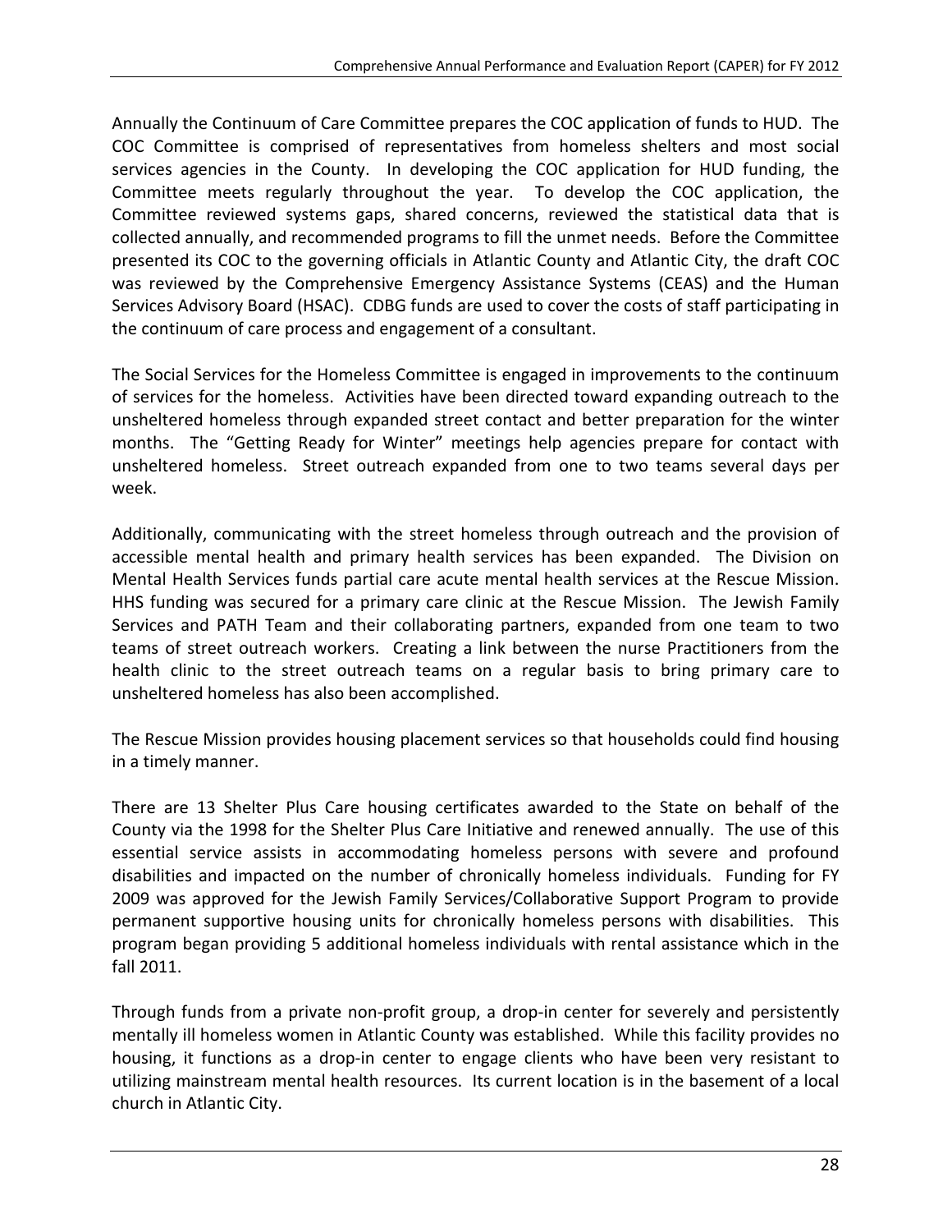Annually the Continuum of Care Committee prepares the COC application of funds to HUD. The COC Committee is comprised of representatives from homeless shelters and most social services agencies in the County. In developing the COC application for HUD funding, the Committee meets regularly throughout the year. To develop the COC application, the Committee reviewed systems gaps, shared concerns, reviewed the statistical data that is collected annually, and recommended programs to fill the unmet needs. Before the Committee presented its COC to the governing officials in Atlantic County and Atlantic City, the draft COC was reviewed by the Comprehensive Emergency Assistance Systems (CEAS) and the Human Services Advisory Board (HSAC). CDBG funds are used to cover the costs of staff participating in the continuum of care process and engagement of a consultant.

The Social Services for the Homeless Committee is engaged in improvements to the continuum of services for the homeless. Activities have been directed toward expanding outreach to the unsheltered homeless through expanded street contact and better preparation for the winter months. The "Getting Ready for Winter" meetings help agencies prepare for contact with unsheltered homeless. Street outreach expanded from one to two teams several days per week.

Additionally, communicating with the street homeless through outreach and the provision of accessible mental health and primary health services has been expanded. The Division on Mental Health Services funds partial care acute mental health services at the Rescue Mission. HHS funding was secured for a primary care clinic at the Rescue Mission. The Jewish Family Services and PATH Team and their collaborating partners, expanded from one team to two teams of street outreach workers. Creating a link between the nurse Practitioners from the health clinic to the street outreach teams on a regular basis to bring primary care to unsheltered homeless has also been accomplished.

The Rescue Mission provides housing placement services so that households could find housing in a timely manner.

There are 13 Shelter Plus Care housing certificates awarded to the State on behalf of the County via the 1998 for the Shelter Plus Care Initiative and renewed annually. The use of this essential service assists in accommodating homeless persons with severe and profound disabilities and impacted on the number of chronically homeless individuals. Funding for FY 2009 was approved for the Jewish Family Services/Collaborative Support Program to provide permanent supportive housing units for chronically homeless persons with disabilities. This program began providing 5 additional homeless individuals with rental assistance which in the fall 2011.

Through funds from a private non-profit group, a drop-in center for severely and persistently mentally ill homeless women in Atlantic County was established. While this facility provides no housing, it functions as a drop-in center to engage clients who have been very resistant to utilizing mainstream mental health resources. Its current location is in the basement of a local church in Atlantic City.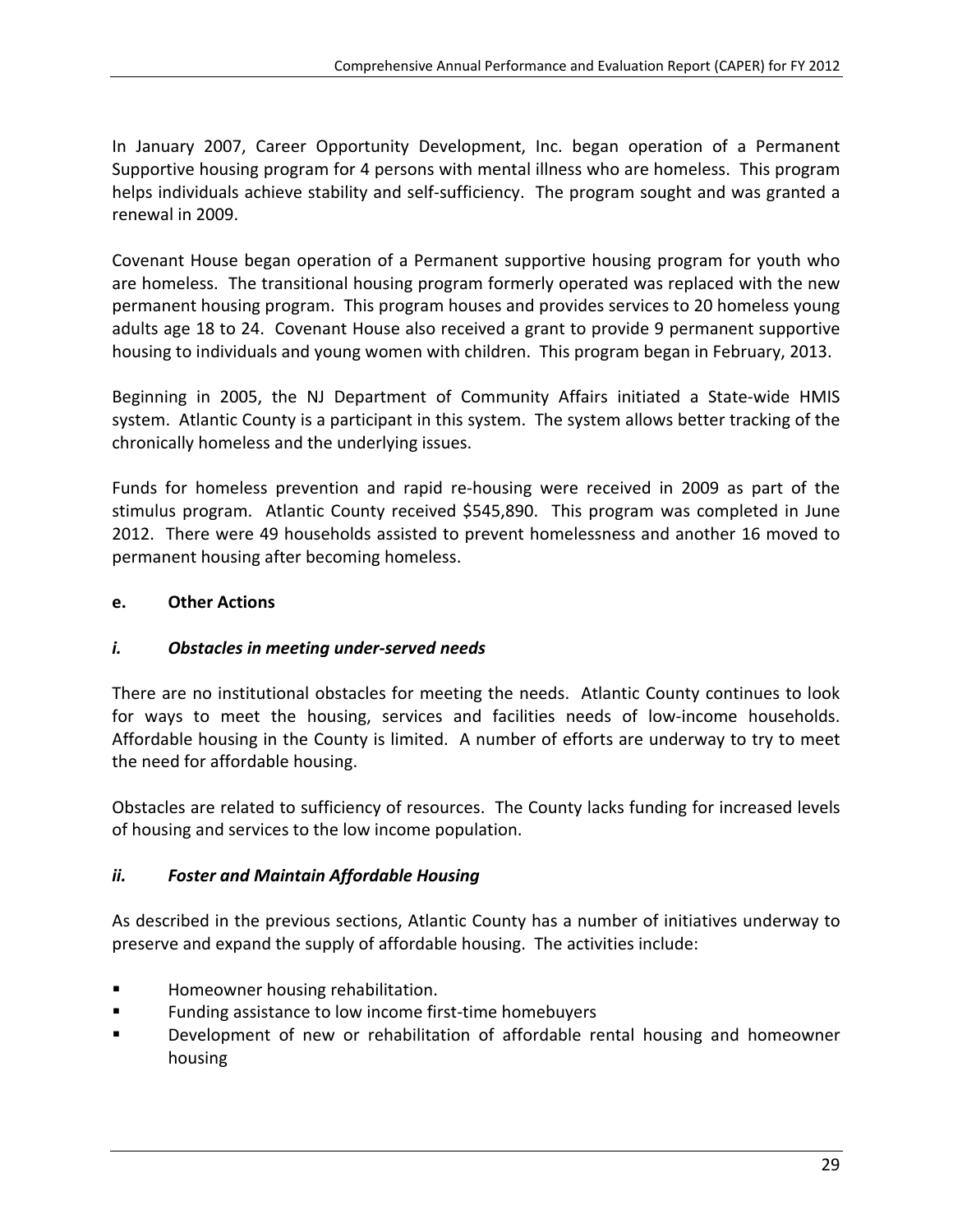In January 2007, Career Opportunity Development, Inc. began operation of a Permanent Supportive housing program for 4 persons with mental illness who are homeless. This program helps individuals achieve stability and self-sufficiency. The program sought and was granted a renewal in 2009.

Covenant House began operation of a Permanent supportive housing program for youth who are homeless. The transitional housing program formerly operated was replaced with the new permanent housing program. This program houses and provides services to 20 homeless young adults age 18 to 24. Covenant House also received a grant to provide 9 permanent supportive housing to individuals and young women with children. This program began in February, 2013.

Beginning in 2005, the NJ Department of Community Affairs initiated a State-wide HMIS system. Atlantic County is a participant in this system. The system allows better tracking of the chronically homeless and the underlying issues.

Funds for homeless prevention and rapid re-housing were received in 2009 as part of the stimulus program. Atlantic County received $545,890. This program was completed in June 2012. There were 49 households assisted to prevent homelessness and another 16 moved to permanent housing after becoming homeless.

### e. Other Actions

#### *i. Obstacles in meeting under-served needs*

There are no institutional obstacles for meeting the needs. Atlantic County continues to look for ways to meet the housing, services and facilities needs of low-income households. Affordable housing in the County is limited. A number of efforts are underway to try to meet the need for affordable housing.

Obstacles are related to sufficiency of resources. The County lacks funding for increased levels of housing and services to the low income population.

#### *ii. Foster and Maintain Affordable Housing*

As described in the previous sections, Atlantic County has a number of initiatives underway to preserve and expand the supply of affordable housing. The activities include:

- Homeowner housing rehabilitation.
- Funding assistance to low income first-time homebuyers
- Development of new or rehabilitation of affordable rental housing and homeowner housing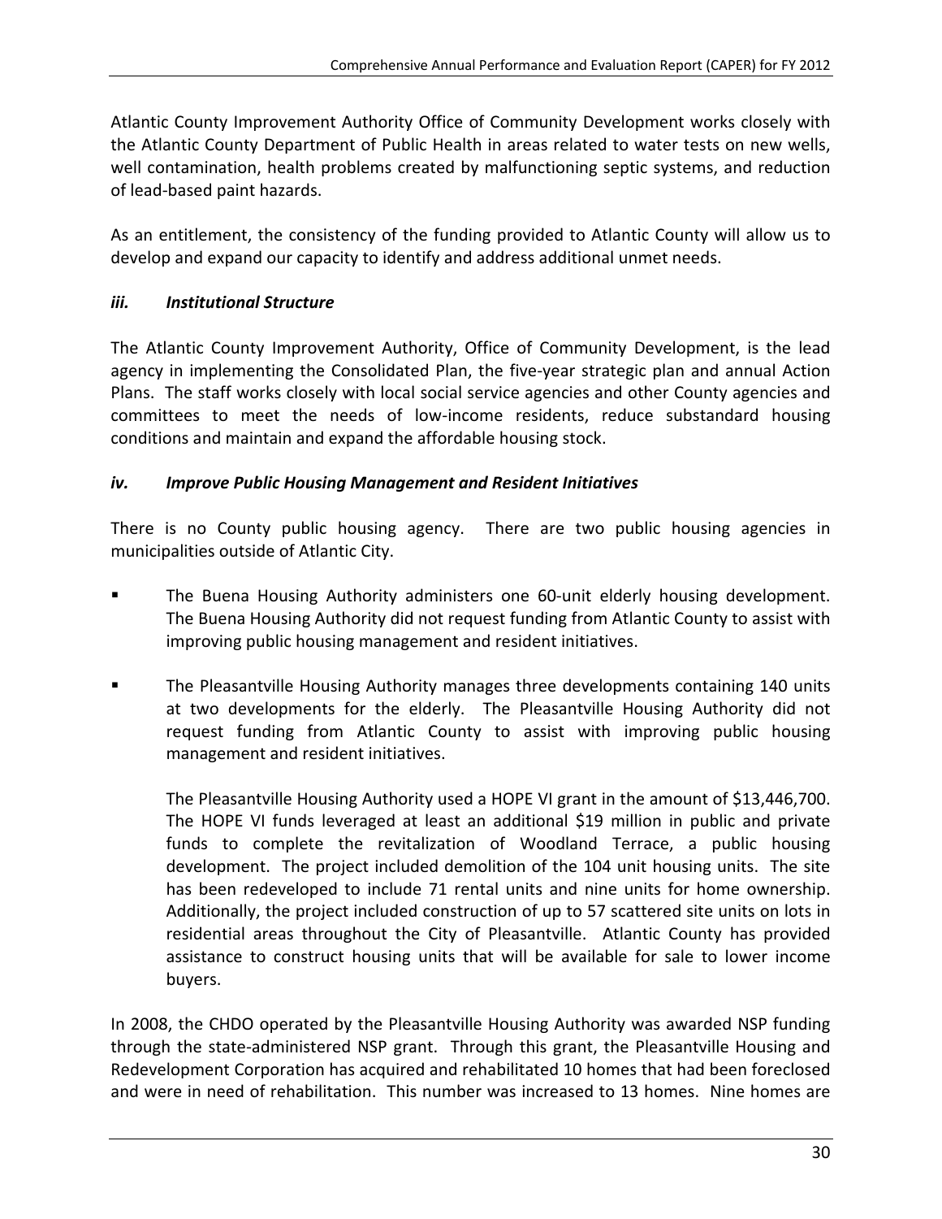Atlantic County Improvement Authority Office of Community Development works closely with the Atlantic County Department of Public Health in areas related to water tests on new wells, well contamination, health problems created by malfunctioning septic systems, and reduction of lead-based paint hazards.

As an entitlement, the consistency of the funding provided to Atlantic County will allow us to develop and expand our capacity to identify and address additional unmet needs.

### *iii. Institutional Structure*

The Atlantic County Improvement Authority, Office of Community Development, is the lead agency in implementing the Consolidated Plan, the five-year strategic plan and annual Action Plans. The staff works closely with local social service agencies and other County agencies and committees to meet the needs of low-income residents, reduce substandard housing conditions and maintain and expand the affordable housing stock.

### *iv. Improve Public Housing Management and Resident Initiatives*

There is no County public housing agency. There are two public housing agencies in municipalities outside of Atlantic City.

- The Buena Housing Authority administers one 60-unit elderly housing development. The Buena Housing Authority did not request funding from Atlantic County to assist with improving public housing management and resident initiatives.
- The Pleasantville Housing Authority manages three developments containing 140 units at two developments for the elderly. The Pleasantville Housing Authority did not request funding from Atlantic County to assist with improving public housing management and resident initiatives.

  The Pleasantville Housing Authority used a HOPE VI grant in the amount of $13,446,700. The HOPE VI funds leveraged at least an additional $19 million in public and private funds to complete the revitalization of Woodland Terrace, a public housing development. The project included demolition of the 104 unit housing units. The site has been redeveloped to include 71 rental units and nine units for home ownership. Additionally, the project included construction of up to 57 scattered site units on lots in residential areas throughout the City of Pleasantville. Atlantic County has provided assistance to construct housing units that will be available for sale to lower income buyers.

In 2008, the CHDO operated by the Pleasantville Housing Authority was awarded NSP funding through the state-administered NSP grant. Through this grant, the Pleasantville Housing and Redevelopment Corporation has acquired and rehabilitated 10 homes that had been foreclosed and were in need of rehabilitation. This number was increased to 13 homes. Nine homes are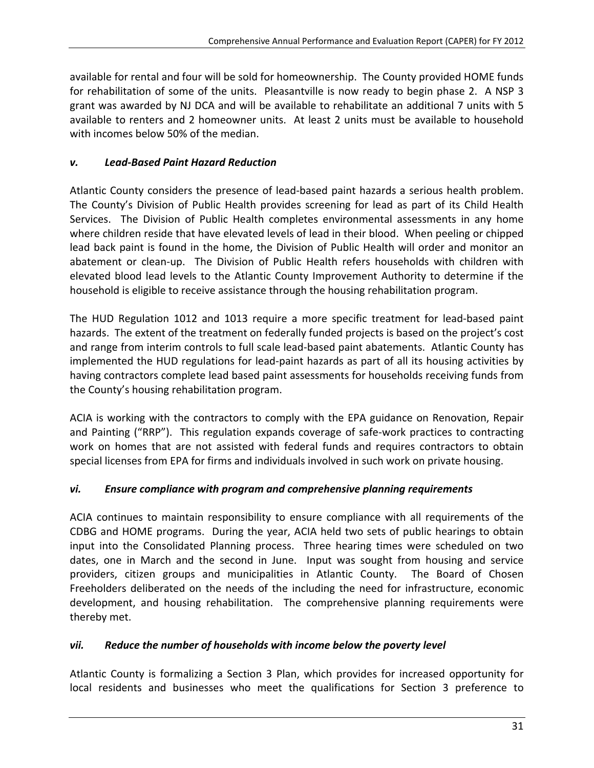available for rental and four will be sold for homeownership. The County provided HOME funds for rehabilitation of some of the units. Pleasantville is now ready to begin phase 2. A NSP 3 grant was awarded by NJ DCA and will be available to rehabilitate an additional 7 units with 5 available to renters and 2 homeowner units. At least 2 units must be available to household with incomes below 50% of the median.

### *v. Lead-Based Paint Hazard Reduction*

Atlantic County considers the presence of lead-based paint hazards a serious health problem. The County's Division of Public Health provides screening for lead as part of its Child Health Services. The Division of Public Health completes environmental assessments in any home where children reside that have elevated levels of lead in their blood. When peeling or chipped lead back paint is found in the home, the Division of Public Health will order and monitor an abatement or clean-up. The Division of Public Health refers households with children with elevated blood lead levels to the Atlantic County Improvement Authority to determine if the household is eligible to receive assistance through the housing rehabilitation program.

The HUD Regulation 1012 and 1013 require a more specific treatment for lead-based paint hazards. The extent of the treatment on federally funded projects is based on the project's cost and range from interim controls to full scale lead-based paint abatements. Atlantic County has implemented the HUD regulations for lead-paint hazards as part of all its housing activities by having contractors complete lead based paint assessments for households receiving funds from the County's housing rehabilitation program.

ACIA is working with the contractors to comply with the EPA guidance on Renovation, Repair and Painting ("RRP"). This regulation expands coverage of safe-work practices to contracting work on homes that are not assisted with federal funds and requires contractors to obtain special licenses from EPA for firms and individuals involved in such work on private housing.

### *vi. Ensure compliance with program and comprehensive planning requirements*

ACIA continues to maintain responsibility to ensure compliance with all requirements of the CDBG and HOME programs. During the year, ACIA held two sets of public hearings to obtain input into the Consolidated Planning process. Three hearing times were scheduled on two dates, one in March and the second in June. Input was sought from housing and service providers, citizen groups and municipalities in Atlantic County. The Board of Chosen Freeholders deliberated on the needs of the including the need for infrastructure, economic development, and housing rehabilitation. The comprehensive planning requirements were thereby met.

### *vii. Reduce the number of households with income below the poverty level*

Atlantic County is formalizing a Section 3 Plan, which provides for increased opportunity for local residents and businesses who meet the qualifications for Section 3 preference to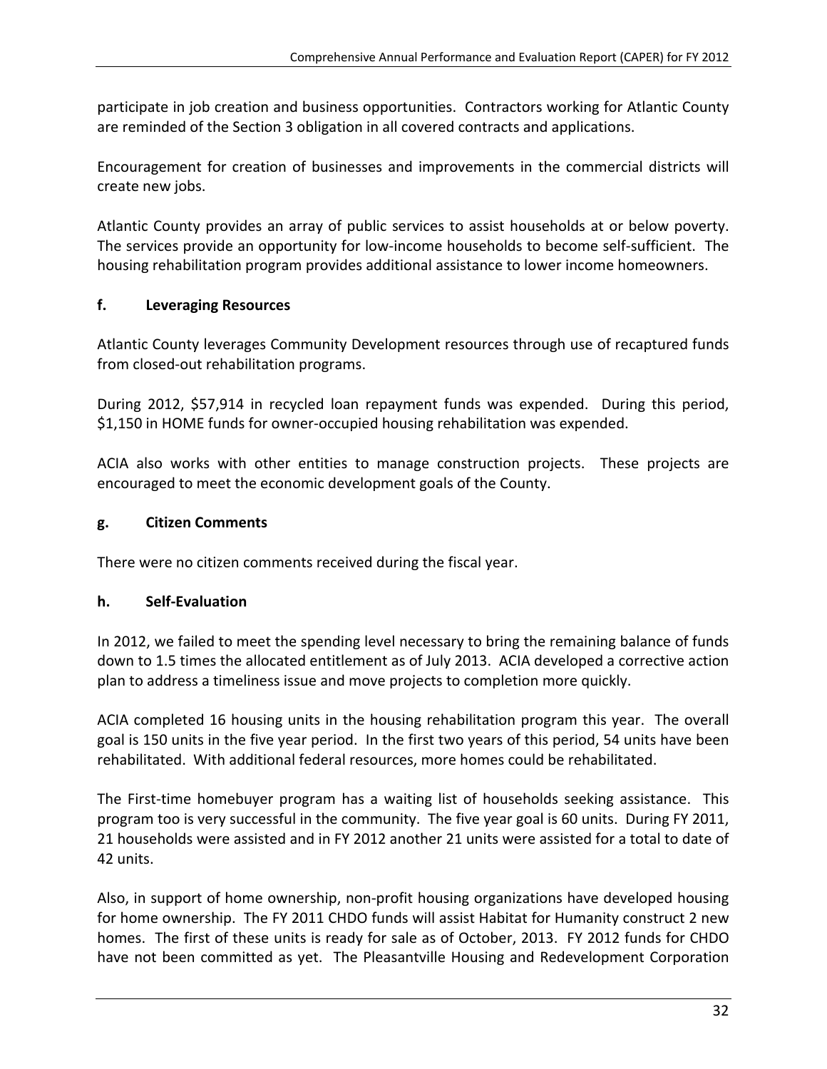participate in job creation and business opportunities. Contractors working for Atlantic County are reminded of the Section 3 obligation in all covered contracts and applications.

Encouragement for creation of businesses and improvements in the commercial districts will create new jobs.

Atlantic County provides an array of public services to assist households at or below poverty. The services provide an opportunity for low-income households to become self-sufficient. The housing rehabilitation program provides additional assistance to lower income homeowners.

#### f. Leveraging Resources

Atlantic County leverages Community Development resources through use of recaptured funds from closed-out rehabilitation programs.

During 2012, $57,914 in recycled loan repayment funds was expended. During this period, $1,150 in HOME funds for owner-occupied housing rehabilitation was expended.

ACIA also works with other entities to manage construction projects. These projects are encouraged to meet the economic development goals of the County.

#### g. Citizen Comments

There were no citizen comments received during the fiscal year.

#### h. Self-Evaluation

In 2012, we failed to meet the spending level necessary to bring the remaining balance of funds down to 1.5 times the allocated entitlement as of July 2013. ACIA developed a corrective action plan to address a timeliness issue and move projects to completion more quickly.

ACIA completed 16 housing units in the housing rehabilitation program this year. The overall goal is 150 units in the five year period. In the first two years of this period, 54 units have been rehabilitated. With additional federal resources, more homes could be rehabilitated.

The First-time homebuyer program has a waiting list of households seeking assistance. This program too is very successful in the community. The five year goal is 60 units. During FY 2011, 21 households were assisted and in FY 2012 another 21 units were assisted for a total to date of 42 units.

Also, in support of home ownership, non-profit housing organizations have developed housing for home ownership. The FY 2011 CHDO funds will assist Habitat for Humanity construct 2 new homes. The first of these units is ready for sale as of October, 2013. FY 2012 funds for CHDO have not been committed as yet. The Pleasantville Housing and Redevelopment Corporation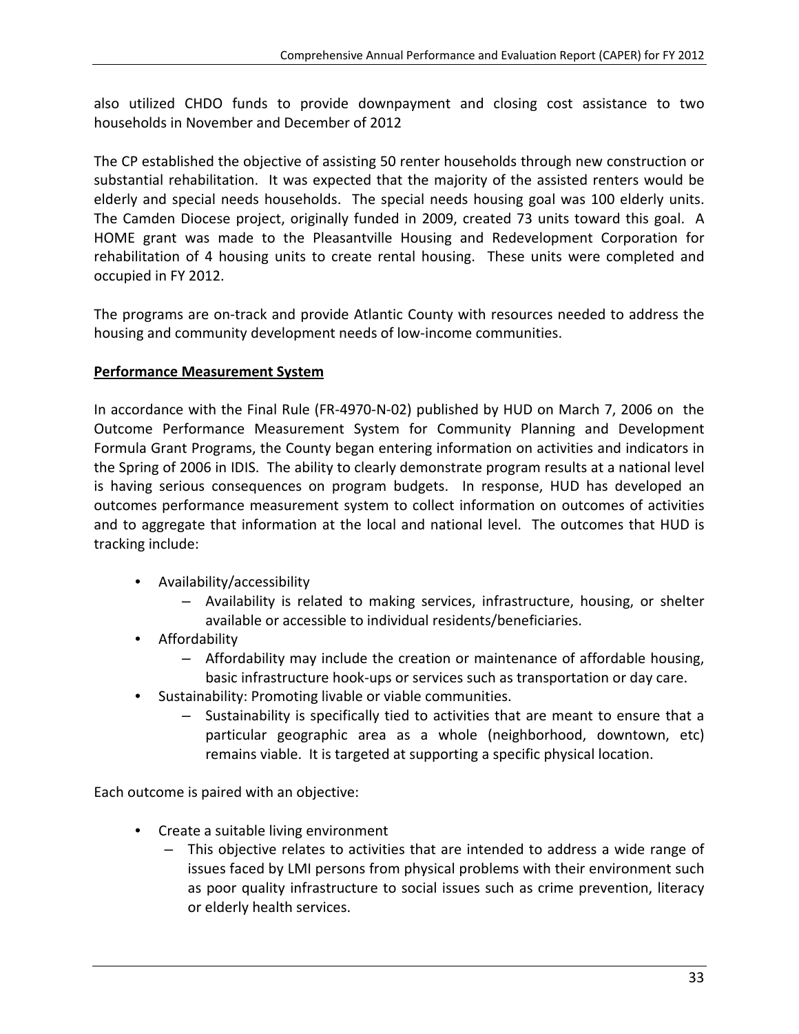also utilized CHDO funds to provide downpayment and closing cost assistance to two households in November and December of 2012

The CP established the objective of assisting 50 renter households through new construction or substantial rehabilitation. It was expected that the majority of the assisted renters would be elderly and special needs households. The special needs housing goal was 100 elderly units. The Camden Diocese project, originally funded in 2009, created 73 units toward this goal. A HOME grant was made to the Pleasantville Housing and Redevelopment Corporation for rehabilitation of 4 housing units to create rental housing. These units were completed and occupied in FY 2012.

The programs are on-track and provide Atlantic County with resources needed to address the housing and community development needs of low-income communities.

**Performance Measurement System**

In accordance with the Final Rule (FR-4970-N-02) published by HUD on March 7, 2006 on the Outcome Performance Measurement System for Community Planning and Development Formula Grant Programs, the County began entering information on activities and indicators in the Spring of 2006 in IDIS. The ability to clearly demonstrate program results at a national level is having serious consequences on program budgets. In response, HUD has developed an outcomes performance measurement system to collect information on outcomes of activities and to aggregate that information at the local and national level. The outcomes that HUD is tracking include:

- Availability/accessibility
  - Availability is related to making services, infrastructure, housing, or shelter available or accessible to individual residents/beneficiaries.
- Affordability
  - Affordability may include the creation or maintenance of affordable housing, basic infrastructure hook-ups or services such as transportation or day care.
- Sustainability: Promoting livable or viable communities.
  - Sustainability is specifically tied to activities that are meant to ensure that a particular geographic area as a whole (neighborhood, downtown, etc) remains viable. It is targeted at supporting a specific physical location.

Each outcome is paired with an objective:

- Create a suitable living environment
  - This objective relates to activities that are intended to address a wide range of issues faced by LMI persons from physical problems with their environment such as poor quality infrastructure to social issues such as crime prevention, literacy or elderly health services.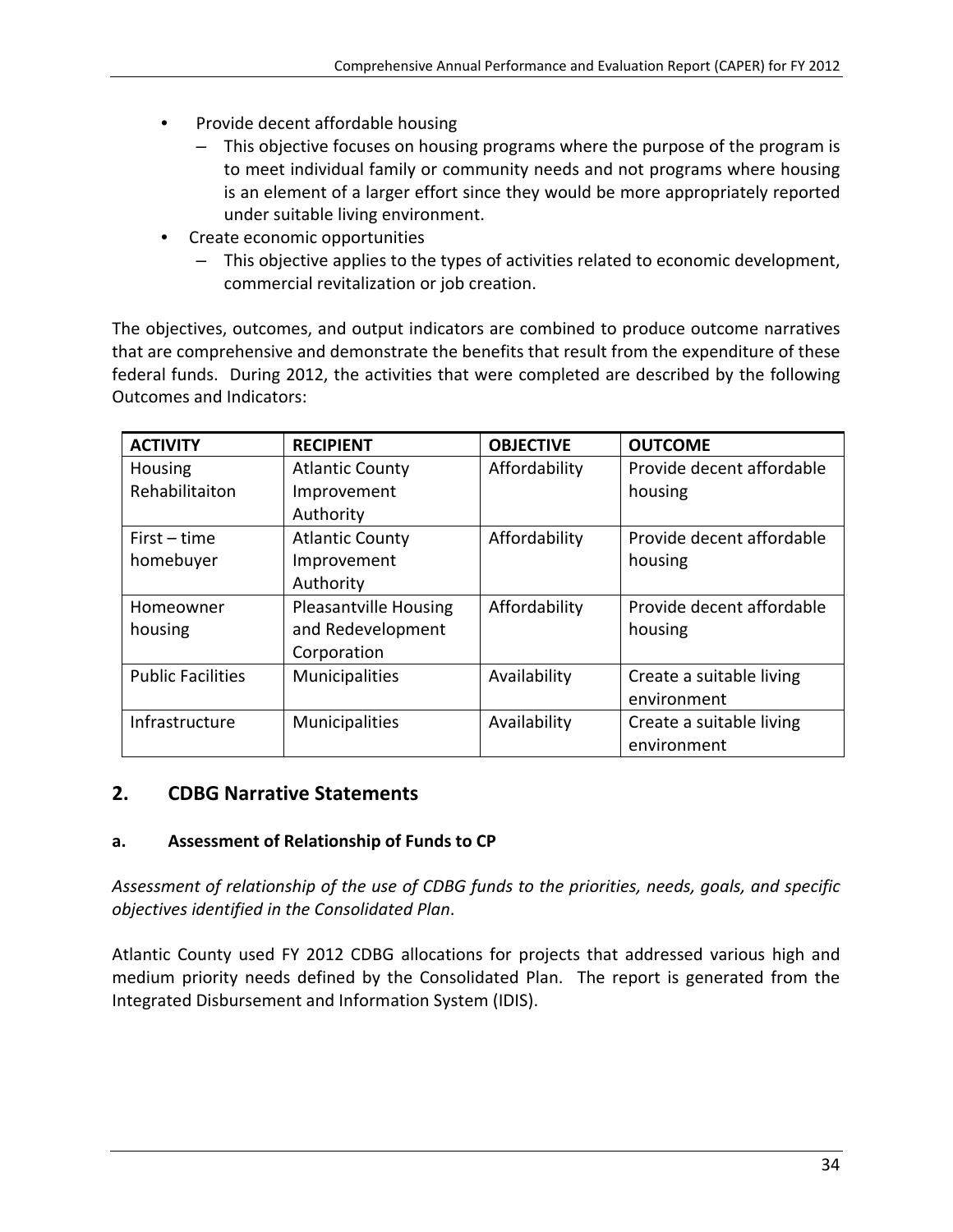- Provide decent affordable housing
  - This objective focuses on housing programs where the purpose of the program is to meet individual family or community needs and not programs where housing is an element of a larger effort since they would be more appropriately reported under suitable living environment.
- Create economic opportunities
  - This objective applies to the types of activities related to economic development, commercial revitalization or job creation.

The objectives, outcomes, and output indicators are combined to produce outcome narratives that are comprehensive and demonstrate the benefits that result from the expenditure of these federal funds. During 2012, the activities that were completed are described by the following Outcomes and Indicators:

| ACTIVITY | RECIPIENT | OBJECTIVE | OUTCOME |
|---|---|---|---|
| Housing Rehabilitaiton | Atlantic County Improvement Authority | Affordability | Provide decent affordable housing |
| First – time homebuyer | Atlantic County Improvement Authority | Affordability | Provide decent affordable housing |
| Homeowner housing | Pleasantville Housing and Redevelopment Corporation | Affordability | Provide decent affordable housing |
| Public Facilities | Municipalities | Availability | Create a suitable living environment |
| Infrastructure | Municipalities | Availability | Create a suitable living environment |

## 2. CDBG Narrative Statements

### a. Assessment of Relationship of Funds to CP

*Assessment of relationship of the use of CDBG funds to the priorities, needs, goals, and specific objectives identified in the Consolidated Plan*.

Atlantic County used FY 2012 CDBG allocations for projects that addressed various high and medium priority needs defined by the Consolidated Plan. The report is generated from the Integrated Disbursement and Information System (IDIS).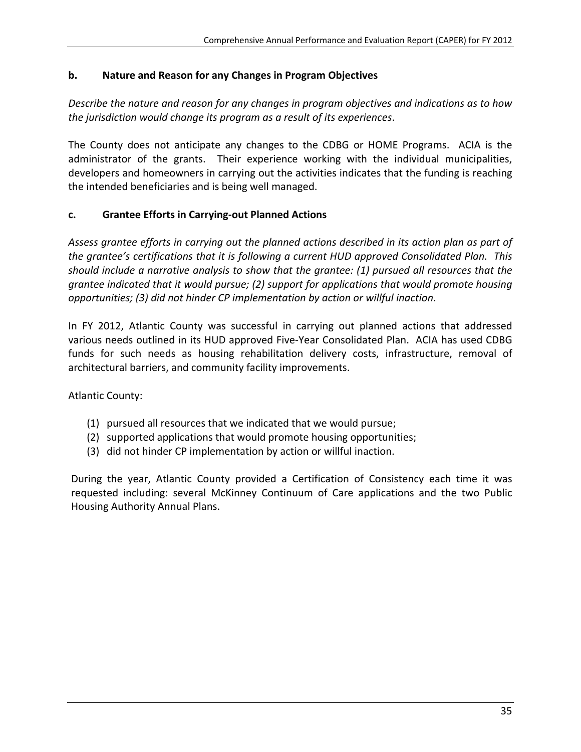### b. Nature and Reason for any Changes in Program Objectives

*Describe the nature and reason for any changes in program objectives and indications as to how the jurisdiction would change its program as a result of its experiences.*

The County does not anticipate any changes to the CDBG or HOME Programs. ACIA is the administrator of the grants. Their experience working with the individual municipalities, developers and homeowners in carrying out the activities indicates that the funding is reaching the intended beneficiaries and is being well managed.

### c. Grantee Efforts in Carrying-out Planned Actions

*Assess grantee efforts in carrying out the planned actions described in its action plan as part of the grantee's certifications that it is following a current HUD approved Consolidated Plan. This should include a narrative analysis to show that the grantee: (1) pursued all resources that the grantee indicated that it would pursue; (2) support for applications that would promote housing opportunities; (3) did not hinder CP implementation by action or willful inaction.*

In FY 2012, Atlantic County was successful in carrying out planned actions that addressed various needs outlined in its HUD approved Five-Year Consolidated Plan. ACIA has used CDBG funds for such needs as housing rehabilitation delivery costs, infrastructure, removal of architectural barriers, and community facility improvements.

Atlantic County:

(1) pursued all resources that we indicated that we would pursue;
(2) supported applications that would promote housing opportunities;
(3) did not hinder CP implementation by action or willful inaction.

During the year, Atlantic County provided a Certification of Consistency each time it was requested including: several McKinney Continuum of Care applications and the two Public Housing Authority Annual Plans.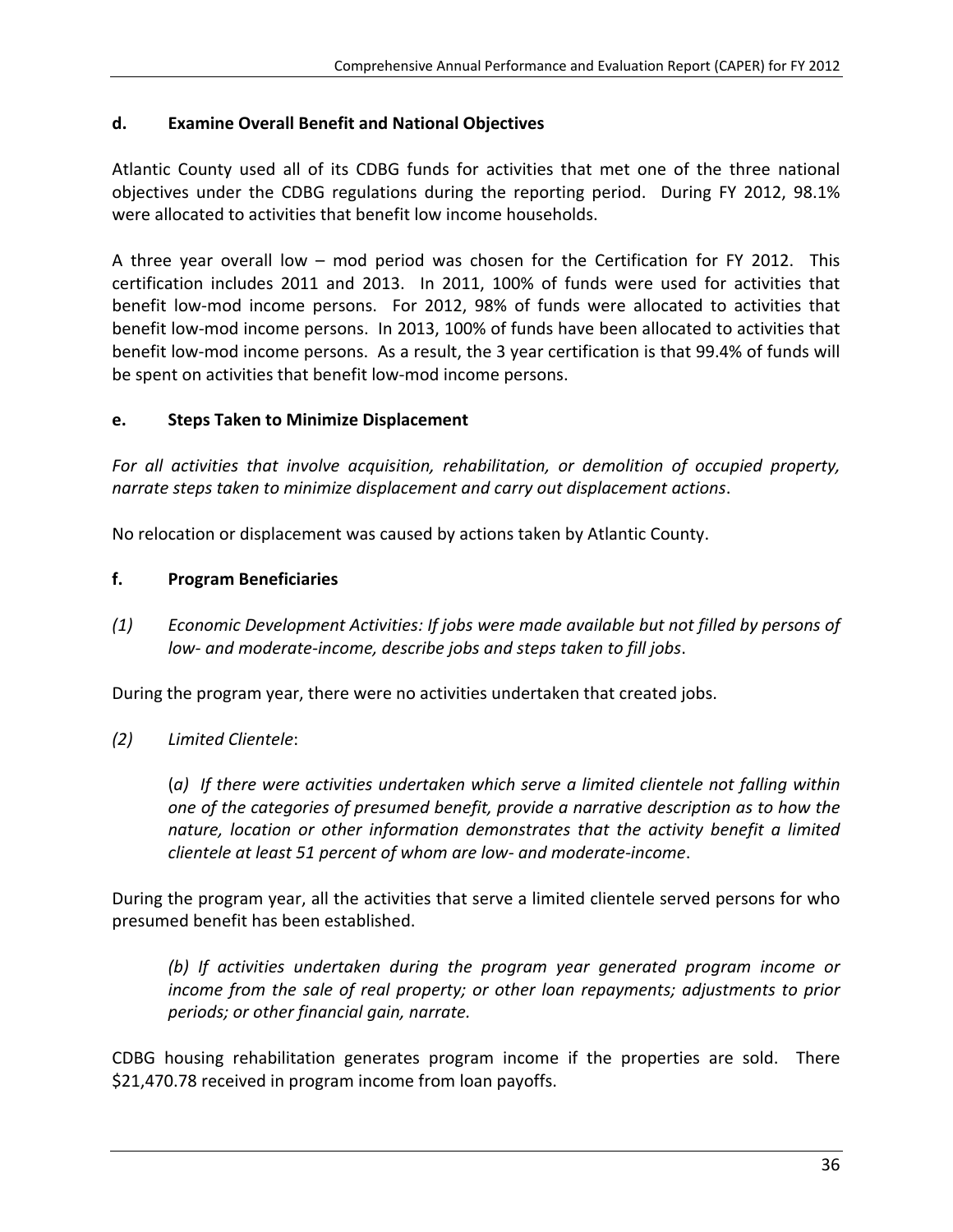### d. Examine Overall Benefit and National Objectives

Atlantic County used all of its CDBG funds for activities that met one of the three national objectives under the CDBG regulations during the reporting period. During FY 2012, 98.1% were allocated to activities that benefit low income households.

A three year overall low – mod period was chosen for the Certification for FY 2012. This certification includes 2011 and 2013. In 2011, 100% of funds were used for activities that benefit low-mod income persons. For 2012, 98% of funds were allocated to activities that benefit low-mod income persons. In 2013, 100% of funds have been allocated to activities that benefit low-mod income persons. As a result, the 3 year certification is that 99.4% of funds will be spent on activities that benefit low-mod income persons.

### e. Steps Taken to Minimize Displacement

*For all activities that involve acquisition, rehabilitation, or demolition of occupied property, narrate steps taken to minimize displacement and carry out displacement actions*.

No relocation or displacement was caused by actions taken by Atlantic County.

### f. Program Beneficiaries

*(1) Economic Development Activities: If jobs were made available but not filled by persons of low- and moderate-income, describe jobs and steps taken to fill jobs*.

During the program year, there were no activities undertaken that created jobs.

*(2) Limited Clientele*:

(*a) If there were activities undertaken which serve a limited clientele not falling within one of the categories of presumed benefit, provide a narrative description as to how the nature, location or other information demonstrates that the activity benefit a limited clientele at least 51 percent of whom are low- and moderate-income*.

During the program year, all the activities that serve a limited clientele served persons for who presumed benefit has been established.

*(b) If activities undertaken during the program year generated program income or income from the sale of real property; or other loan repayments; adjustments to prior periods; or other financial gain, narrate.*

CDBG housing rehabilitation generates program income if the properties are sold. There $21,470.78 received in program income from loan payoffs.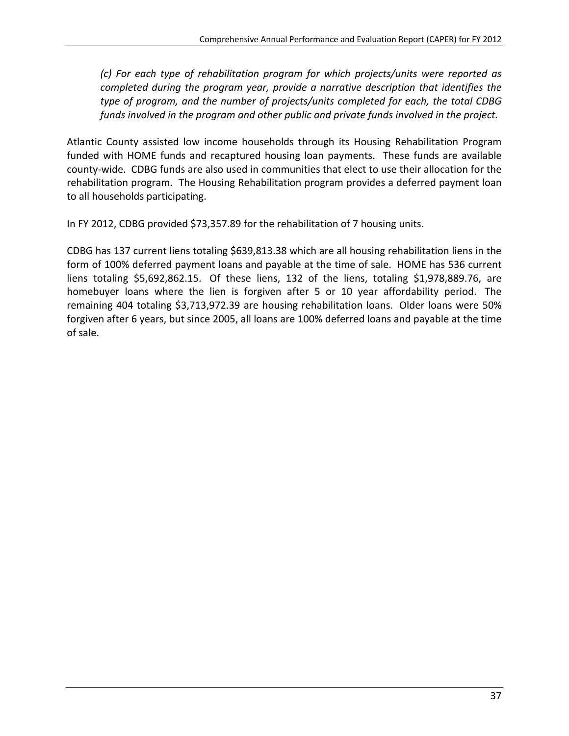*(c) For each type of rehabilitation program for which projects/units were reported as completed during the program year, provide a narrative description that identifies the type of program, and the number of projects/units completed for each, the total CDBG funds involved in the program and other public and private funds involved in the project.*

Atlantic County assisted low income households through its Housing Rehabilitation Program funded with HOME funds and recaptured housing loan payments. These funds are available county-wide. CDBG funds are also used in communities that elect to use their allocation for the rehabilitation program. The Housing Rehabilitation program provides a deferred payment loan to all households participating.

In FY 2012, CDBG provided $73,357.89 for the rehabilitation of 7 housing units.

CDBG has 137 current liens totaling $639,813.38 which are all housing rehabilitation liens in the form of 100% deferred payment loans and payable at the time of sale. HOME has 536 current liens totaling $5,692,862.15. Of these liens, 132 of the liens, totaling $1,978,889.76, are homebuyer loans where the lien is forgiven after 5 or 10 year affordability period. The remaining 404 totaling $3,713,972.39 are housing rehabilitation loans. Older loans were 50% forgiven after 6 years, but since 2005, all loans are 100% deferred loans and payable at the time of sale.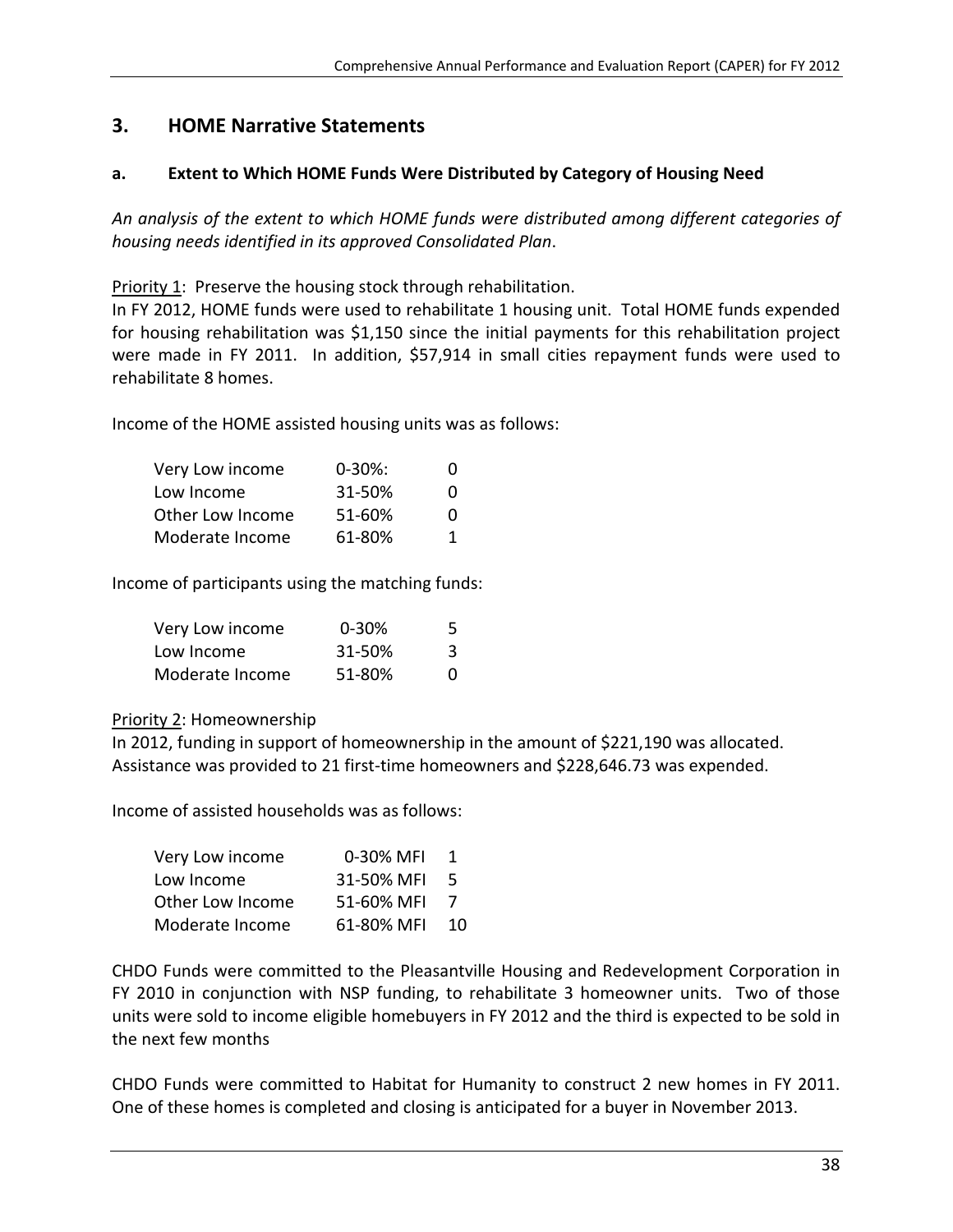## 3. HOME Narrative Statements

### a. Extent to Which HOME Funds Were Distributed by Category of Housing Need

*An analysis of the extent to which HOME funds were distributed among different categories of housing needs identified in its approved Consolidated Plan*.

Priority 1: Preserve the housing stock through rehabilitation.
In FY 2012, HOME funds were used to rehabilitate 1 housing unit. Total HOME funds expended for housing rehabilitation was $1,150 since the initial payments for this rehabilitation project were made in FY 2011. In addition, $57,914 in small cities repayment funds were used to rehabilitate 8 homes.

Income of the HOME assisted housing units was as follows:

| | | |
|---|---|---|
| Very Low income | 0-30%: | 0 |
| Low Income | 31-50% | 0 |
| Other Low Income | 51-60% | 0 |
| Moderate Income | 61-80% | 1 |

Income of participants using the matching funds:

| | | |
|---|---|---|
| Very Low income | 0-30% | 5 |
| Low Income | 31-50% | 3 |
| Moderate Income | 51-80% | 0 |

Priority 2: Homeownership
In 2012, funding in support of homeownership in the amount of $221,190 was allocated. Assistance was provided to 21 first-time homeowners and $228,646.73 was expended.

Income of assisted households was as follows:

| | | |
|---|---|---|
| Very Low income | 0-30% MFI | 1 |
| Low Income | 31-50% MFI | 5 |
| Other Low Income | 51-60% MFI | 7 |
| Moderate Income | 61-80% MFI | 10 |

CHDO Funds were committed to the Pleasantville Housing and Redevelopment Corporation in FY 2010 in conjunction with NSP funding, to rehabilitate 3 homeowner units. Two of those units were sold to income eligible homebuyers in FY 2012 and the third is expected to be sold in the next few months

CHDO Funds were committed to Habitat for Humanity to construct 2 new homes in FY 2011. One of these homes is completed and closing is anticipated for a buyer in November 2013.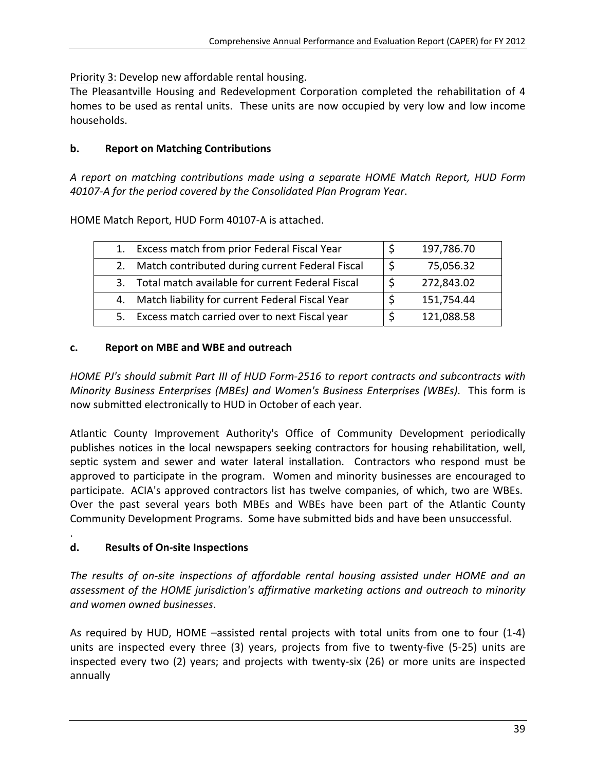Priority 3: Develop new affordable rental housing.

The Pleasantville Housing and Redevelopment Corporation completed the rehabilitation of 4 homes to be used as rental units. These units are now occupied by very low and low income households.

**b. Report on Matching Contributions**

*A report on matching contributions made using a separate HOME Match Report, HUD Form 40107-A for the period covered by the Consolidated Plan Program Year*.

HOME Match Report, HUD Form 40107-A is attached.

| | |
|---|---|
| 1. Excess match from prior Federal Fiscal Year | $ 197,786.70 |
| 2. Match contributed during current Federal Fiscal | $ 75,056.32 |
| 3. Total match available for current Federal Fiscal | $ 272,843.02 |
| 4. Match liability for current Federal Fiscal Year | $ 151,754.44 |
| 5. Excess match carried over to next Fiscal year | $ 121,088.58 |

**c. Report on MBE and WBE and outreach**

*HOME PJ's should submit Part III of HUD Form-2516 to report contracts and subcontracts with Minority Business Enterprises (MBEs) and Women's Business Enterprises (WBEs)*. This form is now submitted electronically to HUD in October of each year.

Atlantic County Improvement Authority's Office of Community Development periodically publishes notices in the local newspapers seeking contractors for housing rehabilitation, well, septic system and sewer and water lateral installation. Contractors who respond must be approved to participate in the program. Women and minority businesses are encouraged to participate. ACIA's approved contractors list has twelve companies, of which, two are WBEs. Over the past several years both MBEs and WBEs have been part of the Atlantic County Community Development Programs. Some have submitted bids and have been unsuccessful.

.

**d. Results of On-site Inspections**

*The results of on-site inspections of affordable rental housing assisted under HOME and an assessment of the HOME jurisdiction's affirmative marketing actions and outreach to minority and women owned businesses*.

As required by HUD, HOME –assisted rental projects with total units from one to four (1-4) units are inspected every three (3) years, projects from five to twenty-five (5-25) units are inspected every two (2) years; and projects with twenty-six (26) or more units are inspected annually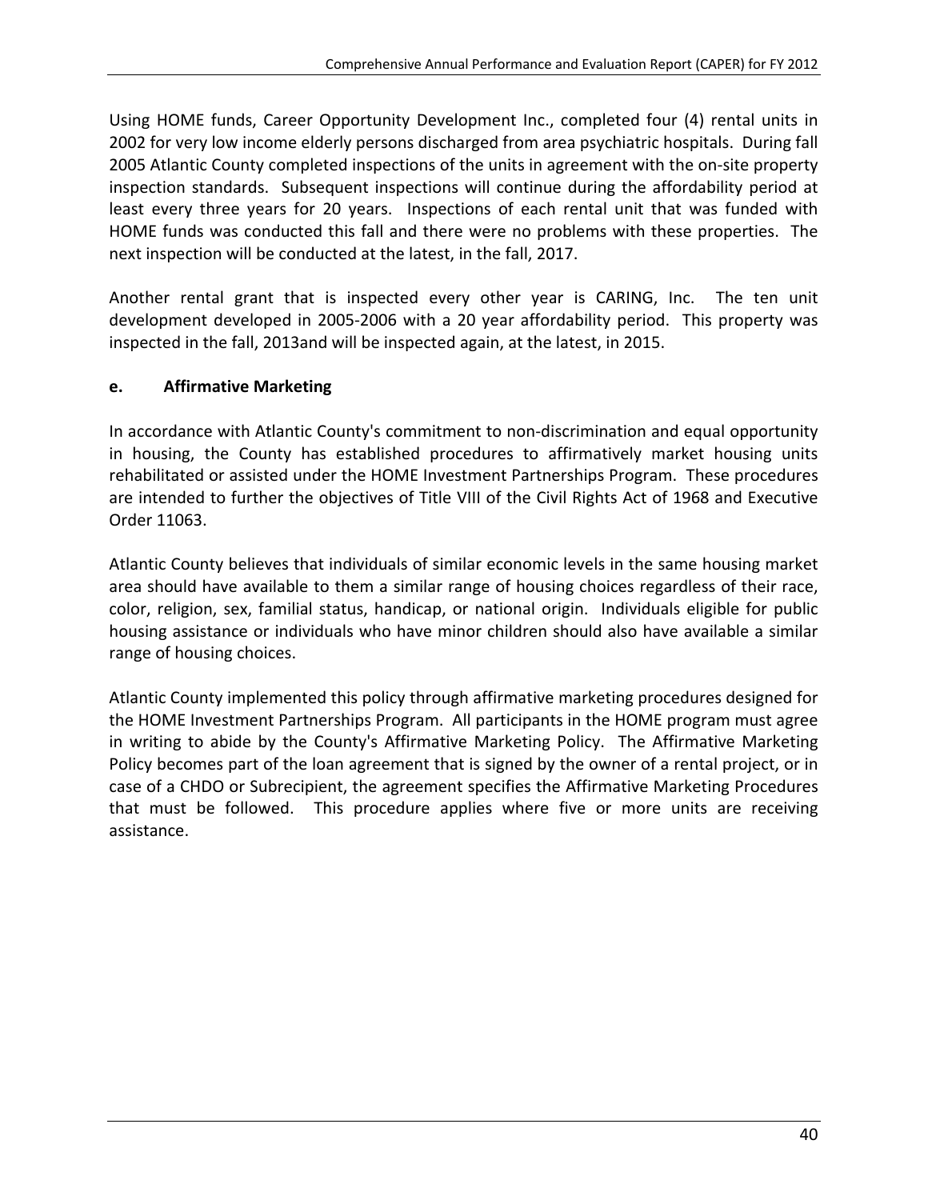Using HOME funds, Career Opportunity Development Inc., completed four (4) rental units in 2002 for very low income elderly persons discharged from area psychiatric hospitals. During fall 2005 Atlantic County completed inspections of the units in agreement with the on-site property inspection standards. Subsequent inspections will continue during the affordability period at least every three years for 20 years. Inspections of each rental unit that was funded with HOME funds was conducted this fall and there were no problems with these properties. The next inspection will be conducted at the latest, in the fall, 2017.

Another rental grant that is inspected every other year is CARING, Inc. The ten unit development developed in 2005-2006 with a 20 year affordability period. This property was inspected in the fall, 2013and will be inspected again, at the latest, in 2015.

### e. Affirmative Marketing

In accordance with Atlantic County's commitment to non-discrimination and equal opportunity in housing, the County has established procedures to affirmatively market housing units rehabilitated or assisted under the HOME Investment Partnerships Program. These procedures are intended to further the objectives of Title VIII of the Civil Rights Act of 1968 and Executive Order 11063.

Atlantic County believes that individuals of similar economic levels in the same housing market area should have available to them a similar range of housing choices regardless of their race, color, religion, sex, familial status, handicap, or national origin. Individuals eligible for public housing assistance or individuals who have minor children should also have available a similar range of housing choices.

Atlantic County implemented this policy through affirmative marketing procedures designed for the HOME Investment Partnerships Program. All participants in the HOME program must agree in writing to abide by the County's Affirmative Marketing Policy. The Affirmative Marketing Policy becomes part of the loan agreement that is signed by the owner of a rental project, or in case of a CHDO or Subrecipient, the agreement specifies the Affirmative Marketing Procedures that must be followed. This procedure applies where five or more units are receiving assistance.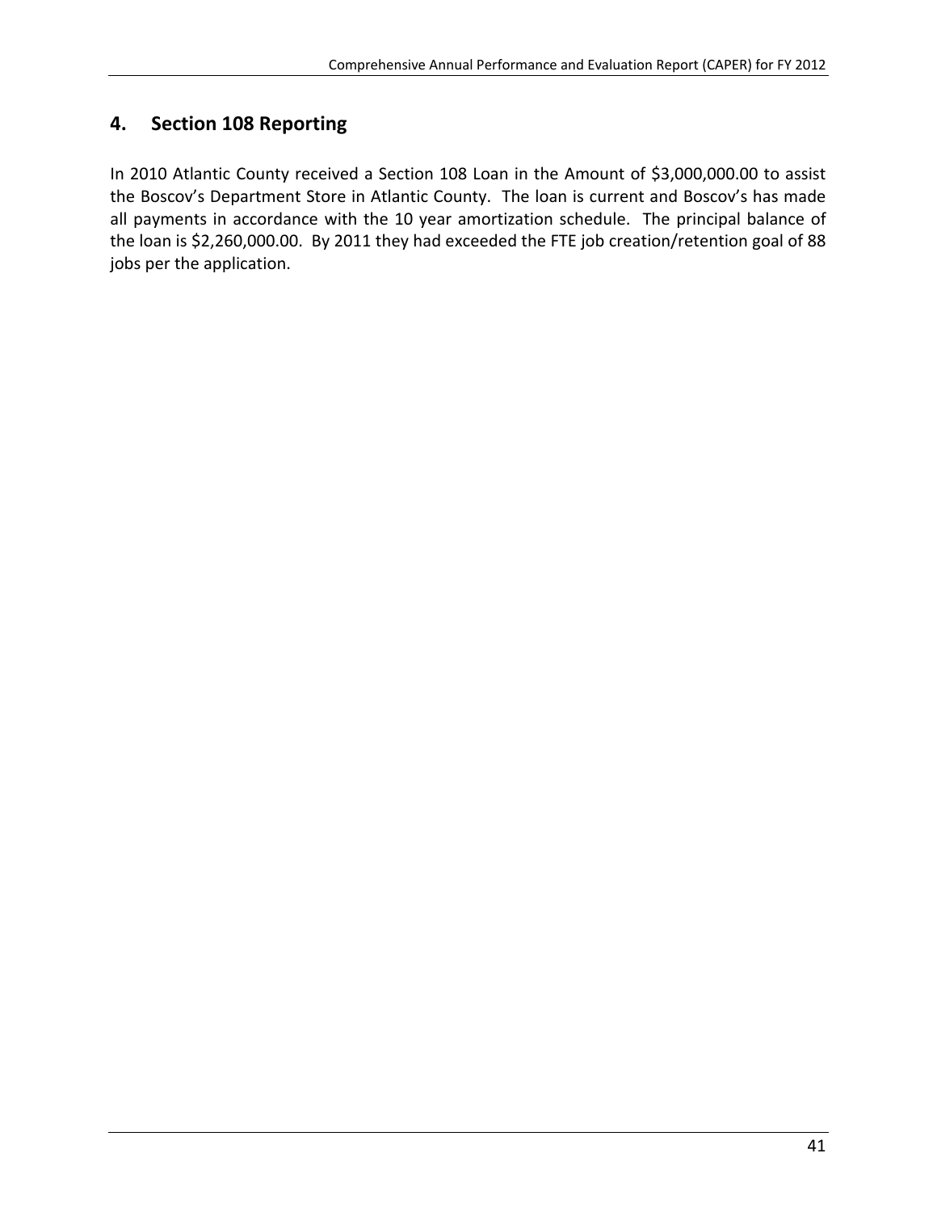## 4. Section 108 Reporting

In 2010 Atlantic County received a Section 108 Loan in the Amount of $3,000,000.00 to assist the Boscov's Department Store in Atlantic County. The loan is current and Boscov's has made all payments in accordance with the 10 year amortization schedule. The principal balance of the loan is $2,260,000.00. By 2011 they had exceeded the FTE job creation/retention goal of 88 jobs per the application.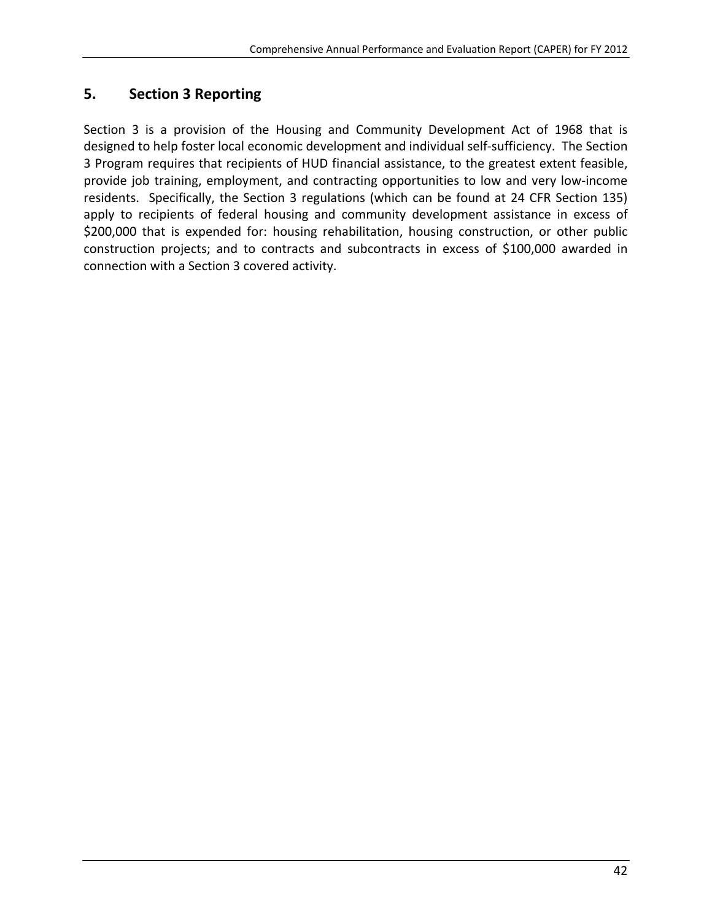## 5. Section 3 Reporting

Section 3 is a provision of the Housing and Community Development Act of 1968 that is designed to help foster local economic development and individual self-sufficiency. The Section 3 Program requires that recipients of HUD financial assistance, to the greatest extent feasible, provide job training, employment, and contracting opportunities to low and very low-income residents. Specifically, the Section 3 regulations (which can be found at 24 CFR Section 135) apply to recipients of federal housing and community development assistance in excess of $200,000 that is expended for: housing rehabilitation, housing construction, or other public construction projects; and to contracts and subcontracts in excess of $100,000 awarded in connection with a Section 3 covered activity.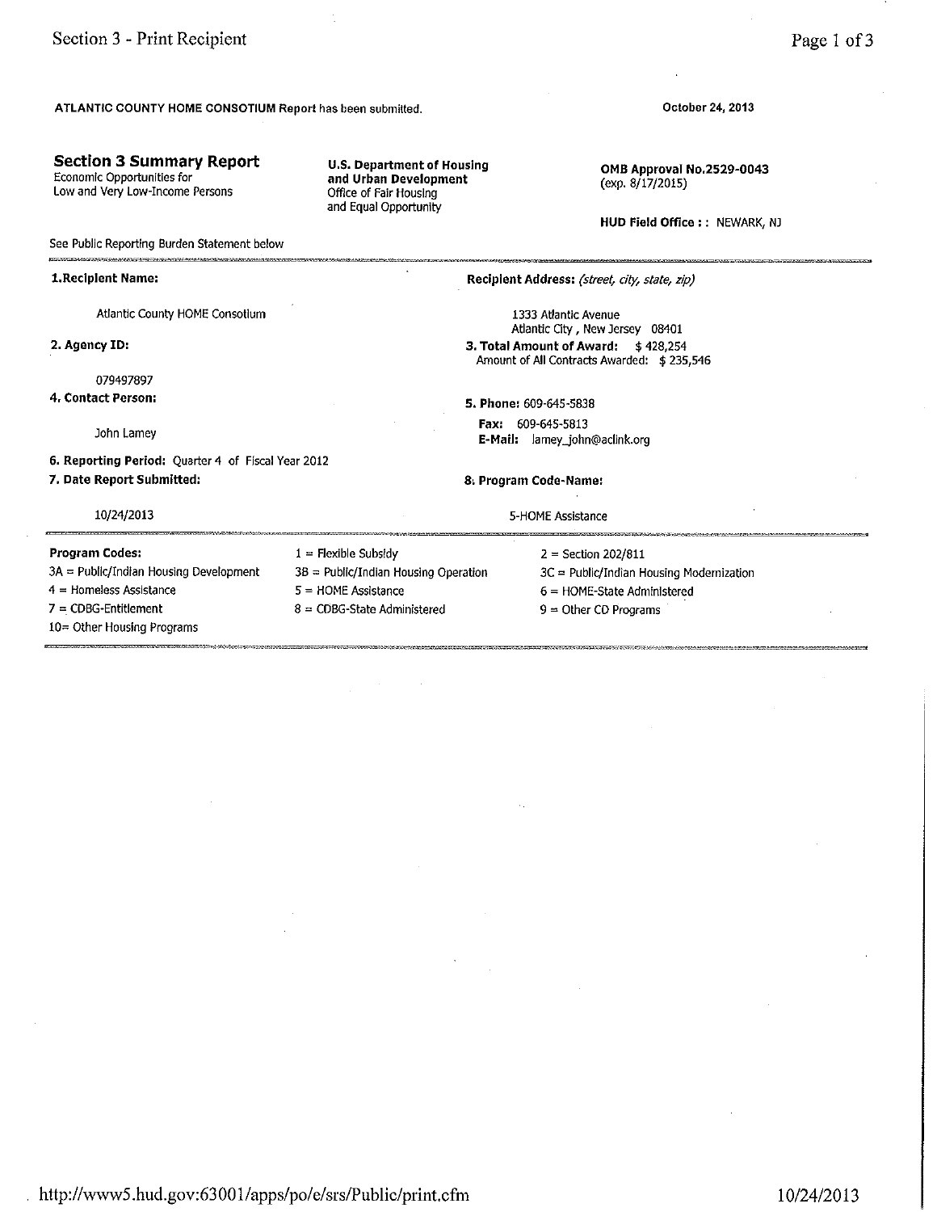**ATLANTIC COUNTY HOME CONSOTIUM Report** has been submitted.

**October 24, 2013**

## Section 3 Summary Report

Economic Opportunities for
Low and Very Low-Income Persons

**U.S. Department of Housing and Urban Development**
Office of Fair Housing
and Equal Opportunity

**OMB Approval No.2529-0043**
(exp. 8/17/2015)

**HUD Field Office : :** NEWARK, NJ

See Public Reporting Burden Statement below

**1.Recipient Name:**

Atlantic County HOME Consotium

**Recipient Address:** *(street, city, state, zip)*

1333 Atlantic Avenue
Atlantic City , New Jersey 08401

**2. Agency ID:**

079497897

**3. Total Amount of Award:** $ 428,254
Amount of All Contracts Awarded: $ 235,546

**4. Contact Person:**

John Lamey

**5. Phone:** 609-645-5838
**Fax:** 609-645-5813
**E-Mail:** lamey_john@aclink.org

**6. Reporting Period:** Quarter 4 of Fiscal Year 2012

**7. Date Report Submitted:**

10/24/2013

**8. Program Code-Name:**

5-HOME Assistance

**Program Codes:**

| | | |
|---|---|---|
| 1 = Flexible Subsidy | 2 = Section 202/811 | |
| 3A = Public/Indian Housing Development | 3B = Public/Indian Housing Operation | 3C = Public/Indian Housing Modernization |
| 4 = Homeless Assistance | 5 = HOME Assistance | 6 = HOME-State Administered |
| 7 = CDBG-Entitlement | 8 = CDBG-State Administered | 9 = Other CD Programs |
| 10= Other Housing Programs | | |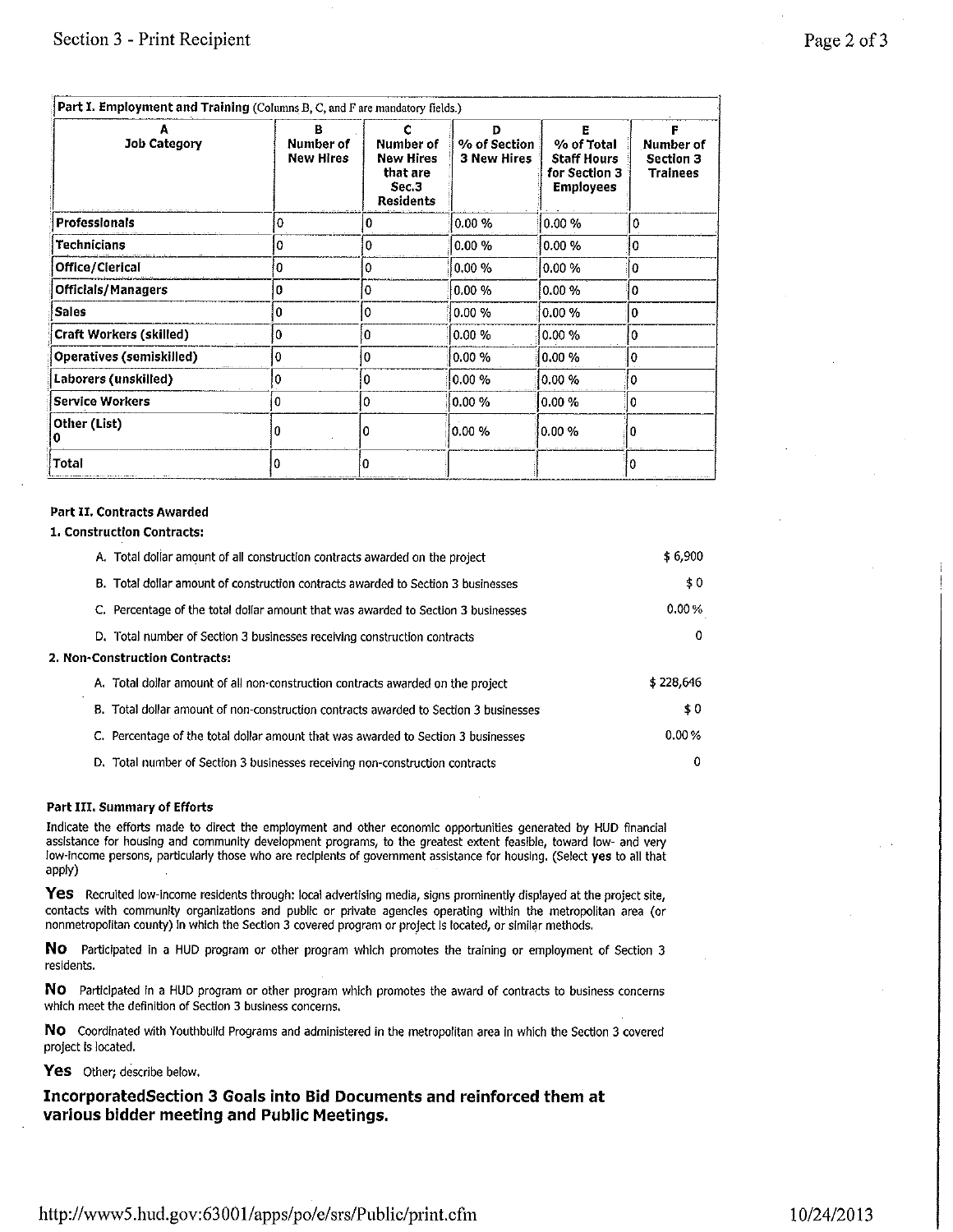| **Part I. Employment and Training** (Columns B, C, and F are mandatory fields.) | | | | | |
|---|---|---|---|---|---|
| **A Job Category** | **B Number of New Hires** | **C Number of New Hires that are Sec.3 Residents** | **D % of Section 3 New Hires** | **E % of Total Staff Hours for Section 3 Employees** | **F Number of Section 3 Trainees** |
| **Professionals** | 0 | 0 | 0.00 % | 0.00 % | 0 |
| **Technicians** | 0 | 0 | 0.00 % | 0.00 % | 0 |
| **Office/Clerical** | 0 | 0 | 0.00 % | 0.00 % | 0 |
| **Officials/Managers** | 0 | 0 | 0.00 % | 0.00 % | 0 |
| **Sales** | 0 | 0 | 0.00 % | 0.00 % | 0 |
| **Craft Workers (skilled)** | 0 | 0 | 0.00 % | 0.00 % | 0 |
| **Operatives (semiskilled)** | 0 | 0 | 0.00 % | 0.00 % | 0 |
| **Laborers (unskilled)** | 0 | 0 | 0.00 % | 0.00 % | 0 |
| **Service Workers** | 0 | 0 | 0.00 % | 0.00 % | 0 |
| **Other (List)** 0 | 0 | 0 | 0.00 % | 0.00 % | 0 |
| **Total** | 0 | 0 | | | 0 |

**Part II. Contracts Awarded**

**1. Construction Contracts:**

| | |
|---|---|
| A. Total dollar amount of all construction contracts awarded on the project | $ 6,900 |
| B. Total dollar amount of construction contracts awarded to Section 3 businesses | $ 0 |
| C. Percentage of the total dollar amount that was awarded to Section 3 businesses | 0.00 % |
| D. Total number of Section 3 businesses receiving construction contracts | 0 |

**2. Non-Construction Contracts:**

| | |
|---|---|
| A. Total dollar amount of all non-construction contracts awarded on the project | $ 228,646 |
| B. Total dollar amount of non-construction contracts awarded to Section 3 businesses | $ 0 |
| C. Percentage of the total dollar amount that was awarded to Section 3 businesses | 0.00 % |
| D. Total number of Section 3 businesses receiving non-construction contracts | 0 |

**Part III. Summary of Efforts**

Indicate the efforts made to direct the employment and other economic opportunities generated by HUD financial assistance for housing and community development programs, to the greatest extent feasible, toward low- and very low-income persons, particularly those who are recipients of government assistance for housing. (Select **yes** to all that apply)

**Yes** Recruited low-income residents through: local advertising media, signs prominently displayed at the project site, contacts with community organizations and public or private agencies operating within the metropolitan area (or nonmetropolitan county) in which the Section 3 covered program or project is located, or similar methods.

**No** Participated in a HUD program or other program which promotes the training or employment of Section 3 residents.

**No** Participated in a HUD program or other program which promotes the award of contracts to business concerns which meet the definition of Section 3 business concerns.

**No** Coordinated with Youthbuild Programs and administered in the metropolitan area in which the Section 3 covered project is located.

**Yes** Other; describe below.

**IncorporatedSection 3 Goals into Bid Documents and reinforced them at various bidder meeting and Public Meetings.**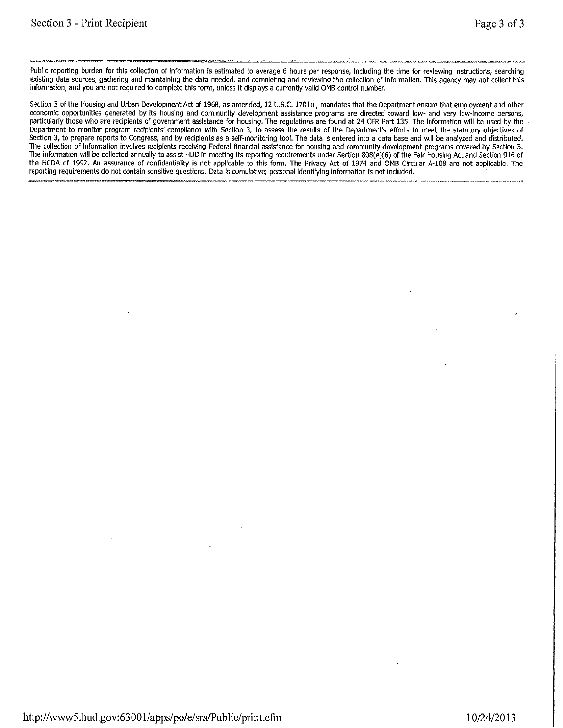Public reporting burden for this collection of information is estimated to average 6 hours per response, including the time for reviewing instructions, searching existing data sources, gathering and maintaining the data needed, and completing and reviewing the collection of information. This agency may not collect this information, and you are not required to complete this form, unless it displays a currently valid OMB control number.

Section 3 of the Housing and Urban Development Act of 1968, as amended, 12 U.S.C. 1701u., mandates that the Department ensure that employment and other economic opportunities generated by its housing and community development assistance programs are directed toward low- and very low-income persons, particularly those who are recipients of government assistance for housing. The regulations are found at 24 CFR Part 135. The information will be used by the Department to monitor program recipients' compliance with Section 3, to assess the results of the Department's efforts to meet the statutory objectives of Section 3, to prepare reports to Congress, and by recipients as a self-monitoring tool. The data is entered into a data base and will be analyzed and distributed. The collection of information involves recipients receiving Federal financial assistance for housing and community development programs covered by Section 3. The information will be collected annually to assist HUD in meeting its reporting requirements under Section 808(e)(6) of the Fair Housing Act and Section 916 of the HCDA of 1992. An assurance of confidentiality is not applicable to this form. The Privacy Act of 1974 and OMB Circular A-108 are not applicable. The reporting requirements do not contain sensitive questions. Data is cumulative; personal identifying information is not included.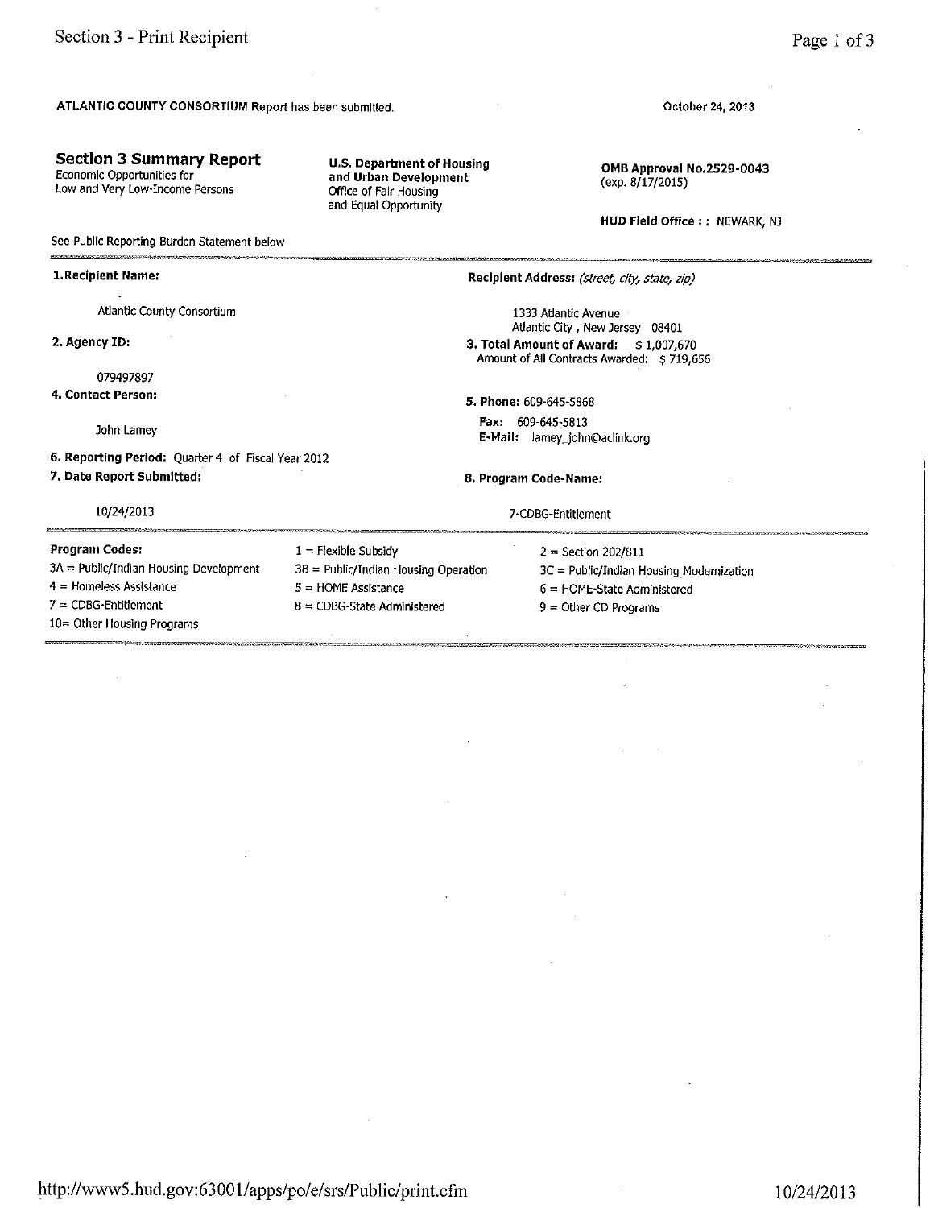ATLANTIC COUNTY CONSORTIUM Report has been submitted.

October 24, 2013

## Section 3 Summary Report

Economic Opportunities for
Low and Very Low-Income Persons

**U.S. Department of Housing and Urban Development**
Office of Fair Housing
and Equal Opportunity

**OMB Approval No.2529-0043**
(exp. 8/17/2015)

**HUD Field Office : :** NEWARK, NJ

See Public Reporting Burden Statement below

---

**1.Recipient Name:**

Atlantic County Consortium

**Recipient Address:** *(street, city, state, zip)*

1333 Atlantic Avenue
Atlantic City , New Jersey 08401

**2. Agency ID:**

079497897

**3. Total Amount of Award:** $ 1,007,670
Amount of All Contracts Awarded: $ 719,656

**4. Contact Person:**

John Lamey

**5. Phone:** 609-645-5868
**Fax:** 609-645-5813
**E-Mail:** lamey_john@aclink.org

**6. Reporting Period:** Quarter 4 of Fiscal Year 2012

**7. Date Report Submitted:**

10/24/2013

**8. Program Code-Name:**

7-CDBG-Entitlement

---

**Program Codes:**

| | | |
|---|---|---|
| 3A = Public/Indian Housing Development | 1 = Flexible Subsidy | 2 = Section 202/811 |
| 4 = Homeless Assistance | 3B = Public/Indian Housing Operation | 3C = Public/Indian Housing Modernization |
| 7 = CDBG-Entitlement | 5 = HOME Assistance | 6 = HOME-State Administered |
| 10= Other Housing Programs | 8 = CDBG-State Administered | 9 = Other CD Programs |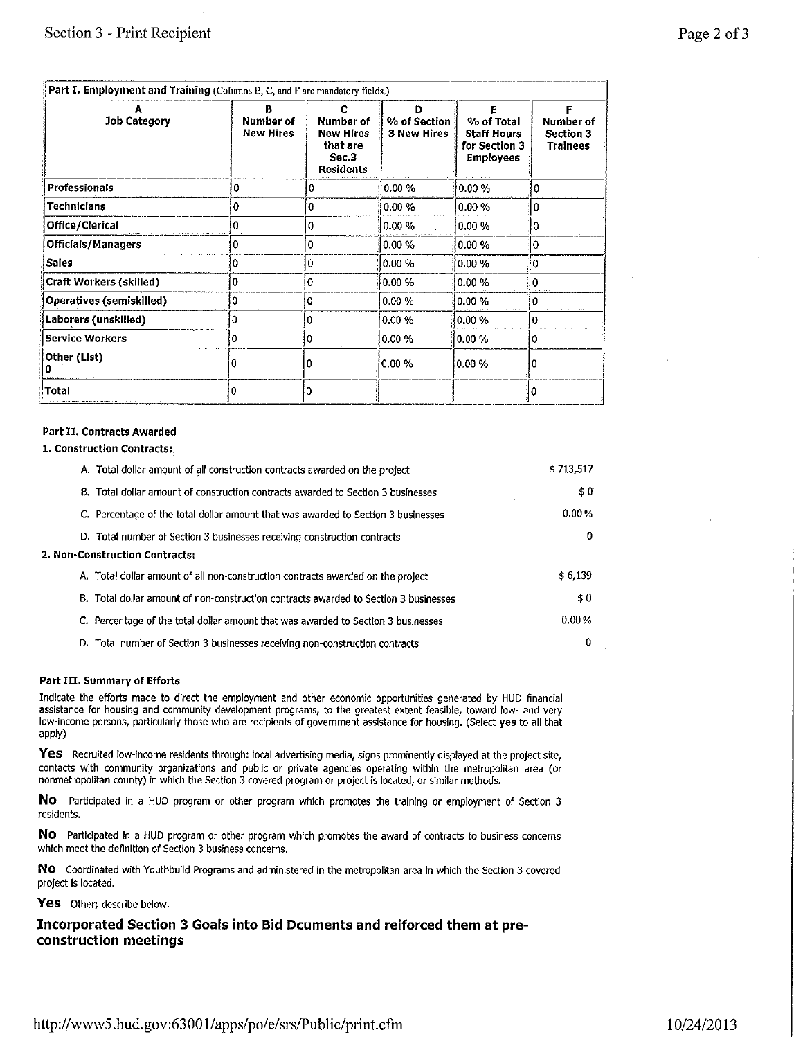**Part I. Employment and Training** (Columns B, C, and F are mandatory fields.)

| A<br>Job Category | B<br>Number of New Hires | C<br>Number of New Hires that are Sec.3 Residents | D<br>% of Section 3 New Hires | E<br>% of Total Staff Hours for Section 3 Employees | F<br>Number of Section 3 Trainees |
|---|---|---|---|---|---|
| Professionals | 0 | 0 | 0.00 % | 0.00 % | 0 |
| Technicians | 0 | 0 | 0.00 % | 0.00 % | 0 |
| Office/Clerical | 0 | 0 | 0.00 % | 0.00 % | 0 |
| Officials/Managers | 0 | 0 | 0.00 % | 0.00 % | 0 |
| Sales | 0 | 0 | 0.00 % | 0.00 % | 0 |
| Craft Workers (skilled) | 0 | 0 | 0.00 % | 0.00 % | 0 |
| Operatives (semiskilled) | 0 | 0 | 0.00 % | 0.00 % | 0 |
| Laborers (unskilled) | 0 | 0 | 0.00 % | 0.00 % | 0 |
| Service Workers | 0 | 0 | 0.00 % | 0.00 % | 0 |
| Other (List)<br>0 | 0 | 0 | 0.00 % | 0.00 % | 0 |
| Total | 0 | 0 | | | 0 |

**Part II. Contracts Awarded**

**1. Construction Contracts:**

| | |
|---|---|
| A. Total dollar amount of all construction contracts awarded on the project | $ 713,517 |
| B. Total dollar amount of construction contracts awarded to Section 3 businesses | $ 0 |
| C. Percentage of the total dollar amount that was awarded to Section 3 businesses | 0.00 % |
| D. Total number of Section 3 businesses receiving construction contracts | 0 |

**2. Non-Construction Contracts:**

| | |
|---|---|
| A. Total dollar amount of all non-construction contracts awarded on the project | $ 6,139 |
| B. Total dollar amount of non-construction contracts awarded to Section 3 businesses | $ 0 |
| C. Percentage of the total dollar amount that was awarded to Section 3 businesses | 0.00 % |
| D. Total number of Section 3 businesses receiving non-construction contracts | 0 |

**Part III. Summary of Efforts**

Indicate the efforts made to direct the employment and other economic opportunities generated by HUD financial assistance for housing and community development programs, to the greatest extent feasible, toward low- and very low-income persons, particularly those who are recipients of government assistance for housing. (Select **yes** to all that apply)

**Yes** Recruited low-income residents through: local advertising media, signs prominently displayed at the project site, contacts with community organizations and public or private agencies operating within the metropolitan area (or nonmetropolitan county) in which the Section 3 covered program or project is located, or similar methods.

**No** Participated in a HUD program or other program which promotes the training or employment of Section 3 residents.

**No** Participated in a HUD program or other program which promotes the award of contracts to business concerns which meet the definition of Section 3 business concerns.

**No** Coordinated with Youthbuild Programs and administered in the metropolitan area in which the Section 3 covered project is located.

**Yes** Other; describe below.

**Incorporated Section 3 Goals into Bid Dcuments and relforced them at pre-construction meetings**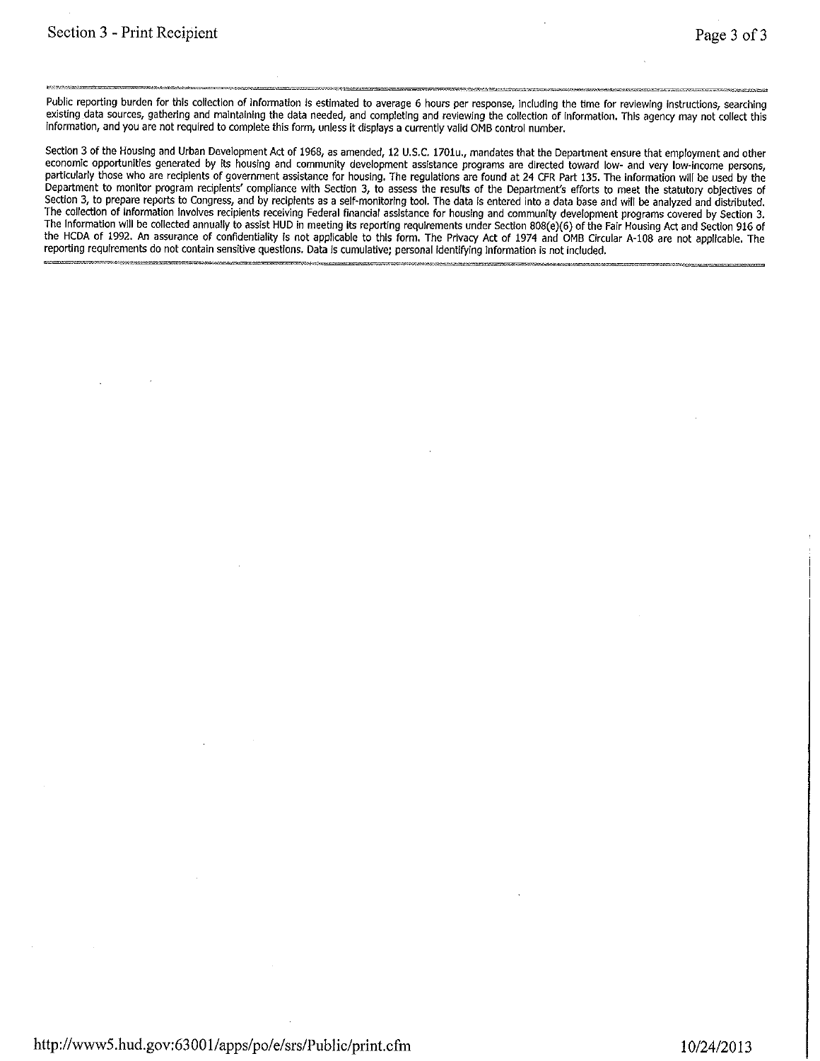Public reporting burden for this collection of information is estimated to average 6 hours per response, including the time for reviewing instructions, searching existing data sources, gathering and maintaining the data needed, and completing and reviewing the collection of information. This agency may not collect this information, and you are not required to complete this form, unless it displays a currently valid OMB control number.

Section 3 of the Housing and Urban Development Act of 1968, as amended, 12 U.S.C. 1701u., mandates that the Department ensure that employment and other economic opportunities generated by its housing and community development assistance programs are directed toward low- and very low-income persons, particularly those who are recipients of government assistance for housing. The regulations are found at 24 CFR Part 135. The information will be used by the Department to monitor program recipients' compliance with Section 3, to assess the results of the Department's efforts to meet the statutory objectives of Section 3, to prepare reports to Congress, and by recipients as a self-monitoring tool. The data is entered into a data base and will be analyzed and distributed. The collection of information involves recipients receiving Federal financial assistance for housing and community development programs covered by Section 3. The information will be collected annually to assist HUD in meeting its reporting requirements under Section 808(e)(6) of the Fair Housing Act and Section 916 of the HCDA of 1992. An assurance of confidentiality is not applicable to this form. The Privacy Act of 1974 and OMB Circular A-108 are not applicable. The reporting requirements do not contain sensitive questions. Data is cumulative; personal identifying information is not included.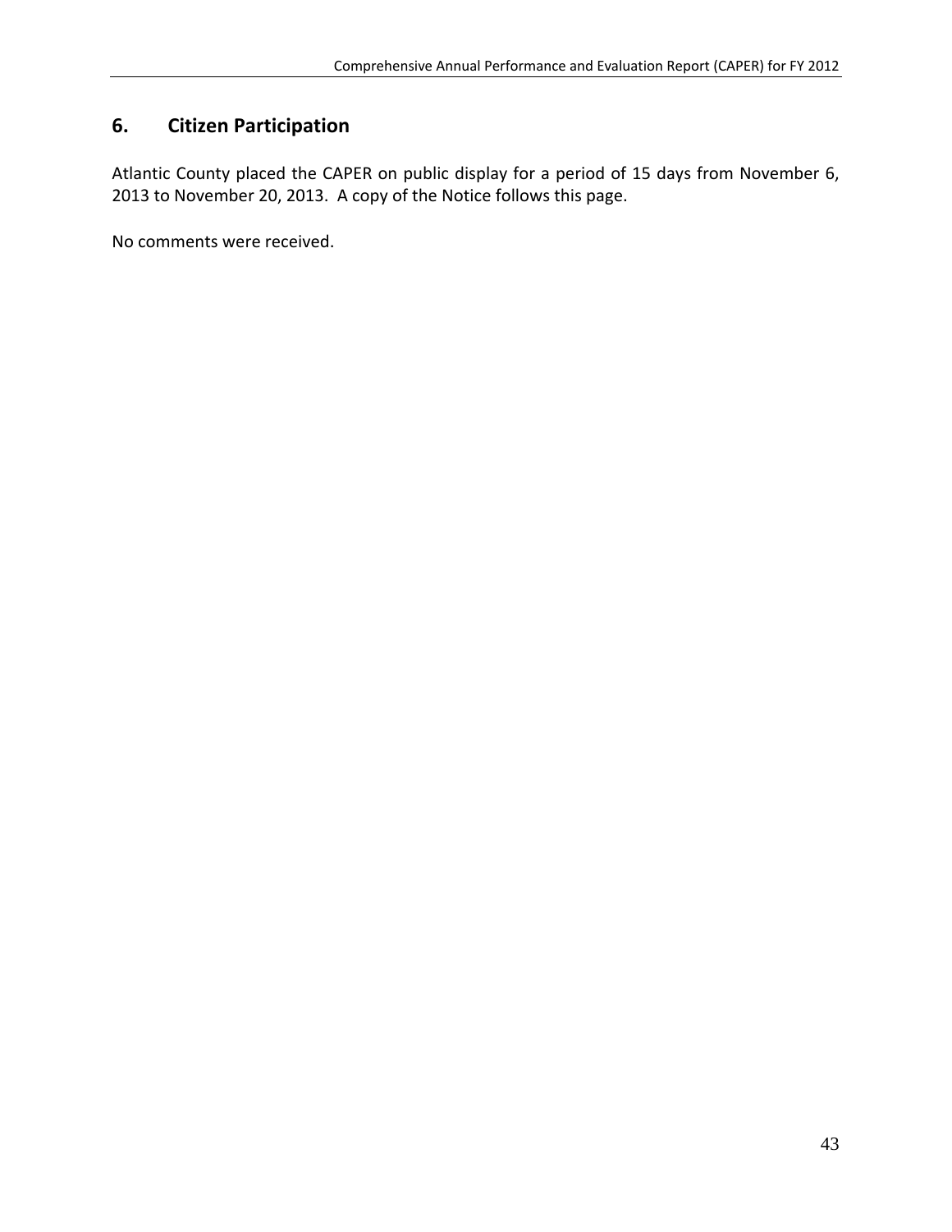## 6. Citizen Participation

Atlantic County placed the CAPER on public display for a period of 15 days from November 6, 2013 to November 20, 2013. A copy of the Notice follows this page.

No comments were received.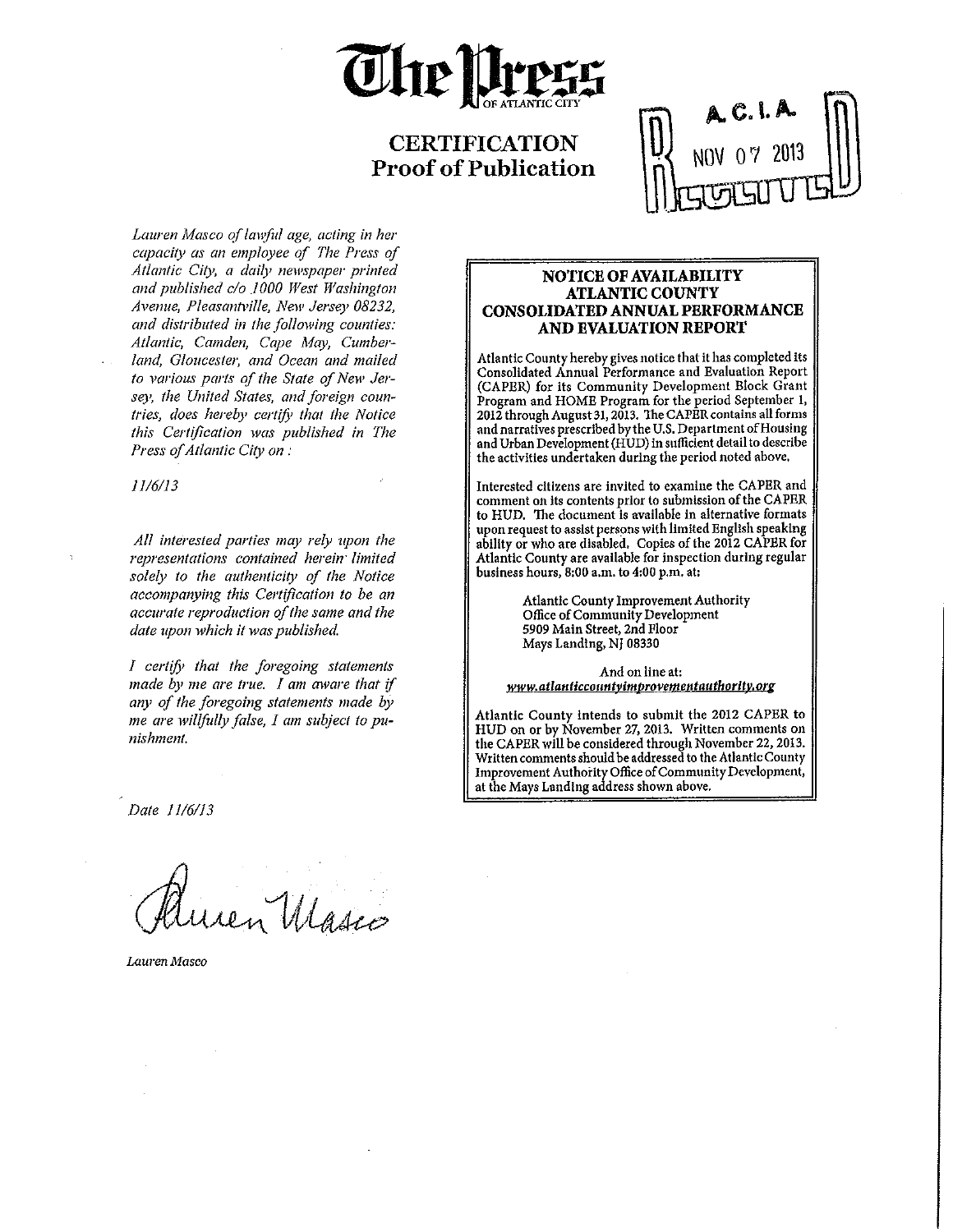# The Press OF ATLANTIC CITY

## CERTIFICATION
## Proof of Publication

A.C.I.A.
NOV 07 2013
RECEIVED

*Lauren Masco of lawful age, acting in her capacity as an employee of The Press of Atlantic City, a daily newspaper printed and published c/o 1000 West Washington Avenue, Pleasantville, New Jersey 08232, and distributed in the following counties: Atlantic, Camden, Cape May, Cumberland, Gloucester, and Ocean and mailed to various parts of the State of New Jersey, the United States, and foreign countries, does hereby certify that the Notice this Certification was published in The Press of Atlantic City on :*

*11/6/13*

*All interested parties may rely upon the representations contained herein limited solely to the authenticity of the Notice accompanying this Certification to be an accurate reproduction of the same and the date upon which it was published.*

*I certify that the foregoing statements made by me are true. I am aware that if any of the foregoing statements made by me are willfully false, I am subject to punishment.*

*Date 11/6/13*

Lauren Masco

*Lauren Masco*

---

**NOTICE OF AVAILABILITY**
**ATLANTIC COUNTY**
**CONSOLIDATED ANNUAL PERFORMANCE AND EVALUATION REPORT**

Atlantic County hereby gives notice that it has completed its Consolidated Annual Performance and Evaluation Report (CAPER) for its Community Development Block Grant Program and HOME Program for the period September 1, 2012 through August 31, 2013. The CAPER contains all forms and narratives prescribed by the U.S. Department of Housing and Urban Development (HUD) in sufficient detail to describe the activities undertaken during the period noted above.

Interested citizens are invited to examine the CAPER and comment on its contents prior to submission of the CAPER to HUD. The document is available in alternative formats upon request to assist persons with limited English speaking ability or who are disabled. Copies of the 2012 CAPER for Atlantic County are available for inspection during regular business hours, 8:00 a.m. to 4:00 p.m. at:

Atlantic County Improvement Authority
Office of Community Development
5909 Main Street, 2nd Floor
Mays Landing, NJ 08330

And on line at:
*www.atlanticcountyimprovementauthority.org*

Atlantic County intends to submit the 2012 CAPER to HUD on or by November 27, 2013. Written comments on the CAPER will be considered through November 22, 2013. Written comments should be addressed to the Atlantic County Improvement Authority Office of Community Development, at the Mays Landing address shown above.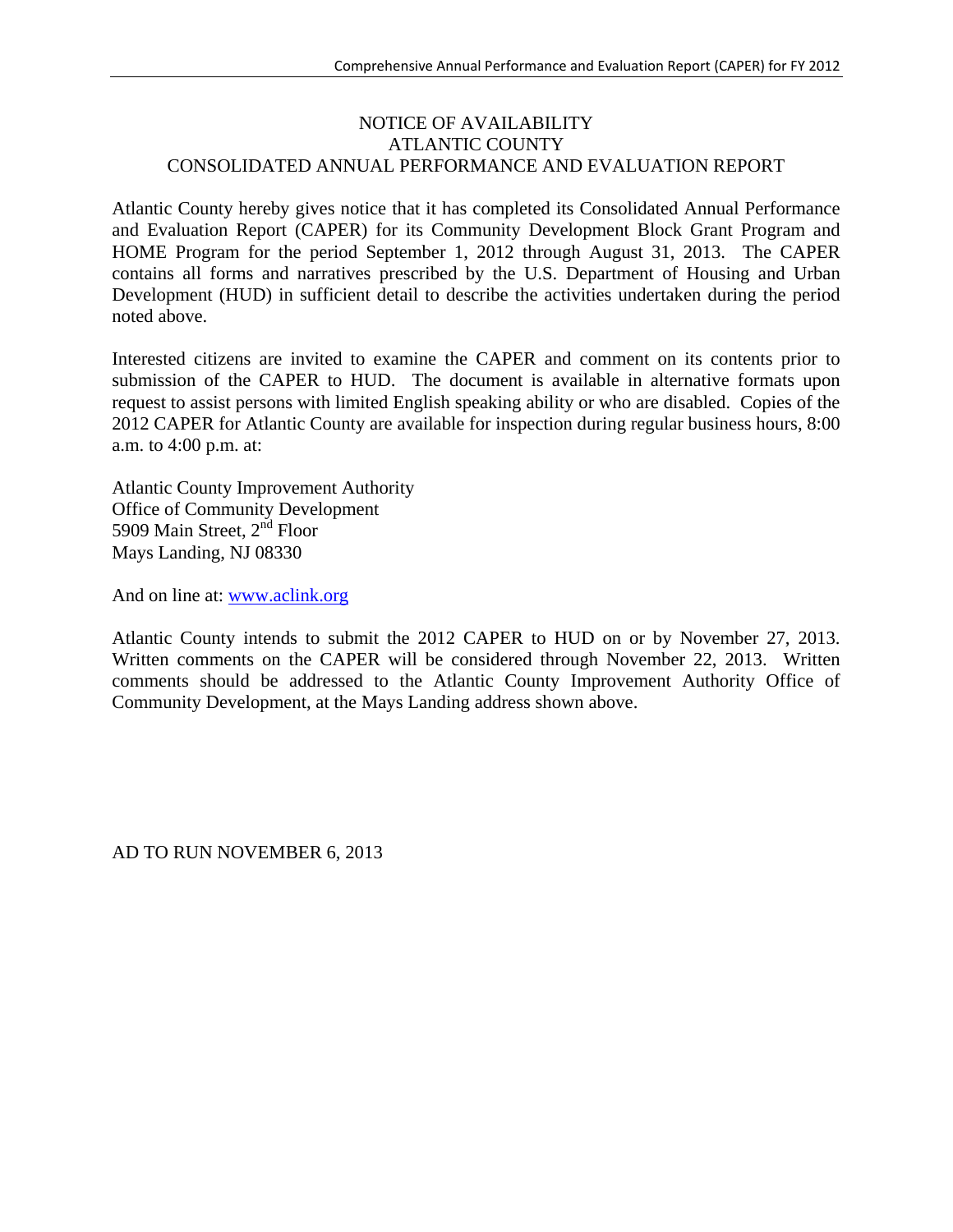# NOTICE OF AVAILABILITY
# ATLANTIC COUNTY
# CONSOLIDATED ANNUAL PERFORMANCE AND EVALUATION REPORT

Atlantic County hereby gives notice that it has completed its Consolidated Annual Performance and Evaluation Report (CAPER) for its Community Development Block Grant Program and HOME Program for the period September 1, 2012 through August 31, 2013. The CAPER contains all forms and narratives prescribed by the U.S. Department of Housing and Urban Development (HUD) in sufficient detail to describe the activities undertaken during the period noted above.

Interested citizens are invited to examine the CAPER and comment on its contents prior to submission of the CAPER to HUD. The document is available in alternative formats upon request to assist persons with limited English speaking ability or who are disabled. Copies of the 2012 CAPER for Atlantic County are available for inspection during regular business hours, 8:00 a.m. to 4:00 p.m. at:

Atlantic County Improvement Authority
Office of Community Development
5909 Main Street, 2nd Floor
Mays Landing, NJ 08330

And on line at: www.aclink.org

Atlantic County intends to submit the 2012 CAPER to HUD on or by November 27, 2013. Written comments on the CAPER will be considered through November 22, 2013. Written comments should be addressed to the Atlantic County Improvement Authority Office of Community Development, at the Mays Landing address shown above.

AD TO RUN NOVEMBER 6, 2013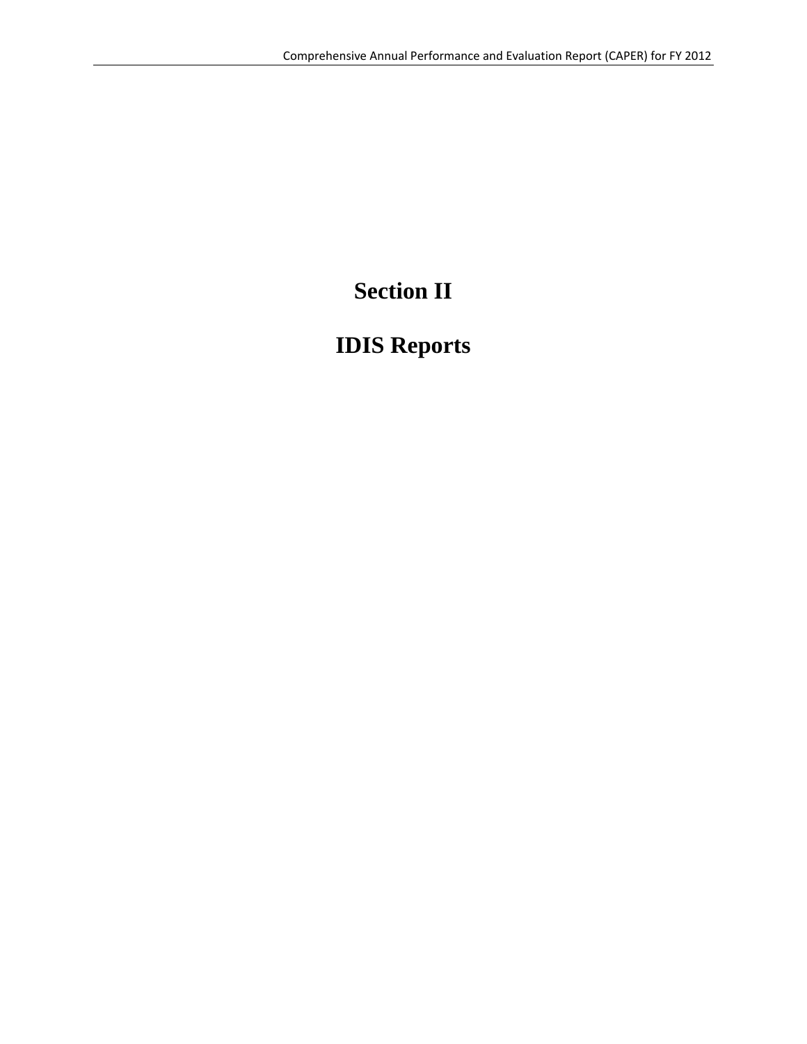# Section II

# IDIS Reports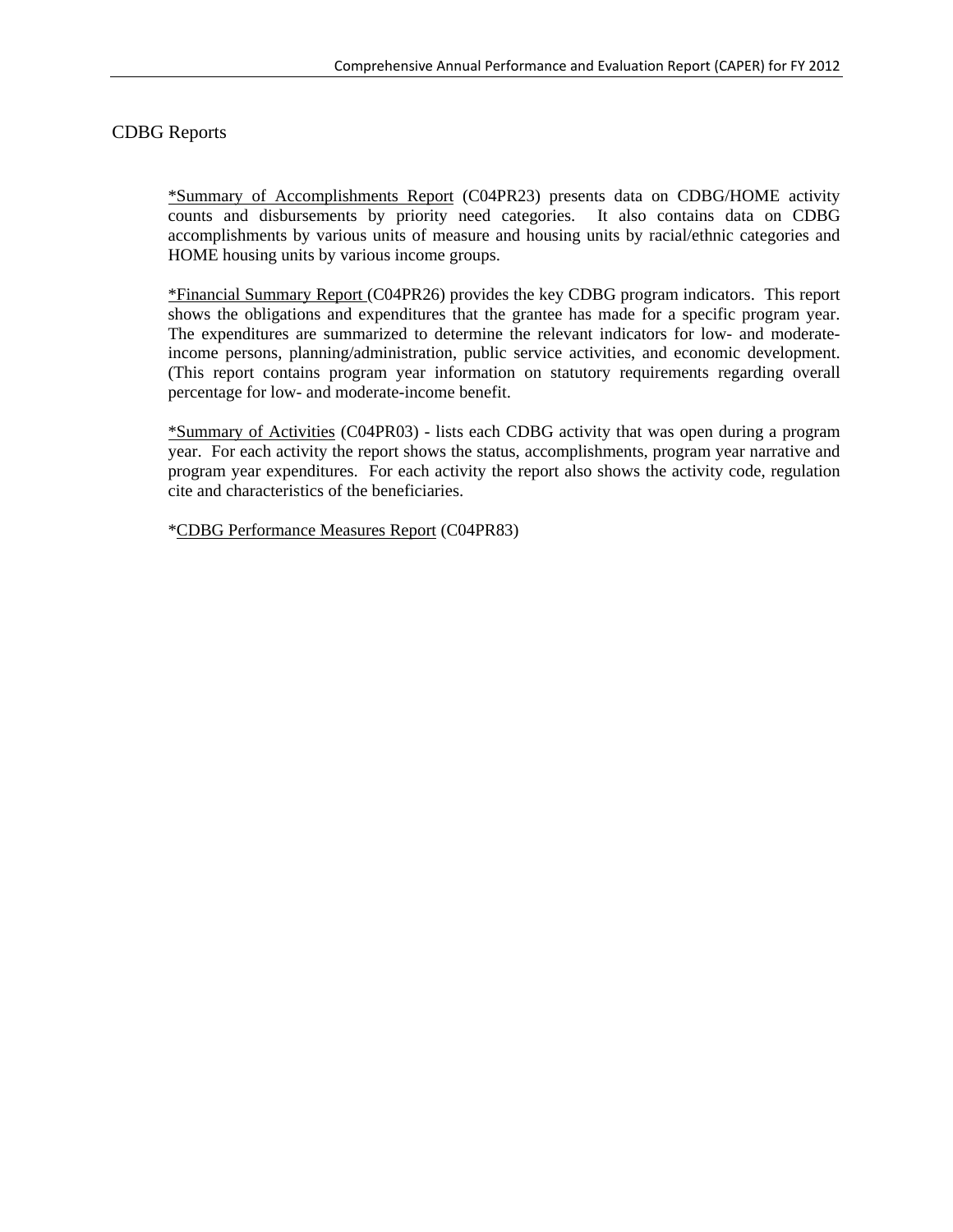## CDBG Reports

*Summary of Accomplishments Report (C04PR23) presents data on CDBG/HOME activity counts and disbursements by priority need categories. It also contains data on CDBG accomplishments by various units of measure and housing units by racial/ethnic categories and HOME housing units by various income groups.

*Financial Summary Report (C04PR26) provides the key CDBG program indicators. This report shows the obligations and expenditures that the grantee has made for a specific program year. The expenditures are summarized to determine the relevant indicators for low- and moderate-income persons, planning/administration, public service activities, and economic development. (This report contains program year information on statutory requirements regarding overall percentage for low- and moderate-income benefit.

*Summary of Activities (C04PR03) - lists each CDBG activity that was open during a program year. For each activity the report shows the status, accomplishments, program year narrative and program year expenditures. For each activity the report also shows the activity code, regulation cite and characteristics of the beneficiaries.

*CDBG Performance Measures Report (C04PR83)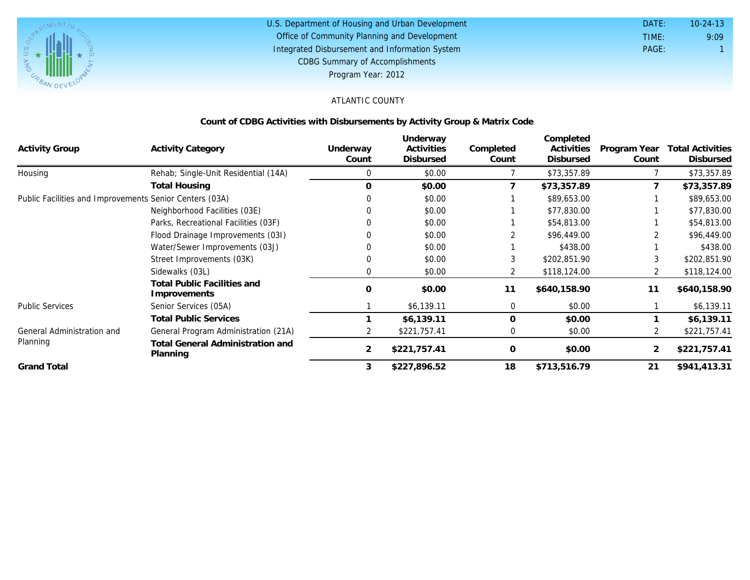U.S. Department of Housing and Urban Development
Office of Community Planning and Development
Integrated Disbursement and Information System
CDBG Summary of Accomplishments
Program Year: 2012

DATE: 10-24-13
TIME: 9:09
PAGE: 1

ATLANTIC COUNTY

## Count of CDBG Activities with Disbursements by Activity Group & Matrix Code

| Activity Group | Activity Category | Underway Count | Underway Activities Disbursed | Completed Count | Completed Activities Disbursed | Program Year Count | Total Activities Disbursed |
|---|---|---|---|---|---|---|---|
| Housing | Rehab; Single-Unit Residential (14A) | 0 | $0.00 | 7 | $73,357.89 | 7 | $73,357.89 |
| | **Total Housing** | **0** | **$0.00** | **7** | **$73,357.89** | **7** | **$73,357.89** |
| Public Facilities and Improvements | Senior Centers (03A) | 0 | $0.00 | 1 | $89,653.00 | 1 | $89,653.00 |
| | Neighborhood Facilities (03E) | 0 | $0.00 | 1 | $77,830.00 | 1 | $77,830.00 |
| | Parks, Recreational Facilities (03F) | 0 | $0.00 | 1 | $54,813.00 | 1 | $54,813.00 |
| | Flood Drainage Improvements (03I) | 0 | $0.00 | 2 | $96,449.00 | 2 | $96,449.00 |
| | Water/Sewer Improvements (03J) | 0 | $0.00 | 1 | $438.00 | 1 | $438.00 |
| | Street Improvements (03K) | 0 | $0.00 | 3 | $202,851.90 | 3 | $202,851.90 |
| | Sidewalks (03L) | 0 | $0.00 | 2 | $118,124.00 | 2 | $118,124.00 |
| | **Total Public Facilities and Improvements** | **0** | **$0.00** | **11** | **$640,158.90** | **11** | **$640,158.90** |
| Public Services | Senior Services (05A) | 1 | $6,139.11 | 0 | $0.00 | 1 | $6,139.11 |
| | **Total Public Services** | **1** | **$6,139.11** | **0** | **$0.00** | **1** | **$6,139.11** |
| General Administration and Planning | General Program Administration (21A) | 2 | $221,757.41 | 0 | $0.00 | 2 | $221,757.41 |
| | **Total General Administration and Planning** | **2** | **$221,757.41** | **0** | **$0.00** | **2** | **$221,757.41** |
| **Grand Total** | | **3** | **$227,896.52** | **18** | **$713,516.79** | **21** | **$941,413.31** |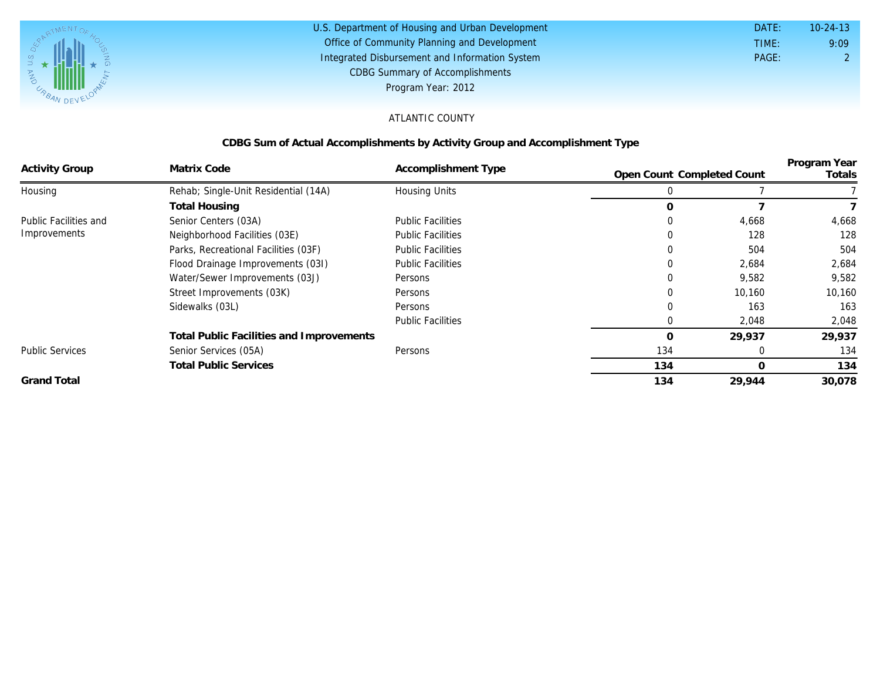U.S. Department of Housing and Urban Development
Office of Community Planning and Development
Integrated Disbursement and Information System
CDBG Summary of Accomplishments
Program Year: 2012

DATE: 10-24-13
TIME: 9:09

ATLANTIC COUNTY

## CDBG Sum of Actual Accomplishments by Activity Group and Accomplishment Type

| Activity Group | Matrix Code | Accomplishment Type | Open Count | Completed Count | Program Year Totals |
|---|---|---|---|---|---|
| Housing | Rehab; Single-Unit Residential (14A) | Housing Units | 0 | 7 | 7 |
| | **Total Housing** | | **0** | **7** | **7** |
| Public Facilities and Improvements | Senior Centers (03A) | Public Facilities | 0 | 4,668 | 4,668 |
| | Neighborhood Facilities (03E) | Public Facilities | 0 | 128 | 128 |
| | Parks, Recreational Facilities (03F) | Public Facilities | 0 | 504 | 504 |
| | Flood Drainage Improvements (03I) | Public Facilities | 0 | 2,684 | 2,684 |
| | Water/Sewer Improvements (03J) | Persons | 0 | 9,582 | 9,582 |
| | Street Improvements (03K) | Persons | 0 | 10,160 | 10,160 |
| | Sidewalks (03L) | Persons | 0 | 163 | 163 |
| | | Public Facilities | 0 | 2,048 | 2,048 |
| | **Total Public Facilities and Improvements** | | **0** | **29,937** | **29,937** |
| Public Services | Senior Services (05A) | Persons | 134 | 0 | 134 |
| | **Total Public Services** | | **134** | **0** | **134** |
| **Grand Total** | | | **134** | **29,944** | **30,078** |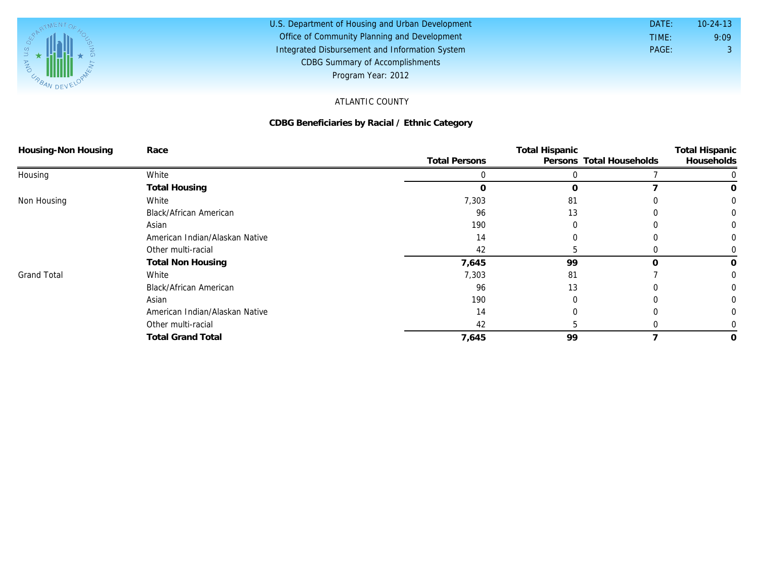U.S. Department of Housing and Urban Development
Office of Community Planning and Development
Integrated Disbursement and Information System
CDBG Summary of Accomplishments
Program Year: 2012

DATE: 10-24-13
TIME: 9:09
PAGE: 3

ATLANTIC COUNTY

**CDBG Beneficiaries by Racial / Ethnic Category**

| Housing-Non Housing | Race | Total Persons | Total Hispanic Persons | Total Households | Total Hispanic Households |
|---|---|---|---|---|---|
| Housing | White | 0 | 0 | 7 | 0 |
| | **Total Housing** | **0** | **0** | **7** | **0** |
| Non Housing | White | 7,303 | 81 | 0 | 0 |
| | Black/African American | 96 | 13 | 0 | 0 |
| | Asian | 190 | 0 | 0 | 0 |
| | American Indian/Alaskan Native | 14 | 0 | 0 | 0 |
| | Other multi-racial | 42 | 5 | 0 | 0 |
| | **Total Non Housing** | **7,645** | **99** | **0** | **0** |
| Grand Total | White | 7,303 | 81 | 7 | 0 |
| | Black/African American | 96 | 13 | 0 | 0 |
| | Asian | 190 | 0 | 0 | 0 |
| | American Indian/Alaskan Native | 14 | 0 | 0 | 0 |
| | Other multi-racial | 42 | 5 | 0 | 0 |
| | **Total Grand Total** | **7,645** | **99** | **7** | **0** |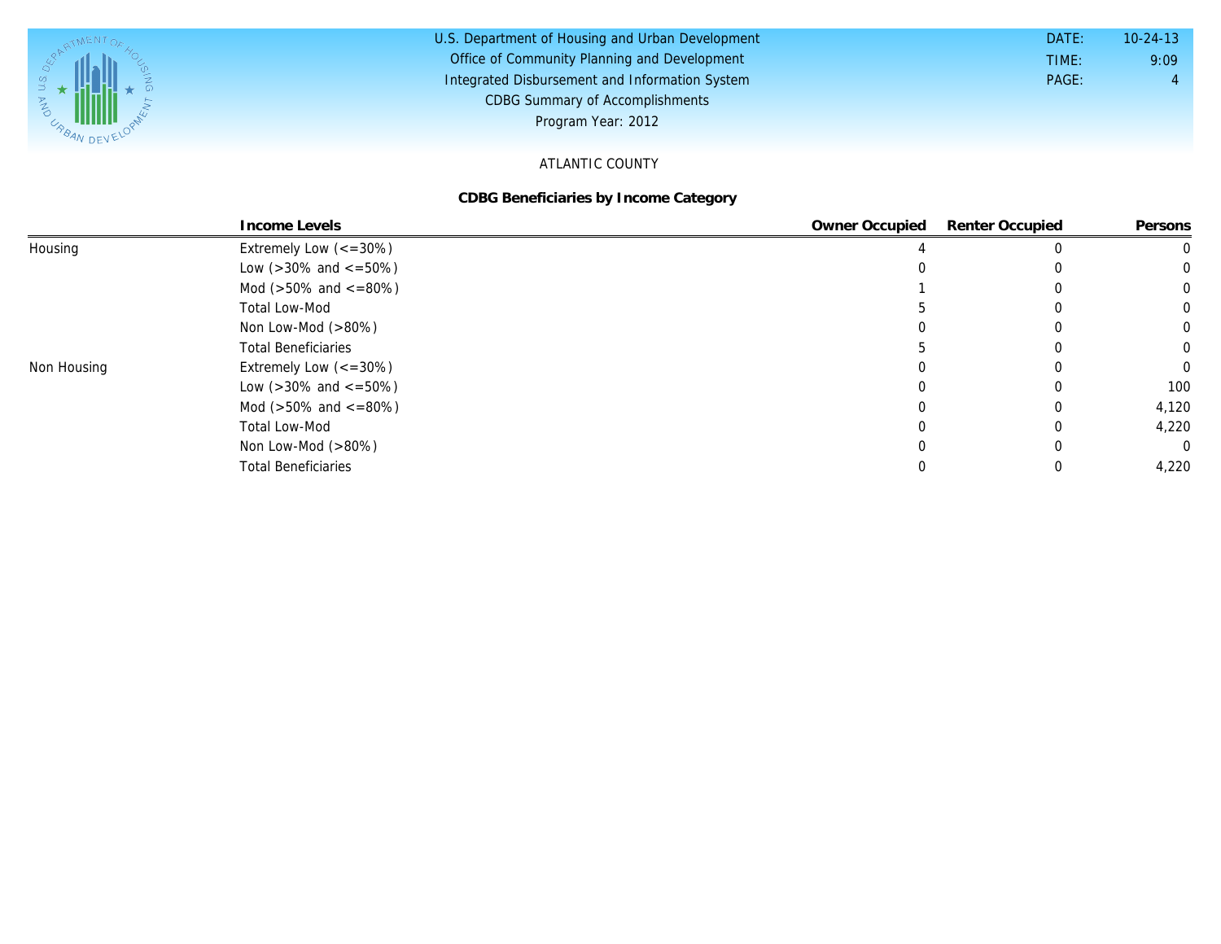U.S. Department of Housing and Urban Development
Office of Community Planning and Development
Integrated Disbursement and Information System
CDBG Summary of Accomplishments
Program Year: 2012

DATE: 10-24-13
TIME: 9:09
PAGE: 4

ATLANTIC COUNTY

**CDBG Beneficiaries by Income Category**

| | Income Levels | Owner Occupied | Renter Occupied | Persons |
|---|---|---|---|---|
| Housing | Extremely Low (<=30%) | 4 | 0 | 0 |
| | Low (>30% and <=50%) | 0 | 0 | 0 |
| | Mod (>50% and <=80%) | 1 | 0 | 0 |
| | Total Low-Mod | 5 | 0 | 0 |
| | Non Low-Mod (>80%) | 0 | 0 | 0 |
| | Total Beneficiaries | 5 | 0 | 0 |
| Non Housing | Extremely Low (<=30%) | 0 | 0 | 0 |
| | Low (>30% and <=50%) | 0 | 0 | 100 |
| | Mod (>50% and <=80%) | 0 | 0 | 4,120 |
| | Total Low-Mod | 0 | 0 | 4,220 |
| | Non Low-Mod (>80%) | 0 | 0 | 0 |
| | Total Beneficiaries | 0 | 0 | 4,220 |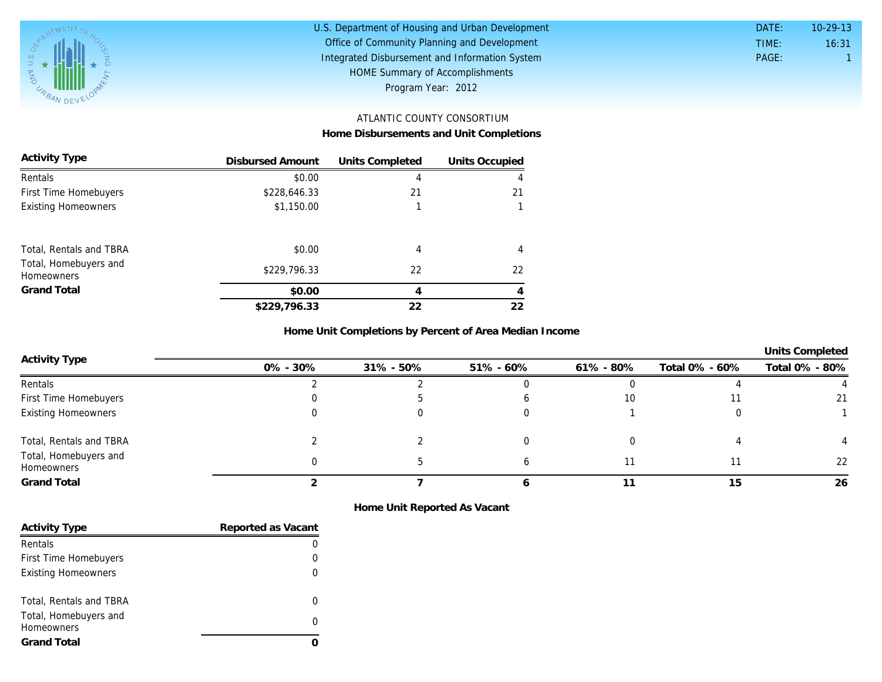U.S. Department of Housing and Urban Development
Office of Community Planning and Development
Integrated Disbursement and Information System
HOME Summary of Accomplishments
Program Year: 2012

DATE: 10-29-13
TIME: 16:31
PAGE: 1

## ATLANTIC COUNTY CONSORTIUM

### Home Disbursements and Unit Completions

| Activity Type | Disbursed Amount | Units Completed | Units Occupied |
|---|---|---|---|
| Rentals | $0.00 | 4 | 4 |
| First Time Homebuyers | $228,646.33 | 21 | 21 |
| Existing Homeowners | $1,150.00 | 1 | 1 |
| Total, Rentals and TBRA | $0.00 | 4 | 4 |
| Total, Homebuyers and Homeowners | $229,796.33 | 22 | 22 |
| **Grand Total** | **$0.00** | **4** | **4** |
| | **$229,796.33** | **22** | **22** |

### Home Unit Completions by Percent of Area Median Income

| Activity Type | | | | | Units Completed | |
|---|---|---|---|---|---|---|
| | 0% - 30% | 31% - 50% | 51% - 60% | 61% - 80% | Total 0% - 60% | Total 0% - 80% |
| Rentals | 2 | 2 | 0 | 0 | 4 | 4 |
| First Time Homebuyers | 0 | 5 | 6 | 10 | 11 | 21 |
| Existing Homeowners | 0 | 0 | 0 | 1 | 0 | 1 |
| Total, Rentals and TBRA | 2 | 2 | 0 | 0 | 4 | 4 |
| Total, Homebuyers and Homeowners | 0 | 5 | 6 | 11 | 11 | 22 |
| **Grand Total** | **2** | **7** | **6** | **11** | **15** | **26** |

### Home Unit Reported As Vacant

| Activity Type | Reported as Vacant |
|---|---|
| Rentals | 0 |
| First Time Homebuyers | 0 |
| Existing Homeowners | 0 |
| Total, Rentals and TBRA | 0 |
| Total, Homebuyers and Homeowners | 0 |
| **Grand Total** | **0** |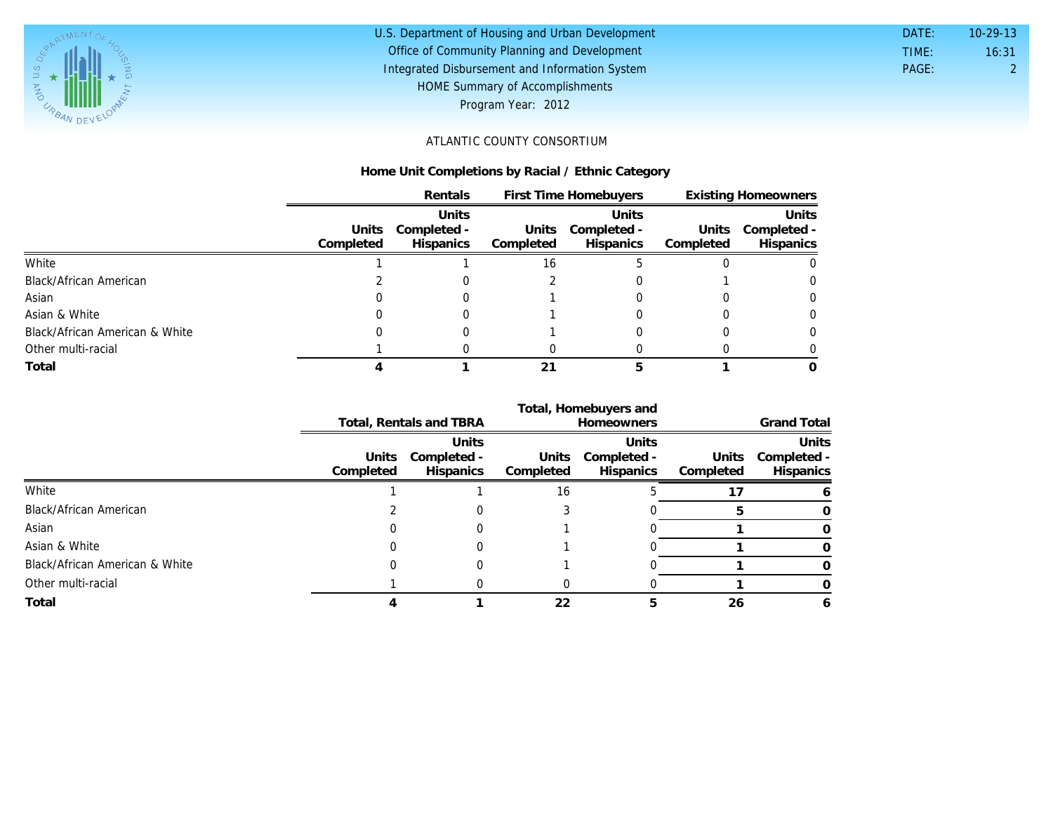U.S. Department of Housing and Urban Development
Office of Community Planning and Development
Integrated Disbursement and Information System
HOME Summary of Accomplishments
Program Year: 2012

DATE: 10-29-13
TIME: 16:31
PAGE: 2

ATLANTIC COUNTY CONSORTIUM

## Home Unit Completions by Racial / Ethnic Category

| | Rentals | | First Time Homebuyers | | Existing Homeowners | |
|---|---|---|---|---|---|---|
| | Units Completed | Units Completed - Hispanics | Units Completed | Units Completed - Hispanics | Units Completed | Units Completed - Hispanics |
| White | 1 | 1 | 16 | 5 | 0 | 0 |
| Black/African American | 2 | 0 | 2 | 0 | 1 | 0 |
| Asian | 0 | 0 | 1 | 0 | 0 | 0 |
| Asian & White | 0 | 0 | 1 | 0 | 0 | 0 |
| Black/African American & White | 0 | 0 | 1 | 0 | 0 | 0 |
| Other multi-racial | 1 | 0 | 0 | 0 | 0 | 0 |
| **Total** | **4** | **1** | **21** | **5** | **1** | **0** |

| | Total, Rentals and TBRA | | Total, Homebuyers and Homeowners | | Grand Total | |
|---|---|---|---|---|---|---|
| | Units Completed | Units Completed - Hispanics | Units Completed | Units Completed - Hispanics | Units Completed | Units Completed - Hispanics |
| White | 1 | 1 | 16 | 5 | **17** | **6** |
| Black/African American | 2 | 0 | 3 | 0 | **5** | **0** |
| Asian | 0 | 0 | 1 | 0 | **1** | **0** |
| Asian & White | 0 | 0 | 1 | 0 | **1** | **0** |
| Black/African American & White | 0 | 0 | 1 | 0 | **1** | **0** |
| Other multi-racial | 1 | 0 | 0 | 0 | **1** | **0** |
| **Total** | **4** | **1** | **22** | **5** | **26** | **6** |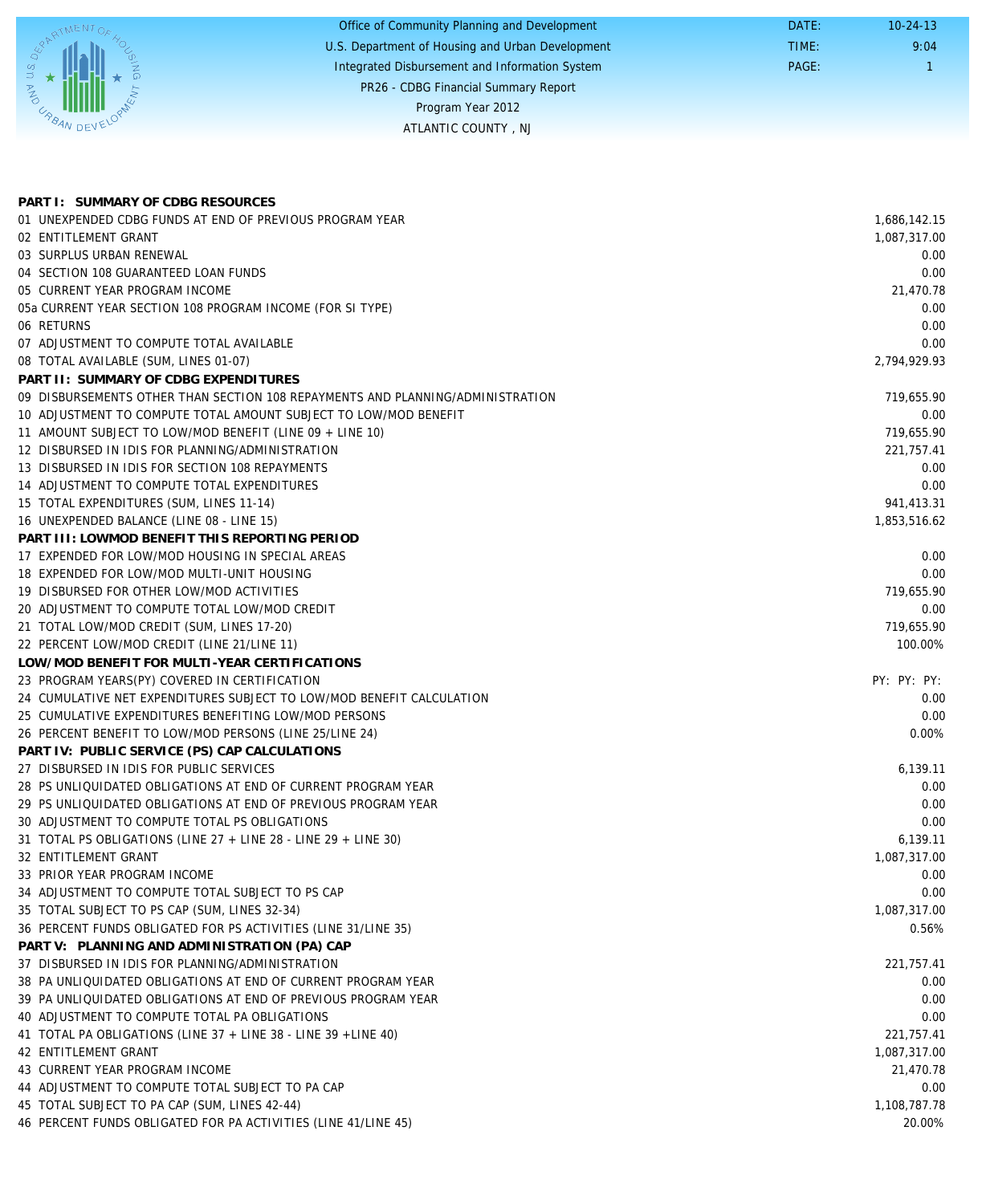Office of Community Planning and Development
U.S. Department of Housing and Urban Development
Integrated Disbursement and Information System
PR26 - CDBG Financial Summary Report
Program Year 2012
ATLANTIC COUNTY , NJ

DATE: 10-24-13
TIME: 9:04
PAGE: 1

| | |
|---|---|
| **PART I: SUMMARY OF CDBG RESOURCES** | |
| 01 UNEXPENDED CDBG FUNDS AT END OF PREVIOUS PROGRAM YEAR | 1,686,142.15 |
| 02 ENTITLEMENT GRANT | 1,087,317.00 |
| 03 SURPLUS URBAN RENEWAL | 0.00 |
| 04 SECTION 108 GUARANTEED LOAN FUNDS | 0.00 |
| 05 CURRENT YEAR PROGRAM INCOME | 21,470.78 |
| 05a CURRENT YEAR SECTION 108 PROGRAM INCOME (FOR SI TYPE) | 0.00 |
| 06 RETURNS | 0.00 |
| 07 ADJUSTMENT TO COMPUTE TOTAL AVAILABLE | 0.00 |
| 08 TOTAL AVAILABLE (SUM, LINES 01-07) | 2,794,929.93 |
| **PART II: SUMMARY OF CDBG EXPENDITURES** | |
| 09 DISBURSEMENTS OTHER THAN SECTION 108 REPAYMENTS AND PLANNING/ADMINISTRATION | 719,655.90 |
| 10 ADJUSTMENT TO COMPUTE TOTAL AMOUNT SUBJECT TO LOW/MOD BENEFIT | 0.00 |
| 11 AMOUNT SUBJECT TO LOW/MOD BENEFIT (LINE 09 + LINE 10) | 719,655.90 |
| 12 DISBURSED IN IDIS FOR PLANNING/ADMINISTRATION | 221,757.41 |
| 13 DISBURSED IN IDIS FOR SECTION 108 REPAYMENTS | 0.00 |
| 14 ADJUSTMENT TO COMPUTE TOTAL EXPENDITURES | 0.00 |
| 15 TOTAL EXPENDITURES (SUM, LINES 11-14) | 941,413.31 |
| 16 UNEXPENDED BALANCE (LINE 08 - LINE 15) | 1,853,516.62 |
| **PART III: LOWMOD BENEFIT THIS REPORTING PERIOD** | |
| 17 EXPENDED FOR LOW/MOD HOUSING IN SPECIAL AREAS | 0.00 |
| 18 EXPENDED FOR LOW/MOD MULTI-UNIT HOUSING | 0.00 |
| 19 DISBURSED FOR OTHER LOW/MOD ACTIVITIES | 719,655.90 |
| 20 ADJUSTMENT TO COMPUTE TOTAL LOW/MOD CREDIT | 0.00 |
| 21 TOTAL LOW/MOD CREDIT (SUM, LINES 17-20) | 719,655.90 |
| 22 PERCENT LOW/MOD CREDIT (LINE 21/LINE 11) | 100.00% |
| **LOW/MOD BENEFIT FOR MULTI-YEAR CERTIFICATIONS** | |
| 23 PROGRAM YEARS(PY) COVERED IN CERTIFICATION | PY: PY: PY: |
| 24 CUMULATIVE NET EXPENDITURES SUBJECT TO LOW/MOD BENEFIT CALCULATION | 0.00 |
| 25 CUMULATIVE EXPENDITURES BENEFITING LOW/MOD PERSONS | 0.00 |
| 26 PERCENT BENEFIT TO LOW/MOD PERSONS (LINE 25/LINE 24) | 0.00% |
| **PART IV: PUBLIC SERVICE (PS) CAP CALCULATIONS** | |
| 27 DISBURSED IN IDIS FOR PUBLIC SERVICES | 6,139.11 |
| 28 PS UNLIQUIDATED OBLIGATIONS AT END OF CURRENT PROGRAM YEAR | 0.00 |
| 29 PS UNLIQUIDATED OBLIGATIONS AT END OF PREVIOUS PROGRAM YEAR | 0.00 |
| 30 ADJUSTMENT TO COMPUTE TOTAL PS OBLIGATIONS | 0.00 |
| 31 TOTAL PS OBLIGATIONS (LINE 27 + LINE 28 - LINE 29 + LINE 30) | 6,139.11 |
| 32 ENTITLEMENT GRANT | 1,087,317.00 |
| 33 PRIOR YEAR PROGRAM INCOME | 0.00 |
| 34 ADJUSTMENT TO COMPUTE TOTAL SUBJECT TO PS CAP | 0.00 |
| 35 TOTAL SUBJECT TO PS CAP (SUM, LINES 32-34) | 1,087,317.00 |
| 36 PERCENT FUNDS OBLIGATED FOR PS ACTIVITIES (LINE 31/LINE 35) | 0.56% |
| **PART V: PLANNING AND ADMINISTRATION (PA) CAP** | |
| 37 DISBURSED IN IDIS FOR PLANNING/ADMINISTRATION | 221,757.41 |
| 38 PA UNLIQUIDATED OBLIGATIONS AT END OF CURRENT PROGRAM YEAR | 0.00 |
| 39 PA UNLIQUIDATED OBLIGATIONS AT END OF PREVIOUS PROGRAM YEAR | 0.00 |
| 40 ADJUSTMENT TO COMPUTE TOTAL PA OBLIGATIONS | 0.00 |
| 41 TOTAL PA OBLIGATIONS (LINE 37 + LINE 38 - LINE 39 +LINE 40) | 221,757.41 |
| 42 ENTITLEMENT GRANT | 1,087,317.00 |
| 43 CURRENT YEAR PROGRAM INCOME | 21,470.78 |
| 44 ADJUSTMENT TO COMPUTE TOTAL SUBJECT TO PA CAP | 0.00 |
| 45 TOTAL SUBJECT TO PA CAP (SUM, LINES 42-44) | 1,108,787.78 |
| 46 PERCENT FUNDS OBLIGATED FOR PA ACTIVITIES (LINE 41/LINE 45) | 20.00% |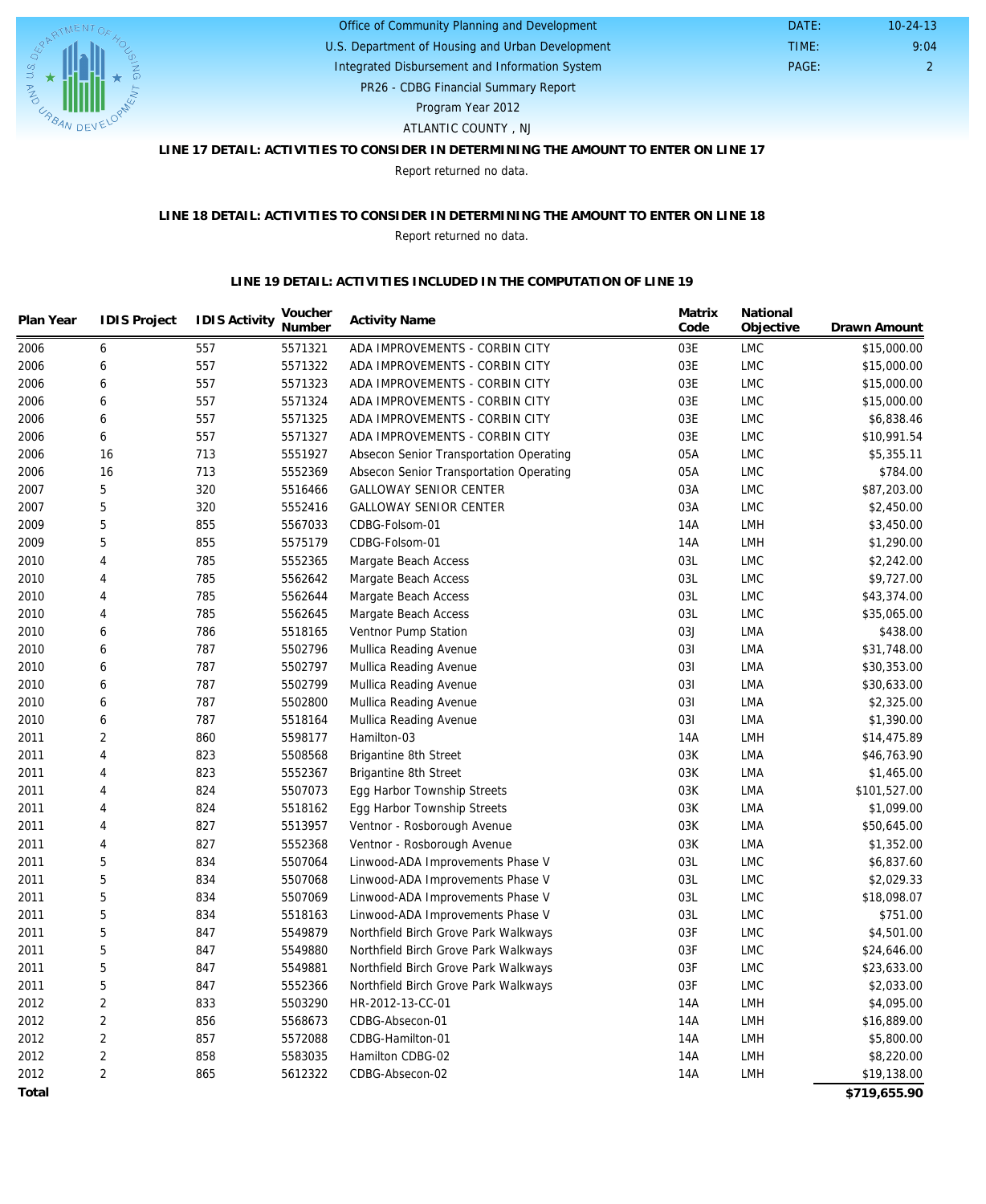Office of Community Planning and Development
U.S. Department of Housing and Urban Development
Integrated Disbursement and Information System
PR26 - CDBG Financial Summary Report
Program Year 2012
ATLANTIC COUNTY , NJ

DATE: 10-24-13
TIME: 9:04
PAGE: 2

### LINE 17 DETAIL: ACTIVITIES TO CONSIDER IN DETERMINING THE AMOUNT TO ENTER ON LINE 17

Report returned no data.

### LINE 18 DETAIL: ACTIVITIES TO CONSIDER IN DETERMINING THE AMOUNT TO ENTER ON LINE 18

Report returned no data.

### LINE 19 DETAIL: ACTIVITIES INCLUDED IN THE COMPUTATION OF LINE 19

| Plan Year | IDIS Project | IDIS Activity | Voucher Number | Activity Name | Matrix Code | National Objective | Drawn Amount |
|---|---|---|---|---|---|---|---|
| 2006 | 6 | 557 | 5571321 | ADA IMPROVEMENTS - CORBIN CITY | 03E | LMC | $15,000.00 |
| 2006 | 6 | 557 | 5571322 | ADA IMPROVEMENTS - CORBIN CITY | 03E | LMC | $15,000.00 |
| 2006 | 6 | 557 | 5571323 | ADA IMPROVEMENTS - CORBIN CITY | 03E | LMC | $15,000.00 |
| 2006 | 6 | 557 | 5571324 | ADA IMPROVEMENTS - CORBIN CITY | 03E | LMC | $15,000.00 |
| 2006 | 6 | 557 | 5571325 | ADA IMPROVEMENTS - CORBIN CITY | 03E | LMC | $6,838.46 |
| 2006 | 6 | 557 | 5571327 | ADA IMPROVEMENTS - CORBIN CITY | 03E | LMC | $10,991.54 |
| 2006 | 16 | 713 | 5551927 | Absecon Senior Transportation Operating | 05A | LMC | $5,355.11 |
| 2006 | 16 | 713 | 5552369 | Absecon Senior Transportation Operating | 05A | LMC | $784.00 |
| 2007 | 5 | 320 | 5516466 | GALLOWAY SENIOR CENTER | 03A | LMC | $87,203.00 |
| 2007 | 5 | 320 | 5552416 | GALLOWAY SENIOR CENTER | 03A | LMC | $2,450.00 |
| 2009 | 5 | 855 | 5567033 | CDBG-Folsom-01 | 14A | LMH | $3,450.00 |
| 2009 | 5 | 855 | 5575179 | CDBG-Folsom-01 | 14A | LMH | $1,290.00 |
| 2010 | 4 | 785 | 5552365 | Margate Beach Access | 03L | LMC | $2,242.00 |
| 2010 | 4 | 785 | 5562642 | Margate Beach Access | 03L | LMC | $9,727.00 |
| 2010 | 4 | 785 | 5562644 | Margate Beach Access | 03L | LMC | $43,374.00 |
| 2010 | 4 | 785 | 5562645 | Margate Beach Access | 03L | LMC | $35,065.00 |
| 2010 | 6 | 786 | 5518165 | Ventnor Pump Station | 03J | LMA | $438.00 |
| 2010 | 6 | 787 | 5502796 | Mullica Reading Avenue | 03I | LMA | $31,748.00 |
| 2010 | 6 | 787 | 5502797 | Mullica Reading Avenue | 03I | LMA | $30,353.00 |
| 2010 | 6 | 787 | 5502799 | Mullica Reading Avenue | 03I | LMA | $30,633.00 |
| 2010 | 6 | 787 | 5502800 | Mullica Reading Avenue | 03I | LMA | $2,325.00 |
| 2010 | 6 | 787 | 5518164 | Mullica Reading Avenue | 03I | LMA | $1,390.00 |
| 2011 | 2 | 860 | 5598177 | Hamilton-03 | 14A | LMH | $14,475.89 |
| 2011 | 4 | 823 | 5508568 | Brigantine 8th Street | 03K | LMA | $46,763.90 |
| 2011 | 4 | 823 | 5552367 | Brigantine 8th Street | 03K | LMA | $1,465.00 |
| 2011 | 4 | 824 | 5507073 | Egg Harbor Township Streets | 03K | LMA | $101,527.00 |
| 2011 | 4 | 824 | 5518162 | Egg Harbor Township Streets | 03K | LMA | $1,099.00 |
| 2011 | 4 | 827 | 5513957 | Ventnor - Rosborough Avenue | 03K | LMA | $50,645.00 |
| 2011 | 4 | 827 | 5552368 | Ventnor - Rosborough Avenue | 03K | LMA | $1,352.00 |
| 2011 | 5 | 834 | 5507064 | Linwood-ADA Improvements Phase V | 03L | LMC | $6,837.60 |
| 2011 | 5 | 834 | 5507068 | Linwood-ADA Improvements Phase V | 03L | LMC | $2,029.33 |
| 2011 | 5 | 834 | 5507069 | Linwood-ADA Improvements Phase V | 03L | LMC | $18,098.07 |
| 2011 | 5 | 834 | 5518163 | Linwood-ADA Improvements Phase V | 03L | LMC | $751.00 |
| 2011 | 5 | 847 | 5549879 | Northfield Birch Grove Park Walkways | 03F | LMC | $4,501.00 |
| 2011 | 5 | 847 | 5549880 | Northfield Birch Grove Park Walkways | 03F | LMC | $24,646.00 |
| 2011 | 5 | 847 | 5549881 | Northfield Birch Grove Park Walkways | 03F | LMC | $23,633.00 |
| 2011 | 5 | 847 | 5552366 | Northfield Birch Grove Park Walkways | 03F | LMC | $2,033.00 |
| 2012 | 2 | 833 | 5503290 | HR-2012-13-CC-01 | 14A | LMH | $4,095.00 |
| 2012 | 2 | 856 | 5568673 | CDBG-Absecon-01 | 14A | LMH | $16,889.00 |
| 2012 | 2 | 857 | 5572088 | CDBG-Hamilton-01 | 14A | LMH | $5,800.00 |
| 2012 | 2 | 858 | 5583035 | Hamilton CDBG-02 | 14A | LMH | $8,220.00 |
| 2012 | 2 | 865 | 5612322 | CDBG-Absecon-02 | 14A | LMH | $19,138.00 |
| **Total** | | | | | | | **$719,655.90** |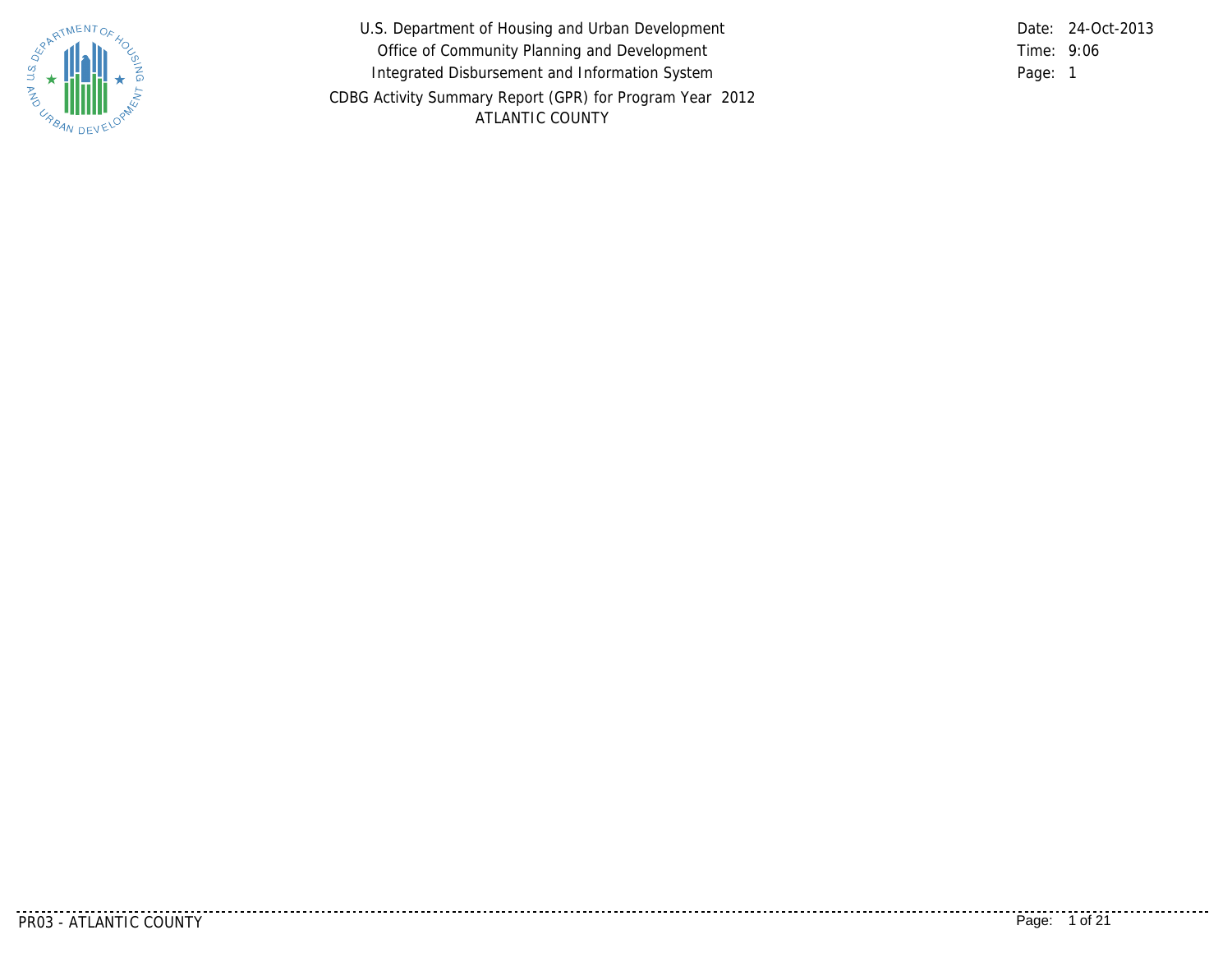U.S. Department of Housing and Urban Development
Office of Community Planning and Development
Integrated Disbursement and Information System
CDBG Activity Summary Report (GPR) for Program Year 2012
ATLANTIC COUNTY

Date: 24-Oct-2013
Time: 9:06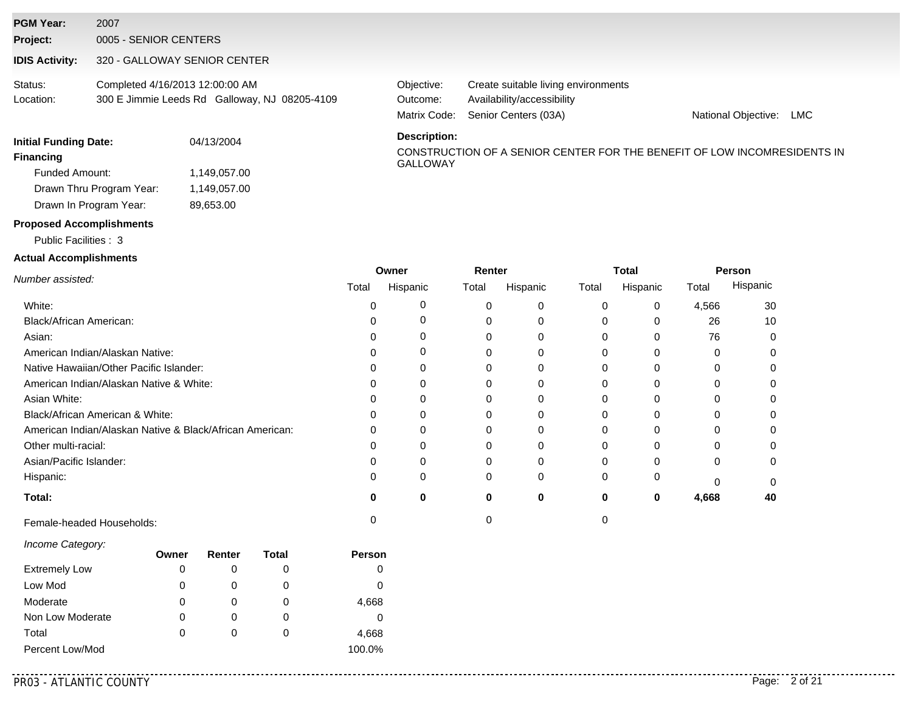**PGM Year:** 2007
**Project:** 0005 - SENIOR CENTERS
**IDIS Activity:** 320 - GALLOWAY SENIOR CENTER

Status: Completed 4/16/2013 12:00:00 AM
Location: 300 E Jimmie Leeds Rd Galloway, NJ 08205-4109

Objective: Create suitable living environments
Outcome: Availability/accessibility
Matrix Code: Senior Centers (03A)
National Objective: LMC

**Initial Funding Date:** 04/13/2004

**Financing**

- Funded Amount: 1,149,057.00
- Drawn Thru Program Year: 1,149,057.00
- Drawn In Program Year: 89,653.00

**Description:**

CONSTRUCTION OF A SENIOR CENTER FOR THE BENEFIT OF LOW INCOMRESIDENTS IN GALLOWAY

**Proposed Accomplishments**

Public Facilities : 3

**Actual Accomplishments**

| *Number assisted:* | Owner | | Renter | | Total | | Person | |
|---|---|---|---|---|---|---|---|---|
| | Total | Hispanic | Total | Hispanic | Total | Hispanic | Total | Hispanic |
| White: | 0 | 0 | 0 | 0 | 0 | 0 | 4,566 | 30 |
| Black/African American: | 0 | 0 | 0 | 0 | 0 | 0 | 26 | 10 |
| Asian: | 0 | 0 | 0 | 0 | 0 | 0 | 76 | 0 |
| American Indian/Alaskan Native: | 0 | 0 | 0 | 0 | 0 | 0 | 0 | 0 |
| Native Hawaiian/Other Pacific Islander: | 0 | 0 | 0 | 0 | 0 | 0 | 0 | 0 |
| American Indian/Alaskan Native & White: | 0 | 0 | 0 | 0 | 0 | 0 | 0 | 0 |
| Asian White: | 0 | 0 | 0 | 0 | 0 | 0 | 0 | 0 |
| Black/African American & White: | 0 | 0 | 0 | 0 | 0 | 0 | 0 | 0 |
| American Indian/Alaskan Native & Black/African American: | 0 | 0 | 0 | 0 | 0 | 0 | 0 | 0 |
| Other multi-racial: | 0 | 0 | 0 | 0 | 0 | 0 | 0 | 0 |
| Asian/Pacific Islander: | 0 | 0 | 0 | 0 | 0 | 0 | 0 | 0 |
| Hispanic: | 0 | 0 | 0 | 0 | 0 | 0 | 0 | 0 |
| **Total:** | **0** | **0** | **0** | **0** | **0** | **0** | **4,668** | **40** |
| Female-headed Households: | 0 | | 0 | | 0 | | | |

| *Income Category:* | Owner | Renter | Total | Person |
|---|---|---|---|---|
| Extremely Low | 0 | 0 | 0 | 0 |
| Low Mod | 0 | 0 | 0 | 0 |
| Moderate | 0 | 0 | 0 | 4,668 |
| Non Low Moderate | 0 | 0 | 0 | 0 |
| Total | 0 | 0 | 0 | 4,668 |
| Percent Low/Mod | | | | 100.0% |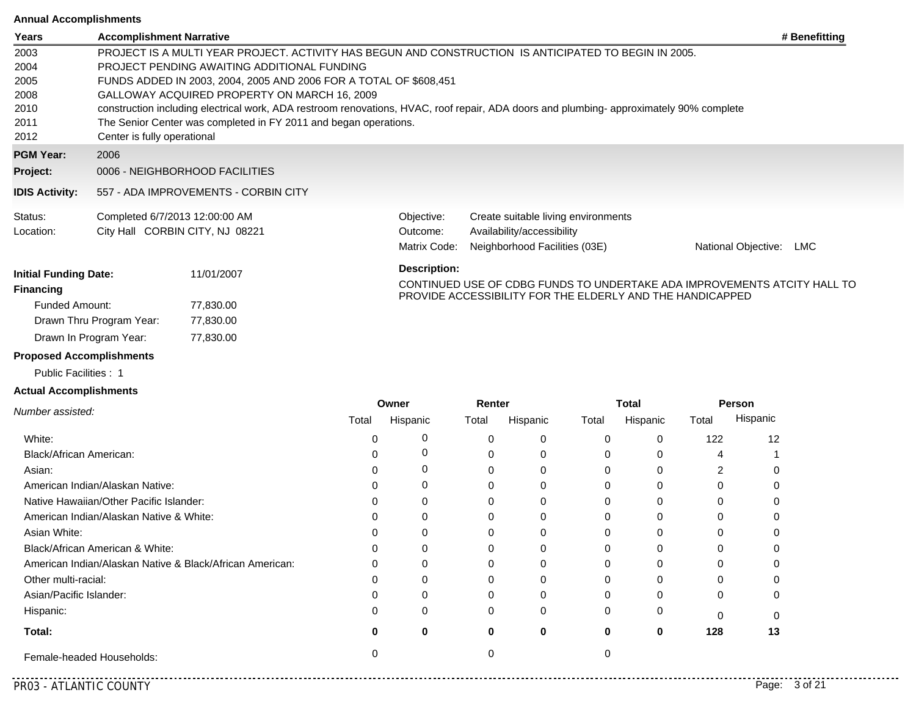**Annual Accomplishments**

| Years | Accomplishment Narrative | # Benefitting |
|---|---|---|
| 2003 | PROJECT IS A MULTI YEAR PROJECT. ACTIVITY HAS BEGUN AND CONSTRUCTION IS ANTICIPATED TO BEGIN IN 2005. | |
| 2004 | PROJECT PENDING AWAITING ADDITIONAL FUNDING | |
| 2005 | FUNDS ADDED IN 2003, 2004, 2005 AND 2006 FOR A TOTAL OF $608,451 | |
| 2008 | GALLOWAY ACQUIRED PROPERTY ON MARCH 16, 2009 | |
| 2010 | construction including electrical work, ADA restroom renovations, HVAC, roof repair, ADA doors and plumbing- approximately 90% complete | |
| 2011 | The Senior Center was completed in FY 2011 and began operations. | |
| 2012 | Center is fully operational | |

**PGM Year:** 2006

**Project:** 0006 - NEIGHBORHOOD FACILITIES

**IDIS Activity:** 557 - ADA IMPROVEMENTS - CORBIN CITY

Status: Completed 6/7/2013 12:00:00 AM
Location: City Hall CORBIN CITY, NJ 08221

Objective: Create suitable living environments
Outcome: Availability/accessibility
Matrix Code: Neighborhood Facilities (03E)
National Objective: LMC

**Initial Funding Date:** 11/01/2007

**Financing**

Funded Amount: 77,830.00
Drawn Thru Program Year: 77,830.00
Drawn In Program Year: 77,830.00

**Description:**

CONTINUED USE OF CDBG FUNDS TO UNDERTAKE ADA IMPROVEMENTS ATCITY HALL TO PROVIDE ACCESSIBILITY FOR THE ELDERLY AND THE HANDICAPPED

**Proposed Accomplishments**

Public Facilities : 1

**Actual Accomplishments**

| *Number assisted:* | Owner | | Renter | | Total | | Person | |
|---|---|---|---|---|---|---|---|---|
| | Total | Hispanic | Total | Hispanic | Total | Hispanic | Total | Hispanic |
| White: | 0 | 0 | 0 | 0 | 0 | 0 | 122 | 12 |
| Black/African American: | 0 | 0 | 0 | 0 | 0 | 0 | 4 | 1 |
| Asian: | 0 | 0 | 0 | 0 | 0 | 0 | 2 | 0 |
| American Indian/Alaskan Native: | 0 | 0 | 0 | 0 | 0 | 0 | 0 | 0 |
| Native Hawaiian/Other Pacific Islander: | 0 | 0 | 0 | 0 | 0 | 0 | 0 | 0 |
| American Indian/Alaskan Native & White: | 0 | 0 | 0 | 0 | 0 | 0 | 0 | 0 |
| Asian White: | 0 | 0 | 0 | 0 | 0 | 0 | 0 | 0 |
| Black/African American & White: | 0 | 0 | 0 | 0 | 0 | 0 | 0 | 0 |
| American Indian/Alaskan Native & Black/African American: | 0 | 0 | 0 | 0 | 0 | 0 | 0 | 0 |
| Other multi-racial: | 0 | 0 | 0 | 0 | 0 | 0 | 0 | 0 |
| Asian/Pacific Islander: | 0 | 0 | 0 | 0 | 0 | 0 | 0 | 0 |
| Hispanic: | 0 | 0 | 0 | 0 | 0 | 0 | 0 | 0 |
| **Total:** | **0** | **0** | **0** | **0** | **0** | **0** | **128** | **13** |
| Female-headed Households: | 0 | | 0 | | 0 | | | |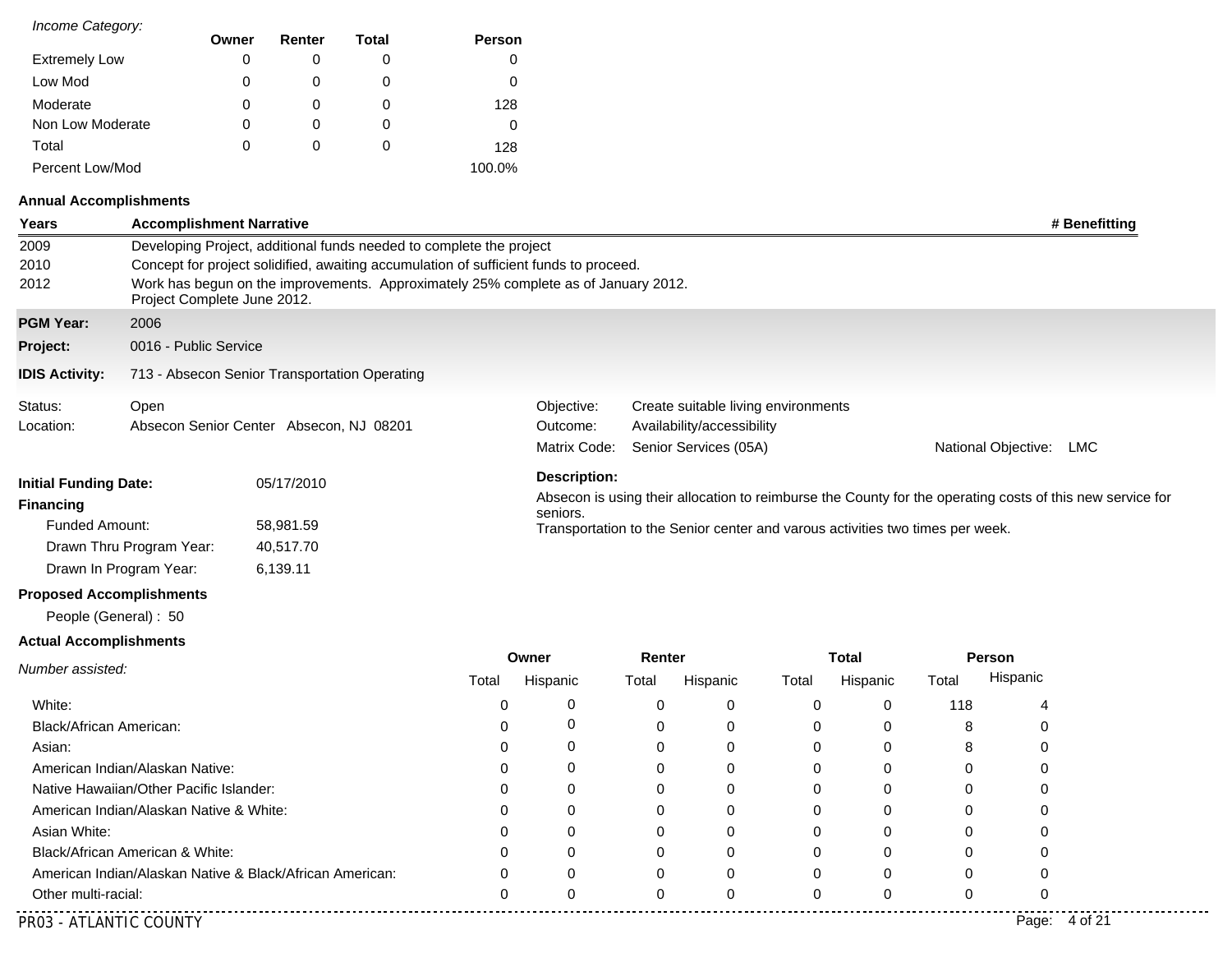*Income Category:*

| | Owner | Renter | Total | Person |
|---|---|---|---|---|
| Extremely Low | 0 | 0 | 0 | 0 |
| Low Mod | 0 | 0 | 0 | 0 |
| Moderate | 0 | 0 | 0 | 128 |
| Non Low Moderate | 0 | 0 | 0 | 0 |
| Total | 0 | 0 | 0 | 128 |
| Percent Low/Mod | | | | 100.0% |

**Annual Accomplishments**

| Years | Accomplishment Narrative | # Benefitting |
|---|---|---|
| 2009 | Developing Project, additional funds needed to complete the project | |
| 2010 | Concept for project solidified, awaiting accumulation of sufficient funds to proceed. | |
| 2012 | Work has begun on the improvements. Approximately 25% complete as of January 2012. Project Complete June 2012. | |

**PGM Year:** 2006

**Project:** 0016 - Public Service

**IDIS Activity:** 713 - Absecon Senior Transportation Operating

Status: Open

Location: Absecon Senior Center Absecon, NJ 08201

Objective: Create suitable living environments

Outcome: Availability/accessibility

Matrix Code: Senior Services (05A)

National Objective: LMC

**Initial Funding Date:** 05/17/2010

**Financing**

Funded Amount: 58,981.59

Drawn Thru Program Year: 40,517.70

Drawn In Program Year: 6,139.11

**Description:**

Absecon is using their allocation to reimburse the County for the operating costs of this new service for seniors.
Transportation to the Senior center and varous activities two times per week.

**Proposed Accomplishments**

People (General) : 50

**Actual Accomplishments**

| *Number assisted:* | Owner | | Renter | | Total | | Person | |
|---|---|---|---|---|---|---|---|---|
| | Total | Hispanic | Total | Hispanic | Total | Hispanic | Total | Hispanic |
| White: | 0 | 0 | 0 | 0 | 0 | 0 | 118 | 4 |
| Black/African American: | 0 | 0 | 0 | 0 | 0 | 0 | 8 | 0 |
| Asian: | 0 | 0 | 0 | 0 | 0 | 0 | 8 | 0 |
| American Indian/Alaskan Native: | 0 | 0 | 0 | 0 | 0 | 0 | 0 | 0 |
| Native Hawaiian/Other Pacific Islander: | 0 | 0 | 0 | 0 | 0 | 0 | 0 | 0 |
| American Indian/Alaskan Native & White: | 0 | 0 | 0 | 0 | 0 | 0 | 0 | 0 |
| Asian White: | 0 | 0 | 0 | 0 | 0 | 0 | 0 | 0 |
| Black/African American & White: | 0 | 0 | 0 | 0 | 0 | 0 | 0 | 0 |
| American Indian/Alaskan Native & Black/African American: | 0 | 0 | 0 | 0 | 0 | 0 | 0 | 0 |
| Other multi-racial: | 0 | 0 | 0 | 0 | 0 | 0 | 0 | 0 |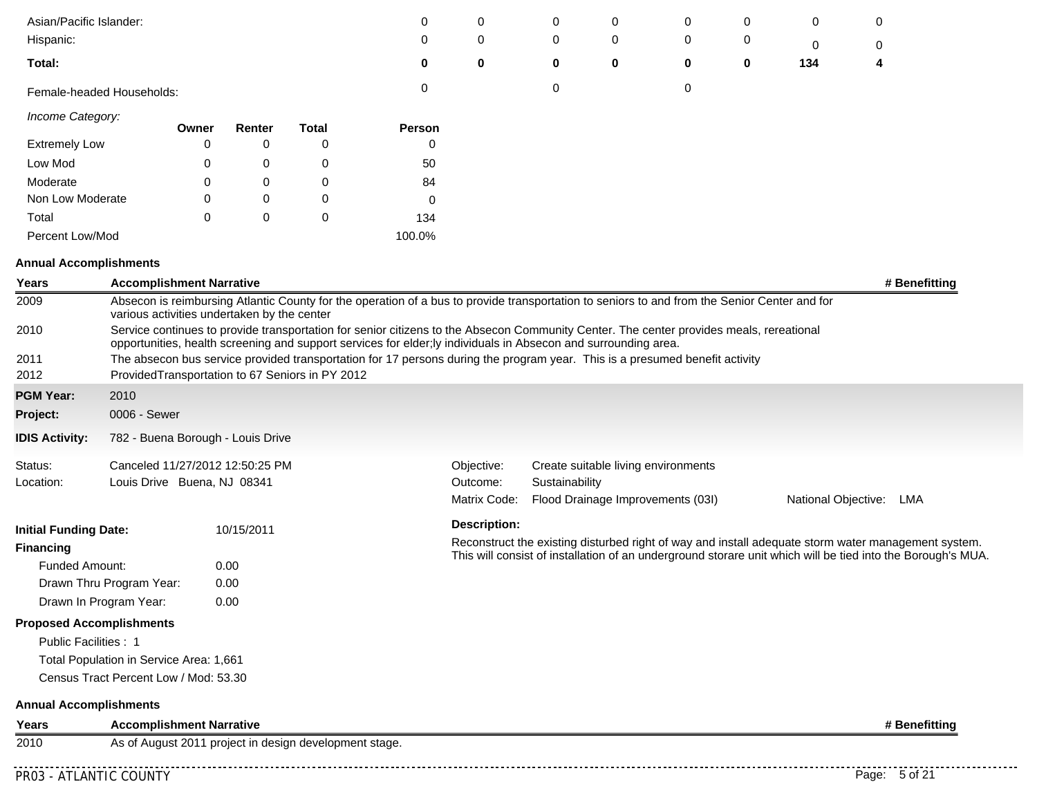| | | | | | | | | |
|---|---|---|---|---|---|---|---|---|
| Asian/Pacific Islander: | 0 | 0 | 0 | 0 | 0 | 0 | 0 | 0 |
| Hispanic: | 0 | 0 | 0 | 0 | 0 | 0 | 0 | 0 |
| **Total:** | **0** | **0** | **0** | **0** | **0** | **0** | **134** | **4** |
| Female-headed Households: | 0 | | 0 | | 0 | | | |

*Income Category:*

| | Owner | Renter | Total | Person |
|---|---|---|---|---|
| Extremely Low | 0 | 0 | 0 | 0 |
| Low Mod | 0 | 0 | 0 | 50 |
| Moderate | 0 | 0 | 0 | 84 |
| Non Low Moderate | 0 | 0 | 0 | 0 |
| Total | 0 | 0 | 0 | 134 |
| Percent Low/Mod | | | | 100.0% |

**Annual Accomplishments**

| Years | Accomplishment Narrative | # Benefitting |
|---|---|---|
| 2009 | Absecon is reimbursing Atlantic County for the operation of a bus to provide transportation to seniors to and from the Senior Center and for various activities undertaken by the center | |
| 2010 | Service continues to provide transportation for senior citizens to the Absecon Community Center. The center provides meals, rereational opportunities, health screening and support services for elder;ly individuals in Absecon and surrounding area. | |
| 2011 | The absecon bus service provided transportation for 17 persons during the program year. This is a presumed benefit activity | |
| 2012 | ProvidedTransportation to 67 Seniors in PY 2012 | |

**PGM Year:** 2010

**Project:** 0006 - Sewer

**IDIS Activity:** 782 - Buena Borough - Louis Drive

Status: Canceled 11/27/2012 12:50:25 PM

Location: Louis Drive Buena, NJ 08341

Objective: Create suitable living environments

Outcome: Sustainability

Matrix Code: Flood Drainage Improvements (03I) National Objective: LMA

**Initial Funding Date:** 10/15/2011

**Financing**

- Funded Amount: 0.00
- Drawn Thru Program Year: 0.00
- Drawn In Program Year: 0.00

**Description:**

Reconstruct the existing disturbed right of way and install adequate storm water management system. This will consist of installation of an underground storare unit which will be tied into the Borough's MUA.

**Proposed Accomplishments**

- Public Facilities : 1
- Total Population in Service Area: 1,661
- Census Tract Percent Low / Mod: 53.30

**Annual Accomplishments**

| Years | Accomplishment Narrative | # Benefitting |
|---|---|---|
| 2010 | As of August 2011 project in design development stage. | |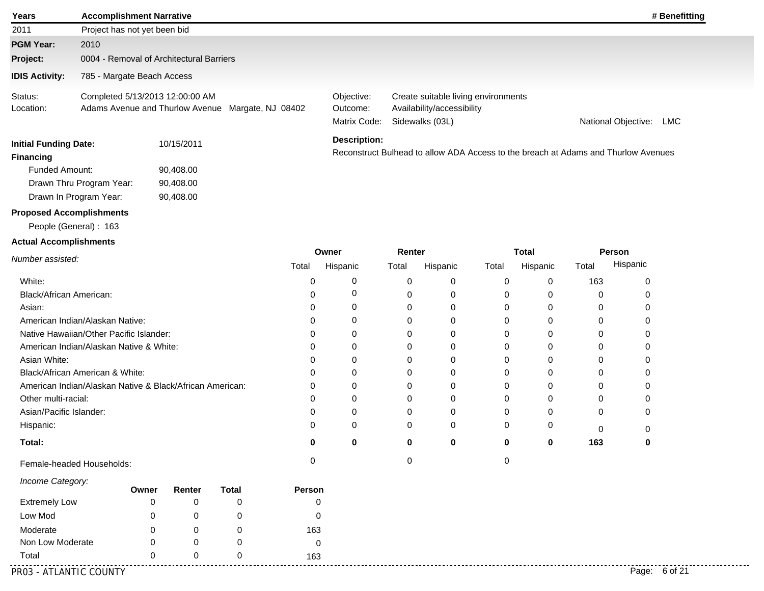| Years | Accomplishment Narrative | # Benefitting |
|---|---|---|
| 2011 | Project has not yet been bid | |

**PGM Year:** 2010

**Project:** 0004 - Removal of Architectural Barriers

**IDIS Activity:** 785 - Margate Beach Access

Status: Completed 5/13/2013 12:00:00 AM

Location: Adams Avenue and Thurlow Avenue Margate, NJ 08402

Objective: Create suitable living environments

Outcome: Availability/accessibility

Matrix Code: Sidewalks (03L)

National Objective: LMC

**Initial Funding Date:** 10/15/2011

**Financing**

- Funded Amount: 90,408.00
- Drawn Thru Program Year: 90,408.00
- Drawn In Program Year: 90,408.00

**Description:**

Reconstruct Bulhead to allow ADA Access to the breach at Adams and Thurlow Avenues

**Proposed Accomplishments**

People (General) : 163

**Actual Accomplishments**

| *Number assisted:* | Owner | | Renter | | Total | | Person | |
|---|---|---|---|---|---|---|---|---|
| | Total | Hispanic | Total | Hispanic | Total | Hispanic | Total | Hispanic |
| White: | 0 | 0 | 0 | 0 | 0 | 0 | 163 | 0 |
| Black/African American: | 0 | 0 | 0 | 0 | 0 | 0 | 0 | 0 |
| Asian: | 0 | 0 | 0 | 0 | 0 | 0 | 0 | 0 |
| American Indian/Alaskan Native: | 0 | 0 | 0 | 0 | 0 | 0 | 0 | 0 |
| Native Hawaiian/Other Pacific Islander: | 0 | 0 | 0 | 0 | 0 | 0 | 0 | 0 |
| American Indian/Alaskan Native & White: | 0 | 0 | 0 | 0 | 0 | 0 | 0 | 0 |
| Asian White: | 0 | 0 | 0 | 0 | 0 | 0 | 0 | 0 |
| Black/African American & White: | 0 | 0 | 0 | 0 | 0 | 0 | 0 | 0 |
| American Indian/Alaskan Native & Black/African American: | 0 | 0 | 0 | 0 | 0 | 0 | 0 | 0 |
| Other multi-racial: | 0 | 0 | 0 | 0 | 0 | 0 | 0 | 0 |
| Asian/Pacific Islander: | 0 | 0 | 0 | 0 | 0 | 0 | 0 | 0 |
| Hispanic: | 0 | 0 | 0 | 0 | 0 | 0 | 0 | 0 |
| **Total:** | **0** | **0** | **0** | **0** | **0** | **0** | **163** | **0** |
| Female-headed Households: | 0 | | 0 | | 0 | | | |

| *Income Category:* | Owner | Renter | Total | Person |
|---|---|---|---|---|
| Extremely Low | 0 | 0 | 0 | 0 |
| Low Mod | 0 | 0 | 0 | 0 |
| Moderate | 0 | 0 | 0 | 163 |
| Non Low Moderate | 0 | 0 | 0 | 0 |
| Total | 0 | 0 | 0 | 163 |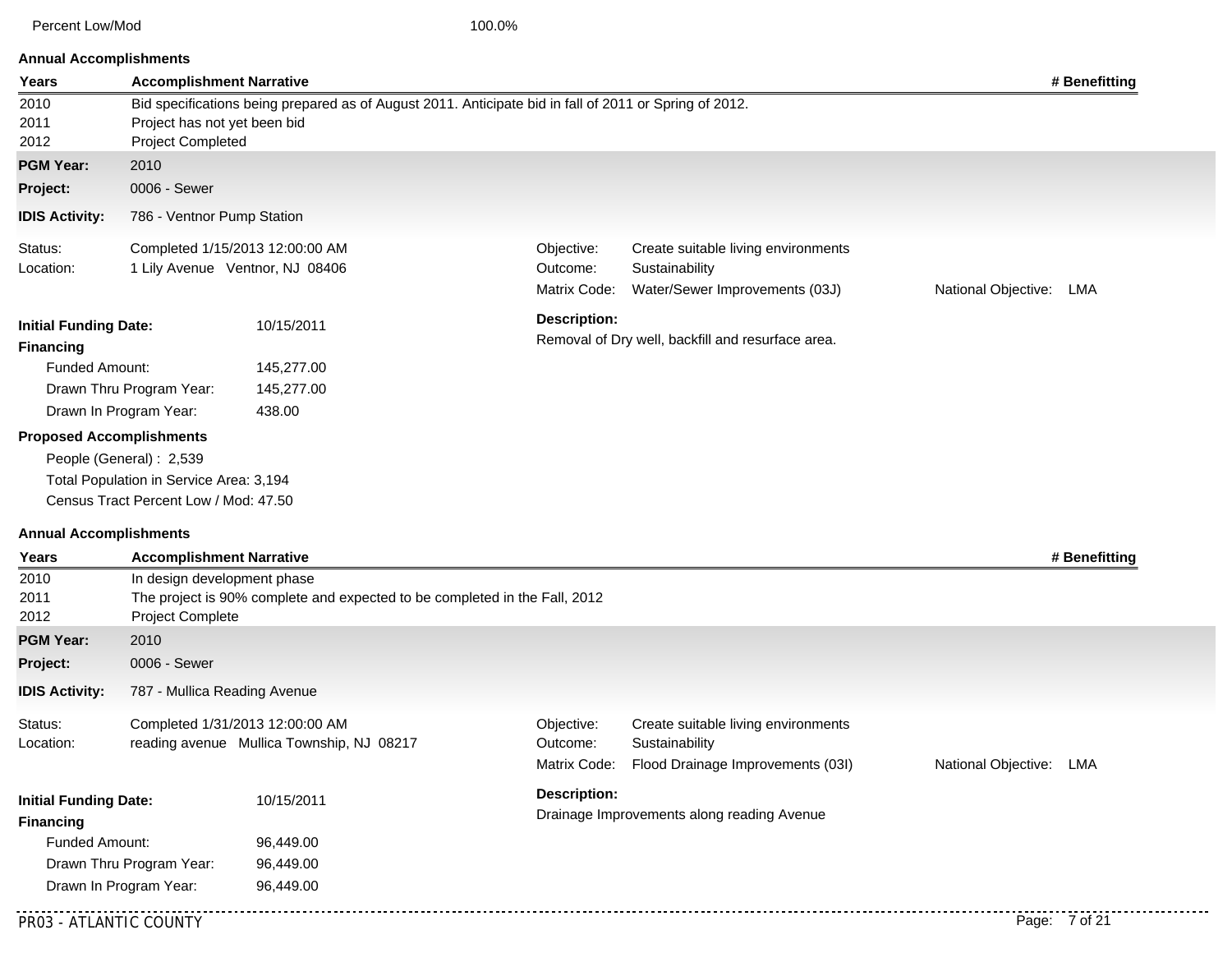Percent Low/Mod 100.0%

**Annual Accomplishments**

| Years | Accomplishment Narrative | # Benefitting |
|---|---|---|
| 2010 | Bid specifications being prepared as of August 2011. Anticipate bid in fall of 2011 or Spring of 2012. | |
| 2011 | Project has not yet been bid | |
| 2012 | Project Completed | |

**PGM Year:** 2010

**Project:** 0006 - Sewer

**IDIS Activity:** 786 - Ventnor Pump Station

Status: Completed 1/15/2013 12:00:00 AM

Location: 1 Lily Avenue Ventnor, NJ 08406

Objective: Create suitable living environments

Outcome: Sustainability

Matrix Code: Water/Sewer Improvements (03J)

National Objective: LMA

**Initial Funding Date:** 10/15/2011

**Financing**

- Funded Amount: 145,277.00
- Drawn Thru Program Year: 145,277.00
- Drawn In Program Year: 438.00

**Description:**

Removal of Dry well, backfill and resurface area.

**Proposed Accomplishments**

- People (General) : 2,539
- Total Population in Service Area: 3,194
- Census Tract Percent Low / Mod: 47.50

**Annual Accomplishments**

| Years | Accomplishment Narrative | # Benefitting |
|---|---|---|
| 2010 | In design development phase | |
| 2011 | The project is 90% complete and expected to be completed in the Fall, 2012 | |
| 2012 | Project Complete | |

**PGM Year:** 2010

**Project:** 0006 - Sewer

**IDIS Activity:** 787 - Mullica Reading Avenue

Status: Completed 1/31/2013 12:00:00 AM

Location: reading avenue Mullica Township, NJ 08217

Objective: Create suitable living environments

Outcome: Sustainability

Matrix Code: Flood Drainage Improvements (03I)

National Objective: LMA

**Initial Funding Date:** 10/15/2011

**Financing**

- Funded Amount: 96,449.00
- Drawn Thru Program Year: 96,449.00
- Drawn In Program Year: 96,449.00

**Description:**

Drainage Improvements along reading Avenue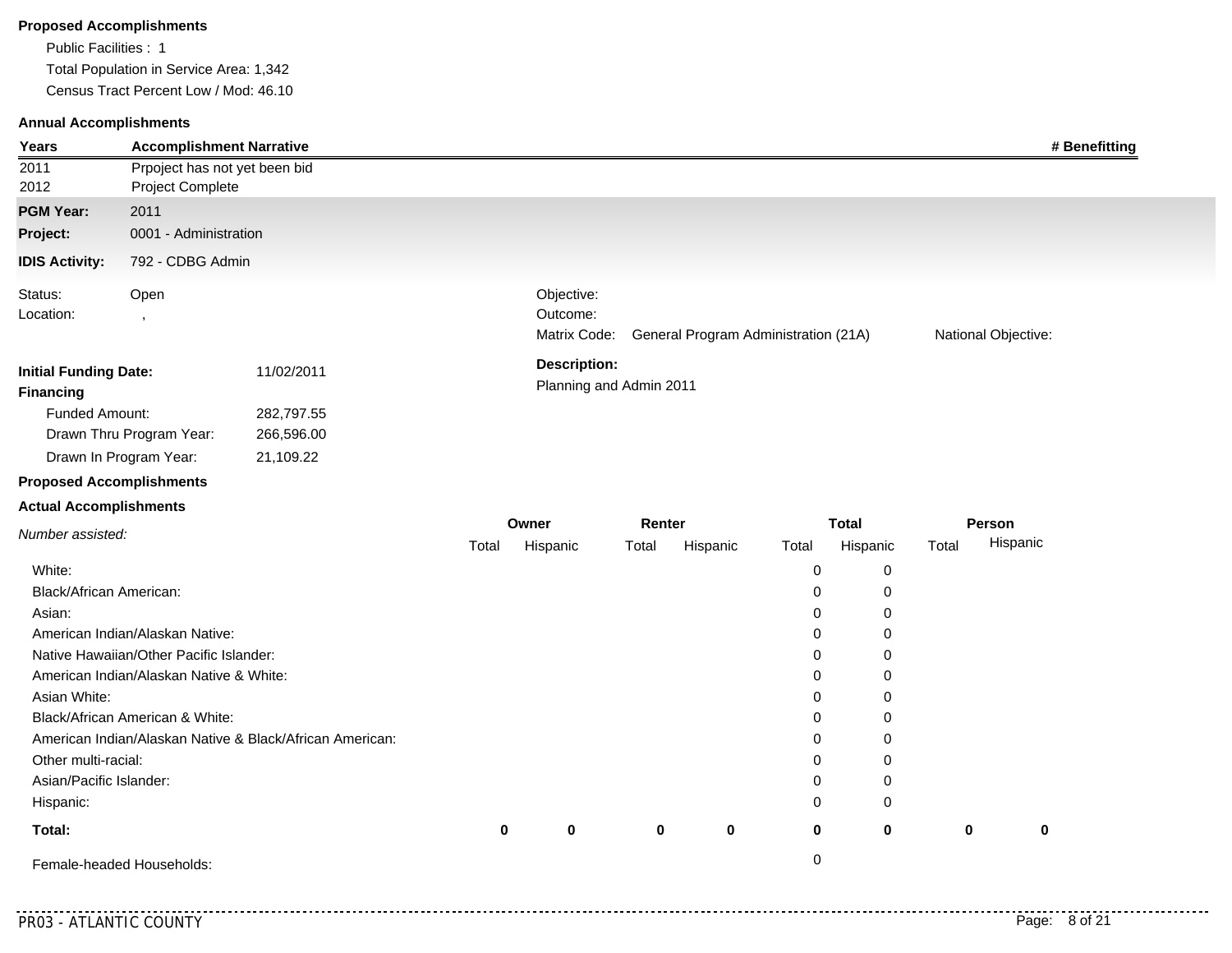**Proposed Accomplishments**

Public Facilities : 1

Total Population in Service Area: 1,342

Census Tract Percent Low / Mod: 46.10

**Annual Accomplishments**

| Years | Accomplishment Narrative | # Benefitting |
|---|---|---|
| 2011 | Prpoject has not yet been bid | |
| 2012 | Project Complete | |

**PGM Year:** 2011

**Project:** 0001 - Administration

**IDIS Activity:** 792 - CDBG Admin

Status: Open

Location: ,

Objective:

Outcome:

Matrix Code: General Program Administration (21A)

National Objective:

**Initial Funding Date:** 11/02/2011

**Financing**

Funded Amount: 282,797.55

Drawn Thru Program Year: 266,596.00

Drawn In Program Year: 21,109.22

**Description:**

Planning and Admin 2011

**Proposed Accomplishments**

**Actual Accomplishments**

| *Number assisted:* | Owner | | Renter | | Total | | Person | |
|---|---|---|---|---|---|---|---|---|
| | Total | Hispanic | Total | Hispanic | Total | Hispanic | Total | Hispanic |
| White: | | | | | 0 | 0 | | |
| Black/African American: | | | | | 0 | 0 | | |
| Asian: | | | | | 0 | 0 | | |
| American Indian/Alaskan Native: | | | | | 0 | 0 | | |
| Native Hawaiian/Other Pacific Islander: | | | | | 0 | 0 | | |
| American Indian/Alaskan Native & White: | | | | | 0 | 0 | | |
| Asian White: | | | | | 0 | 0 | | |
| Black/African American & White: | | | | | 0 | 0 | | |
| American Indian/Alaskan Native & Black/African American: | | | | | 0 | 0 | | |
| Other multi-racial: | | | | | 0 | 0 | | |
| Asian/Pacific Islander: | | | | | 0 | 0 | | |
| Hispanic: | | | | | 0 | 0 | | |
| **Total:** | **0** | **0** | **0** | **0** | **0** | **0** | **0** | **0** |
| Female-headed Households: | | | | | 0 | | | |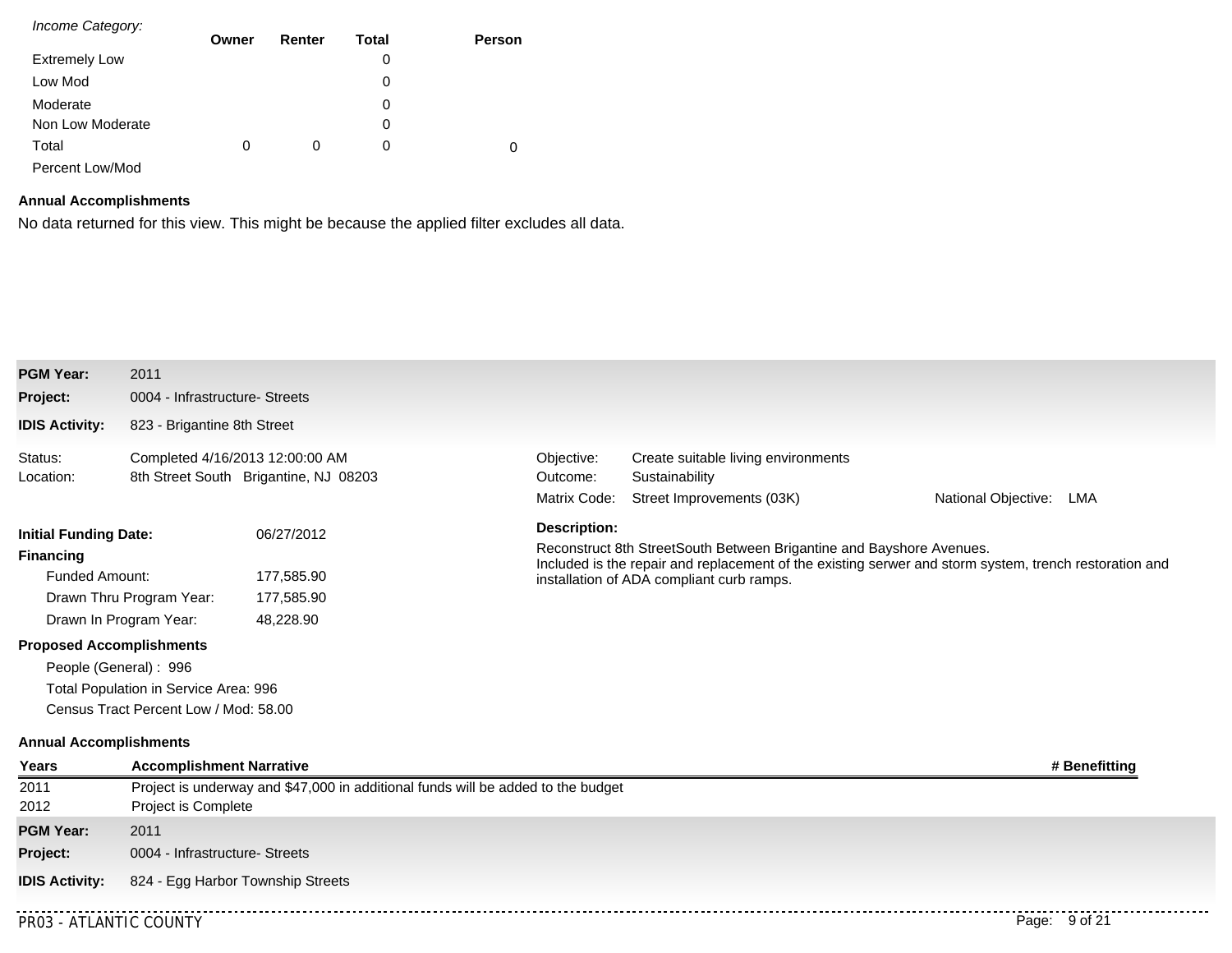| *Income Category:* | Owner | Renter | Total | Person |
|---|---|---|---|---|
| Extremely Low | | | 0 | |
| Low Mod | | | 0 | |
| Moderate | | | 0 | |
| Non Low Moderate | | | 0 | |
| Total | 0 | 0 | 0 | 0 |
| Percent Low/Mod | | | | |

**Annual Accomplishments**

No data returned for this view. This might be because the applied filter excludes all data.

**PGM Year:** 2011

**Project:** 0004 - Infrastructure- Streets

**IDIS Activity:** 823 - Brigantine 8th Street

Status: Completed 4/16/2013 12:00:00 AM

Location: 8th Street South Brigantine, NJ 08203

Objective: Create suitable living environments

Outcome: Sustainability

Matrix Code: Street Improvements (03K)

National Objective: LMA

**Initial Funding Date:** 06/27/2012

**Financing**

Funded Amount: 177,585.90

Drawn Thru Program Year: 177,585.90

Drawn In Program Year: 48,228.90

**Description:**

Reconstruct 8th StreetSouth Between Brigantine and Bayshore Avenues.
Included is the repair and replacement of the existing serwer and storm system, trench restoration and installation of ADA compliant curb ramps.

**Proposed Accomplishments**

People (General) : 996

Total Population in Service Area: 996

Census Tract Percent Low / Mod: 58.00

**Annual Accomplishments**

| Years | Accomplishment Narrative | # Benefitting |
|---|---|---|
| 2011 | Project is underway and $47,000 in additional funds will be added to the budget | |
| 2012 | Project is Complete | |

**PGM Year:** 2011

**Project:** 0004 - Infrastructure- Streets

**IDIS Activity:** 824 - Egg Harbor Township Streets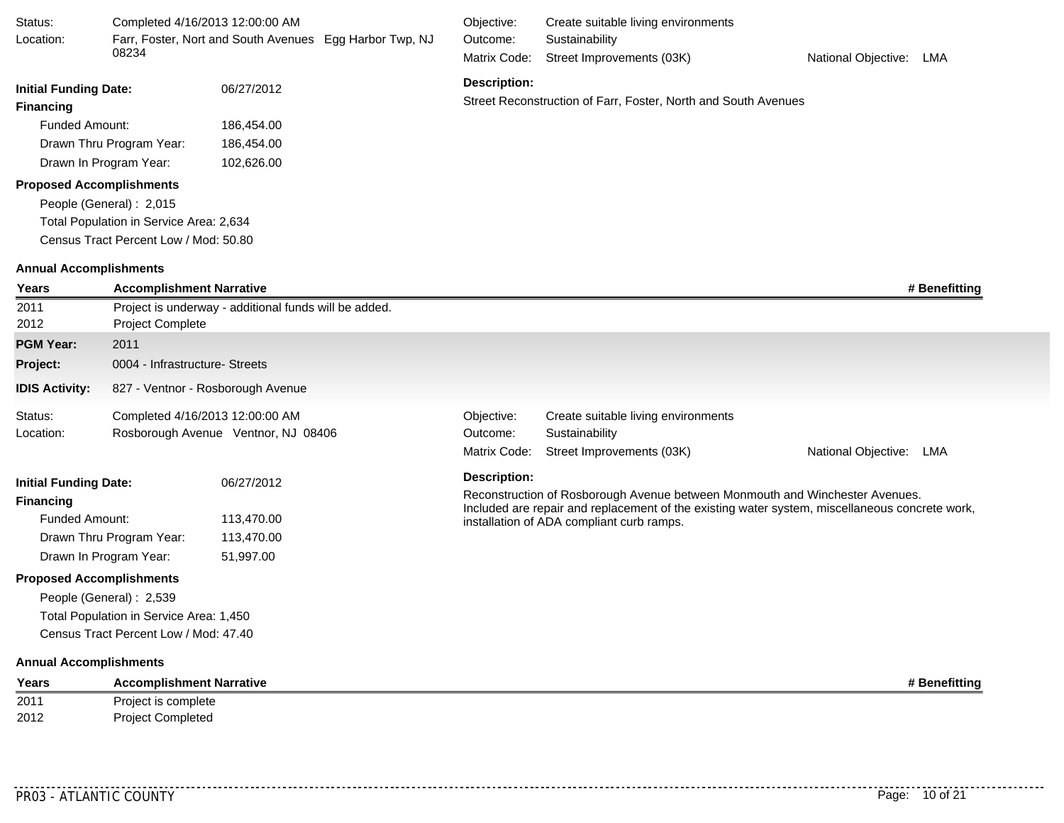Status: Completed 4/16/2013 12:00:00 AM
Location: Farr, Foster, Nort and South Avenues Egg Harbor Twp, NJ 08234

Objective: Create suitable living environments
Outcome: Sustainability
Matrix Code: Street Improvements (03K)
National Objective: LMA

**Initial Funding Date:** 06/27/2012

**Financing**

- Funded Amount: 186,454.00
- Drawn Thru Program Year: 186,454.00
- Drawn In Program Year: 102,626.00

**Description:**

Street Reconstruction of Farr, Foster, North and South Avenues

**Proposed Accomplishments**

- People (General) : 2,015
- Total Population in Service Area: 2,634
- Census Tract Percent Low / Mod: 50.80

**Annual Accomplishments**

| Years | Accomplishment Narrative | # Benefitting |
|---|---|---|
| 2011 | Project is underway - additional funds will be added. | |
| 2012 | Project Complete | |

**PGM Year:** 2011
**Project:** 0004 - Infrastructure- Streets
**IDIS Activity:** 827 - Ventnor - Rosborough Avenue

Status: Completed 4/16/2013 12:00:00 AM
Location: Rosborough Avenue Ventnor, NJ 08406

Objective: Create suitable living environments
Outcome: Sustainability
Matrix Code: Street Improvements (03K)
National Objective: LMA

**Initial Funding Date:** 06/27/2012

**Financing**

- Funded Amount: 113,470.00
- Drawn Thru Program Year: 113,470.00
- Drawn In Program Year: 51,997.00

**Description:**

Reconstruction of Rosborough Avenue between Monmouth and Winchester Avenues. Included are repair and replacement of the existing water system, miscellaneous concrete work, installation of ADA compliant curb ramps.

**Proposed Accomplishments**

- People (General) : 2,539
- Total Population in Service Area: 1,450
- Census Tract Percent Low / Mod: 47.40

**Annual Accomplishments**

| Years | Accomplishment Narrative | # Benefitting |
|---|---|---|
| 2011 | Project is complete | |
| 2012 | Project Completed | |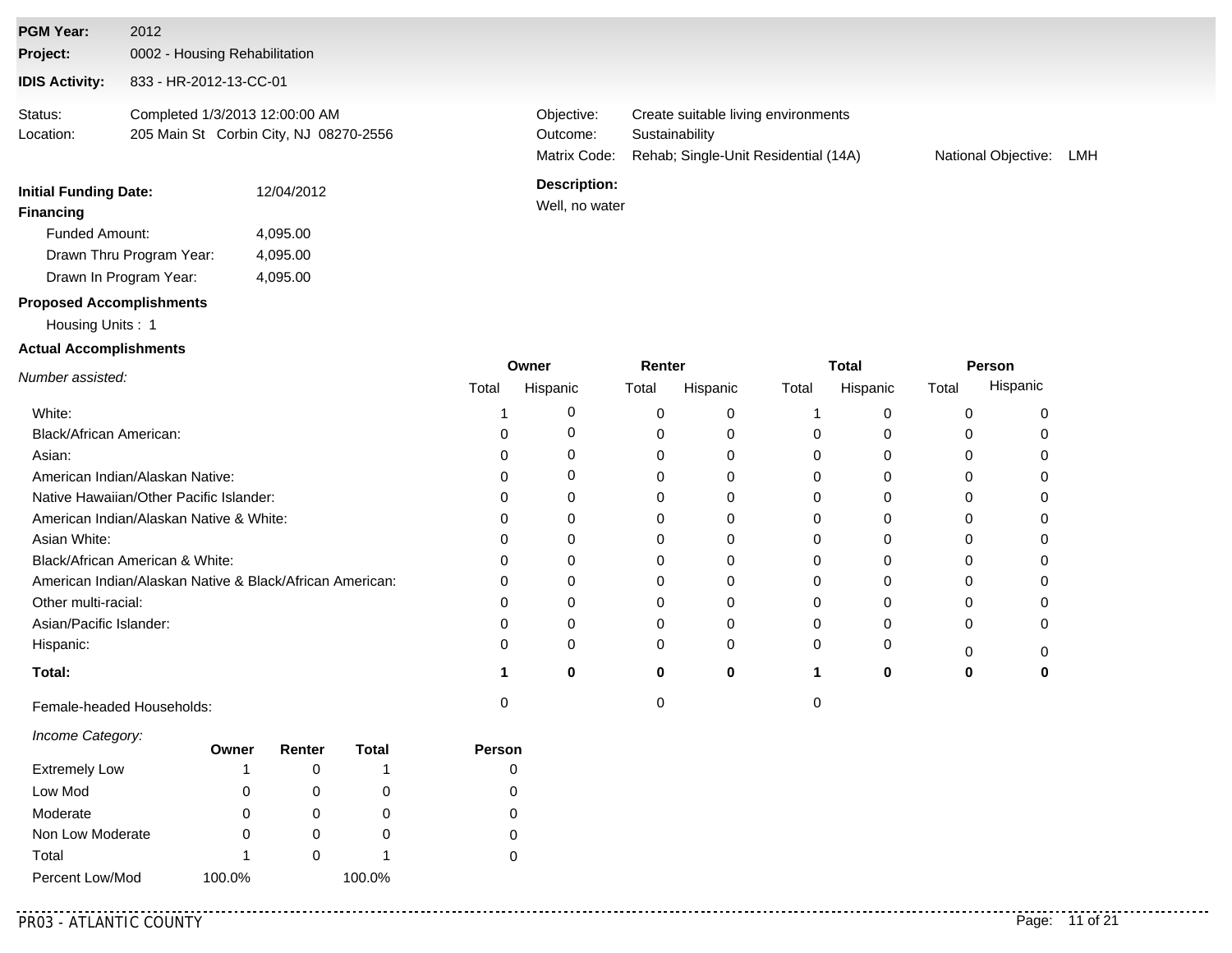**PGM Year:** 2012

**Project:** 0002 - Housing Rehabilitation

**IDIS Activity:** 833 - HR-2012-13-CC-01

Status: Completed 1/3/2013 12:00:00 AM

Location: 205 Main St Corbin City, NJ 08270-2556

Objective: Create suitable living environments

Outcome: Sustainability

Matrix Code: Rehab; Single-Unit Residential (14A)

National Objective: LMH

**Initial Funding Date:** 12/04/2012

**Financing**

- Funded Amount: 4,095.00
- Drawn Thru Program Year: 4,095.00
- Drawn In Program Year: 4,095.00

**Description:**

Well, no water

**Proposed Accomplishments**

Housing Units : 1

**Actual Accomplishments**

| *Number assisted:* | Owner | | Renter | | Total | | Person | |
|---|---|---|---|---|---|---|---|---|
| | Total | Hispanic | Total | Hispanic | Total | Hispanic | Total | Hispanic |
| White: | 1 | 0 | 0 | 0 | 1 | 0 | 0 | 0 |
| Black/African American: | 0 | 0 | 0 | 0 | 0 | 0 | 0 | 0 |
| Asian: | 0 | 0 | 0 | 0 | 0 | 0 | 0 | 0 |
| American Indian/Alaskan Native: | 0 | 0 | 0 | 0 | 0 | 0 | 0 | 0 |
| Native Hawaiian/Other Pacific Islander: | 0 | 0 | 0 | 0 | 0 | 0 | 0 | 0 |
| American Indian/Alaskan Native & White: | 0 | 0 | 0 | 0 | 0 | 0 | 0 | 0 |
| Asian White: | 0 | 0 | 0 | 0 | 0 | 0 | 0 | 0 |
| Black/African American & White: | 0 | 0 | 0 | 0 | 0 | 0 | 0 | 0 |
| American Indian/Alaskan Native & Black/African American: | 0 | 0 | 0 | 0 | 0 | 0 | 0 | 0 |
| Other multi-racial: | 0 | 0 | 0 | 0 | 0 | 0 | 0 | 0 |
| Asian/Pacific Islander: | 0 | 0 | 0 | 0 | 0 | 0 | 0 | 0 |
| Hispanic: | 0 | 0 | 0 | 0 | 0 | 0 | 0 | 0 |
| **Total:** | **1** | **0** | **0** | **0** | **1** | **0** | **0** | **0** |
| Female-headed Households: | 0 | | 0 | | 0 | | | |

| *Income Category:* | Owner | Renter | Total | Person |
|---|---|---|---|---|
| Extremely Low | 1 | 0 | 1 | 0 |
| Low Mod | 0 | 0 | 0 | 0 |
| Moderate | 0 | 0 | 0 | 0 |
| Non Low Moderate | 0 | 0 | 0 | 0 |
| Total | 1 | 0 | 1 | 0 |
| Percent Low/Mod | 100.0% | | 100.0% | |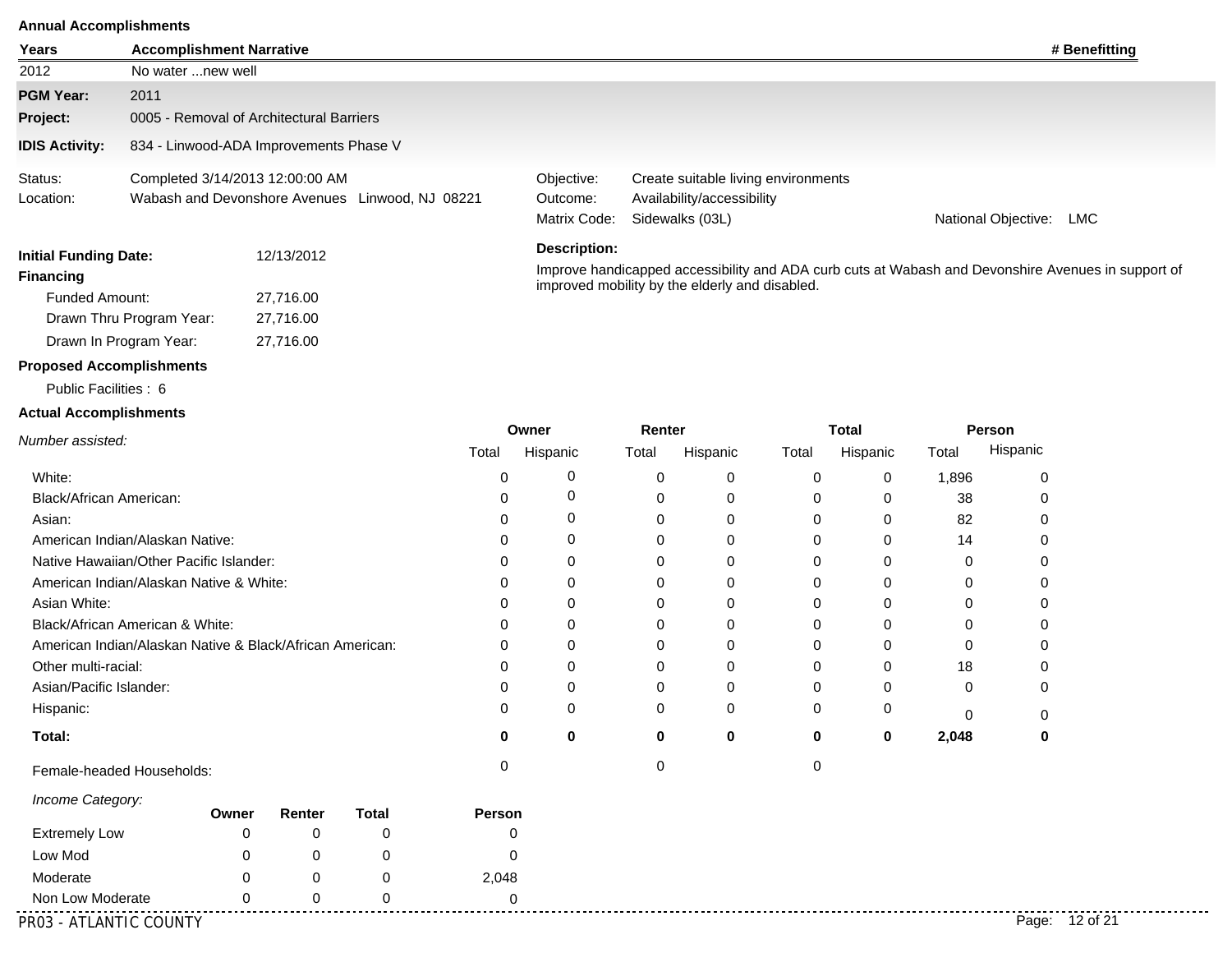**Annual Accomplishments**

| Years | Accomplishment Narrative | # Benefitting |
|---|---|---|
| 2012 | No water ...new well | |

**PGM Year:** 2011

**Project:** 0005 - Removal of Architectural Barriers

**IDIS Activity:** 834 - Linwood-ADA Improvements Phase V

Status: Completed 3/14/2013 12:00:00 AM

Location: Wabash and Devonshore Avenues Linwood, NJ 08221

Objective: Create suitable living environments

Outcome: Availability/accessibility

Matrix Code: Sidewalks (03L)

National Objective: LMC

**Initial Funding Date:** 12/13/2012

**Financing**

Funded Amount: 27,716.00

Drawn Thru Program Year: 27,716.00

Drawn In Program Year: 27,716.00

**Description:**

Improve handicapped accessibility and ADA curb cuts at Wabash and Devonshire Avenues in support of improved mobility by the elderly and disabled.

**Proposed Accomplishments**

Public Facilities : 6

**Actual Accomplishments**

| *Number assisted:* | Owner | | Renter | | Total | | Person | |
|---|---|---|---|---|---|---|---|---|
| | Total | Hispanic | Total | Hispanic | Total | Hispanic | Total | Hispanic |
| White: | 0 | 0 | 0 | 0 | 0 | 0 | 1,896 | 0 |
| Black/African American: | 0 | 0 | 0 | 0 | 0 | 0 | 38 | 0 |
| Asian: | 0 | 0 | 0 | 0 | 0 | 0 | 82 | 0 |
| American Indian/Alaskan Native: | 0 | 0 | 0 | 0 | 0 | 0 | 14 | 0 |
| Native Hawaiian/Other Pacific Islander: | 0 | 0 | 0 | 0 | 0 | 0 | 0 | 0 |
| American Indian/Alaskan Native & White: | 0 | 0 | 0 | 0 | 0 | 0 | 0 | 0 |
| Asian White: | 0 | 0 | 0 | 0 | 0 | 0 | 0 | 0 |
| Black/African American & White: | 0 | 0 | 0 | 0 | 0 | 0 | 0 | 0 |
| American Indian/Alaskan Native & Black/African American: | 0 | 0 | 0 | 0 | 0 | 0 | 0 | 0 |
| Other multi-racial: | 0 | 0 | 0 | 0 | 0 | 0 | 18 | 0 |
| Asian/Pacific Islander: | 0 | 0 | 0 | 0 | 0 | 0 | 0 | 0 |
| Hispanic: | 0 | 0 | 0 | 0 | 0 | 0 | 0 | 0 |
| **Total:** | **0** | **0** | **0** | **0** | **0** | **0** | **2,048** | **0** |
| Female-headed Households: | 0 | | 0 | | 0 | | | |

| *Income Category:* | Owner | Renter | Total | Person |
|---|---|---|---|---|
| Extremely Low | 0 | 0 | 0 | 0 |
| Low Mod | 0 | 0 | 0 | 0 |
| Moderate | 0 | 0 | 0 | 2,048 |
| Non Low Moderate | 0 | 0 | 0 | 0 |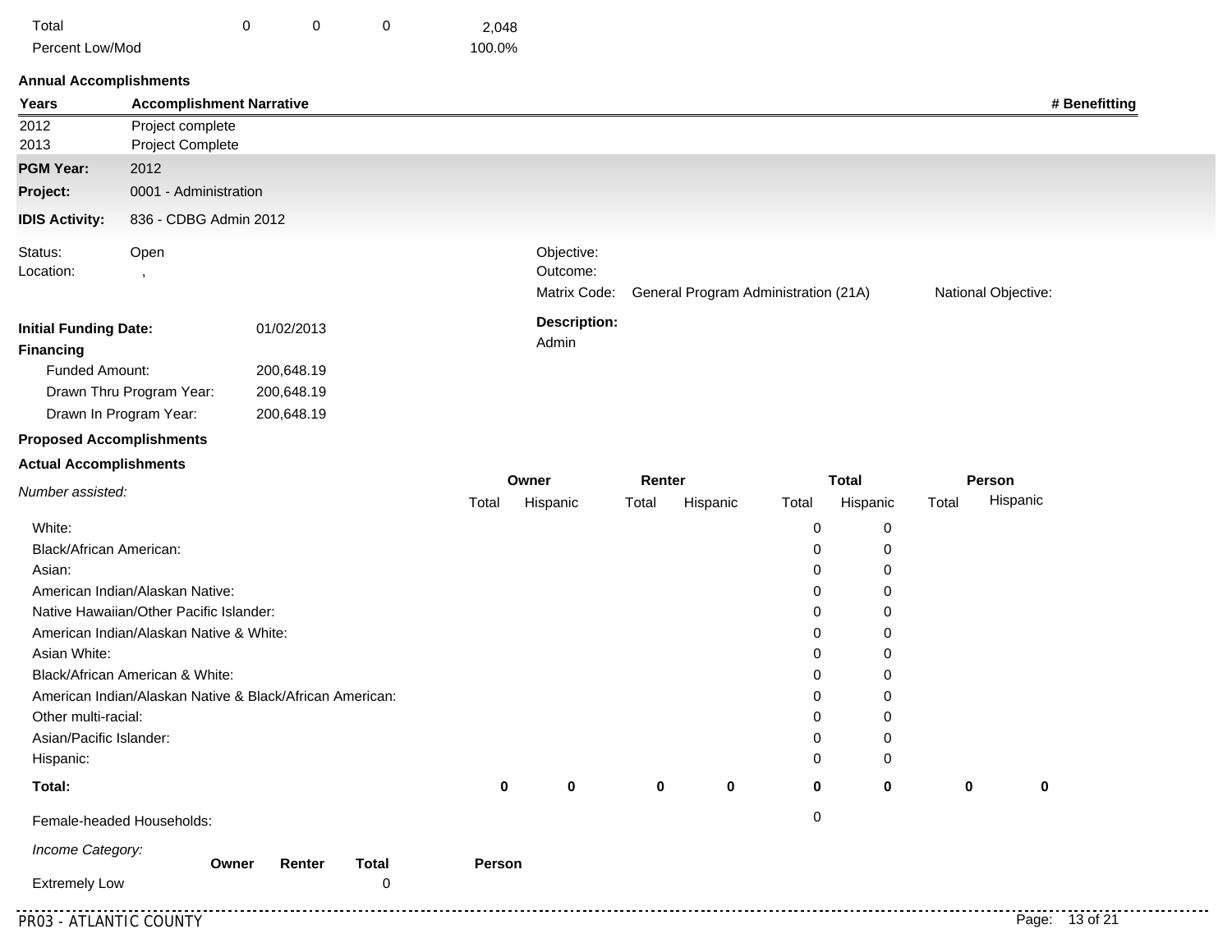| | | | | |
|---|---|---|---|---|
| Total | 0 | 0 | 0 | 2,048 |
| Percent Low/Mod | | | | 100.0% |

**Annual Accomplishments**

| Years | Accomplishment Narrative | # Benefitting |
|---|---|---|
| 2012 | Project complete | |
| 2013 | Project Complete | |

**PGM Year:** 2012

**Project:** 0001 - Administration

**IDIS Activity:** 836 - CDBG Admin 2012

Status: Open

Location: ,

Objective:

Outcome:

Matrix Code: General Program Administration (21A)

National Objective:

**Initial Funding Date:** 01/02/2013

**Financing**

Funded Amount: 200,648.19

Drawn Thru Program Year: 200,648.19

Drawn In Program Year: 200,648.19

**Description:**

Admin

**Proposed Accomplishments**

**Actual Accomplishments**

| *Number assisted:* | Owner | | Renter | | Total | | Person | |
|---|---|---|---|---|---|---|---|---|
| | Total | Hispanic | Total | Hispanic | Total | Hispanic | Total | Hispanic |
| White: | | | | | 0 | 0 | | |
| Black/African American: | | | | | 0 | 0 | | |
| Asian: | | | | | 0 | 0 | | |
| American Indian/Alaskan Native: | | | | | 0 | 0 | | |
| Native Hawaiian/Other Pacific Islander: | | | | | 0 | 0 | | |
| American Indian/Alaskan Native & White: | | | | | 0 | 0 | | |
| Asian White: | | | | | 0 | 0 | | |
| Black/African American & White: | | | | | 0 | 0 | | |
| American Indian/Alaskan Native & Black/African American: | | | | | 0 | 0 | | |
| Other multi-racial: | | | | | 0 | 0 | | |
| Asian/Pacific Islander: | | | | | 0 | 0 | | |
| Hispanic: | | | | | 0 | 0 | | |
| **Total:** | **0** | **0** | **0** | **0** | **0** | **0** | **0** | **0** |
| Female-headed Households: | | | | | 0 | | | |

| *Income Category:* | Owner | Renter | Total | Person |
|---|---|---|---|---|
| Extremely Low | | | 0 | |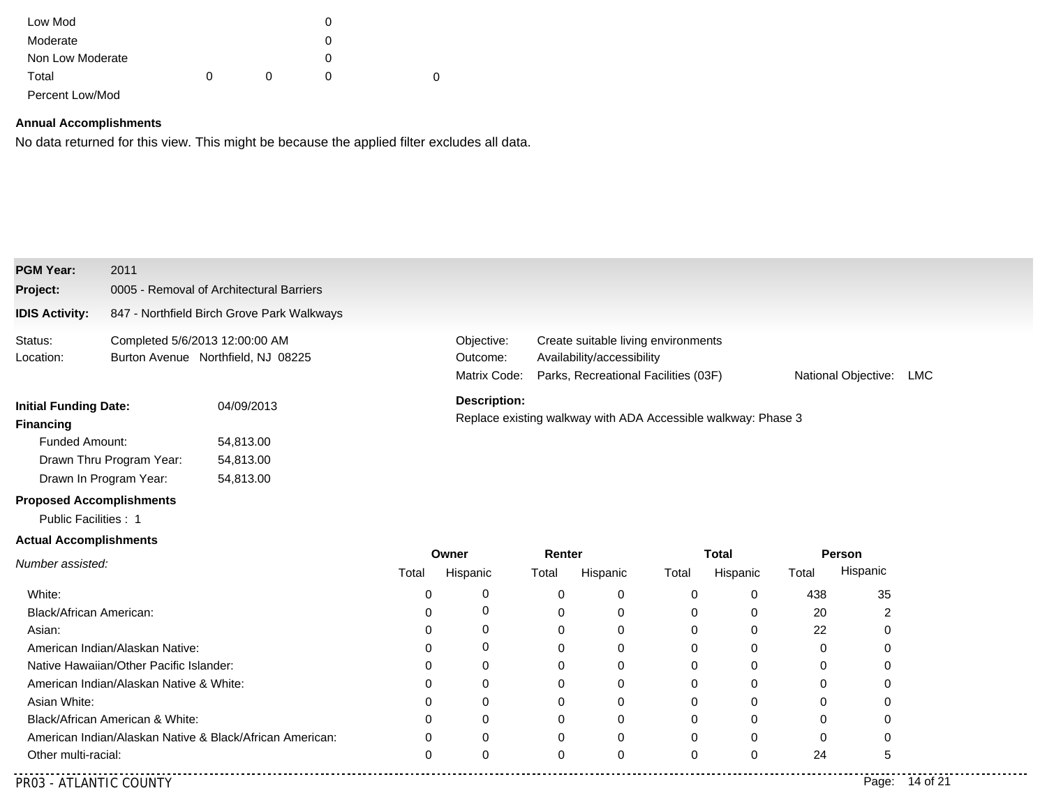| | | | | |
|---|---|---|---|---|
| Low Mod | | | 0 | |
| Moderate | | | 0 | |
| Non Low Moderate | | | 0 | |
| Total | 0 | 0 | 0 | 0 |
| Percent Low/Mod | | | | |

**Annual Accomplishments**

No data returned for this view. This might be because the applied filter excludes all data.

**PGM Year:** 2011

**Project:** 0005 - Removal of Architectural Barriers

**IDIS Activity:** 847 - Northfield Birch Grove Park Walkways

Status: Completed 5/6/2013 12:00:00 AM

Location: Burton Avenue Northfield, NJ 08225

Objective: Create suitable living environments

Outcome: Availability/accessibility

Matrix Code: Parks, Recreational Facilities (03F)

National Objective: LMC

**Initial Funding Date:** 04/09/2013

**Financing**

- Funded Amount: 54,813.00
- Drawn Thru Program Year: 54,813.00
- Drawn In Program Year: 54,813.00

**Description:**

Replace existing walkway with ADA Accessible walkway: Phase 3

**Proposed Accomplishments**

Public Facilities : 1

**Actual Accomplishments**

| *Number assisted:* | Owner | | Renter | | Total | | Person | |
|---|---|---|---|---|---|---|---|---|
| | Total | Hispanic | Total | Hispanic | Total | Hispanic | Total | Hispanic |
| White: | 0 | 0 | 0 | 0 | 0 | 0 | 438 | 35 |
| Black/African American: | 0 | 0 | 0 | 0 | 0 | 0 | 20 | 2 |
| Asian: | 0 | 0 | 0 | 0 | 0 | 0 | 22 | 0 |
| American Indian/Alaskan Native: | 0 | 0 | 0 | 0 | 0 | 0 | 0 | 0 |
| Native Hawaiian/Other Pacific Islander: | 0 | 0 | 0 | 0 | 0 | 0 | 0 | 0 |
| American Indian/Alaskan Native & White: | 0 | 0 | 0 | 0 | 0 | 0 | 0 | 0 |
| Asian White: | 0 | 0 | 0 | 0 | 0 | 0 | 0 | 0 |
| Black/African American & White: | 0 | 0 | 0 | 0 | 0 | 0 | 0 | 0 |
| American Indian/Alaskan Native & Black/African American: | 0 | 0 | 0 | 0 | 0 | 0 | 0 | 0 |
| Other multi-racial: | 0 | 0 | 0 | 0 | 0 | 0 | 24 | 5 |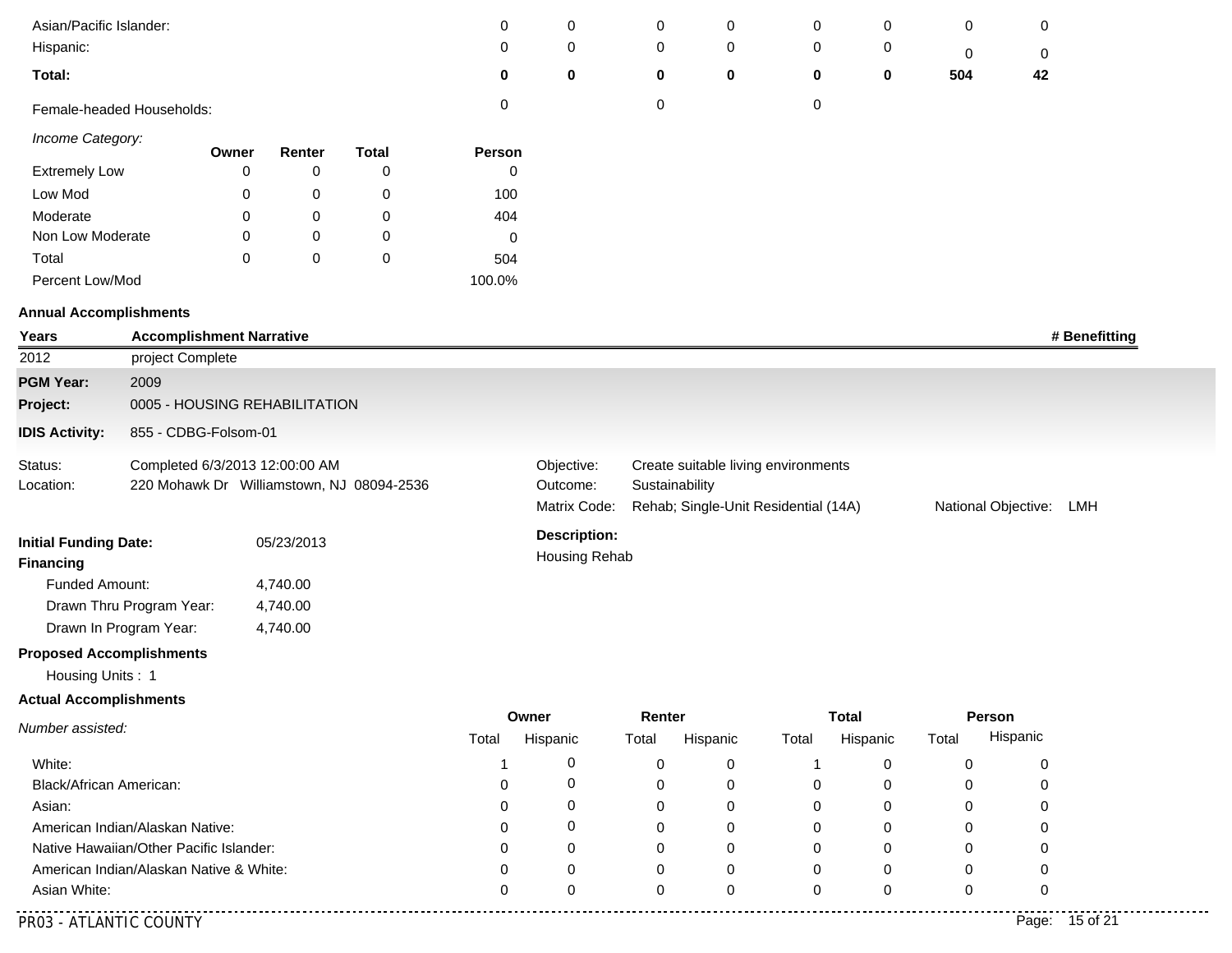| | Owner Total | Owner Hispanic | Renter Total | Renter Hispanic | Total Total | Total Hispanic | Person Total | Person Hispanic |
|---|---|---|---|---|---|---|---|---|
| Asian/Pacific Islander: | 0 | 0 | 0 | 0 | 0 | 0 | 0 | 0 |
| Hispanic: | 0 | 0 | 0 | 0 | 0 | 0 | 0 | 0 |
| **Total:** | **0** | **0** | **0** | **0** | **0** | **0** | **504** | **42** |
| Female-headed Households: | 0 | | 0 | | 0 | | | |

*Income Category:*

| | Owner | Renter | Total | Person |
|---|---|---|---|---|
| Extremely Low | 0 | 0 | 0 | 0 |
| Low Mod | 0 | 0 | 0 | 100 |
| Moderate | 0 | 0 | 0 | 404 |
| Non Low Moderate | 0 | 0 | 0 | 0 |
| Total | 0 | 0 | 0 | 504 |
| Percent Low/Mod | | | | 100.0% |

**Annual Accomplishments**

| Years | Accomplishment Narrative | # Benefitting |
|---|---|---|
| 2012 | project Complete | |

**PGM Year:** 2009

**Project:** 0005 - HOUSING REHABILITATION

**IDIS Activity:** 855 - CDBG-Folsom-01

Status: Completed 6/3/2013 12:00:00 AM

Location: 220 Mohawk Dr Williamstown, NJ 08094-2536

Objective: Create suitable living environments

Outcome: Sustainability

Matrix Code: Rehab; Single-Unit Residential (14A)

National Objective: LMH

**Initial Funding Date:** 05/23/2013

**Financing**

Funded Amount: 4,740.00

Drawn Thru Program Year: 4,740.00

Drawn In Program Year: 4,740.00

**Description:**

Housing Rehab

**Proposed Accomplishments**

Housing Units : 1

**Actual Accomplishments**

| *Number assisted:* | Owner Total | Owner Hispanic | Renter Total | Renter Hispanic | Total Total | Total Hispanic | Person Total | Person Hispanic |
|---|---|---|---|---|---|---|---|---|
| White: | 1 | 0 | 0 | 0 | 1 | 0 | 0 | 0 |
| Black/African American: | 0 | 0 | 0 | 0 | 0 | 0 | 0 | 0 |
| Asian: | 0 | 0 | 0 | 0 | 0 | 0 | 0 | 0 |
| American Indian/Alaskan Native: | 0 | 0 | 0 | 0 | 0 | 0 | 0 | 0 |
| Native Hawaiian/Other Pacific Islander: | 0 | 0 | 0 | 0 | 0 | 0 | 0 | 0 |
| American Indian/Alaskan Native & White: | 0 | 0 | 0 | 0 | 0 | 0 | 0 | 0 |
| Asian White: | 0 | 0 | 0 | 0 | 0 | 0 | 0 | 0 |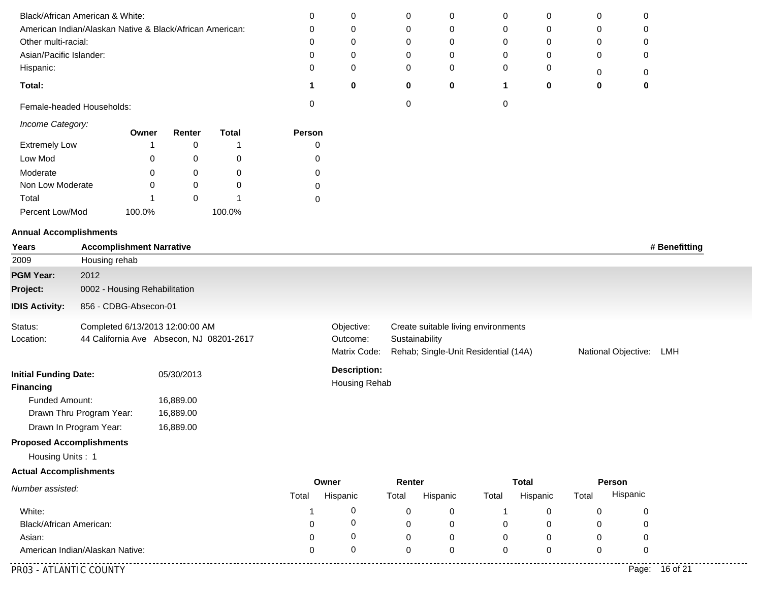| | Owner Total | Owner Hispanic | Renter Total | Renter Hispanic | Total Total | Total Hispanic | Person Total | Person Hispanic |
|---|---|---|---|---|---|---|---|---|
| Black/African American & White: | 0 | 0 | 0 | 0 | 0 | 0 | 0 | 0 |
| American Indian/Alaskan Native & Black/African American: | 0 | 0 | 0 | 0 | 0 | 0 | 0 | 0 |
| Other multi-racial: | 0 | 0 | 0 | 0 | 0 | 0 | 0 | 0 |
| Asian/Pacific Islander: | 0 | 0 | 0 | 0 | 0 | 0 | 0 | 0 |
| Hispanic: | 0 | 0 | 0 | 0 | 0 | 0 | 0 | 0 |
| **Total:** | **1** | **0** | **0** | **0** | **1** | **0** | **0** | **0** |
| Female-headed Households: | 0 | | 0 | | 0 | | | |

*Income Category:*

| | Owner | Renter | Total | Person |
|---|---|---|---|---|
| Extremely Low | 1 | 0 | 1 | 0 |
| Low Mod | 0 | 0 | 0 | 0 |
| Moderate | 0 | 0 | 0 | 0 |
| Non Low Moderate | 0 | 0 | 0 | 0 |
| Total | 1 | 0 | 1 | 0 |
| Percent Low/Mod | 100.0% | | 100.0% | |

**Annual Accomplishments**

| Years | Accomplishment Narrative | # Benefitting |
|---|---|---|
| 2009 | Housing rehab | |

**PGM Year:** 2012

**Project:** 0002 - Housing Rehabilitation

**IDIS Activity:** 856 - CDBG-Absecon-01

Status: Completed 6/13/2013 12:00:00 AM

Location: 44 California Ave Absecon, NJ 08201-2617

Objective: Create suitable living environments

Outcome: Sustainability

Matrix Code: Rehab; Single-Unit Residential (14A)

National Objective: LMH

**Initial Funding Date:** 05/30/2013

**Financing**

Funded Amount: 16,889.00

Drawn Thru Program Year: 16,889.00

Drawn In Program Year: 16,889.00

**Description:**

Housing Rehab

**Proposed Accomplishments**

Housing Units : 1

**Actual Accomplishments**

| *Number assisted:* | Owner Total | Owner Hispanic | Renter Total | Renter Hispanic | Total Total | Total Hispanic | Person Total | Person Hispanic |
|---|---|---|---|---|---|---|---|---|
| White: | 1 | 0 | 0 | 0 | 1 | 0 | 0 | 0 |
| Black/African American: | 0 | 0 | 0 | 0 | 0 | 0 | 0 | 0 |
| Asian: | 0 | 0 | 0 | 0 | 0 | 0 | 0 | 0 |
| American Indian/Alaskan Native: | 0 | 0 | 0 | 0 | 0 | 0 | 0 | 0 |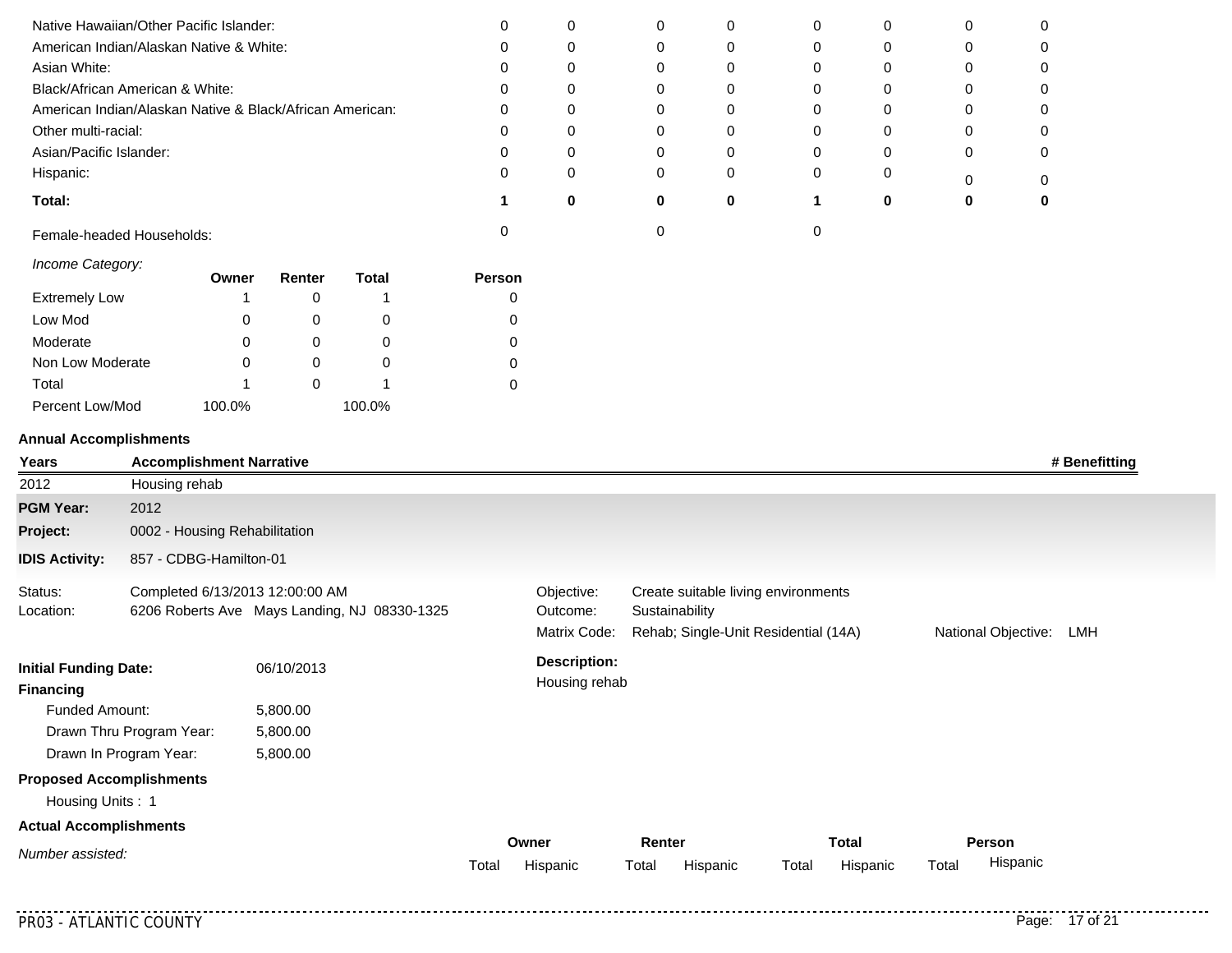| | Owner Total | Owner Hispanic | Renter Total | Renter Hispanic | Total Total | Total Hispanic | Person Total | Person Hispanic |
|---|---|---|---|---|---|---|---|---|
| Native Hawaiian/Other Pacific Islander: | 0 | 0 | 0 | 0 | 0 | 0 | 0 | 0 |
| American Indian/Alaskan Native & White: | 0 | 0 | 0 | 0 | 0 | 0 | 0 | 0 |
| Asian White: | 0 | 0 | 0 | 0 | 0 | 0 | 0 | 0 |
| Black/African American & White: | 0 | 0 | 0 | 0 | 0 | 0 | 0 | 0 |
| American Indian/Alaskan Native & Black/African American: | 0 | 0 | 0 | 0 | 0 | 0 | 0 | 0 |
| Other multi-racial: | 0 | 0 | 0 | 0 | 0 | 0 | 0 | 0 |
| Asian/Pacific Islander: | 0 | 0 | 0 | 0 | 0 | 0 | 0 | 0 |
| Hispanic: | 0 | 0 | 0 | 0 | 0 | 0 | 0 | 0 |
| **Total:** | **1** | **0** | **0** | **0** | **1** | **0** | **0** | **0** |
| Female-headed Households: | 0 | | 0 | | 0 | | | |

*Income Category:*

| | Owner | Renter | Total | Person |
|---|---|---|---|---|
| Extremely Low | 1 | 0 | 1 | 0 |
| Low Mod | 0 | 0 | 0 | 0 |
| Moderate | 0 | 0 | 0 | 0 |
| Non Low Moderate | 0 | 0 | 0 | 0 |
| Total | 1 | 0 | 1 | 0 |
| Percent Low/Mod | 100.0% | | 100.0% | |

**Annual Accomplishments**

| Years | Accomplishment Narrative | # Benefitting |
|---|---|---|
| 2012 | Housing rehab | |

**PGM Year:** 2012

**Project:** 0002 - Housing Rehabilitation

**IDIS Activity:** 857 - CDBG-Hamilton-01

Status: Completed 6/13/2013 12:00:00 AM

Location: 6206 Roberts Ave Mays Landing, NJ 08330-1325

Objective: Create suitable living environments

Outcome: Sustainability

Matrix Code: Rehab; Single-Unit Residential (14A)

National Objective: LMH

**Initial Funding Date:** 06/10/2013

**Financing**

- Funded Amount: 5,800.00
- Drawn Thru Program Year: 5,800.00
- Drawn In Program Year: 5,800.00

**Description:**

Housing rehab

**Proposed Accomplishments**

Housing Units : 1

**Actual Accomplishments**

| *Number assisted:* | Owner Total | Owner Hispanic | Renter Total | Renter Hispanic | Total Total | Total Hispanic | Person Total | Person Hispanic |
|---|---|---|---|---|---|---|---|---|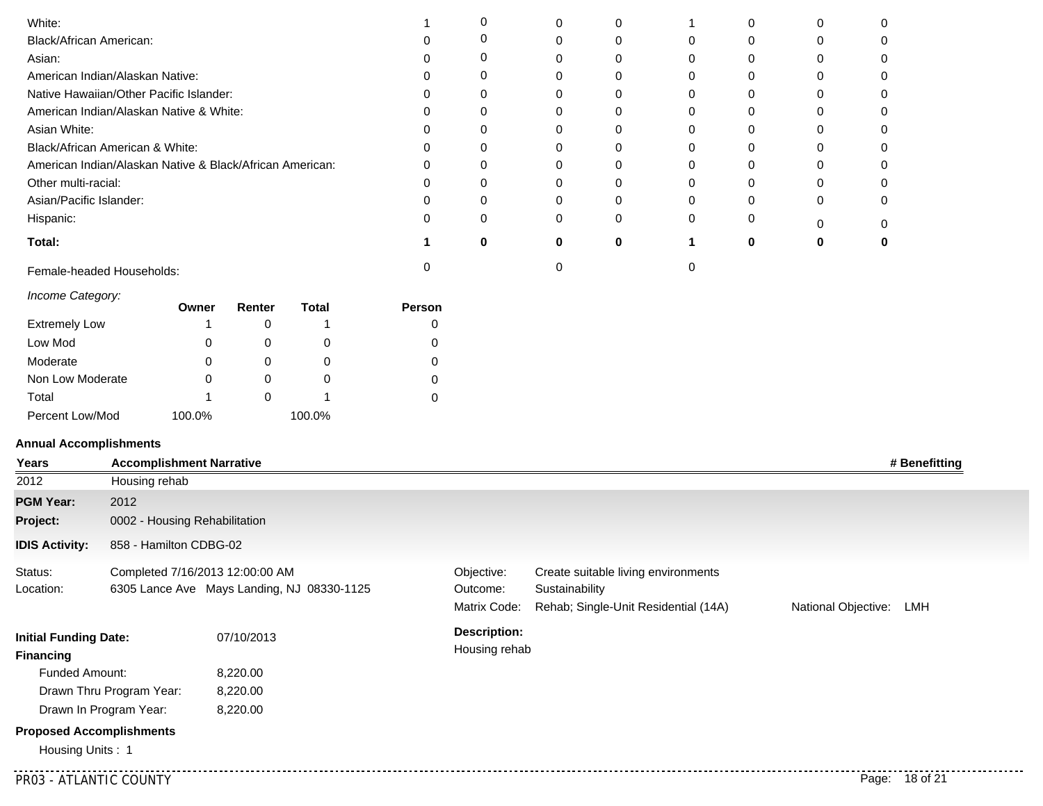| | | | | | | | | |
|---|---|---|---|---|---|---|---|---|
| White: | 1 | 0 | 0 | 0 | 1 | 0 | 0 | 0 |
| Black/African American: | 0 | 0 | 0 | 0 | 0 | 0 | 0 | 0 |
| Asian: | 0 | 0 | 0 | 0 | 0 | 0 | 0 | 0 |
| American Indian/Alaskan Native: | 0 | 0 | 0 | 0 | 0 | 0 | 0 | 0 |
| Native Hawaiian/Other Pacific Islander: | 0 | 0 | 0 | 0 | 0 | 0 | 0 | 0 |
| American Indian/Alaskan Native & White: | 0 | 0 | 0 | 0 | 0 | 0 | 0 | 0 |
| Asian White: | 0 | 0 | 0 | 0 | 0 | 0 | 0 | 0 |
| Black/African American & White: | 0 | 0 | 0 | 0 | 0 | 0 | 0 | 0 |
| American Indian/Alaskan Native & Black/African American: | 0 | 0 | 0 | 0 | 0 | 0 | 0 | 0 |
| Other multi-racial: | 0 | 0 | 0 | 0 | 0 | 0 | 0 | 0 |
| Asian/Pacific Islander: | 0 | 0 | 0 | 0 | 0 | 0 | 0 | 0 |
| Hispanic: | 0 | 0 | 0 | 0 | 0 | 0 | 0 | 0 |
| **Total:** | **1** | **0** | **0** | **0** | **1** | **0** | **0** | **0** |
| Female-headed Households: | 0 | | 0 | | 0 | | | |

*Income Category:*

| | Owner | Renter | Total | Person |
|---|---|---|---|---|
| Extremely Low | 1 | 0 | 1 | 0 |
| Low Mod | 0 | 0 | 0 | 0 |
| Moderate | 0 | 0 | 0 | 0 |
| Non Low Moderate | 0 | 0 | 0 | 0 |
| Total | 1 | 0 | 1 | 0 |
| Percent Low/Mod | 100.0% | | 100.0% | |

**Annual Accomplishments**

| Years | Accomplishment Narrative | # Benefitting |
|---|---|---|
| 2012 | Housing rehab | |

**PGM Year:** 2012

**Project:** 0002 - Housing Rehabilitation

**IDIS Activity:** 858 - Hamilton CDBG-02

Status: Completed 7/16/2013 12:00:00 AM

Location: 6305 Lance Ave Mays Landing, NJ 08330-1125

Objective: Create suitable living environments

Outcome: Sustainability

Matrix Code: Rehab; Single-Unit Residential (14A)

National Objective: LMH

**Initial Funding Date:** 07/10/2013

**Financing**

Funded Amount: 8,220.00

Drawn Thru Program Year: 8,220.00

Drawn In Program Year: 8,220.00

**Description:**

Housing rehab

**Proposed Accomplishments**

Housing Units : 1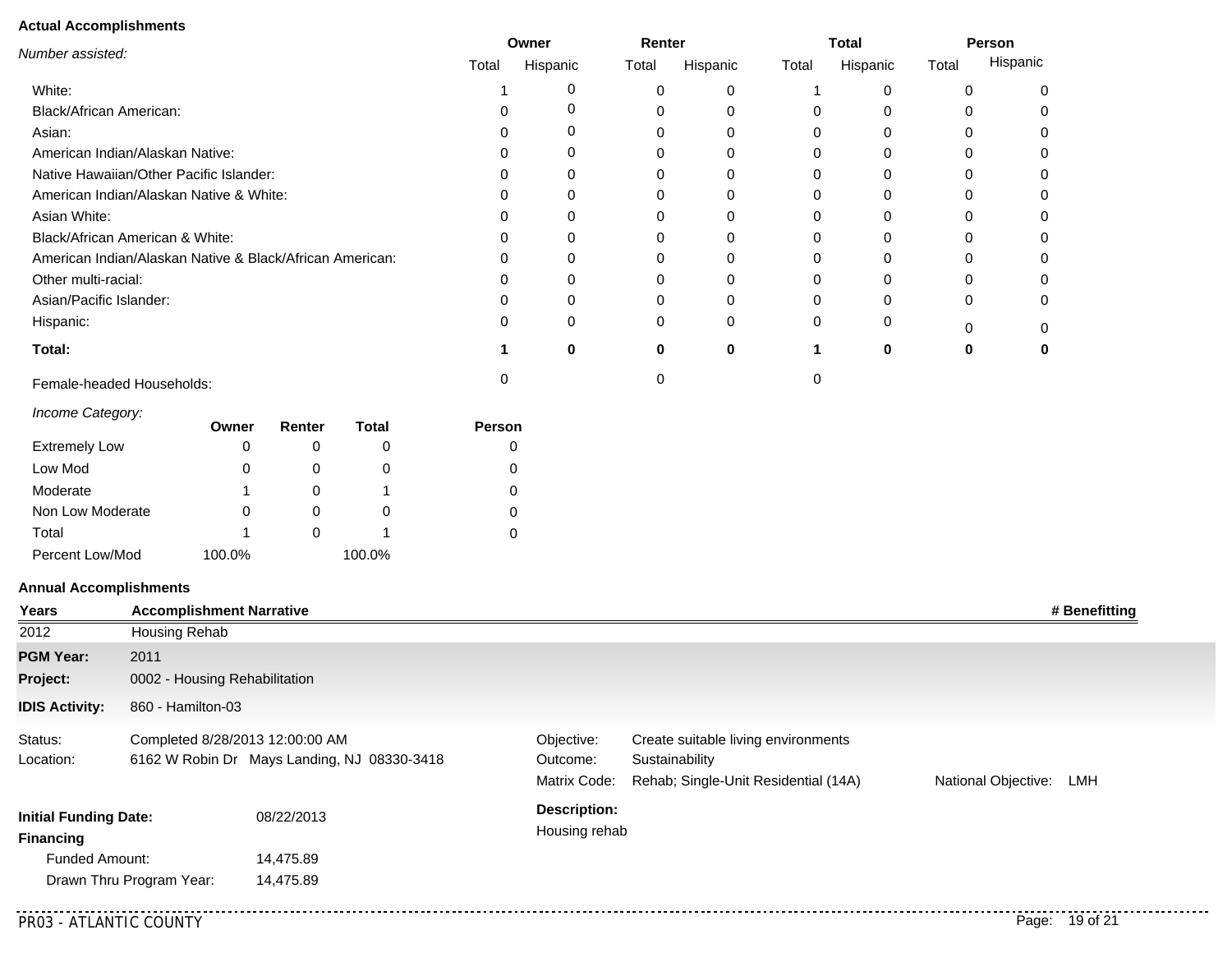**Actual Accomplishments**

| *Number assisted:* | Owner Total | Owner Hispanic | Renter Total | Renter Hispanic | Total Total | Total Hispanic | Person Total | Person Hispanic |
|---|---|---|---|---|---|---|---|---|
| White: | 1 | 0 | 0 | 0 | 1 | 0 | 0 | 0 |
| Black/African American: | 0 | 0 | 0 | 0 | 0 | 0 | 0 | 0 |
| Asian: | 0 | 0 | 0 | 0 | 0 | 0 | 0 | 0 |
| American Indian/Alaskan Native: | 0 | 0 | 0 | 0 | 0 | 0 | 0 | 0 |
| Native Hawaiian/Other Pacific Islander: | 0 | 0 | 0 | 0 | 0 | 0 | 0 | 0 |
| American Indian/Alaskan Native & White: | 0 | 0 | 0 | 0 | 0 | 0 | 0 | 0 |
| Asian White: | 0 | 0 | 0 | 0 | 0 | 0 | 0 | 0 |
| Black/African American & White: | 0 | 0 | 0 | 0 | 0 | 0 | 0 | 0 |
| American Indian/Alaskan Native & Black/African American: | 0 | 0 | 0 | 0 | 0 | 0 | 0 | 0 |
| Other multi-racial: | 0 | 0 | 0 | 0 | 0 | 0 | 0 | 0 |
| Asian/Pacific Islander: | 0 | 0 | 0 | 0 | 0 | 0 | 0 | 0 |
| Hispanic: | 0 | 0 | 0 | 0 | 0 | 0 | 0 | 0 |
| **Total:** | **1** | **0** | **0** | **0** | **1** | **0** | **0** | **0** |
| Female-headed Households: | 0 | | 0 | | 0 | | | |

| *Income Category:* | Owner | Renter | Total | Person |
|---|---|---|---|---|
| Extremely Low | 0 | 0 | 0 | 0 |
| Low Mod | 0 | 0 | 0 | 0 |
| Moderate | 1 | 0 | 1 | 0 |
| Non Low Moderate | 0 | 0 | 0 | 0 |
| Total | 1 | 0 | 1 | 0 |
| Percent Low/Mod | 100.0% | | 100.0% | |

**Annual Accomplishments**

| Years | Accomplishment Narrative | # Benefitting |
|---|---|---|
| 2012 | Housing Rehab | |

**PGM Year:** 2011

**Project:** 0002 - Housing Rehabilitation

**IDIS Activity:** 860 - Hamilton-03

Status: Completed 8/28/2013 12:00:00 AM

Location: 6162 W Robin Dr Mays Landing, NJ 08330-3418

Objective: Create suitable living environments

Outcome: Sustainability

Matrix Code: Rehab; Single-Unit Residential (14A)

National Objective: LMH

**Initial Funding Date:** 08/22/2013

**Financing**

Funded Amount: 14,475.89

Drawn Thru Program Year: 14,475.89

**Description:**

Housing rehab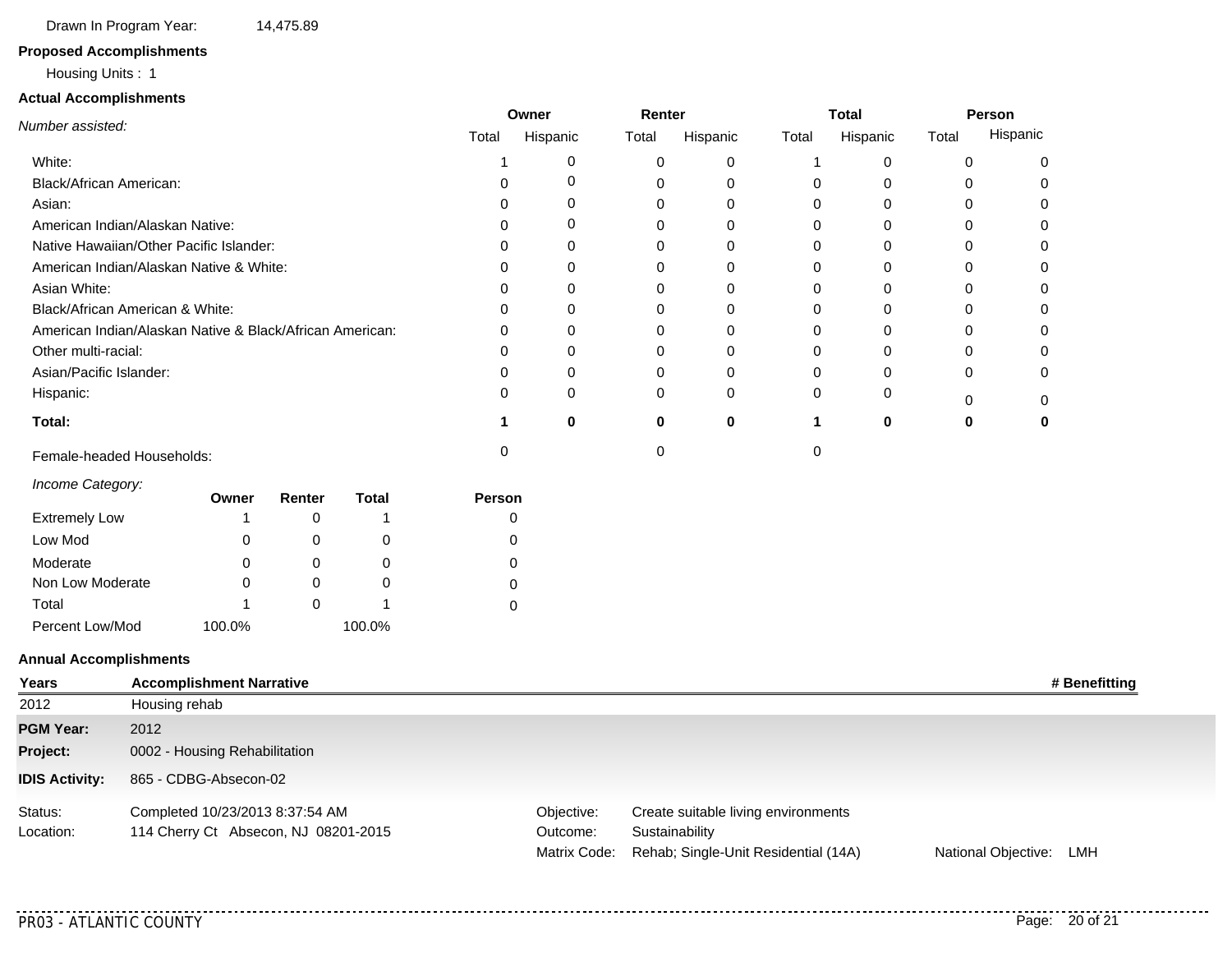Drawn In Program Year: 14,475.89

**Proposed Accomplishments**

Housing Units : 1

**Actual Accomplishments**

| *Number assisted:* | Owner | | Renter | | Total | | Person | |
|---|---|---|---|---|---|---|---|---|
| | Total | Hispanic | Total | Hispanic | Total | Hispanic | Total | Hispanic |
| White: | 1 | 0 | 0 | 0 | 1 | 0 | 0 | 0 |
| Black/African American: | 0 | 0 | 0 | 0 | 0 | 0 | 0 | 0 |
| Asian: | 0 | 0 | 0 | 0 | 0 | 0 | 0 | 0 |
| American Indian/Alaskan Native: | 0 | 0 | 0 | 0 | 0 | 0 | 0 | 0 |
| Native Hawaiian/Other Pacific Islander: | 0 | 0 | 0 | 0 | 0 | 0 | 0 | 0 |
| American Indian/Alaskan Native & White: | 0 | 0 | 0 | 0 | 0 | 0 | 0 | 0 |
| Asian White: | 0 | 0 | 0 | 0 | 0 | 0 | 0 | 0 |
| Black/African American & White: | 0 | 0 | 0 | 0 | 0 | 0 | 0 | 0 |
| American Indian/Alaskan Native & Black/African American: | 0 | 0 | 0 | 0 | 0 | 0 | 0 | 0 |
| Other multi-racial: | 0 | 0 | 0 | 0 | 0 | 0 | 0 | 0 |
| Asian/Pacific Islander: | 0 | 0 | 0 | 0 | 0 | 0 | 0 | 0 |
| Hispanic: | 0 | 0 | 0 | 0 | 0 | 0 | 0 | 0 |
| **Total:** | **1** | **0** | **0** | **0** | **1** | **0** | **0** | **0** |
| Female-headed Households: | 0 | | 0 | | 0 | | | |

| *Income Category:* | Owner | Renter | Total | Person |
|---|---|---|---|---|
| Extremely Low | 1 | 0 | 1 | 0 |
| Low Mod | 0 | 0 | 0 | 0 |
| Moderate | 0 | 0 | 0 | 0 |
| Non Low Moderate | 0 | 0 | 0 | 0 |
| Total | 1 | 0 | 1 | 0 |
| Percent Low/Mod | 100.0% | | 100.0% | |

**Annual Accomplishments**

| Years | Accomplishment Narrative | # Benefitting |
|---|---|---|
| 2012 | Housing rehab | |

**PGM Year:** 2012

**Project:** 0002 - Housing Rehabilitation

**IDIS Activity:** 865 - CDBG-Absecon-02

Status: Completed 10/23/2013 8:37:54 AM

Location: 114 Cherry Ct Absecon, NJ 08201-2015

Objective: Create suitable living environments

Outcome: Sustainability

Matrix Code: Rehab; Single-Unit Residential (14A)

National Objective: LMH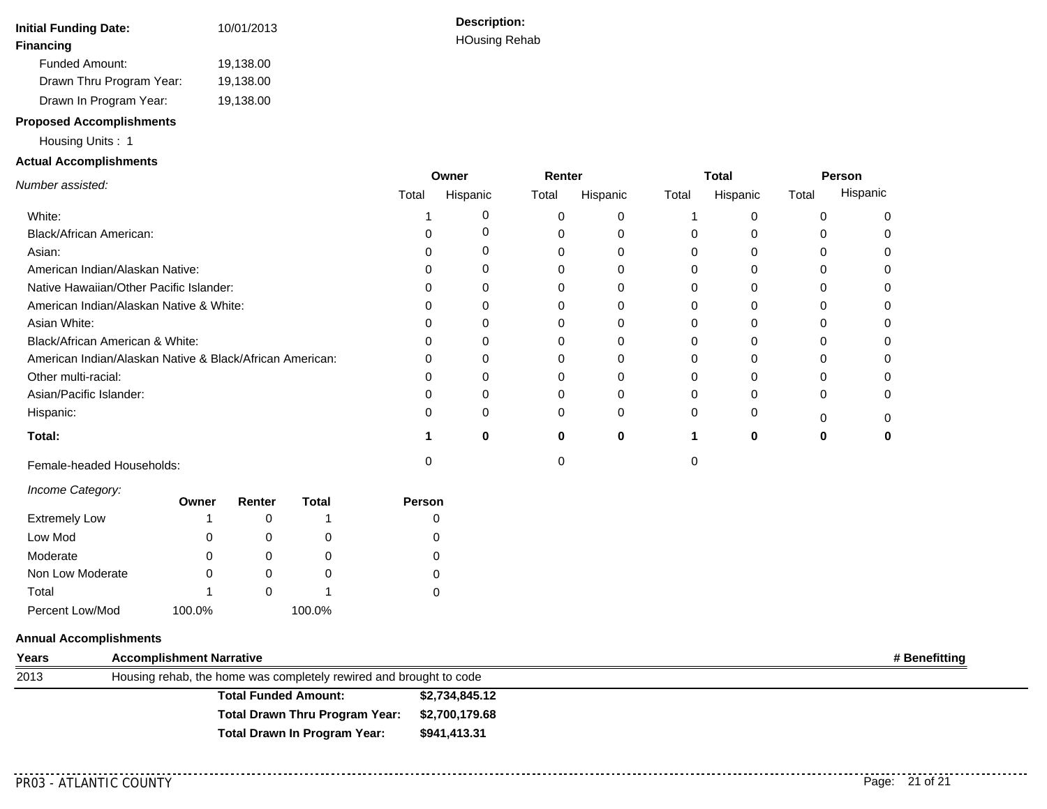**Initial Funding Date:** 10/01/2013

**Description:**
HOusing Rehab

**Financing**

Funded Amount: 19,138.00
Drawn Thru Program Year: 19,138.00
Drawn In Program Year: 19,138.00

**Proposed Accomplishments**

Housing Units : 1

**Actual Accomplishments**

| *Number assisted:* | Owner | | Renter | | Total | | Person | |
|---|---|---|---|---|---|---|---|---|
| | Total | Hispanic | Total | Hispanic | Total | Hispanic | Total | Hispanic |
| White: | 1 | 0 | 0 | 0 | 1 | 0 | 0 | 0 |
| Black/African American: | 0 | 0 | 0 | 0 | 0 | 0 | 0 | 0 |
| Asian: | 0 | 0 | 0 | 0 | 0 | 0 | 0 | 0 |
| American Indian/Alaskan Native: | 0 | 0 | 0 | 0 | 0 | 0 | 0 | 0 |
| Native Hawaiian/Other Pacific Islander: | 0 | 0 | 0 | 0 | 0 | 0 | 0 | 0 |
| American Indian/Alaskan Native & White: | 0 | 0 | 0 | 0 | 0 | 0 | 0 | 0 |
| Asian White: | 0 | 0 | 0 | 0 | 0 | 0 | 0 | 0 |
| Black/African American & White: | 0 | 0 | 0 | 0 | 0 | 0 | 0 | 0 |
| American Indian/Alaskan Native & Black/African American: | 0 | 0 | 0 | 0 | 0 | 0 | 0 | 0 |
| Other multi-racial: | 0 | 0 | 0 | 0 | 0 | 0 | 0 | 0 |
| Asian/Pacific Islander: | 0 | 0 | 0 | 0 | 0 | 0 | 0 | 0 |
| Hispanic: | 0 | 0 | 0 | 0 | 0 | 0 | 0 | 0 |
| **Total:** | **1** | **0** | **0** | **0** | **1** | **0** | **0** | **0** |
| Female-headed Households: | 0 | | 0 | | 0 | | | |

| *Income Category:* | Owner | Renter | Total | Person |
|---|---|---|---|---|
| Extremely Low | 1 | 0 | 1 | 0 |
| Low Mod | 0 | 0 | 0 | 0 |
| Moderate | 0 | 0 | 0 | 0 |
| Non Low Moderate | 0 | 0 | 0 | 0 |
| Total | 1 | 0 | 1 | 0 |
| Percent Low/Mod | 100.0% | | 100.0% | |

**Annual Accomplishments**

| Years | Accomplishment Narrative | # Benefitting |
|---|---|---|
| 2013 | Housing rehab, the home was completely rewired and brought to code | |

| | |
|---|---|
| **Total Funded Amount:** | **$2,734,845.12** |
| **Total Drawn Thru Program Year:** | **$2,700,179.68** |
| **Total Drawn In Program Year:** | **$941,413.31** |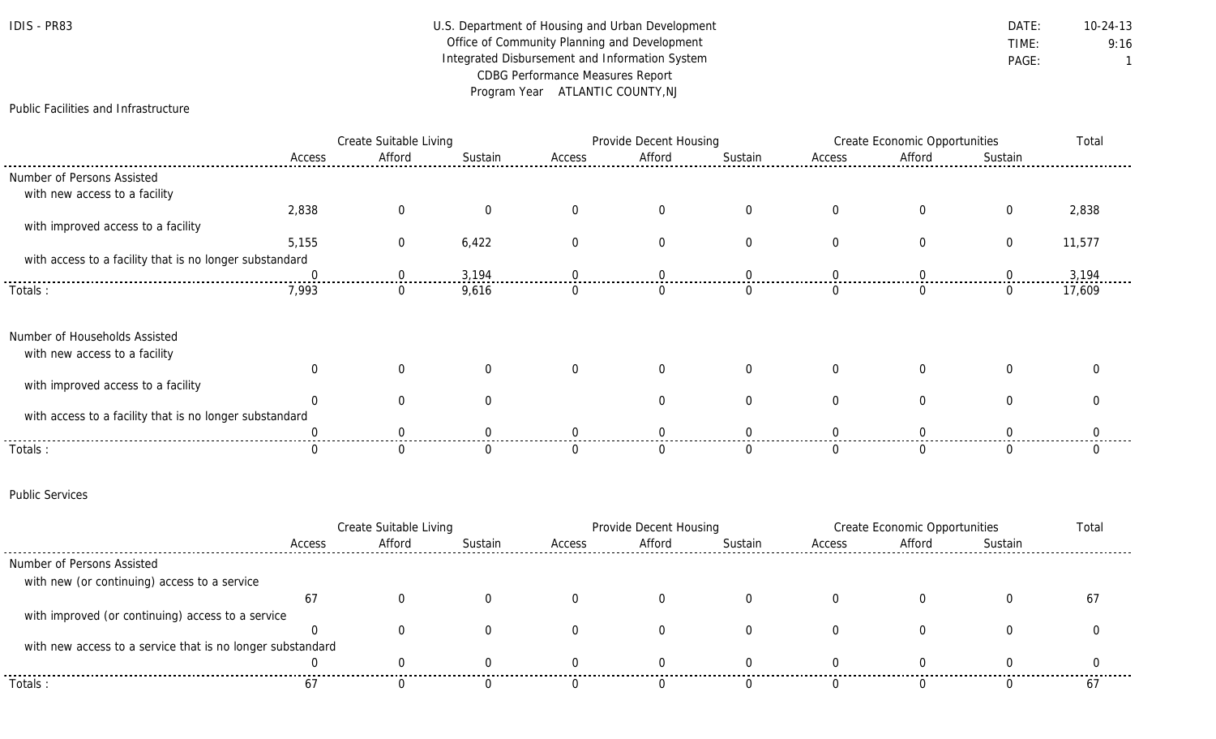IDIS - PR83

U.S. Department of Housing and Urban Development
Office of Community Planning and Development
Integrated Disbursement and Information System
CDBG Performance Measures Report
Program Year ATLANTIC COUNTY,NJ

DATE: 10-24-13
TIME: 9:16

## Public Facilities and Infrastructure

| | Create Suitable Living | | | Provide Decent Housing | | | Create Economic Opportunities | | | Total |
|---|---|---|---|---|---|---|---|---|---|---|
| | Access | Afford | Sustain | Access | Afford | Sustain | Access | Afford | Sustain | |
| **Number of Persons Assisted** | | | | | | | | | | |
| with new access to a facility | 2,838 | 0 | 0 | 0 | 0 | 0 | 0 | 0 | 0 | 2,838 |
| with improved access to a facility | 5,155 | 0 | 6,422 | 0 | 0 | 0 | 0 | 0 | 0 | 11,577 |
| with access to a facility that is no longer substandard | 0 | 0 | 3,194 | 0 | 0 | 0 | 0 | 0 | 0 | 3,194 |
| Totals : | 7,993 | 0 | 9,616 | 0 | 0 | 0 | 0 | 0 | 0 | 17,609 |

| | Create Suitable Living | | | Provide Decent Housing | | | Create Economic Opportunities | | | Total |
|---|---|---|---|---|---|---|---|---|---|---|
| | Access | Afford | Sustain | Access | Afford | Sustain | Access | Afford | Sustain | |
| **Number of Households Assisted** | | | | | | | | | | |
| with new access to a facility | 0 | 0 | 0 | 0 | 0 | 0 | 0 | 0 | 0 | 0 |
| with improved access to a facility | 0 | 0 | 0 | | 0 | 0 | 0 | 0 | 0 | 0 |
| with access to a facility that is no longer substandard | 0 | 0 | 0 | 0 | 0 | 0 | 0 | 0 | 0 | 0 |
| Totals : | 0 | 0 | 0 | 0 | 0 | 0 | 0 | 0 | 0 | 0 |

## Public Services

| | Create Suitable Living | | | Provide Decent Housing | | | Create Economic Opportunities | | | Total |
|---|---|---|---|---|---|---|---|---|---|---|
| | Access | Afford | Sustain | Access | Afford | Sustain | Access | Afford | Sustain | |
| **Number of Persons Assisted** | | | | | | | | | | |
| with new (or continuing) access to a service | 67 | 0 | 0 | 0 | 0 | 0 | 0 | 0 | 0 | 67 |
| with improved (or continuing) access to a service | 0 | 0 | 0 | 0 | 0 | 0 | 0 | 0 | 0 | 0 |
| with new access to a service that is no longer substandard | 0 | 0 | 0 | 0 | 0 | 0 | 0 | 0 | 0 | 0 |
| Totals : | 67 | 0 | 0 | 0 | 0 | 0 | 0 | 0 | 0 | 67 |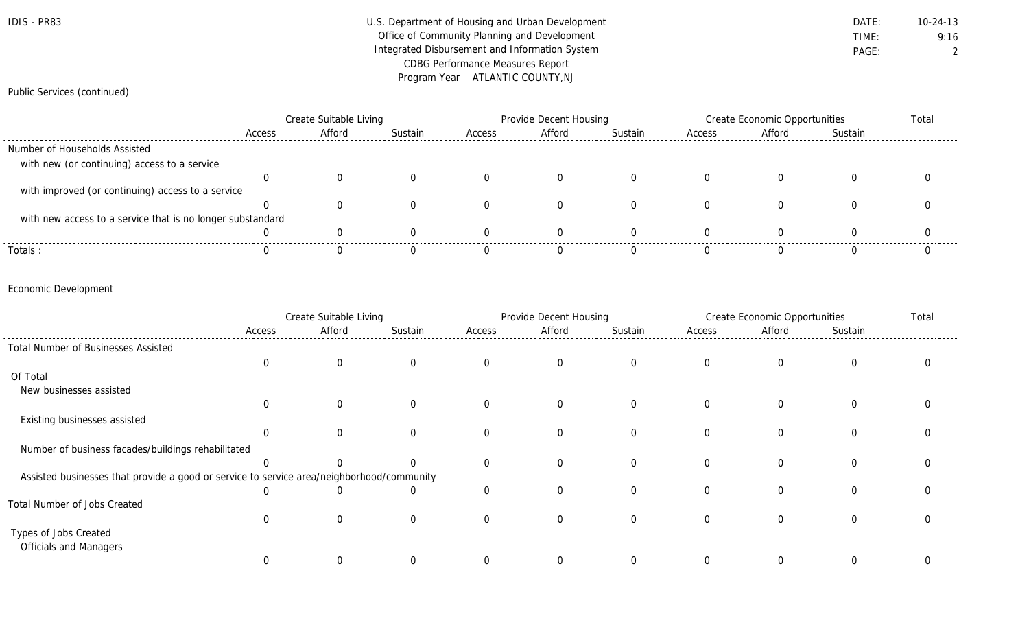Public Services (continued)

| | Create Suitable Living | | | Provide Decent Housing | | | Create Economic Opportunities | | | Total |
|---|---|---|---|---|---|---|---|---|---|---|
| | Access | Afford | Sustain | Access | Afford | Sustain | Access | Afford | Sustain | |
| Number of Households Assisted | | | | | | | | | | |
| with new (or continuing) access to a service | 0 | 0 | 0 | 0 | 0 | 0 | 0 | 0 | 0 | 0 |
| with improved (or continuing) access to a service | 0 | 0 | 0 | 0 | 0 | 0 | 0 | 0 | 0 | 0 |
| with new access to a service that is no longer substandard | 0 | 0 | 0 | 0 | 0 | 0 | 0 | 0 | 0 | 0 |
| Totals : | 0 | 0 | 0 | 0 | 0 | 0 | 0 | 0 | 0 | 0 |

Economic Development

| | Create Suitable Living | | | Provide Decent Housing | | | Create Economic Opportunities | | | Total |
|---|---|---|---|---|---|---|---|---|---|---|
| | Access | Afford | Sustain | Access | Afford | Sustain | Access | Afford | Sustain | |
| Total Number of Businesses Assisted | 0 | 0 | 0 | 0 | 0 | 0 | 0 | 0 | 0 | 0 |
| Of Total | | | | | | | | | | |
| New businesses assisted | 0 | 0 | 0 | 0 | 0 | 0 | 0 | 0 | 0 | 0 |
| Existing businesses assisted | 0 | 0 | 0 | 0 | 0 | 0 | 0 | 0 | 0 | 0 |
| Number of business facades/buildings rehabilitated | 0 | 0 | 0 | 0 | 0 | 0 | 0 | 0 | 0 | 0 |
| Assisted businesses that provide a good or service to service area/neighborhood/community | 0 | 0 | 0 | 0 | 0 | 0 | 0 | 0 | 0 | 0 |
| Total Number of Jobs Created | 0 | 0 | 0 | 0 | 0 | 0 | 0 | 0 | 0 | 0 |
| Types of Jobs Created | | | | | | | | | | |
| Officials and Managers | 0 | 0 | 0 | 0 | 0 | 0 | 0 | 0 | 0 | 0 |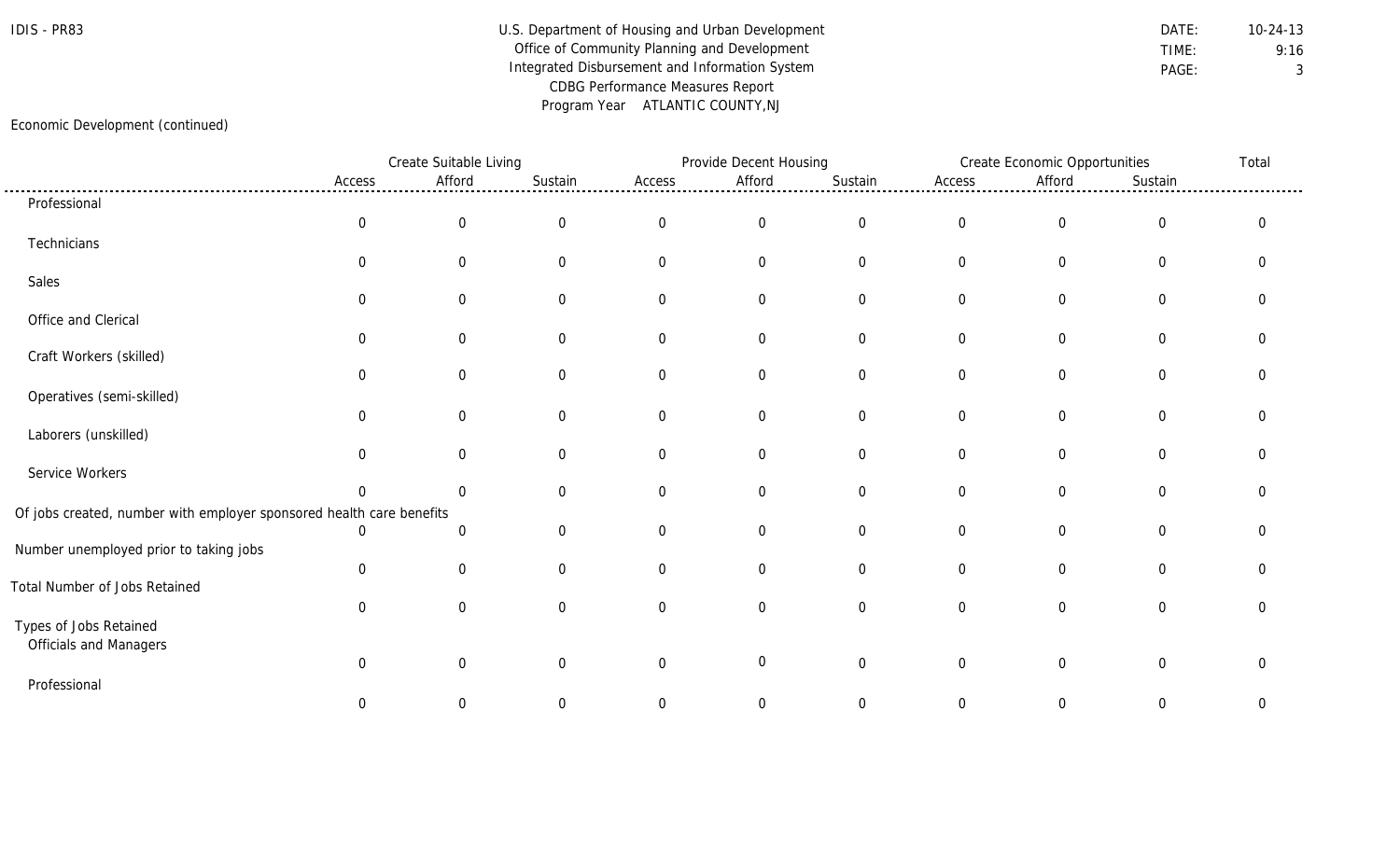Economic Development (continued)

| | Create Suitable Living | | | Provide Decent Housing | | | Create Economic Opportunities | | | Total |
|---|---|---|---|---|---|---|---|---|---|---|
| | Access | Afford | Sustain | Access | Afford | Sustain | Access | Afford | Sustain | |
| Professional | 0 | 0 | 0 | 0 | 0 | 0 | 0 | 0 | 0 | 0 |
| Technicians | 0 | 0 | 0 | 0 | 0 | 0 | 0 | 0 | 0 | 0 |
| Sales | 0 | 0 | 0 | 0 | 0 | 0 | 0 | 0 | 0 | 0 |
| Office and Clerical | 0 | 0 | 0 | 0 | 0 | 0 | 0 | 0 | 0 | 0 |
| Craft Workers (skilled) | 0 | 0 | 0 | 0 | 0 | 0 | 0 | 0 | 0 | 0 |
| Operatives (semi-skilled) | 0 | 0 | 0 | 0 | 0 | 0 | 0 | 0 | 0 | 0 |
| Laborers (unskilled) | 0 | 0 | 0 | 0 | 0 | 0 | 0 | 0 | 0 | 0 |
| Service Workers | 0 | 0 | 0 | 0 | 0 | 0 | 0 | 0 | 0 | 0 |
| Of jobs created, number with employer sponsored health care benefits | 0 | 0 | 0 | 0 | 0 | 0 | 0 | 0 | 0 | 0 |
| Number unemployed prior to taking jobs | 0 | 0 | 0 | 0 | 0 | 0 | 0 | 0 | 0 | 0 |
| Total Number of Jobs Retained | 0 | 0 | 0 | 0 | 0 | 0 | 0 | 0 | 0 | 0 |
| Types of Jobs Retained | | | | | | | | | | |
| Officials and Managers | 0 | 0 | 0 | 0 | 0 | 0 | 0 | 0 | 0 | 0 |
| Professional | 0 | 0 | 0 | 0 | 0 | 0 | 0 | 0 | 0 | 0 |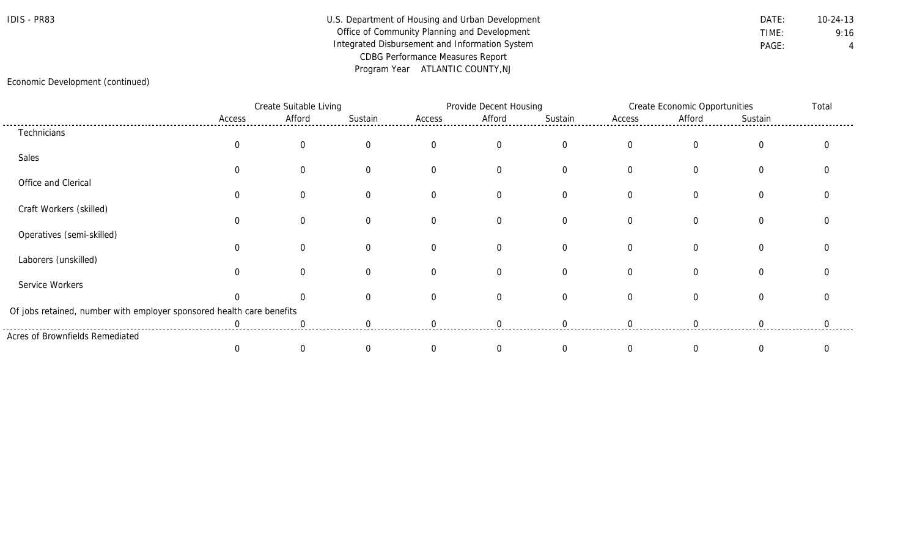IDIS - PR83

U.S. Department of Housing and Urban Development
Office of Community Planning and Development
Integrated Disbursement and Information System
CDBG Performance Measures Report
Program Year ATLANTIC COUNTY,NJ

DATE: 10-24-13
TIME: 9:16

Economic Development (continued)

| | Create Suitable Living | | | Provide Decent Housing | | | Create Economic Opportunities | | | Total |
|---|---|---|---|---|---|---|---|---|---|---|
| | Access | Afford | Sustain | Access | Afford | Sustain | Access | Afford | Sustain | |
| Technicians | 0 | 0 | 0 | 0 | 0 | 0 | 0 | 0 | 0 | 0 |
| Sales | 0 | 0 | 0 | 0 | 0 | 0 | 0 | 0 | 0 | 0 |
| Office and Clerical | 0 | 0 | 0 | 0 | 0 | 0 | 0 | 0 | 0 | 0 |
| Craft Workers (skilled) | 0 | 0 | 0 | 0 | 0 | 0 | 0 | 0 | 0 | 0 |
| Operatives (semi-skilled) | 0 | 0 | 0 | 0 | 0 | 0 | 0 | 0 | 0 | 0 |
| Laborers (unskilled) | 0 | 0 | 0 | 0 | 0 | 0 | 0 | 0 | 0 | 0 |
| Service Workers | 0 | 0 | 0 | 0 | 0 | 0 | 0 | 0 | 0 | 0 |
| Of jobs retained, number with employer sponsored health care benefits | 0 | 0 | 0 | 0 | 0 | 0 | 0 | 0 | 0 | 0 |
| Acres of Brownfields Remediated | 0 | 0 | 0 | 0 | 0 | 0 | 0 | 0 | 0 | 0 |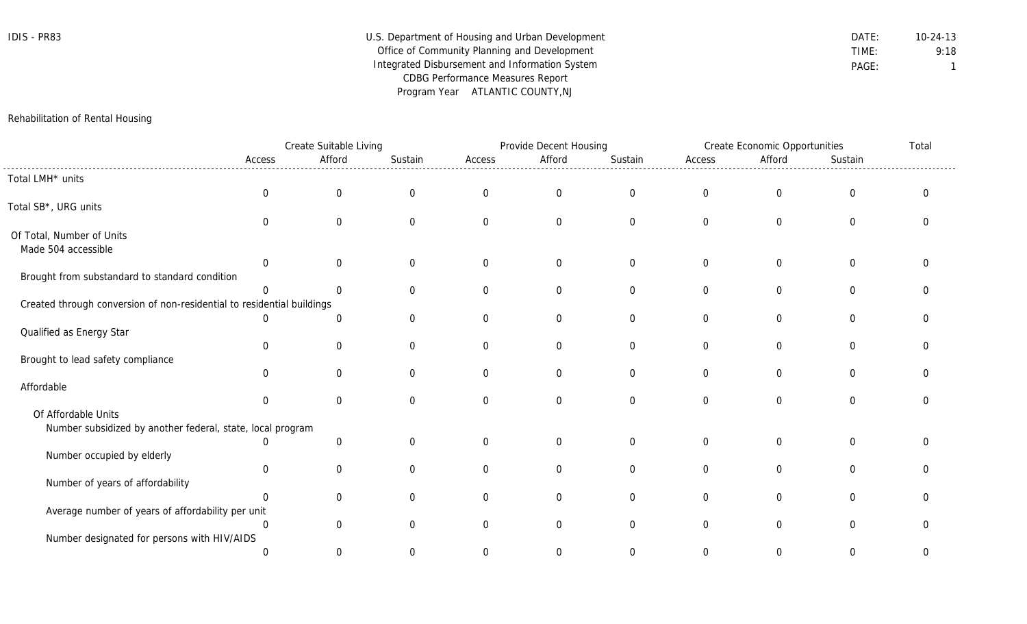IDIS - PR83

U.S. Department of Housing and Urban Development
Office of Community Planning and Development
Integrated Disbursement and Information System
CDBG Performance Measures Report
Program Year ATLANTIC COUNTY,NJ

DATE: 10-24-13
TIME: 9:18
PAGE: 1

## Rehabilitation of Rental Housing

| | Create Suitable Living | | | Provide Decent Housing | | | Create Economic Opportunities | | | Total |
|---|---|---|---|---|---|---|---|---|---|---|
| | Access | Afford | Sustain | Access | Afford | Sustain | Access | Afford | Sustain | |
| Total LMH* units | 0 | 0 | 0 | 0 | 0 | 0 | 0 | 0 | 0 | 0 |
| Total SB*, URG units | 0 | 0 | 0 | 0 | 0 | 0 | 0 | 0 | 0 | 0 |
| Of Total, Number of Units | | | | | | | | | | |
| Made 504 accessible | 0 | 0 | 0 | 0 | 0 | 0 | 0 | 0 | 0 | 0 |
| Brought from substandard to standard condition | 0 | 0 | 0 | 0 | 0 | 0 | 0 | 0 | 0 | 0 |
| Created through conversion of non-residential to residential buildings | 0 | 0 | 0 | 0 | 0 | 0 | 0 | 0 | 0 | 0 |
| Qualified as Energy Star | 0 | 0 | 0 | 0 | 0 | 0 | 0 | 0 | 0 | 0 |
| Brought to lead safety compliance | 0 | 0 | 0 | 0 | 0 | 0 | 0 | 0 | 0 | 0 |
| Affordable | 0 | 0 | 0 | 0 | 0 | 0 | 0 | 0 | 0 | 0 |
| Of Affordable Units | | | | | | | | | | |
| Number subsidized by another federal, state, local program | 0 | 0 | 0 | 0 | 0 | 0 | 0 | 0 | 0 | 0 |
| Number occupied by elderly | 0 | 0 | 0 | 0 | 0 | 0 | 0 | 0 | 0 | 0 |
| Number of years of affordability | 0 | 0 | 0 | 0 | 0 | 0 | 0 | 0 | 0 | 0 |
| Average number of years of affordability per unit | 0 | 0 | 0 | 0 | 0 | 0 | 0 | 0 | 0 | 0 |
| Number designated for persons with HIV/AIDS | 0 | 0 | 0 | 0 | 0 | 0 | 0 | 0 | 0 | 0 |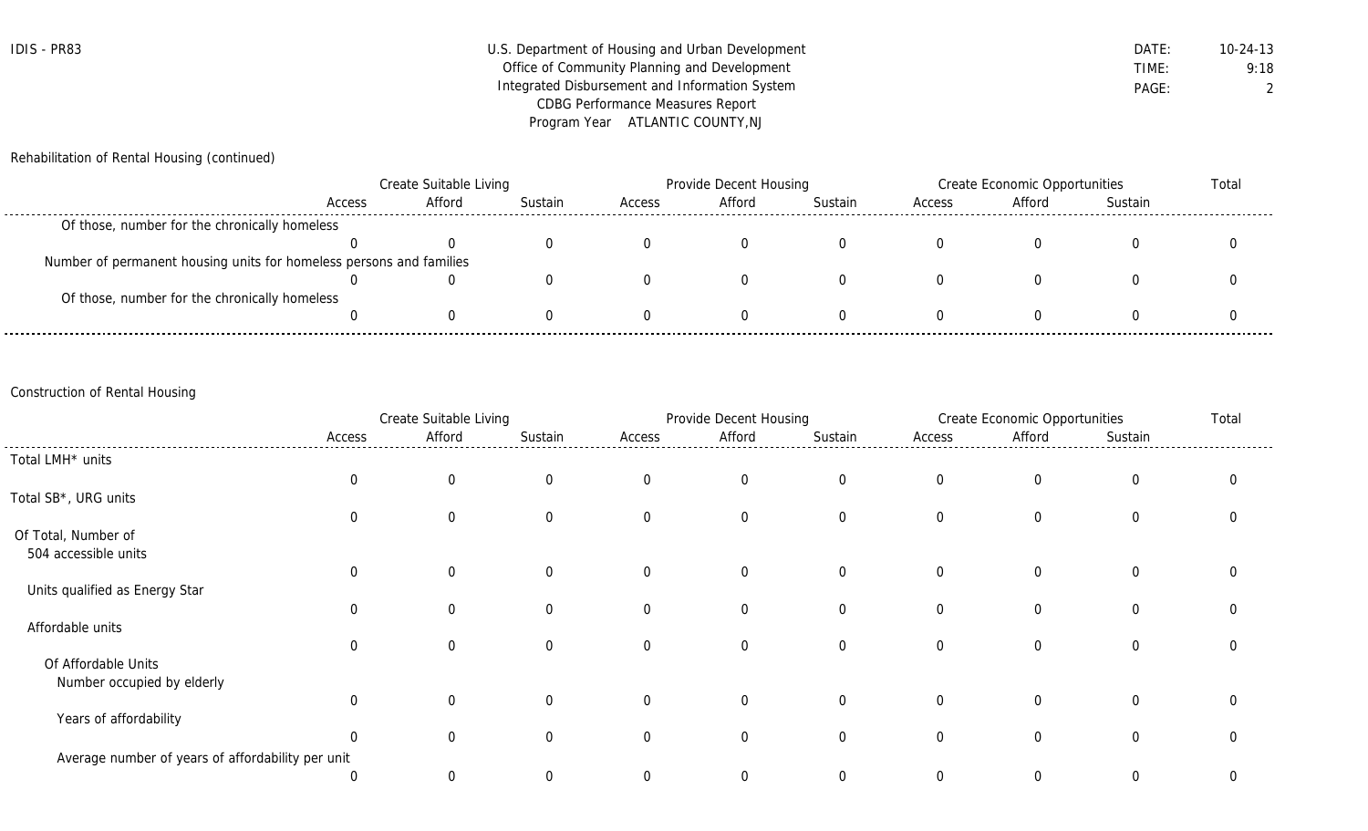IDIS - PR83

U.S. Department of Housing and Urban Development
Office of Community Planning and Development
Integrated Disbursement and Information System
CDBG Performance Measures Report
Program Year ATLANTIC COUNTY,NJ

DATE: 10-24-13
TIME: 9:18
PAGE: 2

## Rehabilitation of Rental Housing (continued)

| | Create Suitable Living | | | Provide Decent Housing | | | Create Economic Opportunities | | | Total |
|---|---|---|---|---|---|---|---|---|---|---|
| | Access | Afford | Sustain | Access | Afford | Sustain | Access | Afford | Sustain | |
| Of those, number for the chronically homeless | 0 | 0 | 0 | 0 | 0 | 0 | 0 | 0 | 0 | 0 |
| Number of permanent housing units for homeless persons and families | 0 | 0 | 0 | 0 | 0 | 0 | 0 | 0 | 0 | 0 |
| Of those, number for the chronically homeless | 0 | 0 | 0 | 0 | 0 | 0 | 0 | 0 | 0 | 0 |

## Construction of Rental Housing

| | Create Suitable Living | | | Provide Decent Housing | | | Create Economic Opportunities | | | Total |
|---|---|---|---|---|---|---|---|---|---|---|
| | Access | Afford | Sustain | Access | Afford | Sustain | Access | Afford | Sustain | |
| Total LMH* units | 0 | 0 | 0 | 0 | 0 | 0 | 0 | 0 | 0 | 0 |
| Total SB*, URG units | 0 | 0 | 0 | 0 | 0 | 0 | 0 | 0 | 0 | 0 |
| Of Total, Number of 504 accessible units | 0 | 0 | 0 | 0 | 0 | 0 | 0 | 0 | 0 | 0 |
| Units qualified as Energy Star | 0 | 0 | 0 | 0 | 0 | 0 | 0 | 0 | 0 | 0 |
| Affordable units | 0 | 0 | 0 | 0 | 0 | 0 | 0 | 0 | 0 | 0 |
| Of Affordable Units Number occupied by elderly | 0 | 0 | 0 | 0 | 0 | 0 | 0 | 0 | 0 | 0 |
| Years of affordability | 0 | 0 | 0 | 0 | 0 | 0 | 0 | 0 | 0 | 0 |
| Average number of years of affordability per unit | 0 | 0 | 0 | 0 | 0 | 0 | 0 | 0 | 0 | 0 |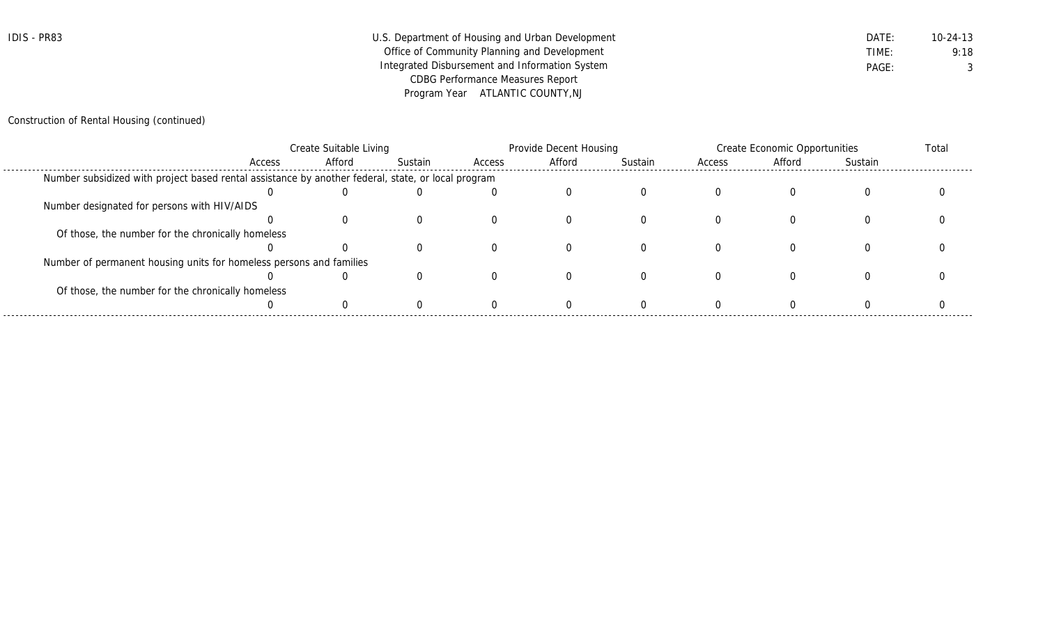Construction of Rental Housing (continued)

| | Create Suitable Living | | | Provide Decent Housing | | | Create Economic Opportunities | | | Total |
|---|---|---|---|---|---|---|---|---|---|---|
| | Access | Afford | Sustain | Access | Afford | Sustain | Access | Afford | Sustain | |
| Number subsidized with project based rental assistance by another federal, state, or local program | 0 | 0 | 0 | 0 | 0 | 0 | 0 | 0 | 0 | 0 |
| Number designated for persons with HIV/AIDS | 0 | 0 | 0 | 0 | 0 | 0 | 0 | 0 | 0 | 0 |
| Of those, the number for the chronically homeless | 0 | 0 | 0 | 0 | 0 | 0 | 0 | 0 | 0 | 0 |
| Number of permanent housing units for homeless persons and families | 0 | 0 | 0 | 0 | 0 | 0 | 0 | 0 | 0 | 0 |
| Of those, the number for the chronically homeless | 0 | 0 | 0 | 0 | 0 | 0 | 0 | 0 | 0 | 0 |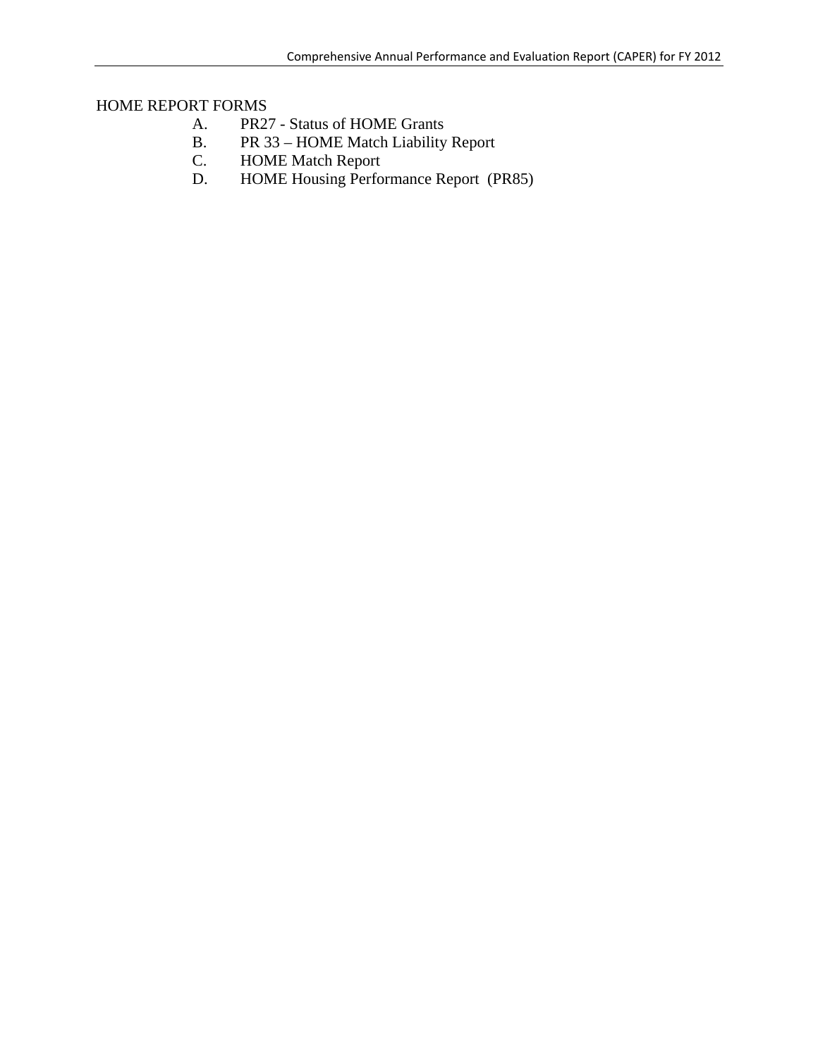HOME REPORT FORMS

A. PR27 - Status of HOME Grants
B. PR 33 – HOME Match Liability Report
C. HOME Match Report
D. HOME Housing Performance Report (PR85)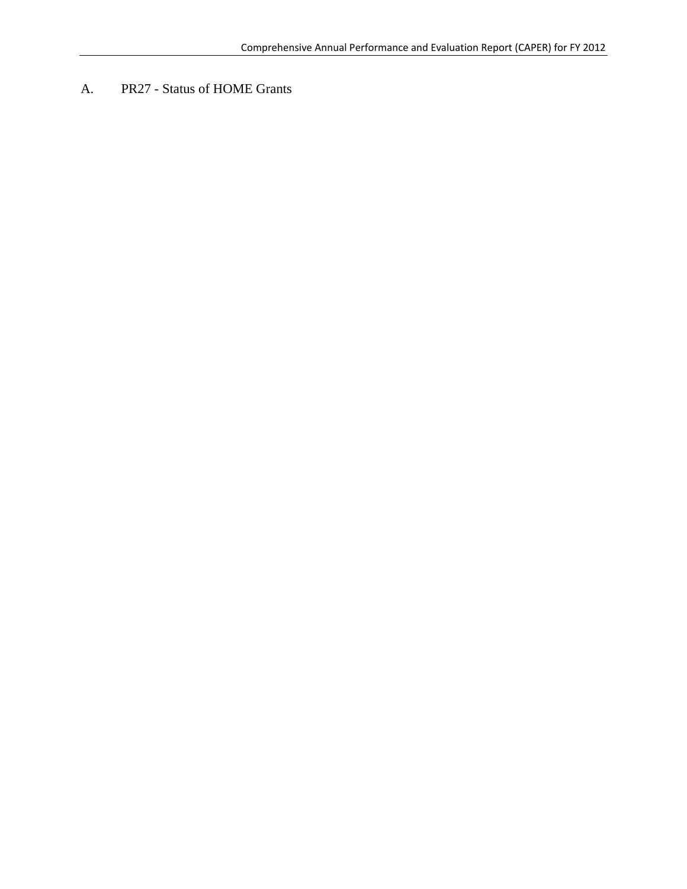## A. PR27 - Status of HOME Grants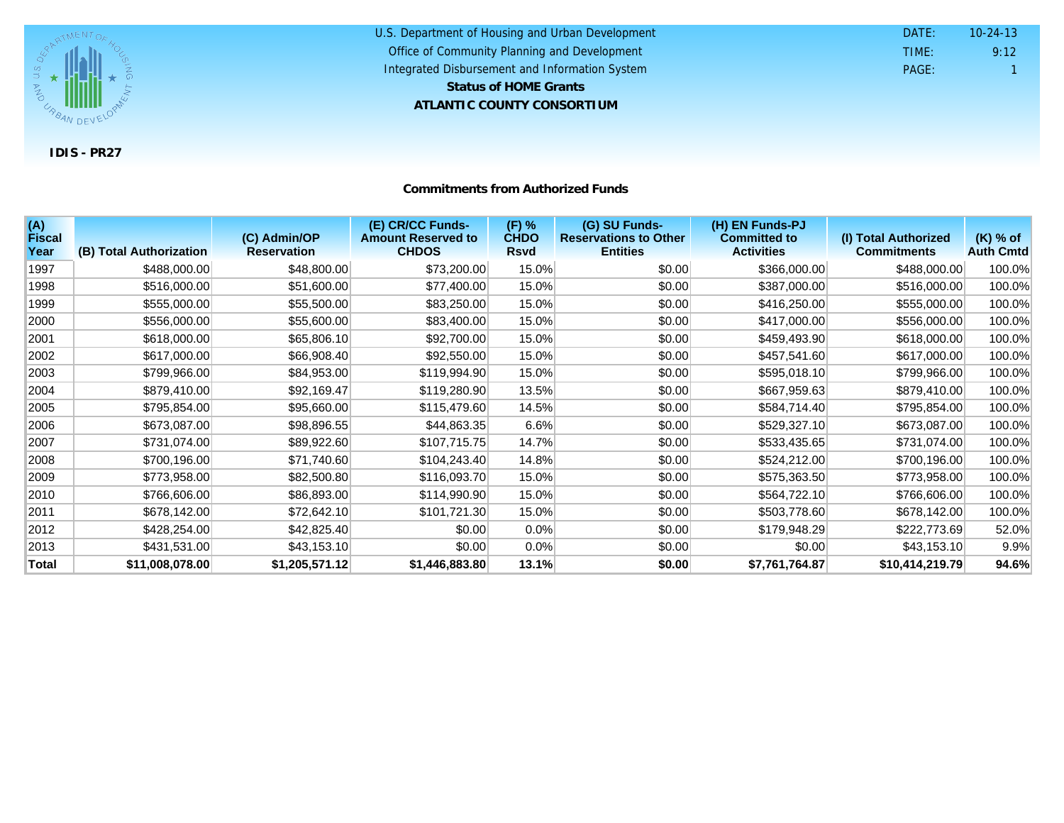U.S. Department of Housing and Urban Development
Office of Community Planning and Development
Integrated Disbursement and Information System

**Status of HOME Grants**

**ATLANTIC COUNTY CONSORTIUM**

DATE: 10-24-13
TIME: 9:12
PAGE: 1

**IDIS - PR27**

### Commitments from Authorized Funds

| (A) Fiscal Year | (B) Total Authorization | (C) Admin/OP Reservation | (E) CR/CC Funds-Amount Reserved to CHDOS | (F) % CHDO Rsvd | (G) SU Funds-Reservations to Other Entities | (H) EN Funds-PJ Committed to Activities | (I) Total Authorized Commitments | (K) % of Auth Cmtd |
|---|---|---|---|---|---|---|---|---|
| 1997 | $488,000.00 | $48,800.00 | $73,200.00 | 15.0% | $0.00 | $366,000.00 | $488,000.00 | 100.0% |
| 1998 | $516,000.00 | $51,600.00 | $77,400.00 | 15.0% | $0.00 | $387,000.00 | $516,000.00 | 100.0% |
| 1999 | $555,000.00 | $55,500.00 | $83,250.00 | 15.0% | $0.00 | $416,250.00 | $555,000.00 | 100.0% |
| 2000 | $556,000.00 | $55,600.00 | $83,400.00 | 15.0% | $0.00 | $417,000.00 | $556,000.00 | 100.0% |
| 2001 | $618,000.00 | $65,806.10 | $92,700.00 | 15.0% | $0.00 | $459,493.90 | $618,000.00 | 100.0% |
| 2002 | $617,000.00 | $66,908.40 | $92,550.00 | 15.0% | $0.00 | $457,541.60 | $617,000.00 | 100.0% |
| 2003 | $799,966.00 | $84,953.00 | $119,994.90 | 15.0% | $0.00 | $595,018.10 | $799,966.00 | 100.0% |
| 2004 | $879,410.00 | $92,169.47 | $119,280.90 | 13.5% | $0.00 | $667,959.63 | $879,410.00 | 100.0% |
| 2005 | $795,854.00 | $95,660.00 | $115,479.60 | 14.5% | $0.00 | $584,714.40 | $795,854.00 | 100.0% |
| 2006 | $673,087.00 | $98,896.55 | $44,863.35 | 6.6% | $0.00 | $529,327.10 | $673,087.00 | 100.0% |
| 2007 | $731,074.00 | $89,922.60 | $107,715.75 | 14.7% | $0.00 | $533,435.65 | $731,074.00 | 100.0% |
| 2008 | $700,196.00 | $71,740.60 | $104,243.40 | 14.8% | $0.00 | $524,212.00 | $700,196.00 | 100.0% |
| 2009 | $773,958.00 | $82,500.80 | $116,093.70 | 15.0% | $0.00 | $575,363.50 | $773,958.00 | 100.0% |
| 2010 | $766,606.00 | $86,893.00 | $114,990.90 | 15.0% | $0.00 | $564,722.10 | $766,606.00 | 100.0% |
| 2011 | $678,142.00 | $72,642.10 | $101,721.30 | 15.0% | $0.00 | $503,778.60 | $678,142.00 | 100.0% |
| 2012 | $428,254.00 | $42,825.40 | $0.00 | 0.0% | $0.00 | $179,948.29 | $222,773.69 | 52.0% |
| 2013 | $431,531.00 | $43,153.10 | $0.00 | 0.0% | $0.00 | $0.00 | $43,153.10 | 9.9% |
| **Total** | **$11,008,078.00** | **$1,205,571.12** | **$1,446,883.80** | **13.1%** | **$0.00** | **$7,761,764.87** | **$10,414,219.79** | **94.6%** |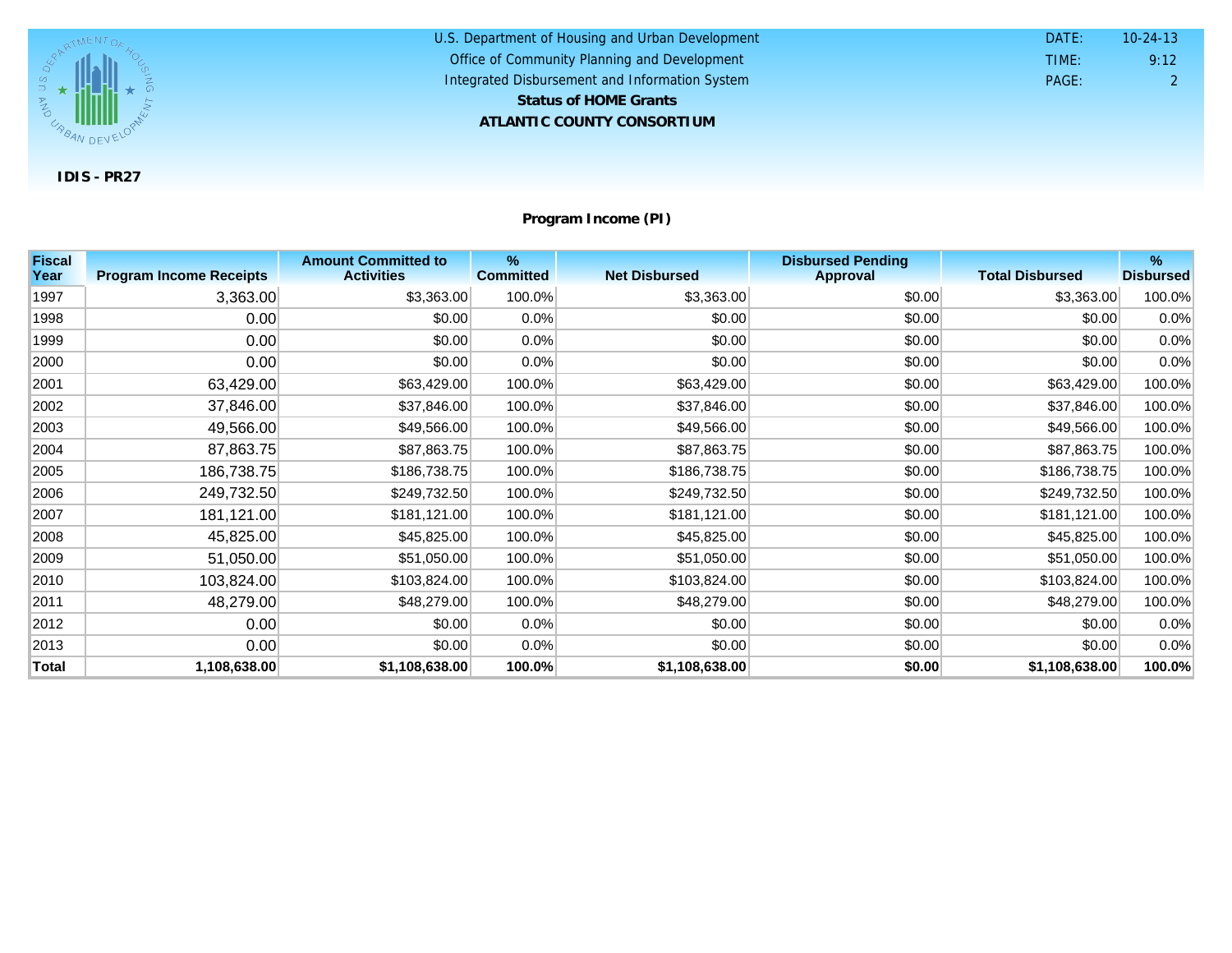U.S. Department of Housing and Urban Development
Office of Community Planning and Development
Integrated Disbursement and Information System
**Status of HOME Grants**
**ATLANTIC COUNTY CONSORTIUM**

DATE: 10-24-13
TIME: 9:12
PAGE: 2

**IDIS - PR27**

## Program Income (PI)

| Fiscal Year | Program Income Receipts | Amount Committed to Activities | % Committed | Net Disbursed | Disbursed Pending Approval | Total Disbursed | % Disbursed |
|---|---|---|---|---|---|---|---|
| 1997 | 3,363.00 | $3,363.00 | 100.0% | $3,363.00 | $0.00 | $3,363.00 | 100.0% |
| 1998 | 0.00 | $0.00 | 0.0% | $0.00 | $0.00 | $0.00 | 0.0% |
| 1999 | 0.00 | $0.00 | 0.0% | $0.00 | $0.00 | $0.00 | 0.0% |
| 2000 | 0.00 | $0.00 | 0.0% | $0.00 | $0.00 | $0.00 | 0.0% |
| 2001 | 63,429.00 | $63,429.00 | 100.0% | $63,429.00 | $0.00 | $63,429.00 | 100.0% |
| 2002 | 37,846.00 | $37,846.00 | 100.0% | $37,846.00 | $0.00 | $37,846.00 | 100.0% |
| 2003 | 49,566.00 | $49,566.00 | 100.0% | $49,566.00 | $0.00 | $49,566.00 | 100.0% |
| 2004 | 87,863.75 | $87,863.75 | 100.0% | $87,863.75 | $0.00 | $87,863.75 | 100.0% |
| 2005 | 186,738.75 | $186,738.75 | 100.0% | $186,738.75 | $0.00 | $186,738.75 | 100.0% |
| 2006 | 249,732.50 | $249,732.50 | 100.0% | $249,732.50 | $0.00 | $249,732.50 | 100.0% |
| 2007 | 181,121.00 | $181,121.00 | 100.0% | $181,121.00 | $0.00 | $181,121.00 | 100.0% |
| 2008 | 45,825.00 | $45,825.00 | 100.0% | $45,825.00 | $0.00 | $45,825.00 | 100.0% |
| 2009 | 51,050.00 | $51,050.00 | 100.0% | $51,050.00 | $0.00 | $51,050.00 | 100.0% |
| 2010 | 103,824.00 | $103,824.00 | 100.0% | $103,824.00 | $0.00 | $103,824.00 | 100.0% |
| 2011 | 48,279.00 | $48,279.00 | 100.0% | $48,279.00 | $0.00 | $48,279.00 | 100.0% |
| 2012 | 0.00 | $0.00 | 0.0% | $0.00 | $0.00 | $0.00 | 0.0% |
| 2013 | 0.00 | $0.00 | 0.0% | $0.00 | $0.00 | $0.00 | 0.0% |
| **Total** | **1,108,638.00** | **$1,108,638.00** | **100.0%** | **$1,108,638.00** | **$0.00** | **$1,108,638.00** | **100.0%** |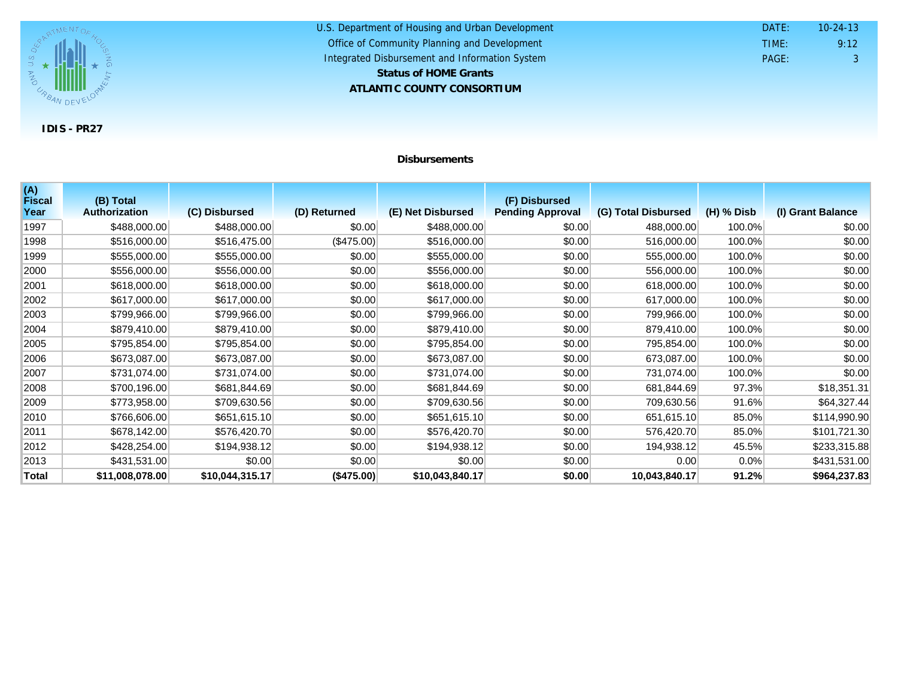U.S. Department of Housing and Urban Development
Office of Community Planning and Development
Integrated Disbursement and Information System

**Status of HOME Grants**

**ATLANTIC COUNTY CONSORTIUM**

DATE: 10-24-13
TIME: 9:12

**IDIS - PR27**

### Disbursements

| (A) Fiscal Year | (B) Total Authorization | (C) Disbursed | (D) Returned | (E) Net Disbursed | (F) Disbursed Pending Approval | (G) Total Disbursed | (H) % Disb | (I) Grant Balance |
|---|---|---|---|---|---|---|---|---|
| 1997 | $488,000.00 | $488,000.00 | $0.00 | $488,000.00 | $0.00 | 488,000.00 | 100.0% | $0.00 |
| 1998 | $516,000.00 | $516,475.00 | ($475.00) | $516,000.00 | $0.00 | 516,000.00 | 100.0% | $0.00 |
| 1999 | $555,000.00 | $555,000.00 | $0.00 | $555,000.00 | $0.00 | 555,000.00 | 100.0% | $0.00 |
| 2000 | $556,000.00 | $556,000.00 | $0.00 | $556,000.00 | $0.00 | 556,000.00 | 100.0% | $0.00 |
| 2001 | $618,000.00 | $618,000.00 | $0.00 | $618,000.00 | $0.00 | 618,000.00 | 100.0% | $0.00 |
| 2002 | $617,000.00 | $617,000.00 | $0.00 | $617,000.00 | $0.00 | 617,000.00 | 100.0% | $0.00 |
| 2003 | $799,966.00 | $799,966.00 | $0.00 | $799,966.00 | $0.00 | 799,966.00 | 100.0% | $0.00 |
| 2004 | $879,410.00 | $879,410.00 | $0.00 | $879,410.00 | $0.00 | 879,410.00 | 100.0% | $0.00 |
| 2005 | $795,854.00 | $795,854.00 | $0.00 | $795,854.00 | $0.00 | 795,854.00 | 100.0% | $0.00 |
| 2006 | $673,087.00 | $673,087.00 | $0.00 | $673,087.00 | $0.00 | 673,087.00 | 100.0% | $0.00 |
| 2007 | $731,074.00 | $731,074.00 | $0.00 | $731,074.00 | $0.00 | 731,074.00 | 100.0% | $0.00 |
| 2008 | $700,196.00 | $681,844.69 | $0.00 | $681,844.69 | $0.00 | 681,844.69 | 97.3% | $18,351.31 |
| 2009 | $773,958.00 | $709,630.56 | $0.00 | $709,630.56 | $0.00 | 709,630.56 | 91.6% | $64,327.44 |
| 2010 | $766,606.00 | $651,615.10 | $0.00 | $651,615.10 | $0.00 | 651,615.10 | 85.0% | $114,990.90 |
| 2011 | $678,142.00 | $576,420.70 | $0.00 | $576,420.70 | $0.00 | 576,420.70 | 85.0% | $101,721.30 |
| 2012 | $428,254.00 | $194,938.12 | $0.00 | $194,938.12 | $0.00 | 194,938.12 | 45.5% | $233,315.88 |
| 2013 | $431,531.00 | $0.00 | $0.00 | $0.00 | $0.00 | 0.00 | 0.0% | $431,531.00 |
| **Total** | **$11,008,078.00** | **$10,044,315.17** | **($475.00)** | **$10,043,840.17** | **$0.00** | **10,043,840.17** | **91.2%** | **$964,237.83** |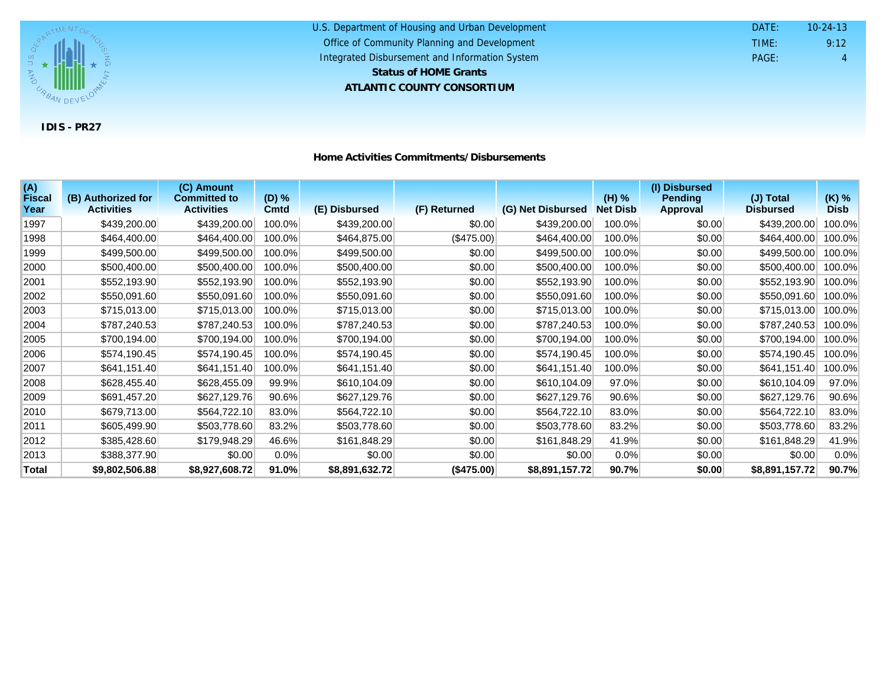U.S. Department of Housing and Urban Development
Office of Community Planning and Development
Integrated Disbursement and Information System

**Status of HOME Grants**

**ATLANTIC COUNTY CONSORTIUM**

DATE: 10-24-13
TIME: 9:12

**IDIS - PR27**

## Home Activities Commitments/Disbursements

| (A) Fiscal Year | (B) Authorized for Activities | (C) Amount Committed to Activities | (D) % Cmtd | (E) Disbursed | (F) Returned | (G) Net Disbursed | (H) % Net Disb | (I) Disbursed Pending Approval | (J) Total Disbursed | (K) % Disb |
|---|---|---|---|---|---|---|---|---|---|---|
| 1997 | $439,200.00 | $439,200.00 | 100.0% | $439,200.00 | $0.00 | $439,200.00 | 100.0% | $0.00 | $439,200.00 | 100.0% |
| 1998 | $464,400.00 | $464,400.00 | 100.0% | $464,875.00 | ($475.00) | $464,400.00 | 100.0% | $0.00 | $464,400.00 | 100.0% |
| 1999 | $499,500.00 | $499,500.00 | 100.0% | $499,500.00 | $0.00 | $499,500.00 | 100.0% | $0.00 | $499,500.00 | 100.0% |
| 2000 | $500,400.00 | $500,400.00 | 100.0% | $500,400.00 | $0.00 | $500,400.00 | 100.0% | $0.00 | $500,400.00 | 100.0% |
| 2001 | $552,193.90 | $552,193.90 | 100.0% | $552,193.90 | $0.00 | $552,193.90 | 100.0% | $0.00 | $552,193.90 | 100.0% |
| 2002 | $550,091.60 | $550,091.60 | 100.0% | $550,091.60 | $0.00 | $550,091.60 | 100.0% | $0.00 | $550,091.60 | 100.0% |
| 2003 | $715,013.00 | $715,013.00 | 100.0% | $715,013.00 | $0.00 | $715,013.00 | 100.0% | $0.00 | $715,013.00 | 100.0% |
| 2004 | $787,240.53 | $787,240.53 | 100.0% | $787,240.53 | $0.00 | $787,240.53 | 100.0% | $0.00 | $787,240.53 | 100.0% |
| 2005 | $700,194.00 | $700,194.00 | 100.0% | $700,194.00 | $0.00 | $700,194.00 | 100.0% | $0.00 | $700,194.00 | 100.0% |
| 2006 | $574,190.45 | $574,190.45 | 100.0% | $574,190.45 | $0.00 | $574,190.45 | 100.0% | $0.00 | $574,190.45 | 100.0% |
| 2007 | $641,151.40 | $641,151.40 | 100.0% | $641,151.40 | $0.00 | $641,151.40 | 100.0% | $0.00 | $641,151.40 | 100.0% |
| 2008 | $628,455.40 | $628,455.09 | 99.9% | $610,104.09 | $0.00 | $610,104.09 | 97.0% | $0.00 | $610,104.09 | 97.0% |
| 2009 | $691,457.20 | $627,129.76 | 90.6% | $627,129.76 | $0.00 | $627,129.76 | 90.6% | $0.00 | $627,129.76 | 90.6% |
| 2010 | $679,713.00 | $564,722.10 | 83.0% | $564,722.10 | $0.00 | $564,722.10 | 83.0% | $0.00 | $564,722.10 | 83.0% |
| 2011 | $605,499.90 | $503,778.60 | 83.2% | $503,778.60 | $0.00 | $503,778.60 | 83.2% | $0.00 | $503,778.60 | 83.2% |
| 2012 | $385,428.60 | $179,948.29 | 46.6% | $161,848.29 | $0.00 | $161,848.29 | 41.9% | $0.00 | $161,848.29 | 41.9% |
| 2013 | $388,377.90 | $0.00 | 0.0% | $0.00 | $0.00 | $0.00 | 0.0% | $0.00 | $0.00 | 0.0% |
| **Total** | **$9,802,506.88** | **$8,927,608.72** | **91.0%** | **$8,891,632.72** | **($475.00)** | **$8,891,157.72** | **90.7%** | **$0.00** | **$8,891,157.72** | **90.7%** |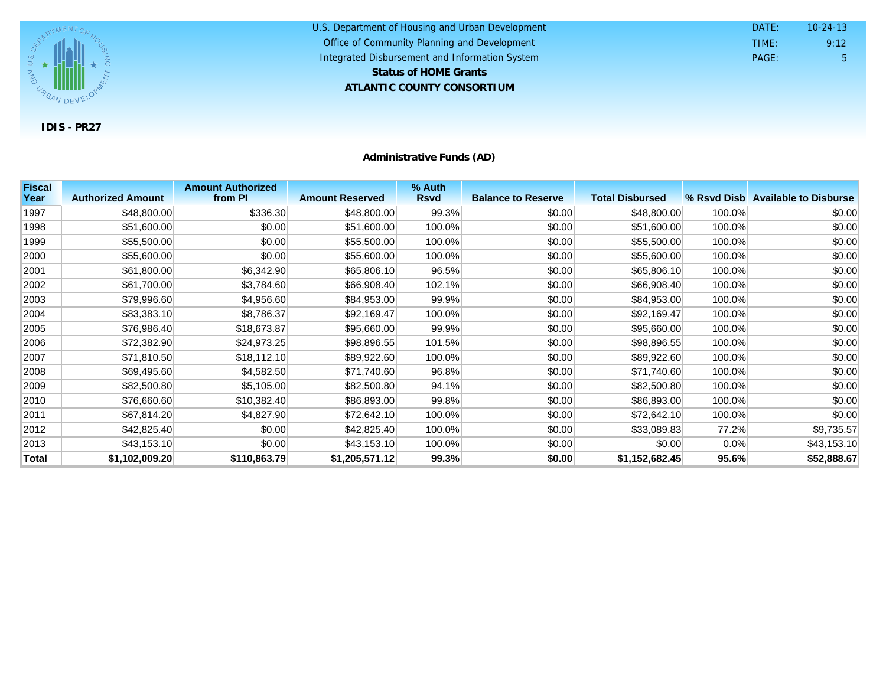U.S. Department of Housing and Urban Development
Office of Community Planning and Development
Integrated Disbursement and Information System

**Status of HOME Grants**

**ATLANTIC COUNTY CONSORTIUM**

DATE: 10-24-13
TIME: 9:12
PAGE: 5

**IDIS - PR27**

## Administrative Funds (AD)

| Fiscal Year | Authorized Amount | Amount Authorized from PI | Amount Reserved | % Auth Rsvd | Balance to Reserve | Total Disbursed | % Rsvd Disb | Available to Disburse |
|---|---|---|---|---|---|---|---|---|
| 1997 | $48,800.00 | $336.30 | $48,800.00 | 99.3% | $0.00 | $48,800.00 | 100.0% | $0.00 |
| 1998 | $51,600.00 | $0.00 | $51,600.00 | 100.0% | $0.00 | $51,600.00 | 100.0% | $0.00 |
| 1999 | $55,500.00 | $0.00 | $55,500.00 | 100.0% | $0.00 | $55,500.00 | 100.0% | $0.00 |
| 2000 | $55,600.00 | $0.00 | $55,600.00 | 100.0% | $0.00 | $55,600.00 | 100.0% | $0.00 |
| 2001 | $61,800.00 | $6,342.90 | $65,806.10 | 96.5% | $0.00 | $65,806.10 | 100.0% | $0.00 |
| 2002 | $61,700.00 | $3,784.60 | $66,908.40 | 102.1% | $0.00 | $66,908.40 | 100.0% | $0.00 |
| 2003 | $79,996.60 | $4,956.60 | $84,953.00 | 99.9% | $0.00 | $84,953.00 | 100.0% | $0.00 |
| 2004 | $83,383.10 | $8,786.37 | $92,169.47 | 100.0% | $0.00 | $92,169.47 | 100.0% | $0.00 |
| 2005 | $76,986.40 | $18,673.87 | $95,660.00 | 99.9% | $0.00 | $95,660.00 | 100.0% | $0.00 |
| 2006 | $72,382.90 | $24,973.25 | $98,896.55 | 101.5% | $0.00 | $98,896.55 | 100.0% | $0.00 |
| 2007 | $71,810.50 | $18,112.10 | $89,922.60 | 100.0% | $0.00 | $89,922.60 | 100.0% | $0.00 |
| 2008 | $69,495.60 | $4,582.50 | $71,740.60 | 96.8% | $0.00 | $71,740.60 | 100.0% | $0.00 |
| 2009 | $82,500.80 | $5,105.00 | $82,500.80 | 94.1% | $0.00 | $82,500.80 | 100.0% | $0.00 |
| 2010 | $76,660.60 | $10,382.40 | $86,893.00 | 99.8% | $0.00 | $86,893.00 | 100.0% | $0.00 |
| 2011 | $67,814.20 | $4,827.90 | $72,642.10 | 100.0% | $0.00 | $72,642.10 | 100.0% | $0.00 |
| 2012 | $42,825.40 | $0.00 | $42,825.40 | 100.0% | $0.00 | $33,089.83 | 77.2% | $9,735.57 |
| 2013 | $43,153.10 | $0.00 | $43,153.10 | 100.0% | $0.00 | $0.00 | 0.0% | $43,153.10 |
| **Total** | **$1,102,009.20** | **$110,863.79** | **$1,205,571.12** | **99.3%** | **$0.00** | **$1,152,682.45** | **95.6%** | **$52,888.67** |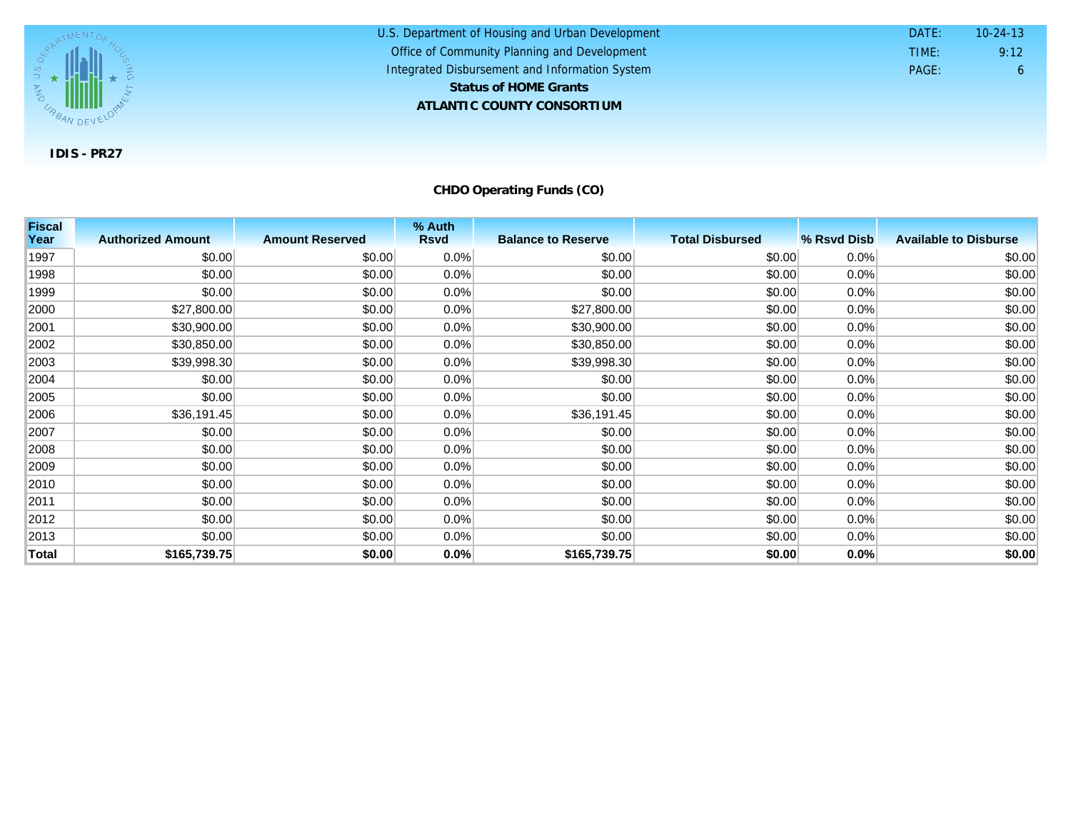U.S. Department of Housing and Urban Development
Office of Community Planning and Development
Integrated Disbursement and Information System

**Status of HOME Grants**

**ATLANTIC COUNTY CONSORTIUM**

DATE: 10-24-13
TIME: 9:12
PAGE: 6

**IDIS - PR27**

## CHDO Operating Funds (CO)

| Fiscal Year | Authorized Amount | Amount Reserved | % Auth Rsvd | Balance to Reserve | Total Disbursed | % Rsvd Disb | Available to Disburse |
|---|---|---|---|---|---|---|---|
| 1997 | $0.00 | $0.00 | 0.0% | $0.00 | $0.00 | 0.0% | $0.00 |
| 1998 | $0.00 | $0.00 | 0.0% | $0.00 | $0.00 | 0.0% | $0.00 |
| 1999 | $0.00 | $0.00 | 0.0% | $0.00 | $0.00 | 0.0% | $0.00 |
| 2000 | $27,800.00 | $0.00 | 0.0% | $27,800.00 | $0.00 | 0.0% | $0.00 |
| 2001 | $30,900.00 | $0.00 | 0.0% | $30,900.00 | $0.00 | 0.0% | $0.00 |
| 2002 | $30,850.00 | $0.00 | 0.0% | $30,850.00 | $0.00 | 0.0% | $0.00 |
| 2003 | $39,998.30 | $0.00 | 0.0% | $39,998.30 | $0.00 | 0.0% | $0.00 |
| 2004 | $0.00 | $0.00 | 0.0% | $0.00 | $0.00 | 0.0% | $0.00 |
| 2005 | $0.00 | $0.00 | 0.0% | $0.00 | $0.00 | 0.0% | $0.00 |
| 2006 | $36,191.45 | $0.00 | 0.0% | $36,191.45 | $0.00 | 0.0% | $0.00 |
| 2007 | $0.00 | $0.00 | 0.0% | $0.00 | $0.00 | 0.0% | $0.00 |
| 2008 | $0.00 | $0.00 | 0.0% | $0.00 | $0.00 | 0.0% | $0.00 |
| 2009 | $0.00 | $0.00 | 0.0% | $0.00 | $0.00 | 0.0% | $0.00 |
| 2010 | $0.00 | $0.00 | 0.0% | $0.00 | $0.00 | 0.0% | $0.00 |
| 2011 | $0.00 | $0.00 | 0.0% | $0.00 | $0.00 | 0.0% | $0.00 |
| 2012 | $0.00 | $0.00 | 0.0% | $0.00 | $0.00 | 0.0% | $0.00 |
| 2013 | $0.00 | $0.00 | 0.0% | $0.00 | $0.00 | 0.0% | $0.00 |
| **Total** | **$165,739.75** | **$0.00** | **0.0%** | **$165,739.75** | **$0.00** | **0.0%** | **$0.00** |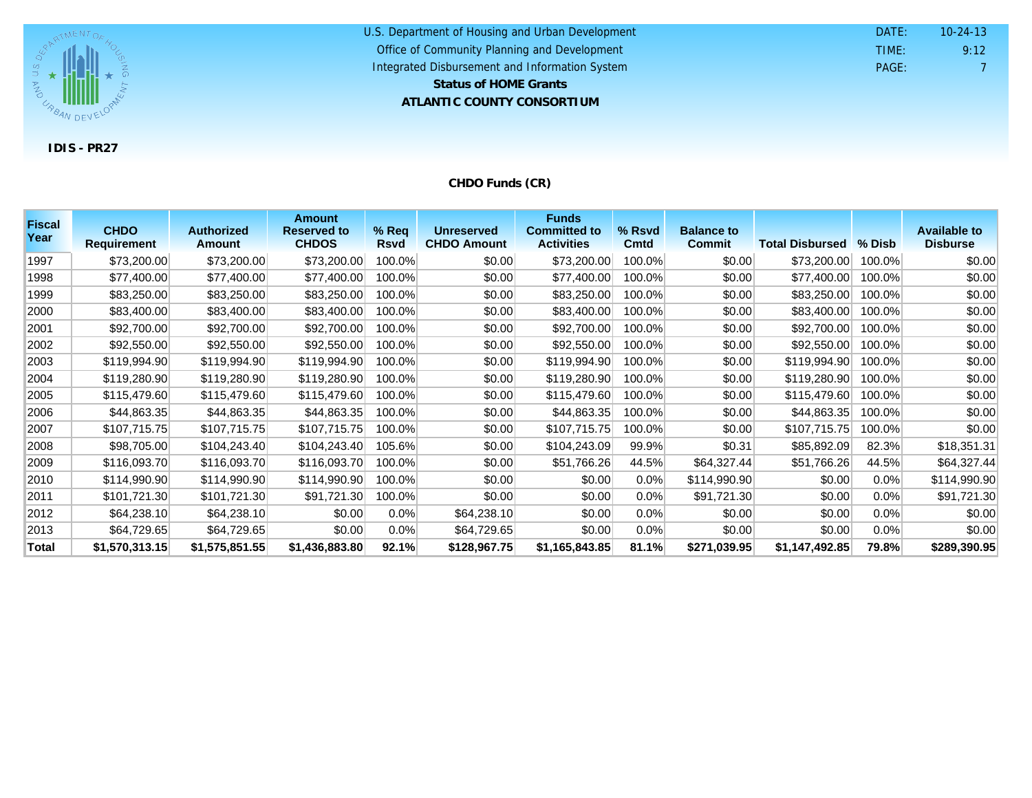U.S. Department of Housing and Urban Development
Office of Community Planning and Development
Integrated Disbursement and Information System

**Status of HOME Grants**

**ATLANTIC COUNTY CONSORTIUM**

DATE: 10-24-13
TIME: 9:12
PAGE: 7

**IDIS - PR27**

## CHDO Funds (CR)

| Fiscal Year | CHDO Requirement | Authorized Amount | Amount Reserved to CHDOS | % Req Rsvd | Unreserved CHDO Amount | Funds Committed to Activities | % Rsvd Cmtd | Balance to Commit | Total Disbursed | % Disb | Available to Disburse |
|---|---|---|---|---|---|---|---|---|---|---|---|
| 1997 | $73,200.00 | $73,200.00 | $73,200.00 | 100.0% | $0.00 | $73,200.00 | 100.0% | $0.00 | $73,200.00 | 100.0% | $0.00 |
| 1998 | $77,400.00 | $77,400.00 | $77,400.00 | 100.0% | $0.00 | $77,400.00 | 100.0% | $0.00 | $77,400.00 | 100.0% | $0.00 |
| 1999 | $83,250.00 | $83,250.00 | $83,250.00 | 100.0% | $0.00 | $83,250.00 | 100.0% | $0.00 | $83,250.00 | 100.0% | $0.00 |
| 2000 | $83,400.00 | $83,400.00 | $83,400.00 | 100.0% | $0.00 | $83,400.00 | 100.0% | $0.00 | $83,400.00 | 100.0% | $0.00 |
| 2001 | $92,700.00 | $92,700.00 | $92,700.00 | 100.0% | $0.00 | $92,700.00 | 100.0% | $0.00 | $92,700.00 | 100.0% | $0.00 |
| 2002 | $92,550.00 | $92,550.00 | $92,550.00 | 100.0% | $0.00 | $92,550.00 | 100.0% | $0.00 | $92,550.00 | 100.0% | $0.00 |
| 2003 | $119,994.90 | $119,994.90 | $119,994.90 | 100.0% | $0.00 | $119,994.90 | 100.0% | $0.00 | $119,994.90 | 100.0% | $0.00 |
| 2004 | $119,280.90 | $119,280.90 | $119,280.90 | 100.0% | $0.00 | $119,280.90 | 100.0% | $0.00 | $119,280.90 | 100.0% | $0.00 |
| 2005 | $115,479.60 | $115,479.60 | $115,479.60 | 100.0% | $0.00 | $115,479.60 | 100.0% | $0.00 | $115,479.60 | 100.0% | $0.00 |
| 2006 | $44,863.35 | $44,863.35 | $44,863.35 | 100.0% | $0.00 | $44,863.35 | 100.0% | $0.00 | $44,863.35 | 100.0% | $0.00 |
| 2007 | $107,715.75 | $107,715.75 | $107,715.75 | 100.0% | $0.00 | $107,715.75 | 100.0% | $0.00 | $107,715.75 | 100.0% | $0.00 |
| 2008 | $98,705.00 | $104,243.40 | $104,243.40 | 105.6% | $0.00 | $104,243.09 | 99.9% | $0.31 | $85,892.09 | 82.3% | $18,351.31 |
| 2009 | $116,093.70 | $116,093.70 | $116,093.70 | 100.0% | $0.00 | $51,766.26 | 44.5% | $64,327.44 | $51,766.26 | 44.5% | $64,327.44 |
| 2010 | $114,990.90 | $114,990.90 | $114,990.90 | 100.0% | $0.00 | $0.00 | 0.0% | $114,990.90 | $0.00 | 0.0% | $114,990.90 |
| 2011 | $101,721.30 | $101,721.30 | $91,721.30 | 100.0% | $0.00 | $0.00 | 0.0% | $91,721.30 | $0.00 | 0.0% | $91,721.30 |
| 2012 | $64,238.10 | $64,238.10 | $0.00 | 0.0% | $64,238.10 | $0.00 | 0.0% | $0.00 | $0.00 | 0.0% | $0.00 |
| 2013 | $64,729.65 | $64,729.65 | $0.00 | 0.0% | $64,729.65 | $0.00 | 0.0% | $0.00 | $0.00 | 0.0% | $0.00 |
| **Total** | **$1,570,313.15** | **$1,575,851.55** | **$1,436,883.80** | **92.1%** | **$128,967.75** | **$1,165,843.85** | **81.1%** | **$271,039.95** | **$1,147,492.85** | **79.8%** | **$289,390.95** |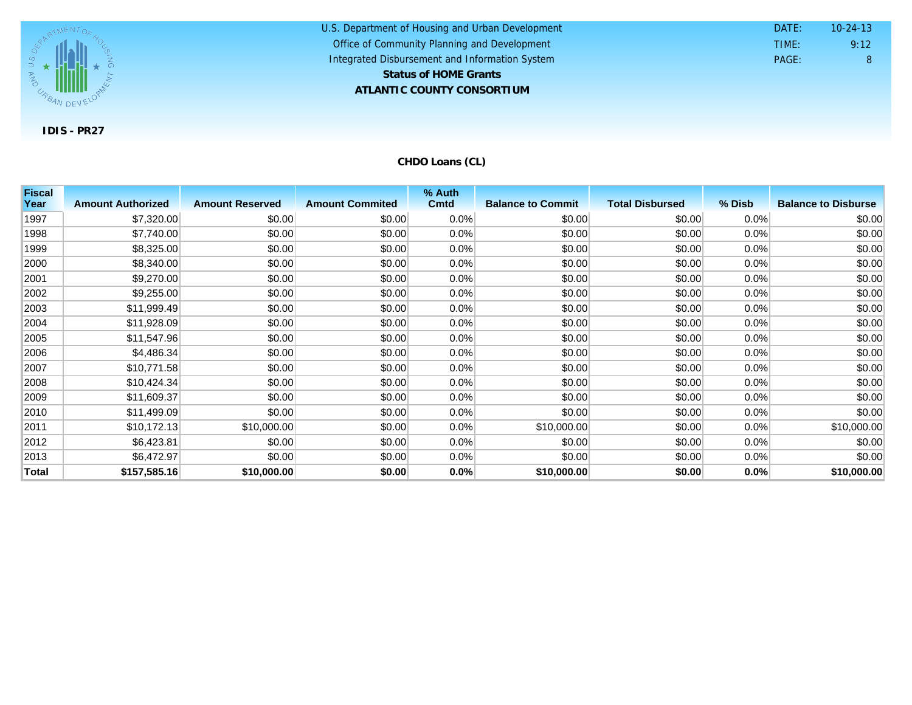U.S. Department of Housing and Urban Development
Office of Community Planning and Development
Integrated Disbursement and Information System

**Status of HOME Grants**

**ATLANTIC COUNTY CONSORTIUM**

DATE: 10-24-13
TIME: 9:12

**IDIS - PR27**

## CHDO Loans (CL)

| Fiscal Year | Amount Authorized | Amount Reserved | Amount Commited | % Auth Cmtd | Balance to Commit | Total Disbursed | % Disb | Balance to Disburse |
|---|---|---|---|---|---|---|---|---|
| 1997 | $7,320.00 | $0.00 | $0.00 | 0.0% | $0.00 | $0.00 | 0.0% | $0.00 |
| 1998 | $7,740.00 | $0.00 | $0.00 | 0.0% | $0.00 | $0.00 | 0.0% | $0.00 |
| 1999 | $8,325.00 | $0.00 | $0.00 | 0.0% | $0.00 | $0.00 | 0.0% | $0.00 |
| 2000 | $8,340.00 | $0.00 | $0.00 | 0.0% | $0.00 | $0.00 | 0.0% | $0.00 |
| 2001 | $9,270.00 | $0.00 | $0.00 | 0.0% | $0.00 | $0.00 | 0.0% | $0.00 |
| 2002 | $9,255.00 | $0.00 | $0.00 | 0.0% | $0.00 | $0.00 | 0.0% | $0.00 |
| 2003 | $11,999.49 | $0.00 | $0.00 | 0.0% | $0.00 | $0.00 | 0.0% | $0.00 |
| 2004 | $11,928.09 | $0.00 | $0.00 | 0.0% | $0.00 | $0.00 | 0.0% | $0.00 |
| 2005 | $11,547.96 | $0.00 | $0.00 | 0.0% | $0.00 | $0.00 | 0.0% | $0.00 |
| 2006 | $4,486.34 | $0.00 | $0.00 | 0.0% | $0.00 | $0.00 | 0.0% | $0.00 |
| 2007 | $10,771.58 | $0.00 | $0.00 | 0.0% | $0.00 | $0.00 | 0.0% | $0.00 |
| 2008 | $10,424.34 | $0.00 | $0.00 | 0.0% | $0.00 | $0.00 | 0.0% | $0.00 |
| 2009 | $11,609.37 | $0.00 | $0.00 | 0.0% | $0.00 | $0.00 | 0.0% | $0.00 |
| 2010 | $11,499.09 | $0.00 | $0.00 | 0.0% | $0.00 | $0.00 | 0.0% | $0.00 |
| 2011 | $10,172.13 | $10,000.00 | $0.00 | 0.0% | $10,000.00 | $0.00 | 0.0% | $10,000.00 |
| 2012 | $6,423.81 | $0.00 | $0.00 | 0.0% | $0.00 | $0.00 | 0.0% | $0.00 |
| 2013 | $6,472.97 | $0.00 | $0.00 | 0.0% | $0.00 | $0.00 | 0.0% | $0.00 |
| **Total** | **$157,585.16** | **$10,000.00** | **$0.00** | **0.0%** | **$10,000.00** | **$0.00** | **0.0%** | **$10,000.00** |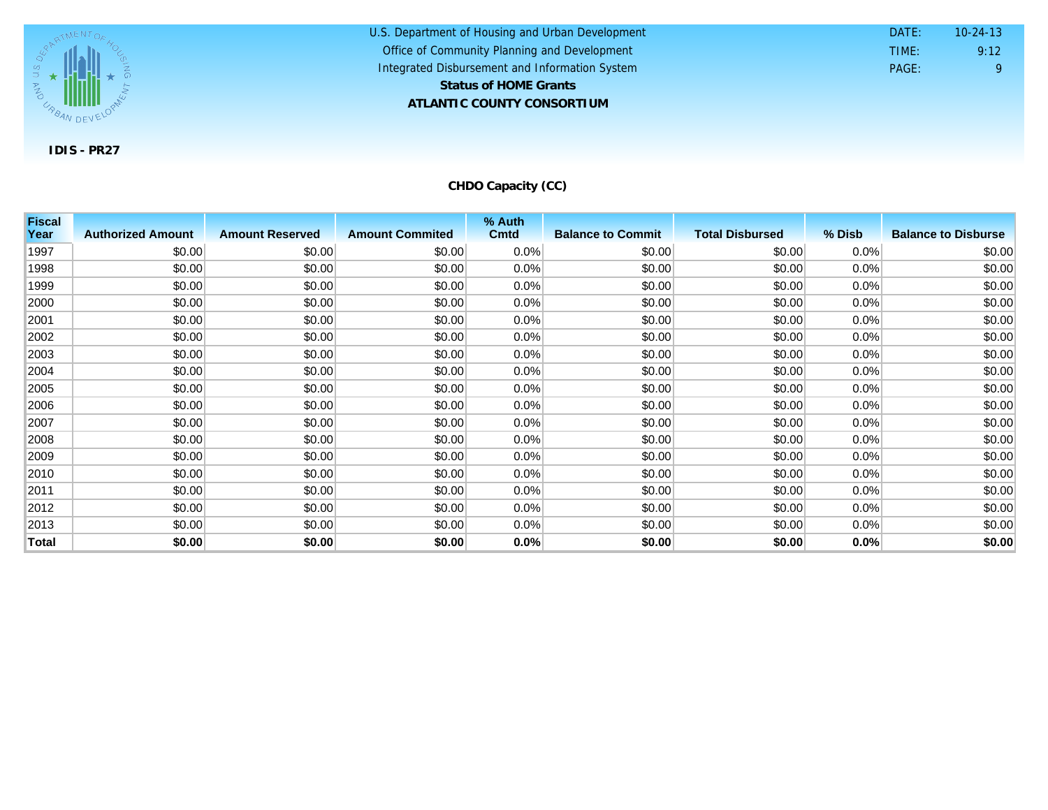U.S. Department of Housing and Urban Development
Office of Community Planning and Development
Integrated Disbursement and Information System

**Status of HOME Grants**

**ATLANTIC COUNTY CONSORTIUM**

DATE: 10-24-13
TIME: 9:12
PAGE: 9

**IDIS - PR27**

## CHDO Capacity (CC)

| Fiscal Year | Authorized Amount | Amount Reserved | Amount Commited | % Auth Cmtd | Balance to Commit | Total Disbursed | % Disb | Balance to Disburse |
|---|---|---|---|---|---|---|---|---|
| 1997 | $0.00 | $0.00 | $0.00 | 0.0% | $0.00 | $0.00 | 0.0% | $0.00 |
| 1998 | $0.00 | $0.00 | $0.00 | 0.0% | $0.00 | $0.00 | 0.0% | $0.00 |
| 1999 | $0.00 | $0.00 | $0.00 | 0.0% | $0.00 | $0.00 | 0.0% | $0.00 |
| 2000 | $0.00 | $0.00 | $0.00 | 0.0% | $0.00 | $0.00 | 0.0% | $0.00 |
| 2001 | $0.00 | $0.00 | $0.00 | 0.0% | $0.00 | $0.00 | 0.0% | $0.00 |
| 2002 | $0.00 | $0.00 | $0.00 | 0.0% | $0.00 | $0.00 | 0.0% | $0.00 |
| 2003 | $0.00 | $0.00 | $0.00 | 0.0% | $0.00 | $0.00 | 0.0% | $0.00 |
| 2004 | $0.00 | $0.00 | $0.00 | 0.0% | $0.00 | $0.00 | 0.0% | $0.00 |
| 2005 | $0.00 | $0.00 | $0.00 | 0.0% | $0.00 | $0.00 | 0.0% | $0.00 |
| 2006 | $0.00 | $0.00 | $0.00 | 0.0% | $0.00 | $0.00 | 0.0% | $0.00 |
| 2007 | $0.00 | $0.00 | $0.00 | 0.0% | $0.00 | $0.00 | 0.0% | $0.00 |
| 2008 | $0.00 | $0.00 | $0.00 | 0.0% | $0.00 | $0.00 | 0.0% | $0.00 |
| 2009 | $0.00 | $0.00 | $0.00 | 0.0% | $0.00 | $0.00 | 0.0% | $0.00 |
| 2010 | $0.00 | $0.00 | $0.00 | 0.0% | $0.00 | $0.00 | 0.0% | $0.00 |
| 2011 | $0.00 | $0.00 | $0.00 | 0.0% | $0.00 | $0.00 | 0.0% | $0.00 |
| 2012 | $0.00 | $0.00 | $0.00 | 0.0% | $0.00 | $0.00 | 0.0% | $0.00 |
| 2013 | $0.00 | $0.00 | $0.00 | 0.0% | $0.00 | $0.00 | 0.0% | $0.00 |
| **Total** | **$0.00** | **$0.00** | **$0.00** | **0.0%** | **$0.00** | **$0.00** | **0.0%** | **$0.00** |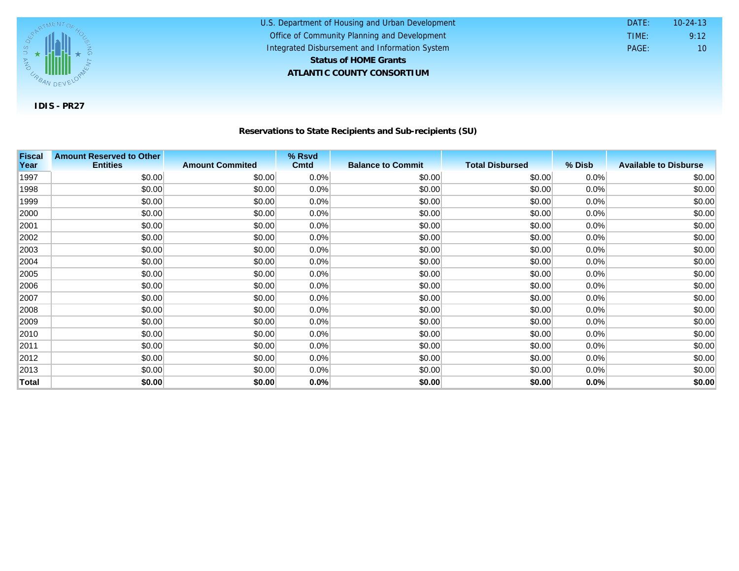U.S. Department of Housing and Urban Development
Office of Community Planning and Development
Integrated Disbursement and Information System

**Status of HOME Grants**

**ATLANTIC COUNTY CONSORTIUM**

DATE: 10-24-13
TIME: 9:12
PAGE: 10

**IDIS - PR27**

## Reservations to State Recipients and Sub-recipients (SU)

| Fiscal Year | Amount Reserved to Other Entities | Amount Commited | % Rsvd Cmtd | Balance to Commit | Total Disbursed | % Disb | Available to Disburse |
|---|---|---|---|---|---|---|---|
| 1997 | $0.00 | $0.00 | 0.0% | $0.00 | $0.00 | 0.0% | $0.00 |
| 1998 | $0.00 | $0.00 | 0.0% | $0.00 | $0.00 | 0.0% | $0.00 |
| 1999 | $0.00 | $0.00 | 0.0% | $0.00 | $0.00 | 0.0% | $0.00 |
| 2000 | $0.00 | $0.00 | 0.0% | $0.00 | $0.00 | 0.0% | $0.00 |
| 2001 | $0.00 | $0.00 | 0.0% | $0.00 | $0.00 | 0.0% | $0.00 |
| 2002 | $0.00 | $0.00 | 0.0% | $0.00 | $0.00 | 0.0% | $0.00 |
| 2003 | $0.00 | $0.00 | 0.0% | $0.00 | $0.00 | 0.0% | $0.00 |
| 2004 | $0.00 | $0.00 | 0.0% | $0.00 | $0.00 | 0.0% | $0.00 |
| 2005 | $0.00 | $0.00 | 0.0% | $0.00 | $0.00 | 0.0% | $0.00 |
| 2006 | $0.00 | $0.00 | 0.0% | $0.00 | $0.00 | 0.0% | $0.00 |
| 2007 | $0.00 | $0.00 | 0.0% | $0.00 | $0.00 | 0.0% | $0.00 |
| 2008 | $0.00 | $0.00 | 0.0% | $0.00 | $0.00 | 0.0% | $0.00 |
| 2009 | $0.00 | $0.00 | 0.0% | $0.00 | $0.00 | 0.0% | $0.00 |
| 2010 | $0.00 | $0.00 | 0.0% | $0.00 | $0.00 | 0.0% | $0.00 |
| 2011 | $0.00 | $0.00 | 0.0% | $0.00 | $0.00 | 0.0% | $0.00 |
| 2012 | $0.00 | $0.00 | 0.0% | $0.00 | $0.00 | 0.0% | $0.00 |
| 2013 | $0.00 | $0.00 | 0.0% | $0.00 | $0.00 | 0.0% | $0.00 |
| **Total** | **$0.00** | **$0.00** | **0.0%** | **$0.00** | **$0.00** | **0.0%** | **$0.00** |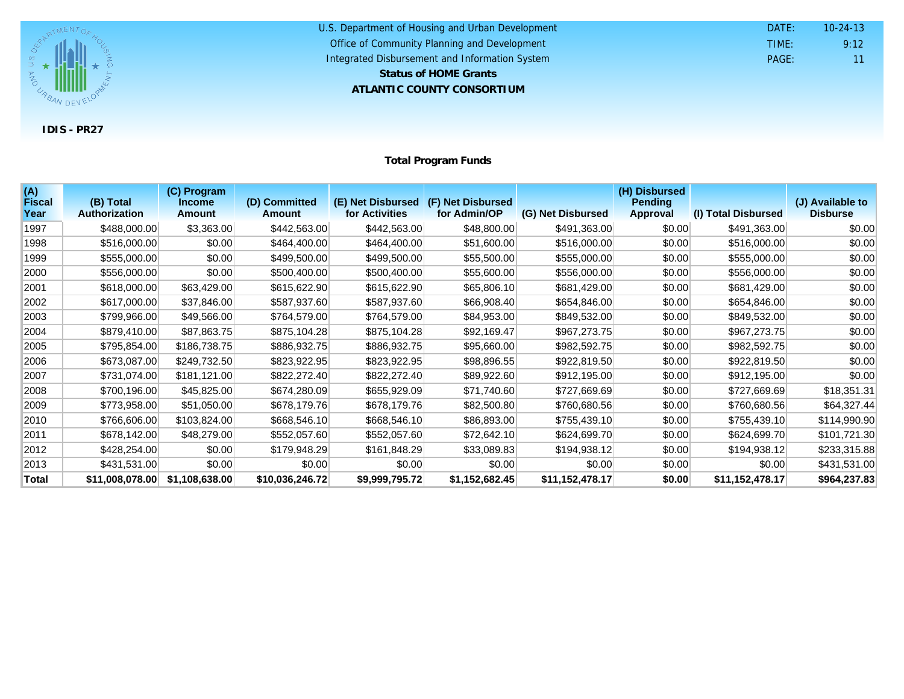U.S. Department of Housing and Urban Development
Office of Community Planning and Development
Integrated Disbursement and Information System

**Status of HOME Grants**

**ATLANTIC COUNTY CONSORTIUM**

DATE: 10-24-13
TIME: 9:12
PAGE: 11

**IDIS - PR27**

## Total Program Funds

| (A) Fiscal Year | (B) Total Authorization | (C) Program Income Amount | (D) Committed Amount | (E) Net Disbursed for Activities | (F) Net Disbursed for Admin/OP | (G) Net Disbursed | (H) Disbursed Pending Approval | (I) Total Disbursed | (J) Available to Disburse |
|---|---|---|---|---|---|---|---|---|---|
| 1997 | $488,000.00 | $3,363.00 | $442,563.00 | $442,563.00 | $48,800.00 | $491,363.00 | $0.00 | $491,363.00 | $0.00 |
| 1998 | $516,000.00 | $0.00 | $464,400.00 | $464,400.00 | $51,600.00 | $516,000.00 | $0.00 | $516,000.00 | $0.00 |
| 1999 | $555,000.00 | $0.00 | $499,500.00 | $499,500.00 | $55,500.00 | $555,000.00 | $0.00 | $555,000.00 | $0.00 |
| 2000 | $556,000.00 | $0.00 | $500,400.00 | $500,400.00 | $55,600.00 | $556,000.00 | $0.00 | $556,000.00 | $0.00 |
| 2001 | $618,000.00 | $63,429.00 | $615,622.90 | $615,622.90 | $65,806.10 | $681,429.00 | $0.00 | $681,429.00 | $0.00 |
| 2002 | $617,000.00 | $37,846.00 | $587,937.60 | $587,937.60 | $66,908.40 | $654,846.00 | $0.00 | $654,846.00 | $0.00 |
| 2003 | $799,966.00 | $49,566.00 | $764,579.00 | $764,579.00 | $84,953.00 | $849,532.00 | $0.00 | $849,532.00 | $0.00 |
| 2004 | $879,410.00 | $87,863.75 | $875,104.28 | $875,104.28 | $92,169.47 | $967,273.75 | $0.00 | $967,273.75 | $0.00 |
| 2005 | $795,854.00 | $186,738.75 | $886,932.75 | $886,932.75 | $95,660.00 | $982,592.75 | $0.00 | $982,592.75 | $0.00 |
| 2006 | $673,087.00 | $249,732.50 | $823,922.95 | $823,922.95 | $98,896.55 | $922,819.50 | $0.00 | $922,819.50 | $0.00 |
| 2007 | $731,074.00 | $181,121.00 | $822,272.40 | $822,272.40 | $89,922.60 | $912,195.00 | $0.00 | $912,195.00 | $0.00 |
| 2008 | $700,196.00 | $45,825.00 | $674,280.09 | $655,929.09 | $71,740.60 | $727,669.69 | $0.00 | $727,669.69 | $18,351.31 |
| 2009 | $773,958.00 | $51,050.00 | $678,179.76 | $678,179.76 | $82,500.80 | $760,680.56 | $0.00 | $760,680.56 | $64,327.44 |
| 2010 | $766,606.00 | $103,824.00 | $668,546.10 | $668,546.10 | $86,893.00 | $755,439.10 | $0.00 | $755,439.10 | $114,990.90 |
| 2011 | $678,142.00 | $48,279.00 | $552,057.60 | $552,057.60 | $72,642.10 | $624,699.70 | $0.00 | $624,699.70 | $101,721.30 |
| 2012 | $428,254.00 | $0.00 | $179,948.29 | $161,848.29 | $33,089.83 | $194,938.12 | $0.00 | $194,938.12 | $233,315.88 |
| 2013 | $431,531.00 | $0.00 | $0.00 | $0.00 | $0.00 | $0.00 | $0.00 | $0.00 | $431,531.00 |
| **Total** | **$11,008,078.00** | **$1,108,638.00** | **$10,036,246.72** | **$9,999,795.72** | **$1,152,682.45** | **$11,152,478.17** | **$0.00** | **$11,152,478.17** | **$964,237.83** |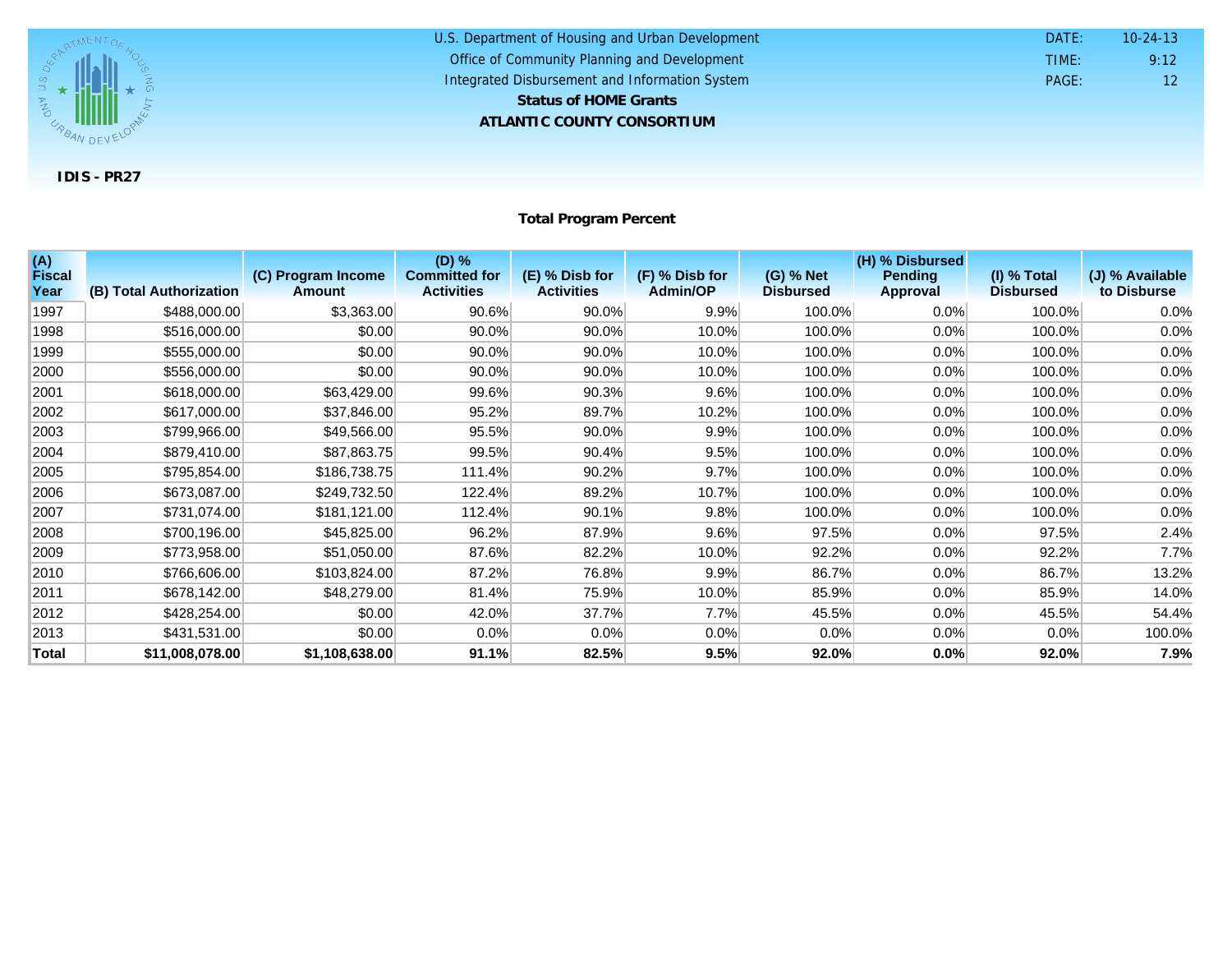U.S. Department of Housing and Urban Development

Office of Community Planning and Development

Integrated Disbursement and Information System

**Status of HOME Grants**

**ATLANTIC COUNTY CONSORTIUM**

DATE: 10-24-13
TIME: 9:12
PAGE: 12

**IDIS - PR27**

## Total Program Percent

| (A) Fiscal Year | (B) Total Authorization | (C) Program Income Amount | (D) % Committed for Activities | (E) % Disb for Activities | (F) % Disb for Admin/OP | (G) % Net Disbursed | (H) % Disbursed Pending Approval | (I) % Total Disbursed | (J) % Available to Disburse |
|---|---|---|---|---|---|---|---|---|---|
| 1997 | $488,000.00 | $3,363.00 | 90.6% | 90.0% | 9.9% | 100.0% | 0.0% | 100.0% | 0.0% |
| 1998 | $516,000.00 | $0.00 | 90.0% | 90.0% | 10.0% | 100.0% | 0.0% | 100.0% | 0.0% |
| 1999 | $555,000.00 | $0.00 | 90.0% | 90.0% | 10.0% | 100.0% | 0.0% | 100.0% | 0.0% |
| 2000 | $556,000.00 | $0.00 | 90.0% | 90.0% | 10.0% | 100.0% | 0.0% | 100.0% | 0.0% |
| 2001 | $618,000.00 | $63,429.00 | 99.6% | 90.3% | 9.6% | 100.0% | 0.0% | 100.0% | 0.0% |
| 2002 | $617,000.00 | $37,846.00 | 95.2% | 89.7% | 10.2% | 100.0% | 0.0% | 100.0% | 0.0% |
| 2003 | $799,966.00 | $49,566.00 | 95.5% | 90.0% | 9.9% | 100.0% | 0.0% | 100.0% | 0.0% |
| 2004 | $879,410.00 | $87,863.75 | 99.5% | 90.4% | 9.5% | 100.0% | 0.0% | 100.0% | 0.0% |
| 2005 | $795,854.00 | $186,738.75 | 111.4% | 90.2% | 9.7% | 100.0% | 0.0% | 100.0% | 0.0% |
| 2006 | $673,087.00 | $249,732.50 | 122.4% | 89.2% | 10.7% | 100.0% | 0.0% | 100.0% | 0.0% |
| 2007 | $731,074.00 | $181,121.00 | 112.4% | 90.1% | 9.8% | 100.0% | 0.0% | 100.0% | 0.0% |
| 2008 | $700,196.00 | $45,825.00 | 96.2% | 87.9% | 9.6% | 97.5% | 0.0% | 97.5% | 2.4% |
| 2009 | $773,958.00 | $51,050.00 | 87.6% | 82.2% | 10.0% | 92.2% | 0.0% | 92.2% | 7.7% |
| 2010 | $766,606.00 | $103,824.00 | 87.2% | 76.8% | 9.9% | 86.7% | 0.0% | 86.7% | 13.2% |
| 2011 | $678,142.00 | $48,279.00 | 81.4% | 75.9% | 10.0% | 85.9% | 0.0% | 85.9% | 14.0% |
| 2012 | $428,254.00 | $0.00 | 42.0% | 37.7% | 7.7% | 45.5% | 0.0% | 45.5% | 54.4% |
| 2013 | $431,531.00 | $0.00 | 0.0% | 0.0% | 0.0% | 0.0% | 0.0% | 0.0% | 100.0% |
| **Total** | **$11,008,078.00** | **$1,108,638.00** | **91.1%** | **82.5%** | **9.5%** | **92.0%** | **0.0%** | **92.0%** | **7.9%** |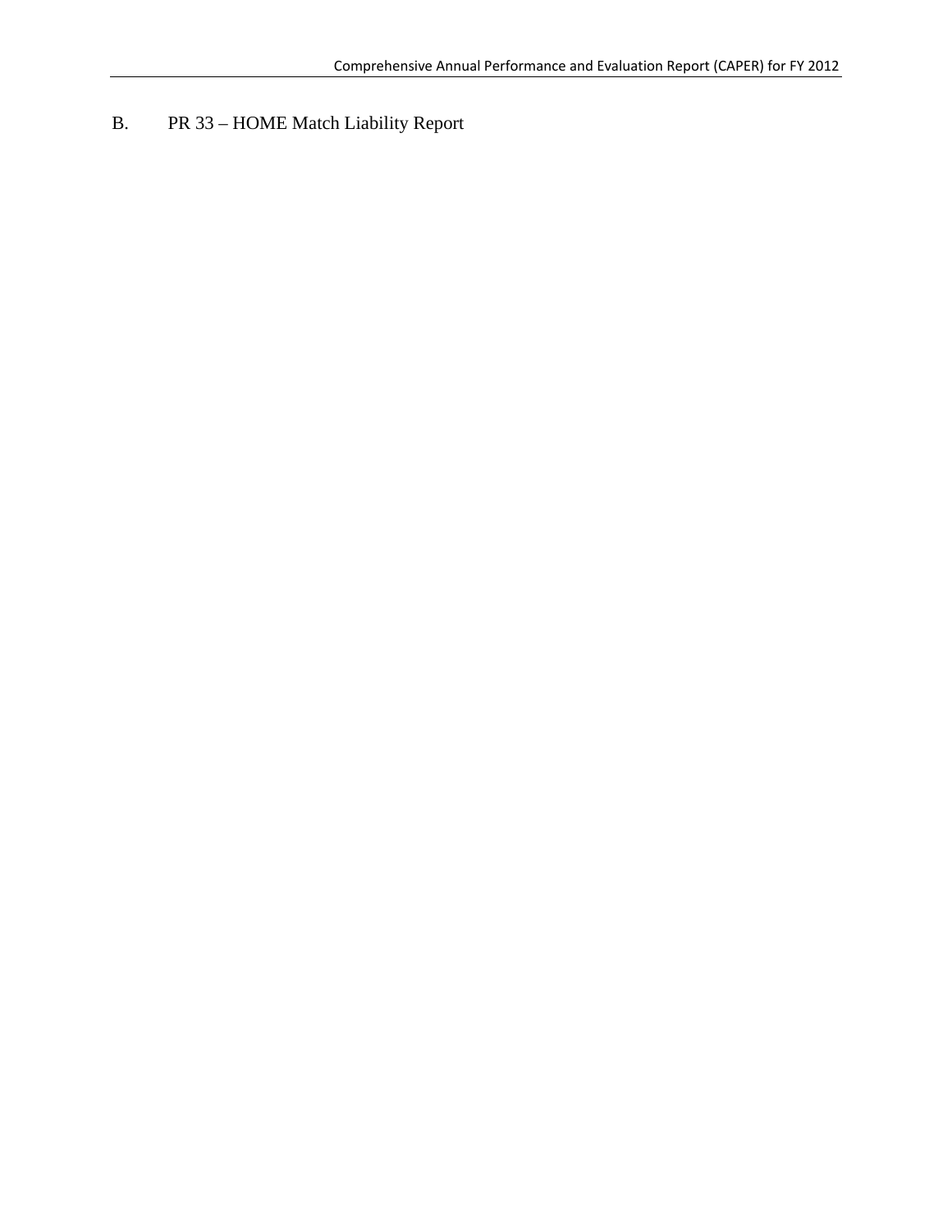## B. PR 33 – HOME Match Liability Report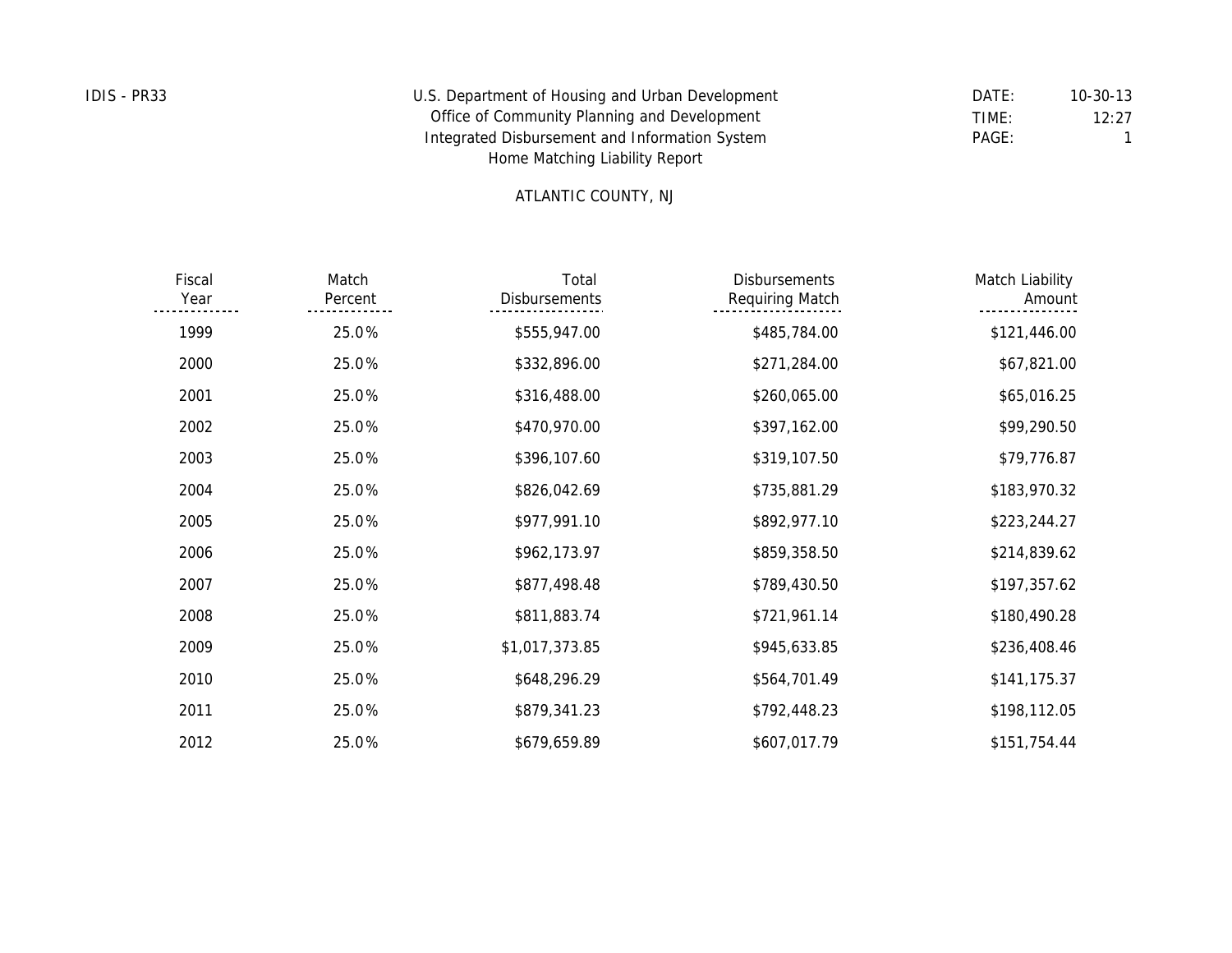IDIS - PR33

U.S. Department of Housing and Urban Development
Office of Community Planning and Development
Integrated Disbursement and Information System
Home Matching Liability Report

DATE: 10-30-13
TIME: 12:27
PAGE: 1

ATLANTIC COUNTY, NJ

| Fiscal Year | Match Percent | Total Disbursements | Disbursements Requiring Match | Match Liability Amount |
|---|---|---|---|---|
| 1999 | 25.0% | $555,947.00 | $485,784.00 | $121,446.00 |
| 2000 | 25.0% | $332,896.00 | $271,284.00 | $67,821.00 |
| 2001 | 25.0% | $316,488.00 | $260,065.00 | $65,016.25 |
| 2002 | 25.0% | $470,970.00 | $397,162.00 | $99,290.50 |
| 2003 | 25.0% | $396,107.60 | $319,107.50 | $79,776.87 |
| 2004 | 25.0% | $826,042.69 | $735,881.29 | $183,970.32 |
| 2005 | 25.0% | $977,991.10 | $892,977.10 | $223,244.27 |
| 2006 | 25.0% | $962,173.97 | $859,358.50 | $214,839.62 |
| 2007 | 25.0% | $877,498.48 | $789,430.50 | $197,357.62 |
| 2008 | 25.0% | $811,883.74 | $721,961.14 | $180,490.28 |
| 2009 | 25.0% | $1,017,373.85 | $945,633.85 | $236,408.46 |
| 2010 | 25.0% | $648,296.29 | $564,701.49 | $141,175.37 |
| 2011 | 25.0% | $879,341.23 | $792,448.23 | $198,112.05 |
| 2012 | 25.0% | $679,659.89 | $607,017.79 | $151,754.44 |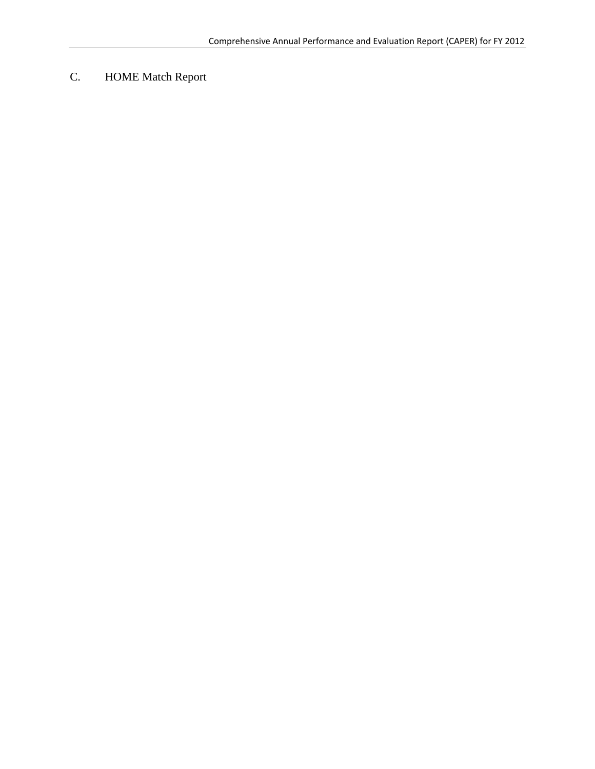## C. HOME Match Report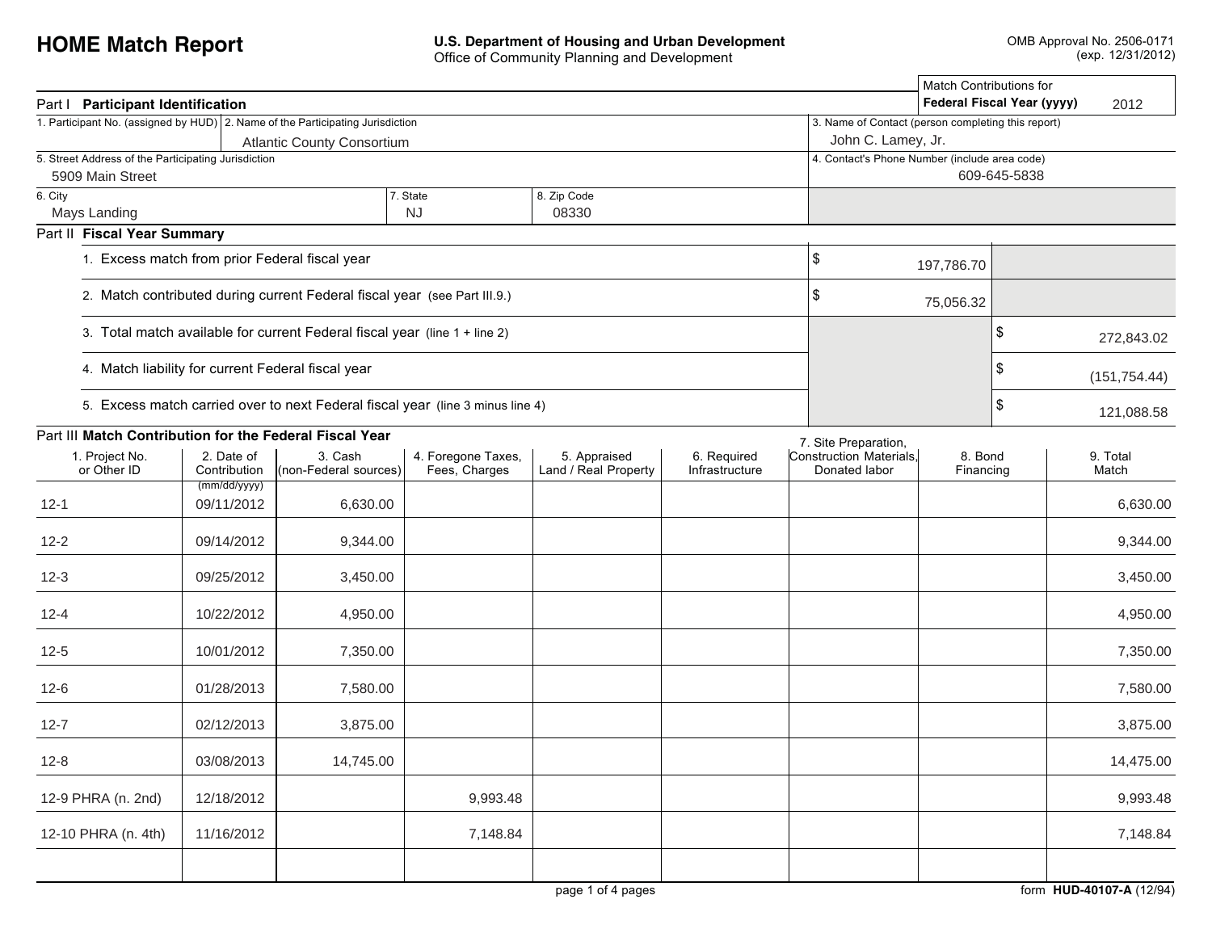# HOME Match Report

**U.S. Department of Housing and Urban Development**
Office of Community Planning and Development

OMB Approval No. 2506-0171
(exp. 12/31/2012)

| Match Contributions for **Federal Fiscal Year (yyyy)** | 2012 |
|---|---|

## Part I Participant Identification

| 1. Participant No. (assigned by HUD) | 2. Name of the Participating Jurisdiction | | 3. Name of Contact (person completing this report) |
|---|---|---|---|
| | Atlantic County Consortium | | John C. Lamey, Jr. |
| 5. Street Address of the Participating Jurisdiction | | | 4. Contact's Phone Number (include area code) |
| 5909 Main Street | | | 609-645-5838 |
| 6. City | 7. State | 8. Zip Code | |
| Mays Landing | NJ | 08330 | |

## Part II Fiscal Year Summary

| | | |
|---|---|---|
| 1. Excess match from prior Federal fiscal year | $ 197,786.70 | |
| 2. Match contributed during current Federal fiscal year (see Part III.9.) | $ 75,056.32 | |
| 3. Total match available for current Federal fiscal year (line 1 + line 2) | | $ 272,843.02 |
| 4. Match liability for current Federal fiscal year | | $ (151,754.44) |
| 5. Excess match carried over to next Federal fiscal year (line 3 minus line 4) | | $ 121,088.58 |

## Part III Match Contribution for the Federal Fiscal Year

| 1. Project No. or Other ID | 2. Date of Contribution (mm/dd/yyyy) | 3. Cash (non-Federal sources) | 4. Foregone Taxes, Fees, Charges | 5. Appraised Land / Real Property | 6. Required Infrastructure | 7. Site Preparation, Construction Materials, Donated labor | 8. Bond Financing | 9. Total Match |
|---|---|---|---|---|---|---|---|---|
| 12-1 | 09/11/2012 | 6,630.00 | | | | | | 6,630.00 |
| 12-2 | 09/14/2012 | 9,344.00 | | | | | | 9,344.00 |
| 12-3 | 09/25/2012 | 3,450.00 | | | | | | 3,450.00 |
| 12-4 | 10/22/2012 | 4,950.00 | | | | | | 4,950.00 |
| 12-5 | 10/01/2012 | 7,350.00 | | | | | | 7,350.00 |
| 12-6 | 01/28/2013 | 7,580.00 | | | | | | 7,580.00 |
| 12-7 | 02/12/2013 | 3,875.00 | | | | | | 3,875.00 |
| 12-8 | 03/08/2013 | 14,745.00 | | | | | | 14,475.00 |
| 12-9 PHRA (n. 2nd) | 12/18/2012 | | 9,993.48 | | | | | 9,993.48 |
| 12-10 PHRA (n. 4th) | 11/16/2012 | | 7,148.84 | | | | | 7,148.84 |
| | | | | | | | | |

form **HUD-40107-A** (12/94)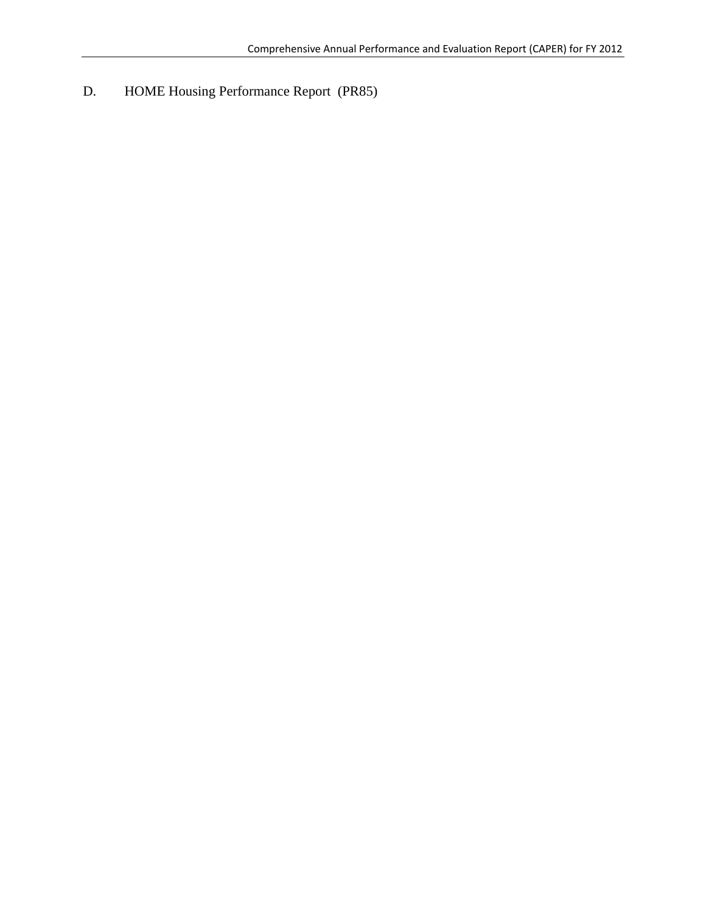D. HOME Housing Performance Report (PR85)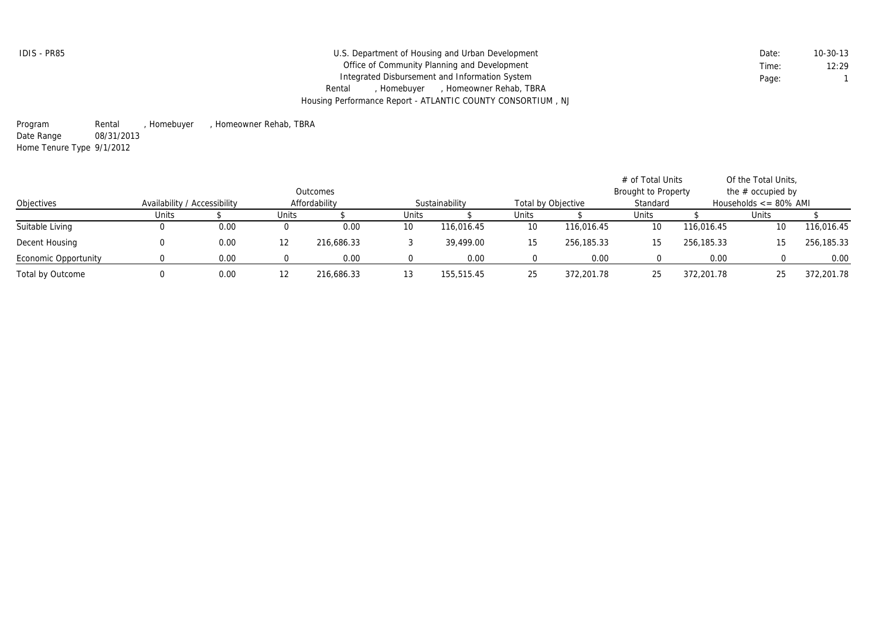IDIS - PR85

U.S. Department of Housing and Urban Development
Office of Community Planning and Development
Integrated Disbursement and Information System
Rental , Homebuyer , Homeowner Rehab, TBRA
Housing Performance Report - ATLANTIC COUNTY CONSORTIUM , NJ

Date: 10-30-13
Time: 12:29
Page: 1

Program Rental , Homebuyer , Homeowner Rehab, TBRA
Date Range 08/31/2013
Home Tenure Type 9/1/2012

| Objectives | Outcomes: Availability / Accessibility | | Affordability | | Sustainability | | Total by Objective | | # of Total Units Brought to Property Standard | | Of the Total Units, the # occupied by Households <= 80% AMI | |
|---|---|---|---|---|---|---|---|---|---|---|---|---|
| | Units | $ | Units | $ | Units | $ | Units | $ | Units | $ | Units | $ |
| Suitable Living | 0 | 0.00 | 0 | 0.00 | 10 | 116,016.45 | 10 | 116,016.45 | 10 | 116,016.45 | 10 | 116,016.45 |
| Decent Housing | 0 | 0.00 | 12 | 216,686.33 | 3 | 39,499.00 | 15 | 256,185.33 | 15 | 256,185.33 | 15 | 256,185.33 |
| Economic Opportunity | 0 | 0.00 | 0 | 0.00 | 0 | 0.00 | 0 | 0.00 | 0 | 0.00 | 0 | 0.00 |
| Total by Outcome | 0 | 0.00 | 12 | 216,686.33 | 13 | 155,515.45 | 25 | 372,201.78 | 25 | 372,201.78 | 25 | 372,201.78 |